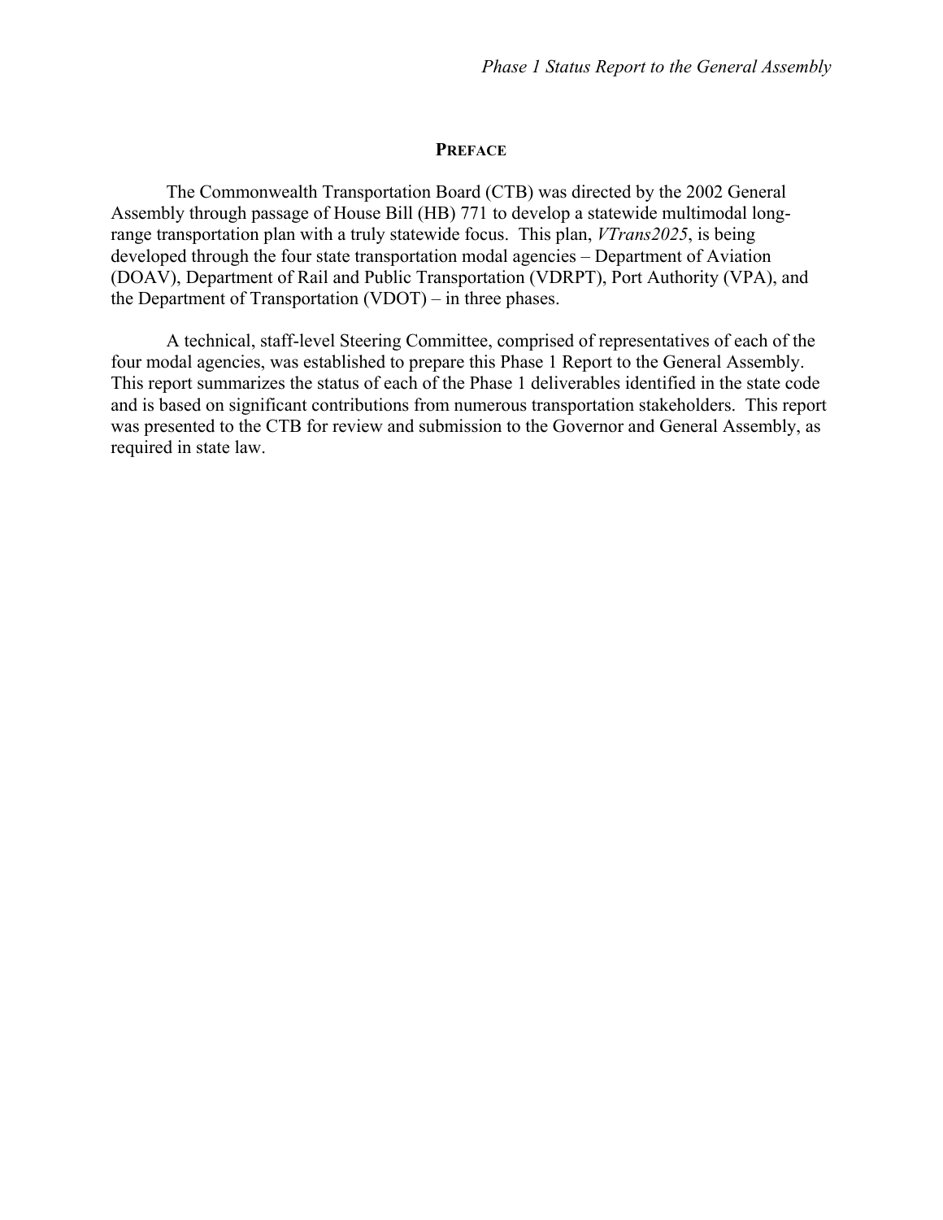## PREFACE

The Commonwealth Transportation Board (CTB) was directed by the 2002 General Assembly through passage of House Bill (HB) 771 to develop a statewide multimodal long-range transportation plan with a truly statewide focus. This plan, *VTrans2025*, is being developed through the four state transportation modal agencies – Department of Aviation (DOAV), Department of Rail and Public Transportation (VDRPT), Port Authority (VPA), and the Department of Transportation (VDOT) – in three phases.

A technical, staff-level Steering Committee, comprised of representatives of each of the four modal agencies, was established to prepare this Phase 1 Report to the General Assembly. This report summarizes the status of each of the Phase 1 deliverables identified in the state code and is based on significant contributions from numerous transportation stakeholders. This report was presented to the CTB for review and submission to the Governor and General Assembly, as required in state law.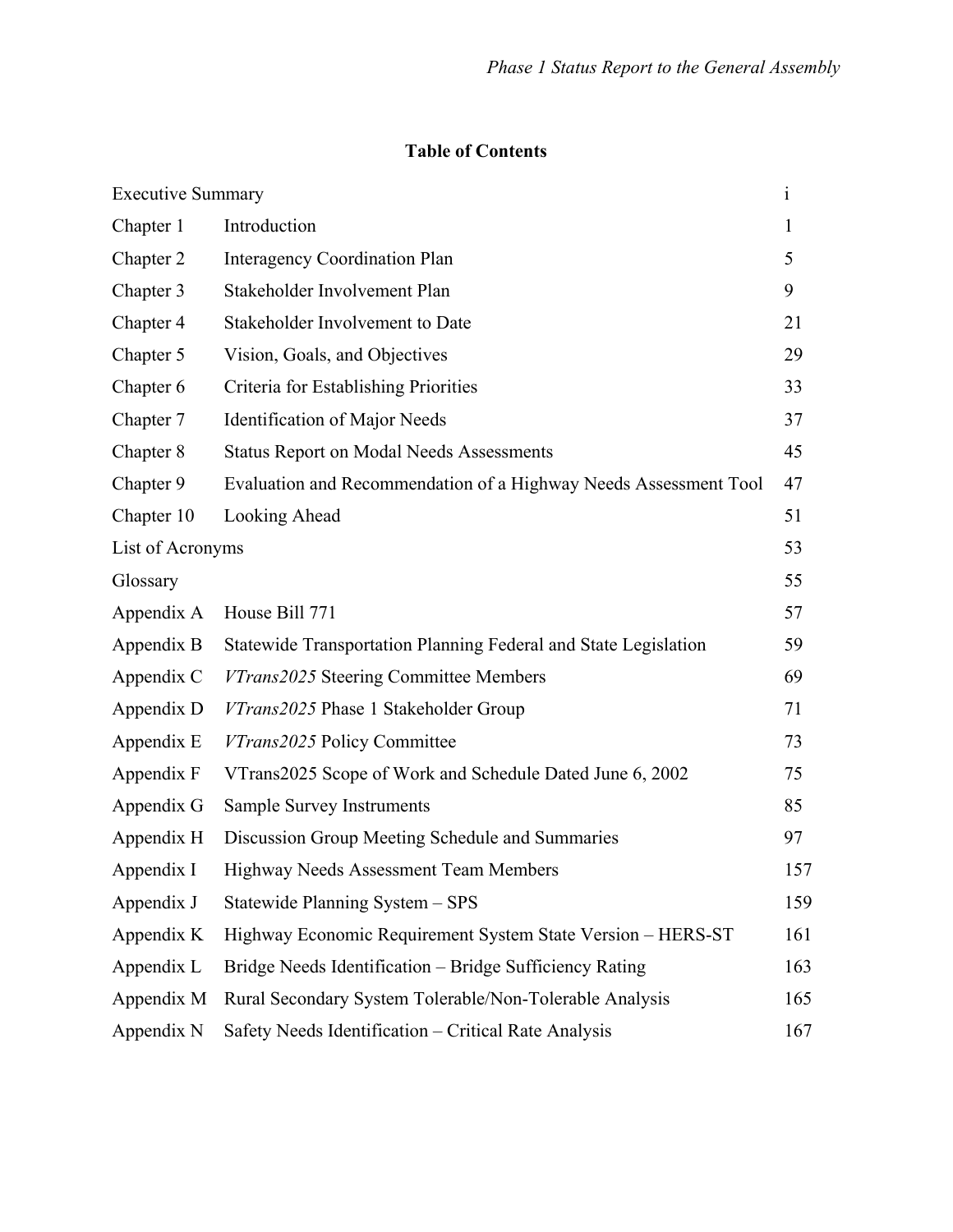## Table of Contents

| | | |
|---|---|---|
| Executive Summary | | i |
| Chapter 1 | Introduction | 1 |
| Chapter 2 | Interagency Coordination Plan | 5 |
| Chapter 3 | Stakeholder Involvement Plan | 9 |
| Chapter 4 | Stakeholder Involvement to Date | 21 |
| Chapter 5 | Vision, Goals, and Objectives | 29 |
| Chapter 6 | Criteria for Establishing Priorities | 33 |
| Chapter 7 | Identification of Major Needs | 37 |
| Chapter 8 | Status Report on Modal Needs Assessments | 45 |
| Chapter 9 | Evaluation and Recommendation of a Highway Needs Assessment Tool | 47 |
| Chapter 10 | Looking Ahead | 51 |
| List of Acronyms | | 53 |
| Glossary | | 55 |
| Appendix A | House Bill 771 | 57 |
| Appendix B | Statewide Transportation Planning Federal and State Legislation | 59 |
| Appendix C | *VTrans2025* Steering Committee Members | 69 |
| Appendix D | *VTrans2025* Phase 1 Stakeholder Group | 71 |
| Appendix E | *VTrans2025* Policy Committee | 73 |
| Appendix F | VTrans2025 Scope of Work and Schedule Dated June 6, 2002 | 75 |
| Appendix G | Sample Survey Instruments | 85 |
| Appendix H | Discussion Group Meeting Schedule and Summaries | 97 |
| Appendix I | Highway Needs Assessment Team Members | 157 |
| Appendix J | Statewide Planning System – SPS | 159 |
| Appendix K | Highway Economic Requirement System State Version – HERS-ST | 161 |
| Appendix L | Bridge Needs Identification – Bridge Sufficiency Rating | 163 |
| Appendix M | Rural Secondary System Tolerable/Non-Tolerable Analysis | 165 |
| Appendix N | Safety Needs Identification – Critical Rate Analysis | 167 |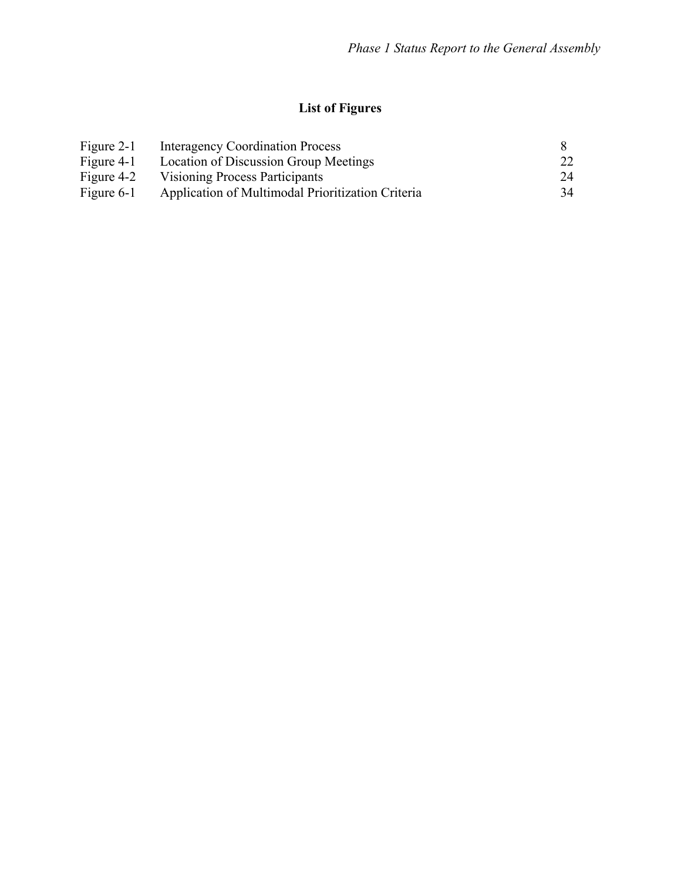## List of Figures

| | | |
|---|---|---|
| Figure 2-1 | Interagency Coordination Process | 8 |
| Figure 4-1 | Location of Discussion Group Meetings | 22 |
| Figure 4-2 | Visioning Process Participants | 24 |
| Figure 6-1 | Application of Multimodal Prioritization Criteria | 34 |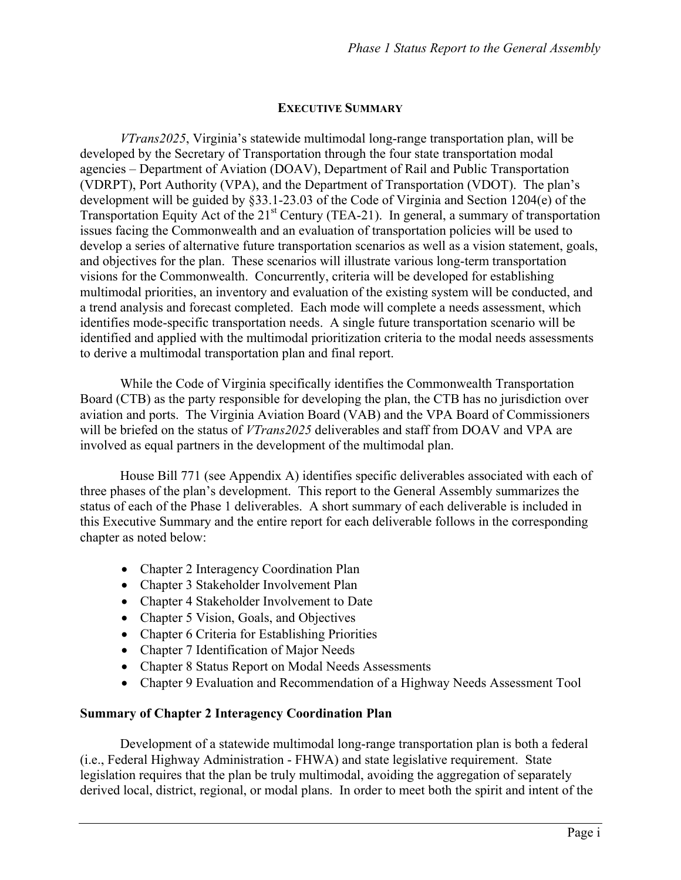## EXECUTIVE SUMMARY

*VTrans2025*, Virginia's statewide multimodal long-range transportation plan, will be developed by the Secretary of Transportation through the four state transportation modal agencies – Department of Aviation (DOAV), Department of Rail and Public Transportation (VDRPT), Port Authority (VPA), and the Department of Transportation (VDOT). The plan's development will be guided by §33.1-23.03 of the Code of Virginia and Section 1204(e) of the Transportation Equity Act of the 21st Century (TEA-21). In general, a summary of transportation issues facing the Commonwealth and an evaluation of transportation policies will be used to develop a series of alternative future transportation scenarios as well as a vision statement, goals, and objectives for the plan. These scenarios will illustrate various long-term transportation visions for the Commonwealth. Concurrently, criteria will be developed for establishing multimodal priorities, an inventory and evaluation of the existing system will be conducted, and a trend analysis and forecast completed. Each mode will complete a needs assessment, which identifies mode-specific transportation needs. A single future transportation scenario will be identified and applied with the multimodal prioritization criteria to the modal needs assessments to derive a multimodal transportation plan and final report.

While the Code of Virginia specifically identifies the Commonwealth Transportation Board (CTB) as the party responsible for developing the plan, the CTB has no jurisdiction over aviation and ports. The Virginia Aviation Board (VAB) and the VPA Board of Commissioners will be briefed on the status of *VTrans2025* deliverables and staff from DOAV and VPA are involved as equal partners in the development of the multimodal plan.

House Bill 771 (see Appendix A) identifies specific deliverables associated with each of three phases of the plan's development. This report to the General Assembly summarizes the status of each of the Phase 1 deliverables. A short summary of each deliverable is included in this Executive Summary and the entire report for each deliverable follows in the corresponding chapter as noted below:

- Chapter 2 Interagency Coordination Plan
- Chapter 3 Stakeholder Involvement Plan
- Chapter 4 Stakeholder Involvement to Date
- Chapter 5 Vision, Goals, and Objectives
- Chapter 6 Criteria for Establishing Priorities
- Chapter 7 Identification of Major Needs
- Chapter 8 Status Report on Modal Needs Assessments
- Chapter 9 Evaluation and Recommendation of a Highway Needs Assessment Tool

### Summary of Chapter 2 Interagency Coordination Plan

Development of a statewide multimodal long-range transportation plan is both a federal (i.e., Federal Highway Administration - FHWA) and state legislative requirement. State legislation requires that the plan be truly multimodal, avoiding the aggregation of separately derived local, district, regional, or modal plans. In order to meet both the spirit and intent of the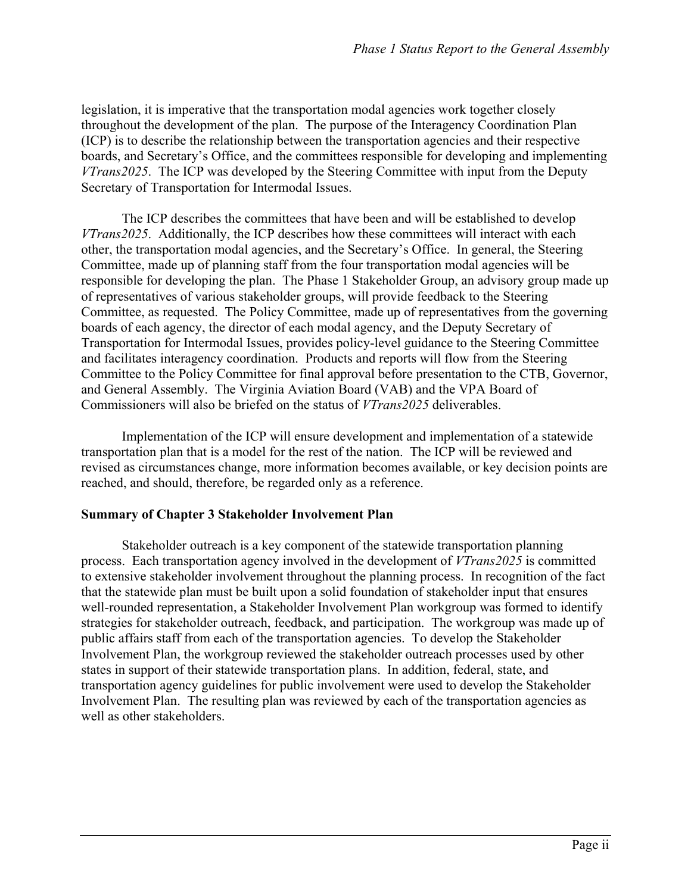legislation, it is imperative that the transportation modal agencies work together closely throughout the development of the plan. The purpose of the Interagency Coordination Plan (ICP) is to describe the relationship between the transportation agencies and their respective boards, and Secretary's Office, and the committees responsible for developing and implementing *VTrans2025*. The ICP was developed by the Steering Committee with input from the Deputy Secretary of Transportation for Intermodal Issues.

The ICP describes the committees that have been and will be established to develop *VTrans2025*. Additionally, the ICP describes how these committees will interact with each other, the transportation modal agencies, and the Secretary's Office. In general, the Steering Committee, made up of planning staff from the four transportation modal agencies will be responsible for developing the plan. The Phase 1 Stakeholder Group, an advisory group made up of representatives of various stakeholder groups, will provide feedback to the Steering Committee, as requested. The Policy Committee, made up of representatives from the governing boards of each agency, the director of each modal agency, and the Deputy Secretary of Transportation for Intermodal Issues, provides policy-level guidance to the Steering Committee and facilitates interagency coordination. Products and reports will flow from the Steering Committee to the Policy Committee for final approval before presentation to the CTB, Governor, and General Assembly. The Virginia Aviation Board (VAB) and the VPA Board of Commissioners will also be briefed on the status of *VTrans2025* deliverables.

Implementation of the ICP will ensure development and implementation of a statewide transportation plan that is a model for the rest of the nation. The ICP will be reviewed and revised as circumstances change, more information becomes available, or key decision points are reached, and should, therefore, be regarded only as a reference.

**Summary of Chapter 3 Stakeholder Involvement Plan**

Stakeholder outreach is a key component of the statewide transportation planning process. Each transportation agency involved in the development of *VTrans2025* is committed to extensive stakeholder involvement throughout the planning process. In recognition of the fact that the statewide plan must be built upon a solid foundation of stakeholder input that ensures well-rounded representation, a Stakeholder Involvement Plan workgroup was formed to identify strategies for stakeholder outreach, feedback, and participation. The workgroup was made up of public affairs staff from each of the transportation agencies. To develop the Stakeholder Involvement Plan, the workgroup reviewed the stakeholder outreach processes used by other states in support of their statewide transportation plans. In addition, federal, state, and transportation agency guidelines for public involvement were used to develop the Stakeholder Involvement Plan. The resulting plan was reviewed by each of the transportation agencies as well as other stakeholders.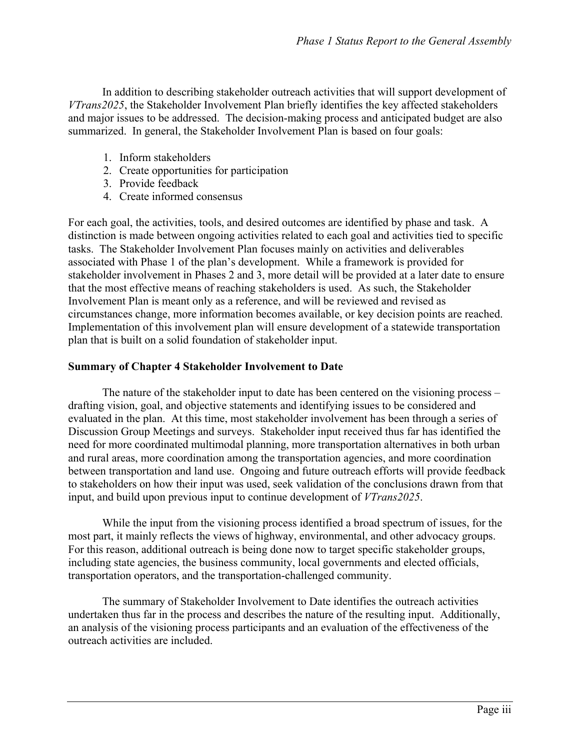In addition to describing stakeholder outreach activities that will support development of *VTrans2025*, the Stakeholder Involvement Plan briefly identifies the key affected stakeholders and major issues to be addressed. The decision-making process and anticipated budget are also summarized. In general, the Stakeholder Involvement Plan is based on four goals:

1. Inform stakeholders
2. Create opportunities for participation
3. Provide feedback
4. Create informed consensus

For each goal, the activities, tools, and desired outcomes are identified by phase and task. A distinction is made between ongoing activities related to each goal and activities tied to specific tasks. The Stakeholder Involvement Plan focuses mainly on activities and deliverables associated with Phase 1 of the plan's development. While a framework is provided for stakeholder involvement in Phases 2 and 3, more detail will be provided at a later date to ensure that the most effective means of reaching stakeholders is used. As such, the Stakeholder Involvement Plan is meant only as a reference, and will be reviewed and revised as circumstances change, more information becomes available, or key decision points are reached. Implementation of this involvement plan will ensure development of a statewide transportation plan that is built on a solid foundation of stakeholder input.

**Summary of Chapter 4 Stakeholder Involvement to Date**

The nature of the stakeholder input to date has been centered on the visioning process – drafting vision, goal, and objective statements and identifying issues to be considered and evaluated in the plan. At this time, most stakeholder involvement has been through a series of Discussion Group Meetings and surveys. Stakeholder input received thus far has identified the need for more coordinated multimodal planning, more transportation alternatives in both urban and rural areas, more coordination among the transportation agencies, and more coordination between transportation and land use. Ongoing and future outreach efforts will provide feedback to stakeholders on how their input was used, seek validation of the conclusions drawn from that input, and build upon previous input to continue development of *VTrans2025*.

While the input from the visioning process identified a broad spectrum of issues, for the most part, it mainly reflects the views of highway, environmental, and other advocacy groups. For this reason, additional outreach is being done now to target specific stakeholder groups, including state agencies, the business community, local governments and elected officials, transportation operators, and the transportation-challenged community.

The summary of Stakeholder Involvement to Date identifies the outreach activities undertaken thus far in the process and describes the nature of the resulting input. Additionally, an analysis of the visioning process participants and an evaluation of the effectiveness of the outreach activities are included.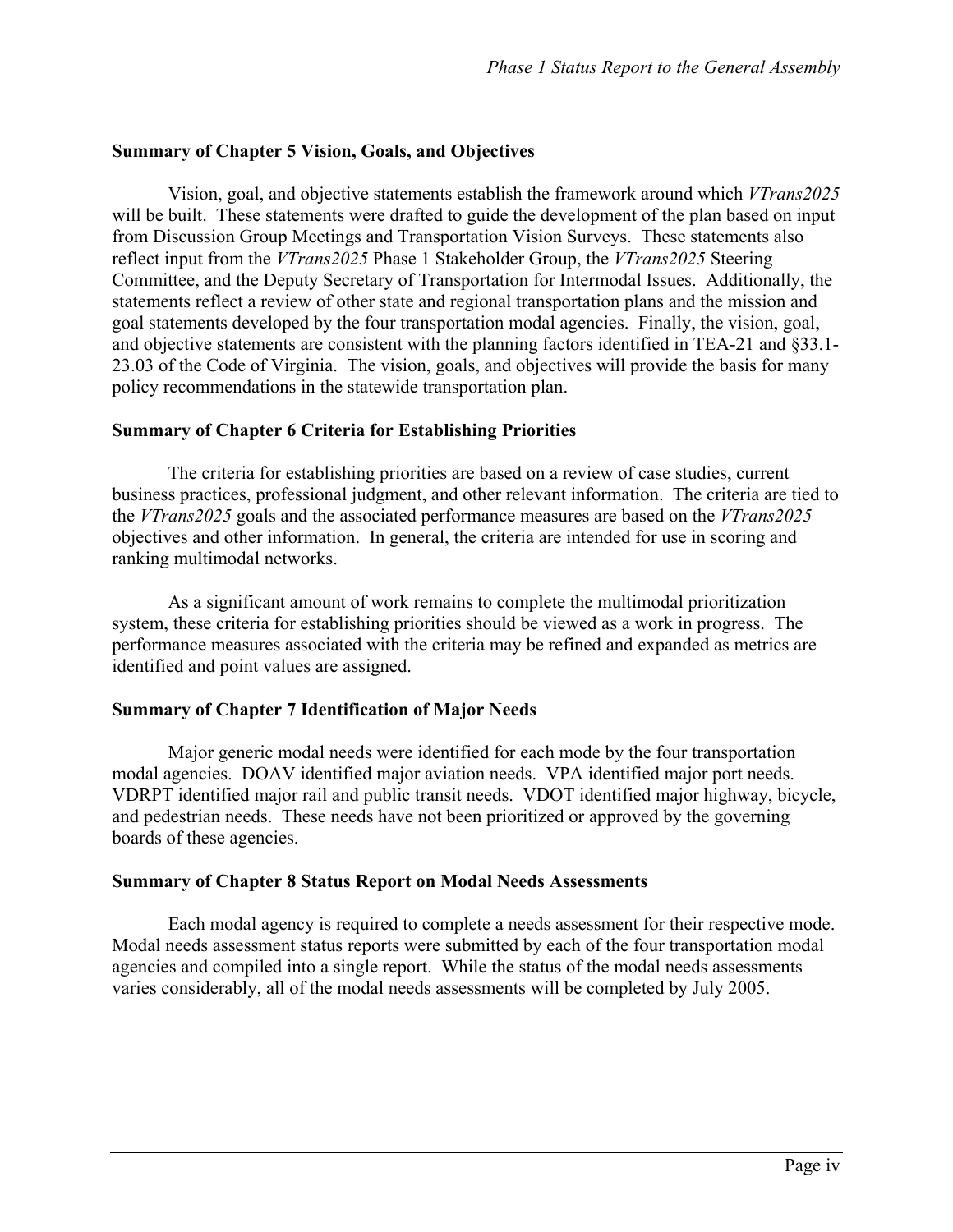**Summary of Chapter 5 Vision, Goals, and Objectives**

Vision, goal, and objective statements establish the framework around which *VTrans2025* will be built. These statements were drafted to guide the development of the plan based on input from Discussion Group Meetings and Transportation Vision Surveys. These statements also reflect input from the *VTrans2025* Phase 1 Stakeholder Group, the *VTrans2025* Steering Committee, and the Deputy Secretary of Transportation for Intermodal Issues. Additionally, the statements reflect a review of other state and regional transportation plans and the mission and goal statements developed by the four transportation modal agencies. Finally, the vision, goal, and objective statements are consistent with the planning factors identified in TEA-21 and §33.1-23.03 of the Code of Virginia. The vision, goals, and objectives will provide the basis for many policy recommendations in the statewide transportation plan.

**Summary of Chapter 6 Criteria for Establishing Priorities**

The criteria for establishing priorities are based on a review of case studies, current business practices, professional judgment, and other relevant information. The criteria are tied to the *VTrans2025* goals and the associated performance measures are based on the *VTrans2025* objectives and other information. In general, the criteria are intended for use in scoring and ranking multimodal networks.

As a significant amount of work remains to complete the multimodal prioritization system, these criteria for establishing priorities should be viewed as a work in progress. The performance measures associated with the criteria may be refined and expanded as metrics are identified and point values are assigned.

**Summary of Chapter 7 Identification of Major Needs**

Major generic modal needs were identified for each mode by the four transportation modal agencies. DOAV identified major aviation needs. VPA identified major port needs. VDRPT identified major rail and public transit needs. VDOT identified major highway, bicycle, and pedestrian needs. These needs have not been prioritized or approved by the governing boards of these agencies.

**Summary of Chapter 8 Status Report on Modal Needs Assessments**

Each modal agency is required to complete a needs assessment for their respective mode. Modal needs assessment status reports were submitted by each of the four transportation modal agencies and compiled into a single report. While the status of the modal needs assessments varies considerably, all of the modal needs assessments will be completed by July 2005.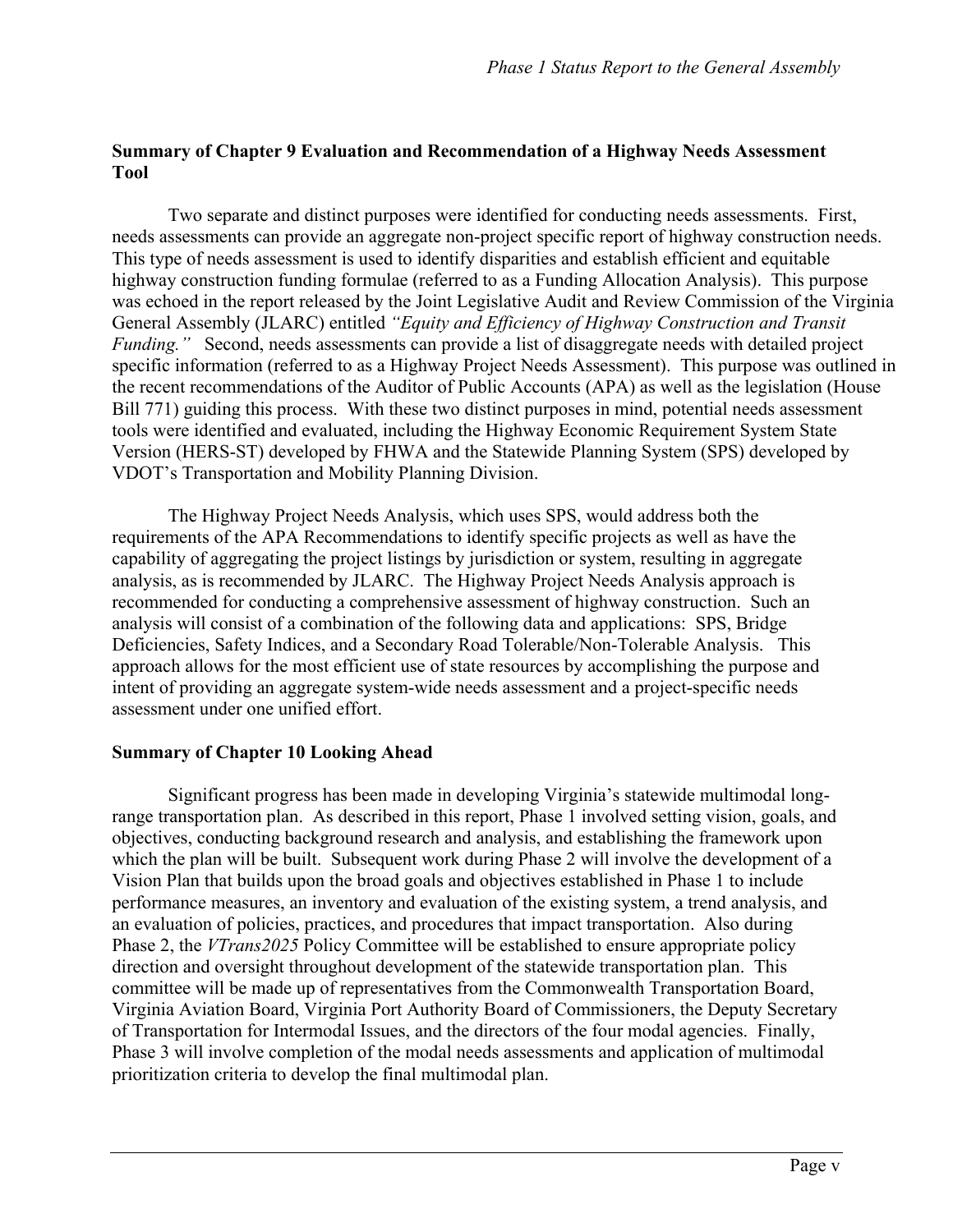### Summary of Chapter 9 Evaluation and Recommendation of a Highway Needs Assessment Tool

Two separate and distinct purposes were identified for conducting needs assessments. First, needs assessments can provide an aggregate non-project specific report of highway construction needs. This type of needs assessment is used to identify disparities and establish efficient and equitable highway construction funding formulae (referred to as a Funding Allocation Analysis). This purpose was echoed in the report released by the Joint Legislative Audit and Review Commission of the Virginia General Assembly (JLARC) entitled *"Equity and Efficiency of Highway Construction and Transit Funding."* Second, needs assessments can provide a list of disaggregate needs with detailed project specific information (referred to as a Highway Project Needs Assessment). This purpose was outlined in the recent recommendations of the Auditor of Public Accounts (APA) as well as the legislation (House Bill 771) guiding this process. With these two distinct purposes in mind, potential needs assessment tools were identified and evaluated, including the Highway Economic Requirement System State Version (HERS-ST) developed by FHWA and the Statewide Planning System (SPS) developed by VDOT's Transportation and Mobility Planning Division.

The Highway Project Needs Analysis, which uses SPS, would address both the requirements of the APA Recommendations to identify specific projects as well as have the capability of aggregating the project listings by jurisdiction or system, resulting in aggregate analysis, as is recommended by JLARC. The Highway Project Needs Analysis approach is recommended for conducting a comprehensive assessment of highway construction. Such an analysis will consist of a combination of the following data and applications: SPS, Bridge Deficiencies, Safety Indices, and a Secondary Road Tolerable/Non-Tolerable Analysis. This approach allows for the most efficient use of state resources by accomplishing the purpose and intent of providing an aggregate system-wide needs assessment and a project-specific needs assessment under one unified effort.

### Summary of Chapter 10 Looking Ahead

Significant progress has been made in developing Virginia's statewide multimodal long-range transportation plan. As described in this report, Phase 1 involved setting vision, goals, and objectives, conducting background research and analysis, and establishing the framework upon which the plan will be built. Subsequent work during Phase 2 will involve the development of a Vision Plan that builds upon the broad goals and objectives established in Phase 1 to include performance measures, an inventory and evaluation of the existing system, a trend analysis, and an evaluation of policies, practices, and procedures that impact transportation. Also during Phase 2, the *VTrans2025* Policy Committee will be established to ensure appropriate policy direction and oversight throughout development of the statewide transportation plan. This committee will be made up of representatives from the Commonwealth Transportation Board, Virginia Aviation Board, Virginia Port Authority Board of Commissioners, the Deputy Secretary of Transportation for Intermodal Issues, and the directors of the four modal agencies. Finally, Phase 3 will involve completion of the modal needs assessments and application of multimodal prioritization criteria to develop the final multimodal plan.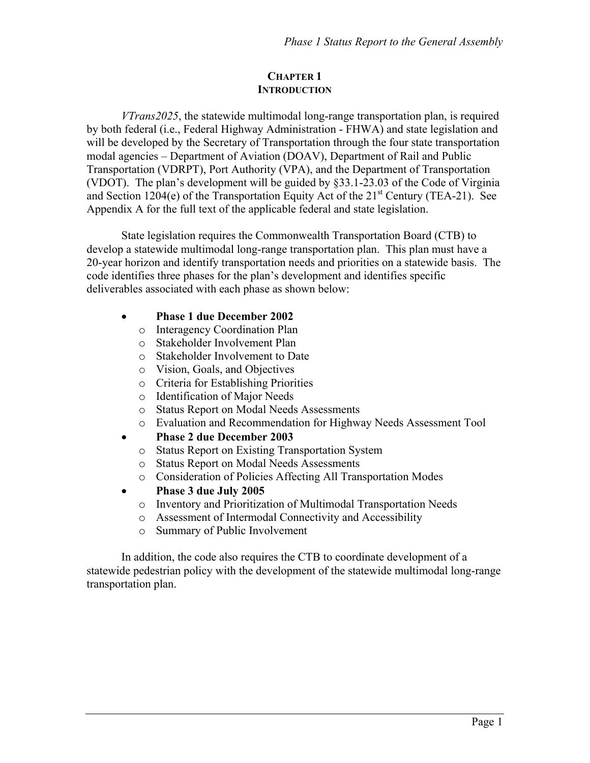# CHAPTER 1
# INTRODUCTION

*VTrans2025*, the statewide multimodal long-range transportation plan, is required by both federal (i.e., Federal Highway Administration - FHWA) and state legislation and will be developed by the Secretary of Transportation through the four state transportation modal agencies – Department of Aviation (DOAV), Department of Rail and Public Transportation (VDRPT), Port Authority (VPA), and the Department of Transportation (VDOT). The plan's development will be guided by §33.1-23.03 of the Code of Virginia and Section 1204(e) of the Transportation Equity Act of the 21st Century (TEA-21). See Appendix A for the full text of the applicable federal and state legislation.

State legislation requires the Commonwealth Transportation Board (CTB) to develop a statewide multimodal long-range transportation plan. This plan must have a 20-year horizon and identify transportation needs and priorities on a statewide basis. The code identifies three phases for the plan's development and identifies specific deliverables associated with each phase as shown below:

- **Phase 1 due December 2002**
  - Interagency Coordination Plan
  - Stakeholder Involvement Plan
  - Stakeholder Involvement to Date
  - Vision, Goals, and Objectives
  - Criteria for Establishing Priorities
  - Identification of Major Needs
  - Status Report on Modal Needs Assessments
  - Evaluation and Recommendation for Highway Needs Assessment Tool
- **Phase 2 due December 2003**
  - Status Report on Existing Transportation System
  - Status Report on Modal Needs Assessments
  - Consideration of Policies Affecting All Transportation Modes
- **Phase 3 due July 2005**
  - Inventory and Prioritization of Multimodal Transportation Needs
  - Assessment of Intermodal Connectivity and Accessibility
  - Summary of Public Involvement

In addition, the code also requires the CTB to coordinate development of a statewide pedestrian policy with the development of the statewide multimodal long-range transportation plan.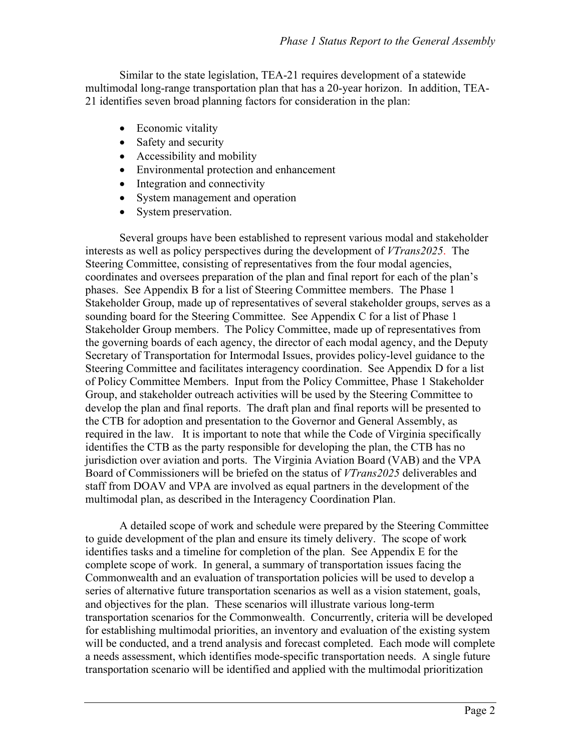Similar to the state legislation, TEA-21 requires development of a statewide multimodal long-range transportation plan that has a 20-year horizon. In addition, TEA-21 identifies seven broad planning factors for consideration in the plan:

- Economic vitality
- Safety and security
- Accessibility and mobility
- Environmental protection and enhancement
- Integration and connectivity
- System management and operation
- System preservation.

Several groups have been established to represent various modal and stakeholder interests as well as policy perspectives during the development of *VTrans2025*. The Steering Committee, consisting of representatives from the four modal agencies, coordinates and oversees preparation of the plan and final report for each of the plan's phases. See Appendix B for a list of Steering Committee members. The Phase 1 Stakeholder Group, made up of representatives of several stakeholder groups, serves as a sounding board for the Steering Committee. See Appendix C for a list of Phase 1 Stakeholder Group members. The Policy Committee, made up of representatives from the governing boards of each agency, the director of each modal agency, and the Deputy Secretary of Transportation for Intermodal Issues, provides policy-level guidance to the Steering Committee and facilitates interagency coordination. See Appendix D for a list of Policy Committee Members. Input from the Policy Committee, Phase 1 Stakeholder Group, and stakeholder outreach activities will be used by the Steering Committee to develop the plan and final reports. The draft plan and final reports will be presented to the CTB for adoption and presentation to the Governor and General Assembly, as required in the law. It is important to note that while the Code of Virginia specifically identifies the CTB as the party responsible for developing the plan, the CTB has no jurisdiction over aviation and ports. The Virginia Aviation Board (VAB) and the VPA Board of Commissioners will be briefed on the status of *VTrans2025* deliverables and staff from DOAV and VPA are involved as equal partners in the development of the multimodal plan, as described in the Interagency Coordination Plan.

A detailed scope of work and schedule were prepared by the Steering Committee to guide development of the plan and ensure its timely delivery. The scope of work identifies tasks and a timeline for completion of the plan. See Appendix E for the complete scope of work. In general, a summary of transportation issues facing the Commonwealth and an evaluation of transportation policies will be used to develop a series of alternative future transportation scenarios as well as a vision statement, goals, and objectives for the plan. These scenarios will illustrate various long-term transportation scenarios for the Commonwealth. Concurrently, criteria will be developed for establishing multimodal priorities, an inventory and evaluation of the existing system will be conducted, and a trend analysis and forecast completed. Each mode will complete a needs assessment, which identifies mode-specific transportation needs. A single future transportation scenario will be identified and applied with the multimodal prioritization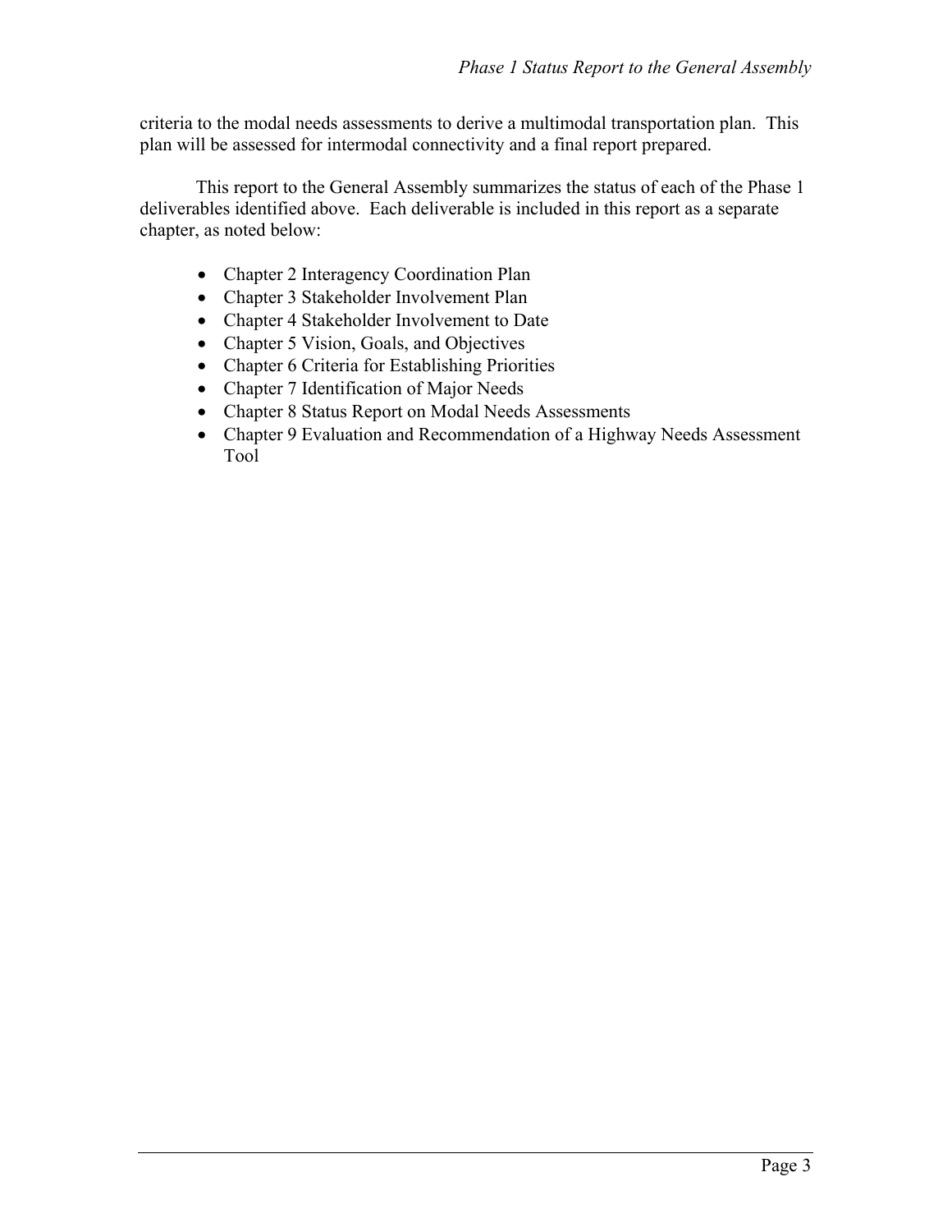criteria to the modal needs assessments to derive a multimodal transportation plan. This plan will be assessed for intermodal connectivity and a final report prepared.

This report to the General Assembly summarizes the status of each of the Phase 1 deliverables identified above. Each deliverable is included in this report as a separate chapter, as noted below:

- Chapter 2 Interagency Coordination Plan
- Chapter 3 Stakeholder Involvement Plan
- Chapter 4 Stakeholder Involvement to Date
- Chapter 5 Vision, Goals, and Objectives
- Chapter 6 Criteria for Establishing Priorities
- Chapter 7 Identification of Major Needs
- Chapter 8 Status Report on Modal Needs Assessments
- Chapter 9 Evaluation and Recommendation of a Highway Needs Assessment Tool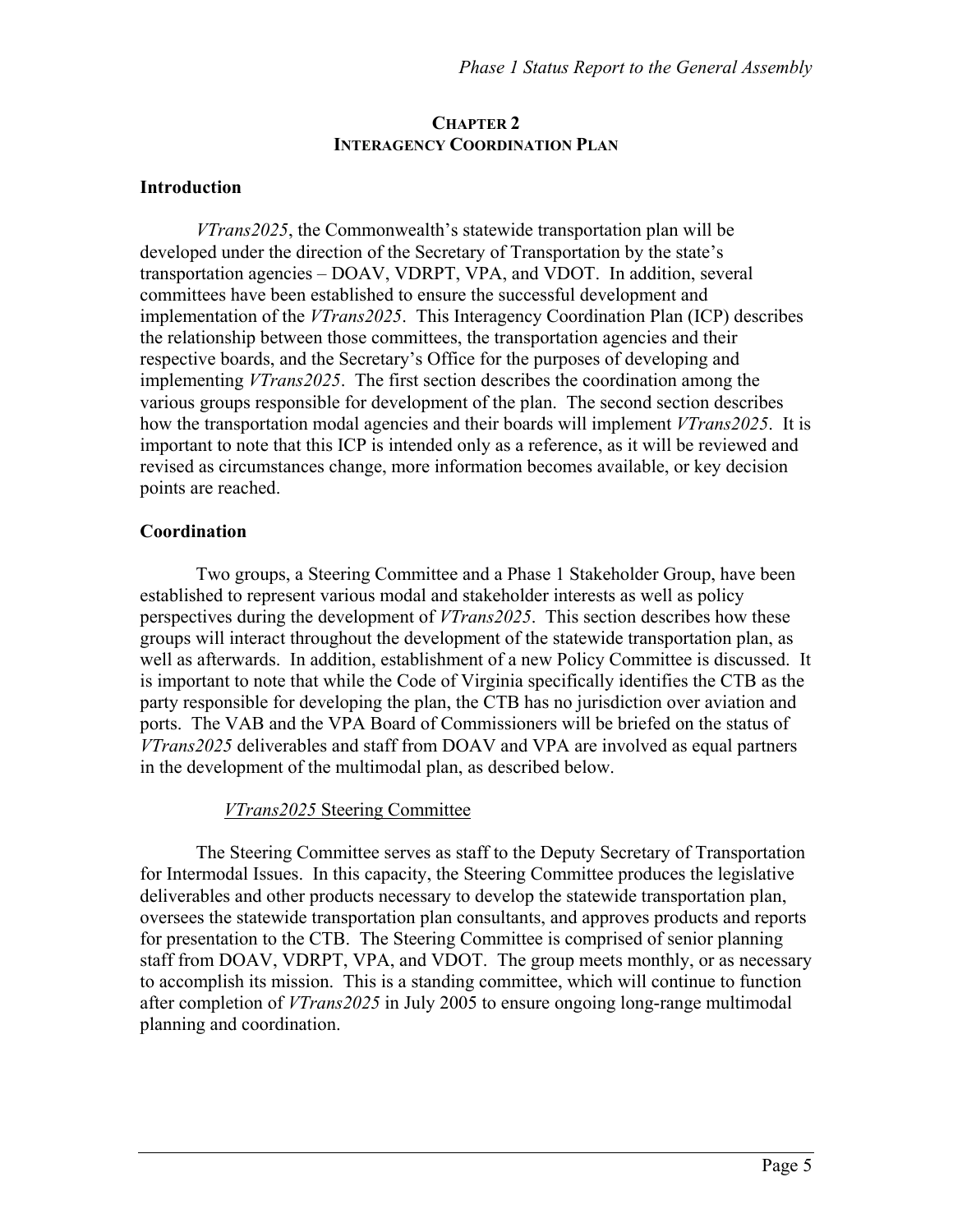## CHAPTER 2
## INTERAGENCY COORDINATION PLAN

### Introduction

*VTrans2025*, the Commonwealth's statewide transportation plan will be developed under the direction of the Secretary of Transportation by the state's transportation agencies – DOAV, VDRPT, VPA, and VDOT. In addition, several committees have been established to ensure the successful development and implementation of the *VTrans2025*. This Interagency Coordination Plan (ICP) describes the relationship between those committees, the transportation agencies and their respective boards, and the Secretary's Office for the purposes of developing and implementing *VTrans2025*. The first section describes the coordination among the various groups responsible for development of the plan. The second section describes how the transportation modal agencies and their boards will implement *VTrans2025*. It is important to note that this ICP is intended only as a reference, as it will be reviewed and revised as circumstances change, more information becomes available, or key decision points are reached.

### Coordination

Two groups, a Steering Committee and a Phase 1 Stakeholder Group, have been established to represent various modal and stakeholder interests as well as policy perspectives during the development of *VTrans2025*. This section describes how these groups will interact throughout the development of the statewide transportation plan, as well as afterwards. In addition, establishment of a new Policy Committee is discussed. It is important to note that while the Code of Virginia specifically identifies the CTB as the party responsible for developing the plan, the CTB has no jurisdiction over aviation and ports. The VAB and the VPA Board of Commissioners will be briefed on the status of *VTrans2025* deliverables and staff from DOAV and VPA are involved as equal partners in the development of the multimodal plan, as described below.

#### *VTrans2025* Steering Committee

The Steering Committee serves as staff to the Deputy Secretary of Transportation for Intermodal Issues. In this capacity, the Steering Committee produces the legislative deliverables and other products necessary to develop the statewide transportation plan, oversees the statewide transportation plan consultants, and approves products and reports for presentation to the CTB. The Steering Committee is comprised of senior planning staff from DOAV, VDRPT, VPA, and VDOT. The group meets monthly, or as necessary to accomplish its mission. This is a standing committee, which will continue to function after completion of *VTrans2025* in July 2005 to ensure ongoing long-range multimodal planning and coordination.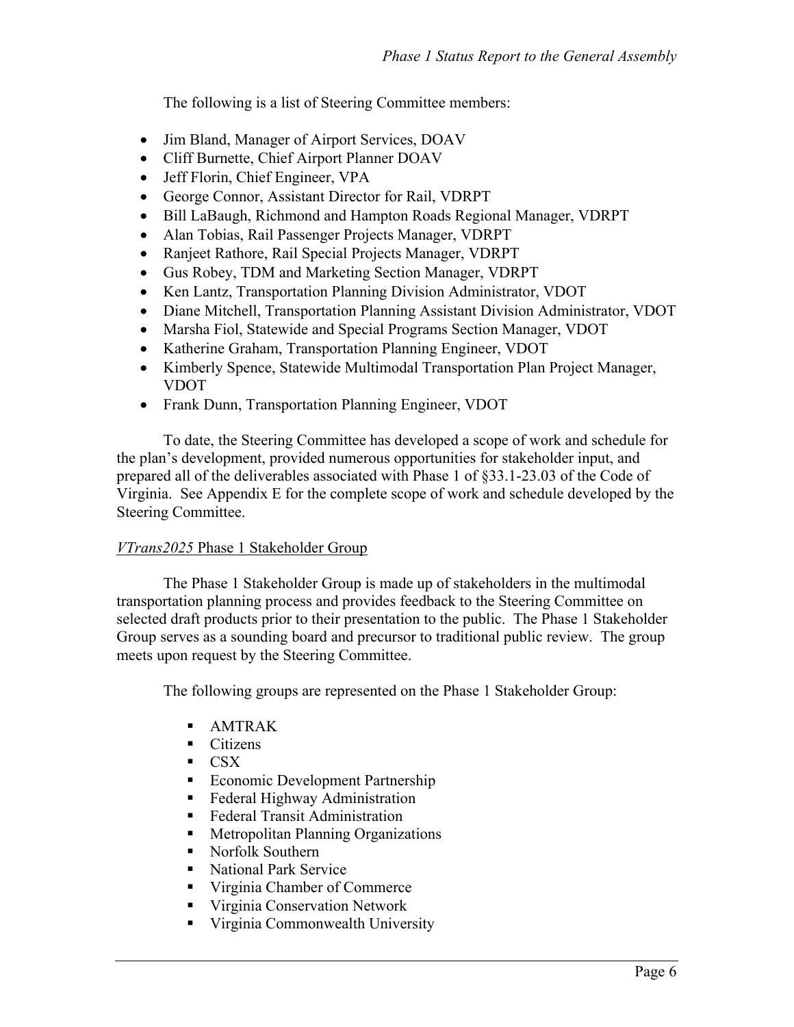The following is a list of Steering Committee members:

- Jim Bland, Manager of Airport Services, DOAV
- Cliff Burnette, Chief Airport Planner DOAV
- Jeff Florin, Chief Engineer, VPA
- George Connor, Assistant Director for Rail, VDRPT
- Bill LaBaugh, Richmond and Hampton Roads Regional Manager, VDRPT
- Alan Tobias, Rail Passenger Projects Manager, VDRPT
- Ranjeet Rathore, Rail Special Projects Manager, VDRPT
- Gus Robey, TDM and Marketing Section Manager, VDRPT
- Ken Lantz, Transportation Planning Division Administrator, VDOT
- Diane Mitchell, Transportation Planning Assistant Division Administrator, VDOT
- Marsha Fiol, Statewide and Special Programs Section Manager, VDOT
- Katherine Graham, Transportation Planning Engineer, VDOT
- Kimberly Spence, Statewide Multimodal Transportation Plan Project Manager, VDOT
- Frank Dunn, Transportation Planning Engineer, VDOT

To date, the Steering Committee has developed a scope of work and schedule for the plan's development, provided numerous opportunities for stakeholder input, and prepared all of the deliverables associated with Phase 1 of §33.1-23.03 of the Code of Virginia. See Appendix E for the complete scope of work and schedule developed by the Steering Committee.

*VTrans2025* Phase 1 Stakeholder Group

The Phase 1 Stakeholder Group is made up of stakeholders in the multimodal transportation planning process and provides feedback to the Steering Committee on selected draft products prior to their presentation to the public. The Phase 1 Stakeholder Group serves as a sounding board and precursor to traditional public review. The group meets upon request by the Steering Committee.

The following groups are represented on the Phase 1 Stakeholder Group:

- AMTRAK
- Citizens
- CSX
- Economic Development Partnership
- Federal Highway Administration
- Federal Transit Administration
- Metropolitan Planning Organizations
- Norfolk Southern
- National Park Service
- Virginia Chamber of Commerce
- Virginia Conservation Network
- Virginia Commonwealth University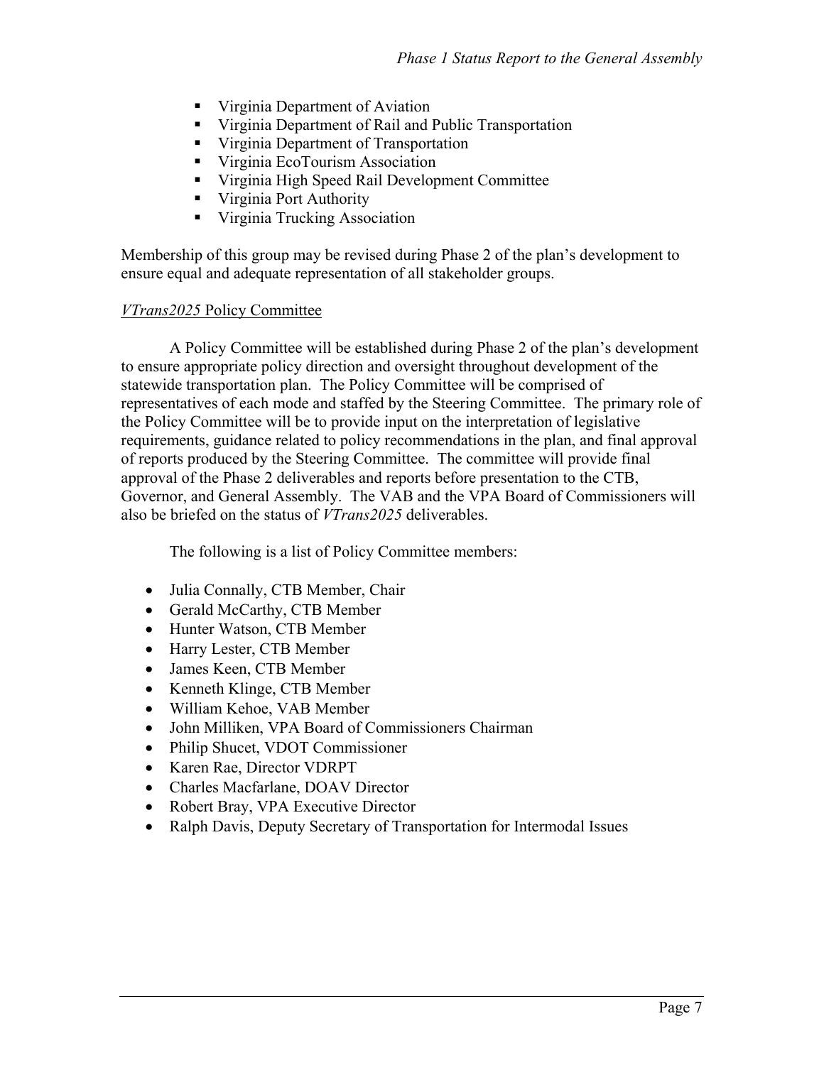- Virginia Department of Aviation
- Virginia Department of Rail and Public Transportation
- Virginia Department of Transportation
- Virginia EcoTourism Association
- Virginia High Speed Rail Development Committee
- Virginia Port Authority
- Virginia Trucking Association

Membership of this group may be revised during Phase 2 of the plan's development to ensure equal and adequate representation of all stakeholder groups.

*VTrans2025* Policy Committee

A Policy Committee will be established during Phase 2 of the plan's development to ensure appropriate policy direction and oversight throughout development of the statewide transportation plan. The Policy Committee will be comprised of representatives of each mode and staffed by the Steering Committee. The primary role of the Policy Committee will be to provide input on the interpretation of legislative requirements, guidance related to policy recommendations in the plan, and final approval of reports produced by the Steering Committee. The committee will provide final approval of the Phase 2 deliverables and reports before presentation to the CTB, Governor, and General Assembly. The VAB and the VPA Board of Commissioners will also be briefed on the status of *VTrans2025* deliverables.

The following is a list of Policy Committee members:

- Julia Connally, CTB Member, Chair
- Gerald McCarthy, CTB Member
- Hunter Watson, CTB Member
- Harry Lester, CTB Member
- James Keen, CTB Member
- Kenneth Klinge, CTB Member
- William Kehoe, VAB Member
- John Milliken, VPA Board of Commissioners Chairman
- Philip Shucet, VDOT Commissioner
- Karen Rae, Director VDRPT
- Charles Macfarlane, DOAV Director
- Robert Bray, VPA Executive Director
- Ralph Davis, Deputy Secretary of Transportation for Intermodal Issues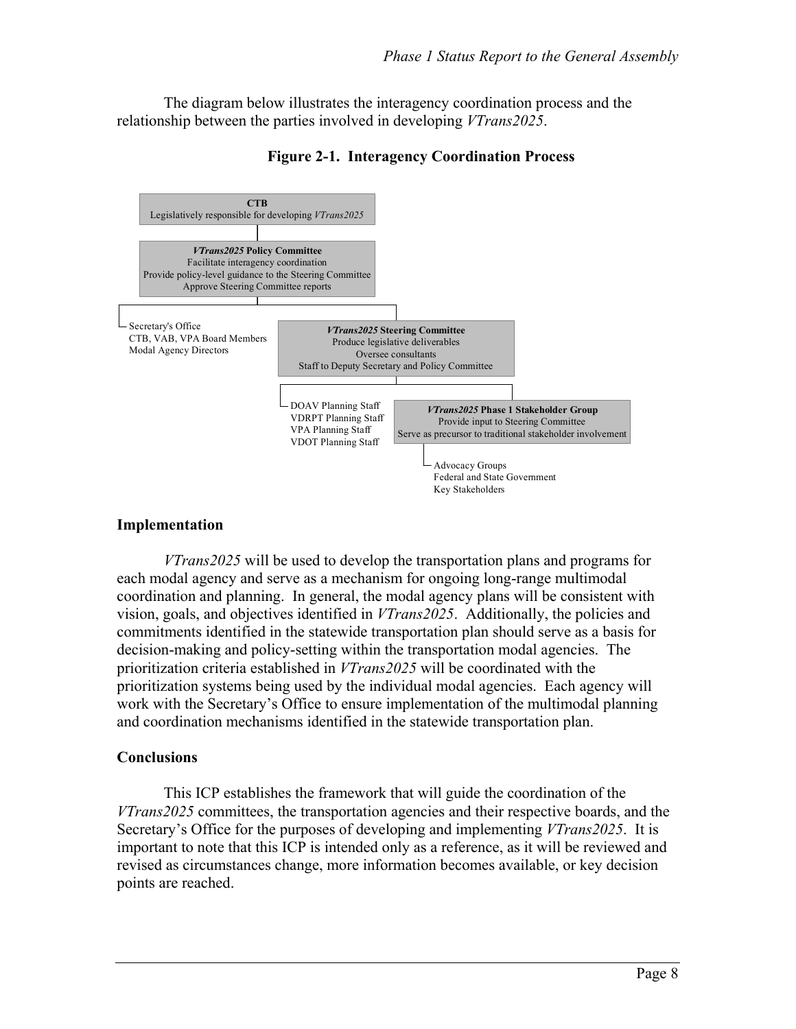The diagram below illustrates the interagency coordination process and the relationship between the parties involved in developing *VTrans2025*.

**Figure 2-1. Interagency Coordination Process**

**CTB**
Legislatively responsible for developing *VTrans2025*

***VTrans2025* Policy Committee**
Facilitate interagency coordination
Provide policy-level guidance to the Steering Committee
Approve Steering Committee reports

- Secretary's Office
- CTB, VAB, VPA Board Members
- Modal Agency Directors

***VTrans2025* Steering Committee**
Produce legislative deliverables
Oversee consultants
Staff to Deputy Secretary and Policy Committee

- DOAV Planning Staff
- VDRPT Planning Staff
- VPA Planning Staff
- VDOT Planning Staff

***VTrans2025* Phase 1 Stakeholder Group**
Provide input to Steering Committee
Serve as precursor to traditional stakeholder involvement

- Advocacy Groups
- Federal and State Government
- Key Stakeholders

## Implementation

*VTrans2025* will be used to develop the transportation plans and programs for each modal agency and serve as a mechanism for ongoing long-range multimodal coordination and planning. In general, the modal agency plans will be consistent with vision, goals, and objectives identified in *VTrans2025*. Additionally, the policies and commitments identified in the statewide transportation plan should serve as a basis for decision-making and policy-setting within the transportation modal agencies. The prioritization criteria established in *VTrans2025* will be coordinated with the prioritization systems being used by the individual modal agencies. Each agency will work with the Secretary's Office to ensure implementation of the multimodal planning and coordination mechanisms identified in the statewide transportation plan.

## Conclusions

This ICP establishes the framework that will guide the coordination of the *VTrans2025* committees, the transportation agencies and their respective boards, and the Secretary's Office for the purposes of developing and implementing *VTrans2025*. It is important to note that this ICP is intended only as a reference, as it will be reviewed and revised as circumstances change, more information becomes available, or key decision points are reached.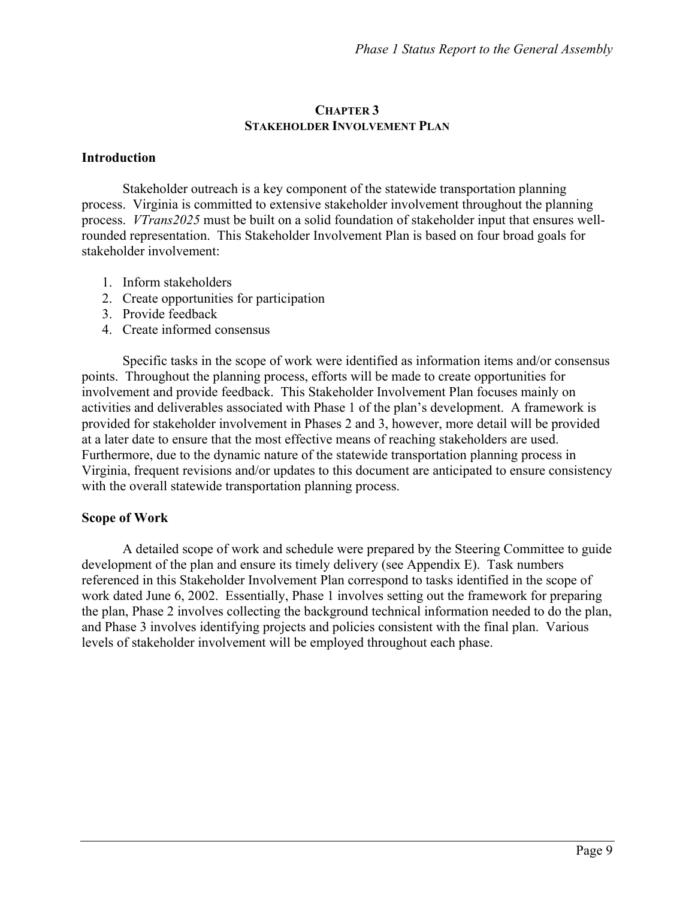# CHAPTER 3
## STAKEHOLDER INVOLVEMENT PLAN

### Introduction

Stakeholder outreach is a key component of the statewide transportation planning process. Virginia is committed to extensive stakeholder involvement throughout the planning process. *VTrans2025* must be built on a solid foundation of stakeholder input that ensures well-rounded representation. This Stakeholder Involvement Plan is based on four broad goals for stakeholder involvement:

1. Inform stakeholders
2. Create opportunities for participation
3. Provide feedback
4. Create informed consensus

Specific tasks in the scope of work were identified as information items and/or consensus points. Throughout the planning process, efforts will be made to create opportunities for involvement and provide feedback. This Stakeholder Involvement Plan focuses mainly on activities and deliverables associated with Phase 1 of the plan's development. A framework is provided for stakeholder involvement in Phases 2 and 3, however, more detail will be provided at a later date to ensure that the most effective means of reaching stakeholders are used. Furthermore, due to the dynamic nature of the statewide transportation planning process in Virginia, frequent revisions and/or updates to this document are anticipated to ensure consistency with the overall statewide transportation planning process.

### Scope of Work

A detailed scope of work and schedule were prepared by the Steering Committee to guide development of the plan and ensure its timely delivery (see Appendix E). Task numbers referenced in this Stakeholder Involvement Plan correspond to tasks identified in the scope of work dated June 6, 2002. Essentially, Phase 1 involves setting out the framework for preparing the plan, Phase 2 involves collecting the background technical information needed to do the plan, and Phase 3 involves identifying projects and policies consistent with the final plan. Various levels of stakeholder involvement will be employed throughout each phase.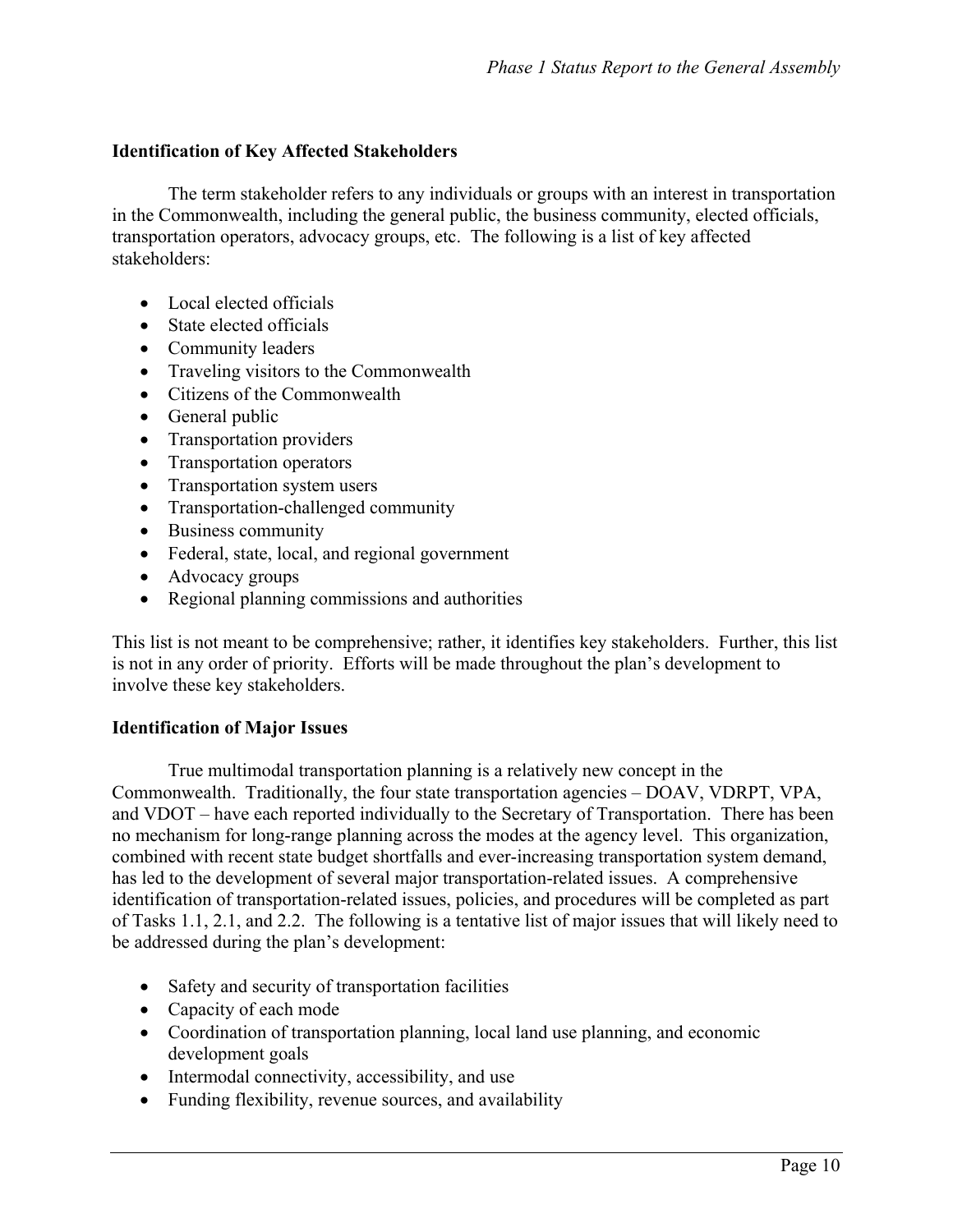### Identification of Key Affected Stakeholders

The term stakeholder refers to any individuals or groups with an interest in transportation in the Commonwealth, including the general public, the business community, elected officials, transportation operators, advocacy groups, etc. The following is a list of key affected stakeholders:

- Local elected officials
- State elected officials
- Community leaders
- Traveling visitors to the Commonwealth
- Citizens of the Commonwealth
- General public
- Transportation providers
- Transportation operators
- Transportation system users
- Transportation-challenged community
- Business community
- Federal, state, local, and regional government
- Advocacy groups
- Regional planning commissions and authorities

This list is not meant to be comprehensive; rather, it identifies key stakeholders. Further, this list is not in any order of priority. Efforts will be made throughout the plan's development to involve these key stakeholders.

### Identification of Major Issues

True multimodal transportation planning is a relatively new concept in the Commonwealth. Traditionally, the four state transportation agencies – DOAV, VDRPT, VPA, and VDOT – have each reported individually to the Secretary of Transportation. There has been no mechanism for long-range planning across the modes at the agency level. This organization, combined with recent state budget shortfalls and ever-increasing transportation system demand, has led to the development of several major transportation-related issues. A comprehensive identification of transportation-related issues, policies, and procedures will be completed as part of Tasks 1.1, 2.1, and 2.2. The following is a tentative list of major issues that will likely need to be addressed during the plan's development:

- Safety and security of transportation facilities
- Capacity of each mode
- Coordination of transportation planning, local land use planning, and economic development goals
- Intermodal connectivity, accessibility, and use
- Funding flexibility, revenue sources, and availability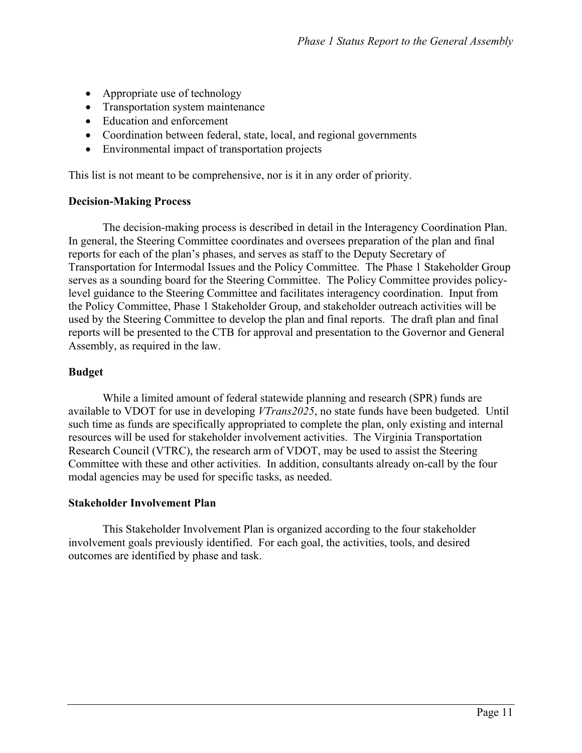- Appropriate use of technology
- Transportation system maintenance
- Education and enforcement
- Coordination between federal, state, local, and regional governments
- Environmental impact of transportation projects

This list is not meant to be comprehensive, nor is it in any order of priority.

**Decision-Making Process**

The decision-making process is described in detail in the Interagency Coordination Plan. In general, the Steering Committee coordinates and oversees preparation of the plan and final reports for each of the plan's phases, and serves as staff to the Deputy Secretary of Transportation for Intermodal Issues and the Policy Committee. The Phase 1 Stakeholder Group serves as a sounding board for the Steering Committee. The Policy Committee provides policy-level guidance to the Steering Committee and facilitates interagency coordination. Input from the Policy Committee, Phase 1 Stakeholder Group, and stakeholder outreach activities will be used by the Steering Committee to develop the plan and final reports. The draft plan and final reports will be presented to the CTB for approval and presentation to the Governor and General Assembly, as required in the law.

**Budget**

While a limited amount of federal statewide planning and research (SPR) funds are available to VDOT for use in developing *VTrans2025*, no state funds have been budgeted. Until such time as funds are specifically appropriated to complete the plan, only existing and internal resources will be used for stakeholder involvement activities. The Virginia Transportation Research Council (VTRC), the research arm of VDOT, may be used to assist the Steering Committee with these and other activities. In addition, consultants already on-call by the four modal agencies may be used for specific tasks, as needed.

**Stakeholder Involvement Plan**

This Stakeholder Involvement Plan is organized according to the four stakeholder involvement goals previously identified. For each goal, the activities, tools, and desired outcomes are identified by phase and task.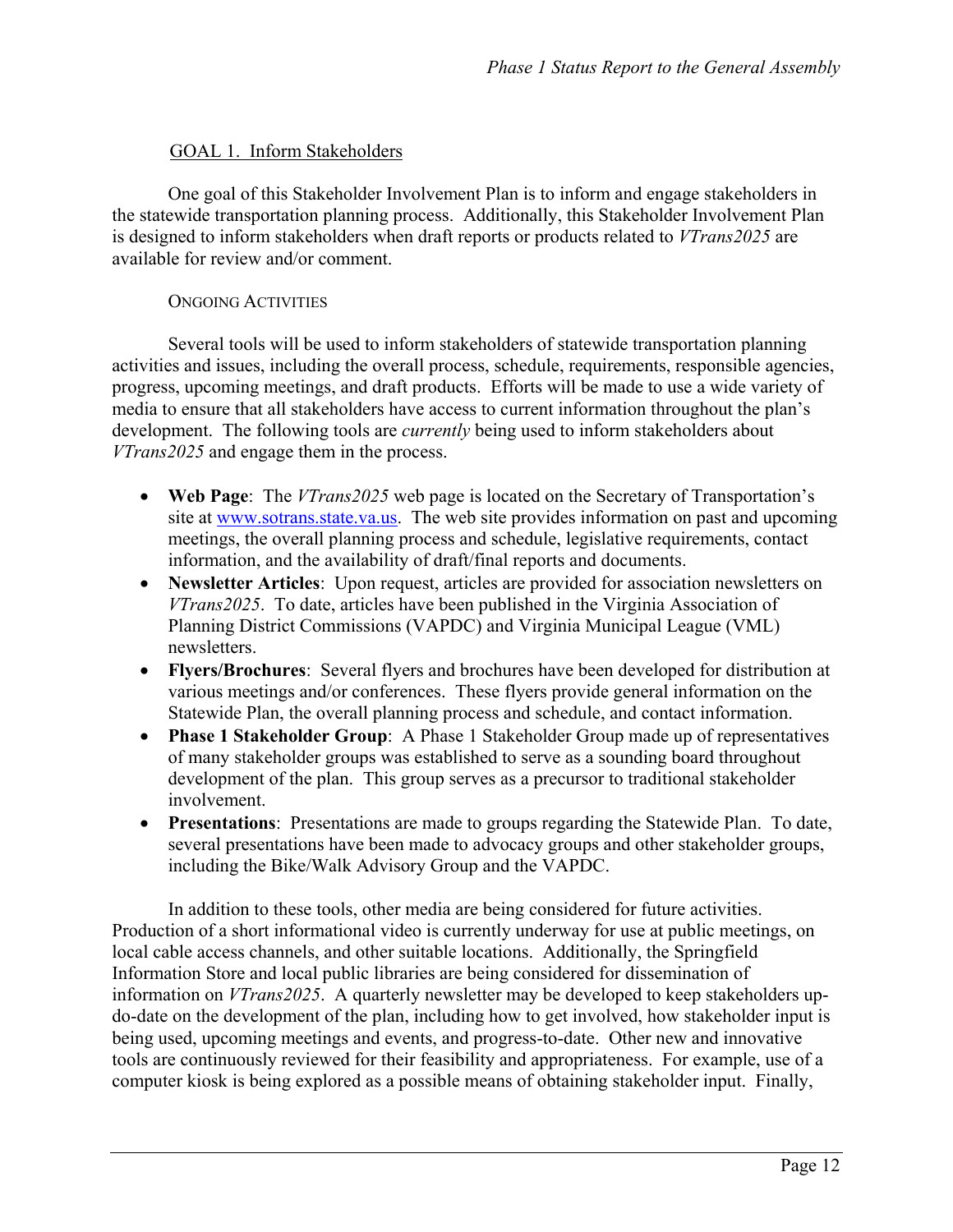## GOAL 1. Inform Stakeholders

One goal of this Stakeholder Involvement Plan is to inform and engage stakeholders in the statewide transportation planning process. Additionally, this Stakeholder Involvement Plan is designed to inform stakeholders when draft reports or products related to *VTrans2025* are available for review and/or comment.

### ONGOING ACTIVITIES

Several tools will be used to inform stakeholders of statewide transportation planning activities and issues, including the overall process, schedule, requirements, responsible agencies, progress, upcoming meetings, and draft products. Efforts will be made to use a wide variety of media to ensure that all stakeholders have access to current information throughout the plan's development. The following tools are *currently* being used to inform stakeholders about *VTrans2025* and engage them in the process.

- **Web Page**: The *VTrans2025* web page is located on the Secretary of Transportation's site at www.sotrans.state.va.us. The web site provides information on past and upcoming meetings, the overall planning process and schedule, legislative requirements, contact information, and the availability of draft/final reports and documents.
- **Newsletter Articles**: Upon request, articles are provided for association newsletters on *VTrans2025*. To date, articles have been published in the Virginia Association of Planning District Commissions (VAPDC) and Virginia Municipal League (VML) newsletters.
- **Flyers/Brochures**: Several flyers and brochures have been developed for distribution at various meetings and/or conferences. These flyers provide general information on the Statewide Plan, the overall planning process and schedule, and contact information.
- **Phase 1 Stakeholder Group**: A Phase 1 Stakeholder Group made up of representatives of many stakeholder groups was established to serve as a sounding board throughout development of the plan. This group serves as a precursor to traditional stakeholder involvement.
- **Presentations**: Presentations are made to groups regarding the Statewide Plan. To date, several presentations have been made to advocacy groups and other stakeholder groups, including the Bike/Walk Advisory Group and the VAPDC.

In addition to these tools, other media are being considered for future activities. Production of a short informational video is currently underway for use at public meetings, on local cable access channels, and other suitable locations. Additionally, the Springfield Information Store and local public libraries are being considered for dissemination of information on *VTrans2025*. A quarterly newsletter may be developed to keep stakeholders up-do-date on the development of the plan, including how to get involved, how stakeholder input is being used, upcoming meetings and events, and progress-to-date. Other new and innovative tools are continuously reviewed for their feasibility and appropriateness. For example, use of a computer kiosk is being explored as a possible means of obtaining stakeholder input. Finally,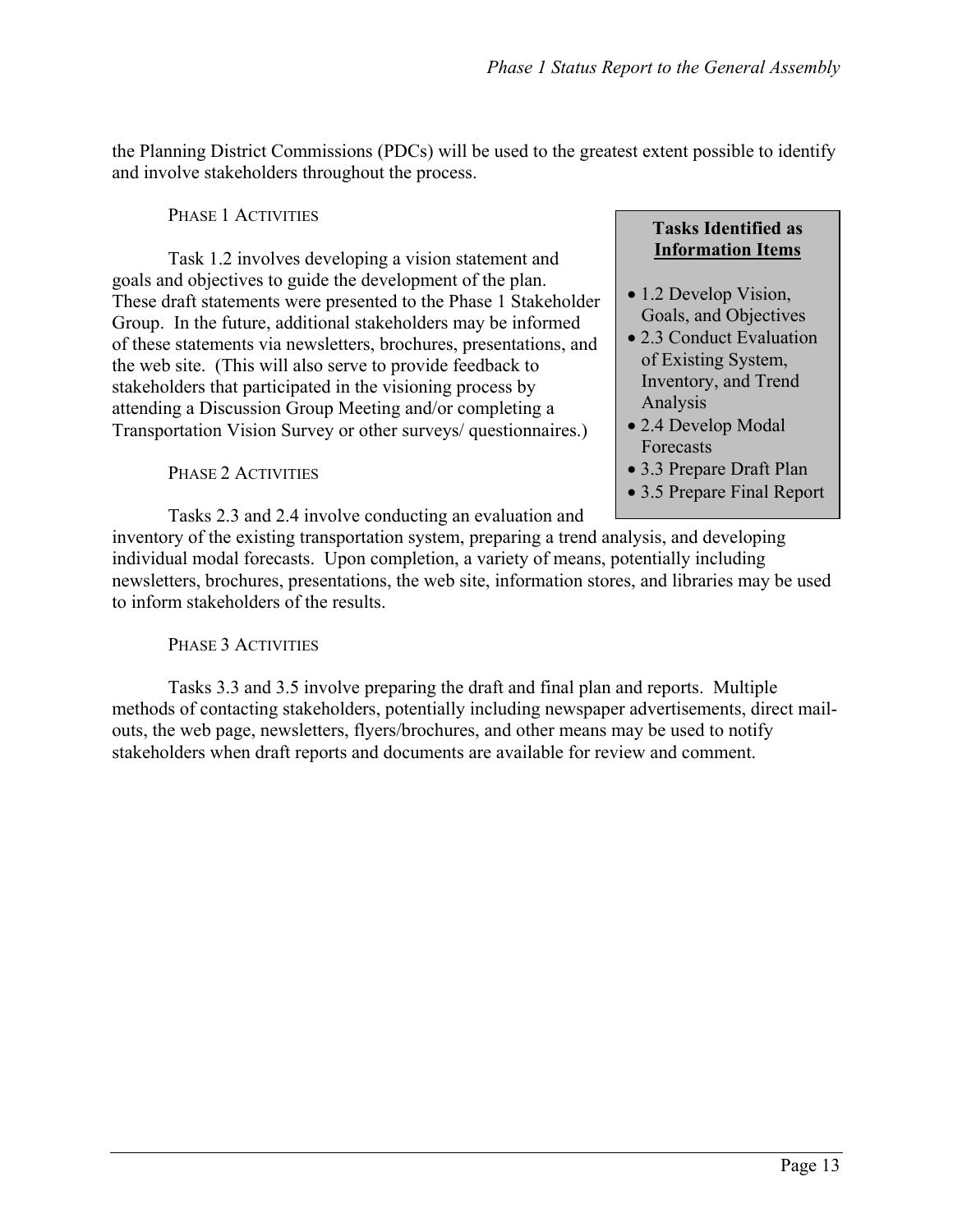the Planning District Commissions (PDCs) will be used to the greatest extent possible to identify and involve stakeholders throughout the process.

> **Tasks Identified as Information Items**
>
> - 1.2 Develop Vision, Goals, and Objectives
> - 2.3 Conduct Evaluation of Existing System, Inventory, and Trend Analysis
> - 2.4 Develop Modal Forecasts
> - 3.3 Prepare Draft Plan
> - 3.5 Prepare Final Report

#### PHASE 1 ACTIVITIES

Task 1.2 involves developing a vision statement and goals and objectives to guide the development of the plan. These draft statements were presented to the Phase 1 Stakeholder Group. In the future, additional stakeholders may be informed of these statements via newsletters, brochures, presentations, and the web site. (This will also serve to provide feedback to stakeholders that participated in the visioning process by attending a Discussion Group Meeting and/or completing a Transportation Vision Survey or other surveys/ questionnaires.)

#### PHASE 2 ACTIVITIES

Tasks 2.3 and 2.4 involve conducting an evaluation and inventory of the existing transportation system, preparing a trend analysis, and developing individual modal forecasts. Upon completion, a variety of means, potentially including newsletters, brochures, presentations, the web site, information stores, and libraries may be used to inform stakeholders of the results.

#### PHASE 3 ACTIVITIES

Tasks 3.3 and 3.5 involve preparing the draft and final plan and reports. Multiple methods of contacting stakeholders, potentially including newspaper advertisements, direct mail-outs, the web page, newsletters, flyers/brochures, and other means may be used to notify stakeholders when draft reports and documents are available for review and comment.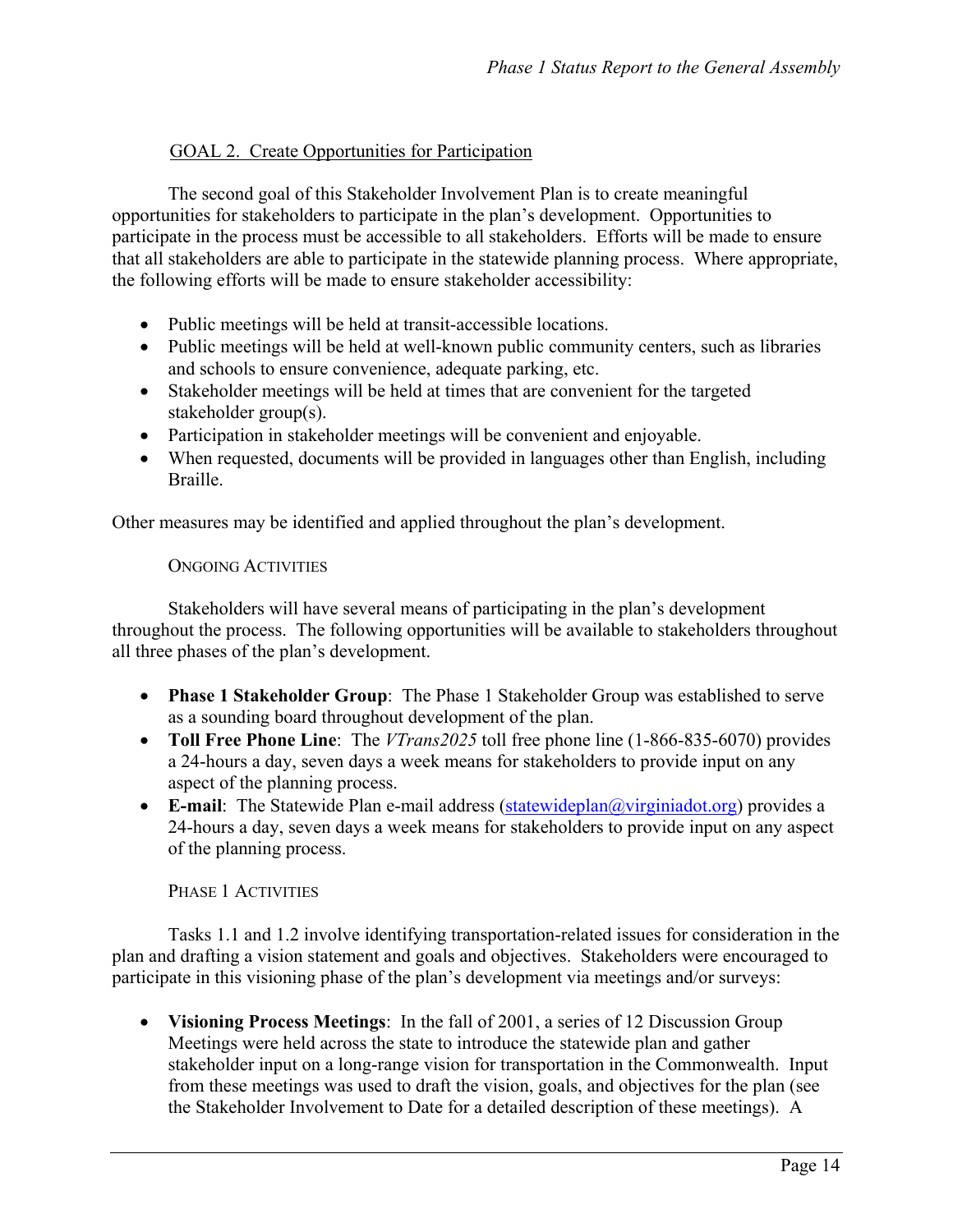## GOAL 2. Create Opportunities for Participation

The second goal of this Stakeholder Involvement Plan is to create meaningful opportunities for stakeholders to participate in the plan's development. Opportunities to participate in the process must be accessible to all stakeholders. Efforts will be made to ensure that all stakeholders are able to participate in the statewide planning process. Where appropriate, the following efforts will be made to ensure stakeholder accessibility:

- Public meetings will be held at transit-accessible locations.
- Public meetings will be held at well-known public community centers, such as libraries and schools to ensure convenience, adequate parking, etc.
- Stakeholder meetings will be held at times that are convenient for the targeted stakeholder group(s).
- Participation in stakeholder meetings will be convenient and enjoyable.
- When requested, documents will be provided in languages other than English, including Braille.

Other measures may be identified and applied throughout the plan's development.

### Ongoing Activities

Stakeholders will have several means of participating in the plan's development throughout the process. The following opportunities will be available to stakeholders throughout all three phases of the plan's development.

- **Phase 1 Stakeholder Group**: The Phase 1 Stakeholder Group was established to serve as a sounding board throughout development of the plan.
- **Toll Free Phone Line**: The *VTrans2025* toll free phone line (1-866-835-6070) provides a 24-hours a day, seven days a week means for stakeholders to provide input on any aspect of the planning process.
- **E-mail**: The Statewide Plan e-mail address (statewideplan@virginiadot.org) provides a 24-hours a day, seven days a week means for stakeholders to provide input on any aspect of the planning process.

### Phase 1 Activities

Tasks 1.1 and 1.2 involve identifying transportation-related issues for consideration in the plan and drafting a vision statement and goals and objectives. Stakeholders were encouraged to participate in this visioning phase of the plan's development via meetings and/or surveys:

- **Visioning Process Meetings**: In the fall of 2001, a series of 12 Discussion Group Meetings were held across the state to introduce the statewide plan and gather stakeholder input on a long-range vision for transportation in the Commonwealth. Input from these meetings was used to draft the vision, goals, and objectives for the plan (see the Stakeholder Involvement to Date for a detailed description of these meetings). A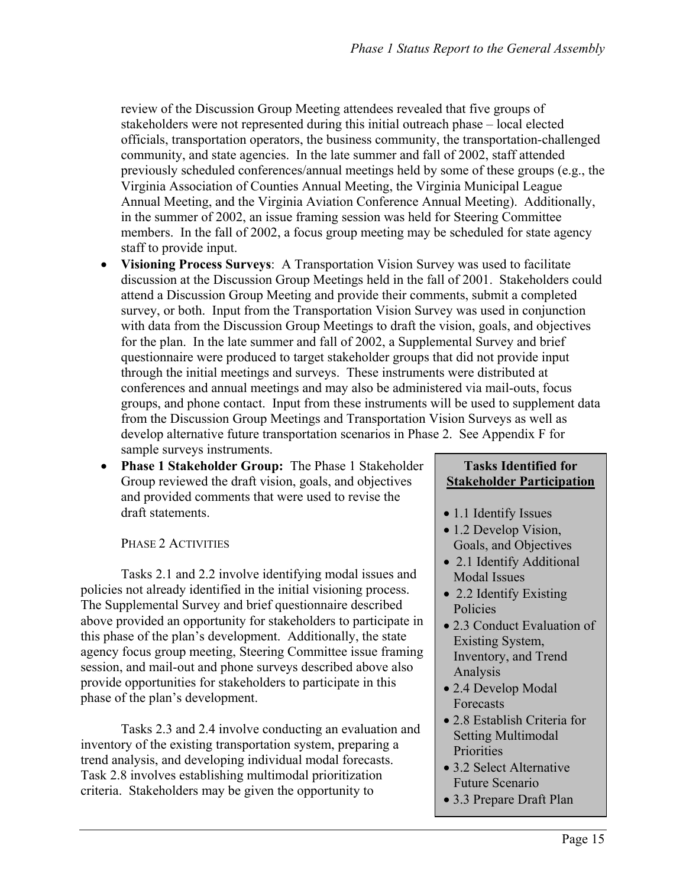review of the Discussion Group Meeting attendees revealed that five groups of stakeholders were not represented during this initial outreach phase – local elected officials, transportation operators, the business community, the transportation-challenged community, and state agencies. In the late summer and fall of 2002, staff attended previously scheduled conferences/annual meetings held by some of these groups (e.g., the Virginia Association of Counties Annual Meeting, the Virginia Municipal League Annual Meeting, and the Virginia Aviation Conference Annual Meeting). Additionally, in the summer of 2002, an issue framing session was held for Steering Committee members. In the fall of 2002, a focus group meeting may be scheduled for state agency staff to provide input.

- **Visioning Process Surveys**: A Transportation Vision Survey was used to facilitate discussion at the Discussion Group Meetings held in the fall of 2001. Stakeholders could attend a Discussion Group Meeting and provide their comments, submit a completed survey, or both. Input from the Transportation Vision Survey was used in conjunction with data from the Discussion Group Meetings to draft the vision, goals, and objectives for the plan. In the late summer and fall of 2002, a Supplemental Survey and brief questionnaire were produced to target stakeholder groups that did not provide input through the initial meetings and surveys. These instruments were distributed at conferences and annual meetings and may also be administered via mail-outs, focus groups, and phone contact. Input from these instruments will be used to supplement data from the Discussion Group Meetings and Transportation Vision Surveys as well as develop alternative future transportation scenarios in Phase 2. See Appendix F for sample surveys instruments.
- **Phase 1 Stakeholder Group:** The Phase 1 Stakeholder Group reviewed the draft vision, goals, and objectives and provided comments that were used to revise the draft statements.

PHASE 2 ACTIVITIES

Tasks 2.1 and 2.2 involve identifying modal issues and policies not already identified in the initial visioning process. The Supplemental Survey and brief questionnaire described above provided an opportunity for stakeholders to participate in this phase of the plan's development. Additionally, the state agency focus group meeting, Steering Committee issue framing session, and mail-out and phone surveys described above also provide opportunities for stakeholders to participate in this phase of the plan's development.

Tasks 2.3 and 2.4 involve conducting an evaluation and inventory of the existing transportation system, preparing a trend analysis, and developing individual modal forecasts. Task 2.8 involves establishing multimodal prioritization criteria. Stakeholders may be given the opportunity to

**Tasks Identified for Stakeholder Participation**

- 1.1 Identify Issues
- 1.2 Develop Vision, Goals, and Objectives
- 2.1 Identify Additional Modal Issues
- 2.2 Identify Existing Policies
- 2.3 Conduct Evaluation of Existing System, Inventory, and Trend Analysis
- 2.4 Develop Modal Forecasts
- 2.8 Establish Criteria for Setting Multimodal Priorities
- 3.2 Select Alternative Future Scenario
- 3.3 Prepare Draft Plan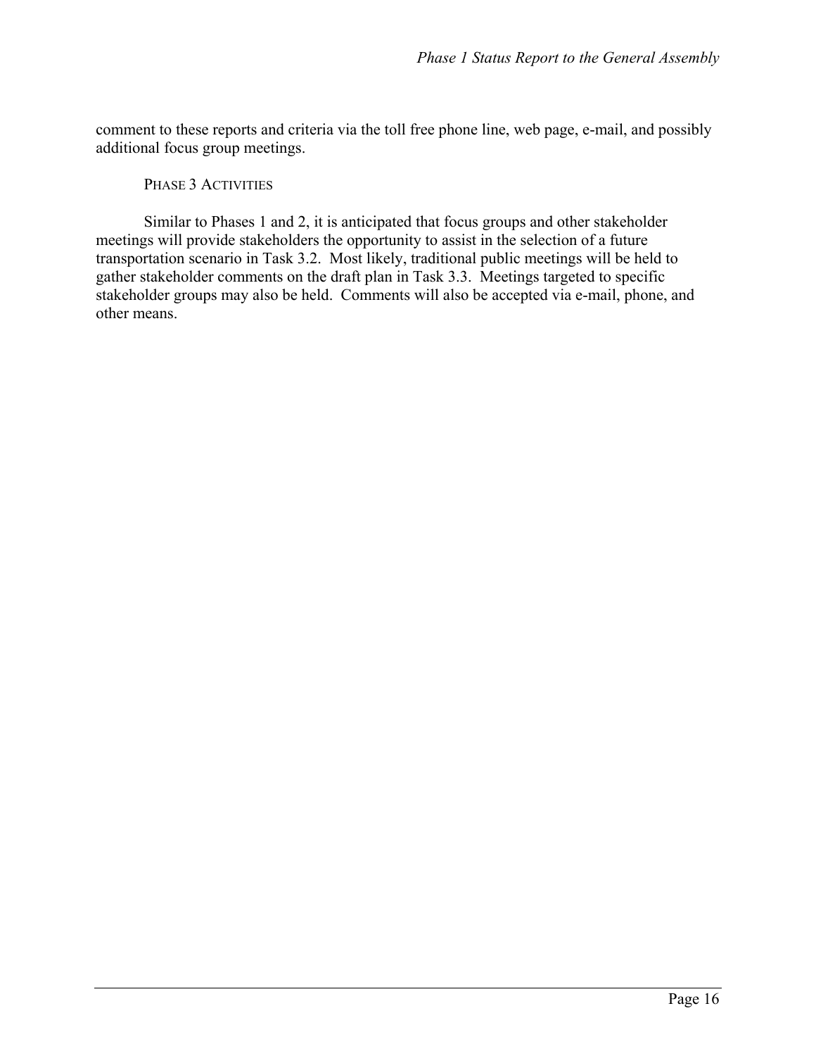comment to these reports and criteria via the toll free phone line, web page, e-mail, and possibly additional focus group meetings.

#### PHASE 3 ACTIVITIES

Similar to Phases 1 and 2, it is anticipated that focus groups and other stakeholder meetings will provide stakeholders the opportunity to assist in the selection of a future transportation scenario in Task 3.2. Most likely, traditional public meetings will be held to gather stakeholder comments on the draft plan in Task 3.3. Meetings targeted to specific stakeholder groups may also be held. Comments will also be accepted via e-mail, phone, and other means.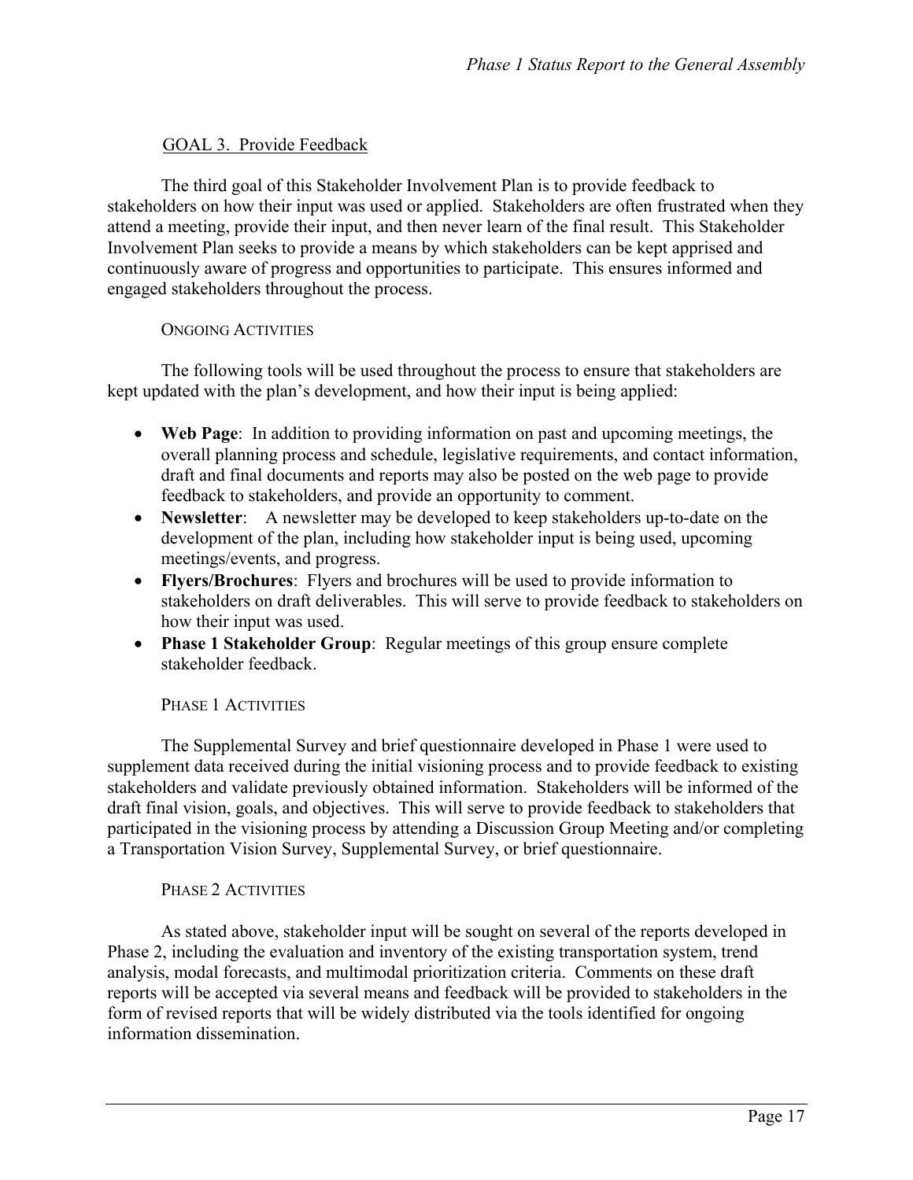### GOAL 3. Provide Feedback

The third goal of this Stakeholder Involvement Plan is to provide feedback to stakeholders on how their input was used or applied. Stakeholders are often frustrated when they attend a meeting, provide their input, and then never learn of the final result. This Stakeholder Involvement Plan seeks to provide a means by which stakeholders can be kept apprised and continuously aware of progress and opportunities to participate. This ensures informed and engaged stakeholders throughout the process.

#### Ongoing Activities

The following tools will be used throughout the process to ensure that stakeholders are kept updated with the plan's development, and how their input is being applied:

- **Web Page**: In addition to providing information on past and upcoming meetings, the overall planning process and schedule, legislative requirements, and contact information, draft and final documents and reports may also be posted on the web page to provide feedback to stakeholders, and provide an opportunity to comment.
- **Newsletter**: A newsletter may be developed to keep stakeholders up-to-date on the development of the plan, including how stakeholder input is being used, upcoming meetings/events, and progress.
- **Flyers/Brochures**: Flyers and brochures will be used to provide information to stakeholders on draft deliverables. This will serve to provide feedback to stakeholders on how their input was used.
- **Phase 1 Stakeholder Group**: Regular meetings of this group ensure complete stakeholder feedback.

#### Phase 1 Activities

The Supplemental Survey and brief questionnaire developed in Phase 1 were used to supplement data received during the initial visioning process and to provide feedback to existing stakeholders and validate previously obtained information. Stakeholders will be informed of the draft final vision, goals, and objectives. This will serve to provide feedback to stakeholders that participated in the visioning process by attending a Discussion Group Meeting and/or completing a Transportation Vision Survey, Supplemental Survey, or brief questionnaire.

#### Phase 2 Activities

As stated above, stakeholder input will be sought on several of the reports developed in Phase 2, including the evaluation and inventory of the existing transportation system, trend analysis, modal forecasts, and multimodal prioritization criteria. Comments on these draft reports will be accepted via several means and feedback will be provided to stakeholders in the form of revised reports that will be widely distributed via the tools identified for ongoing information dissemination.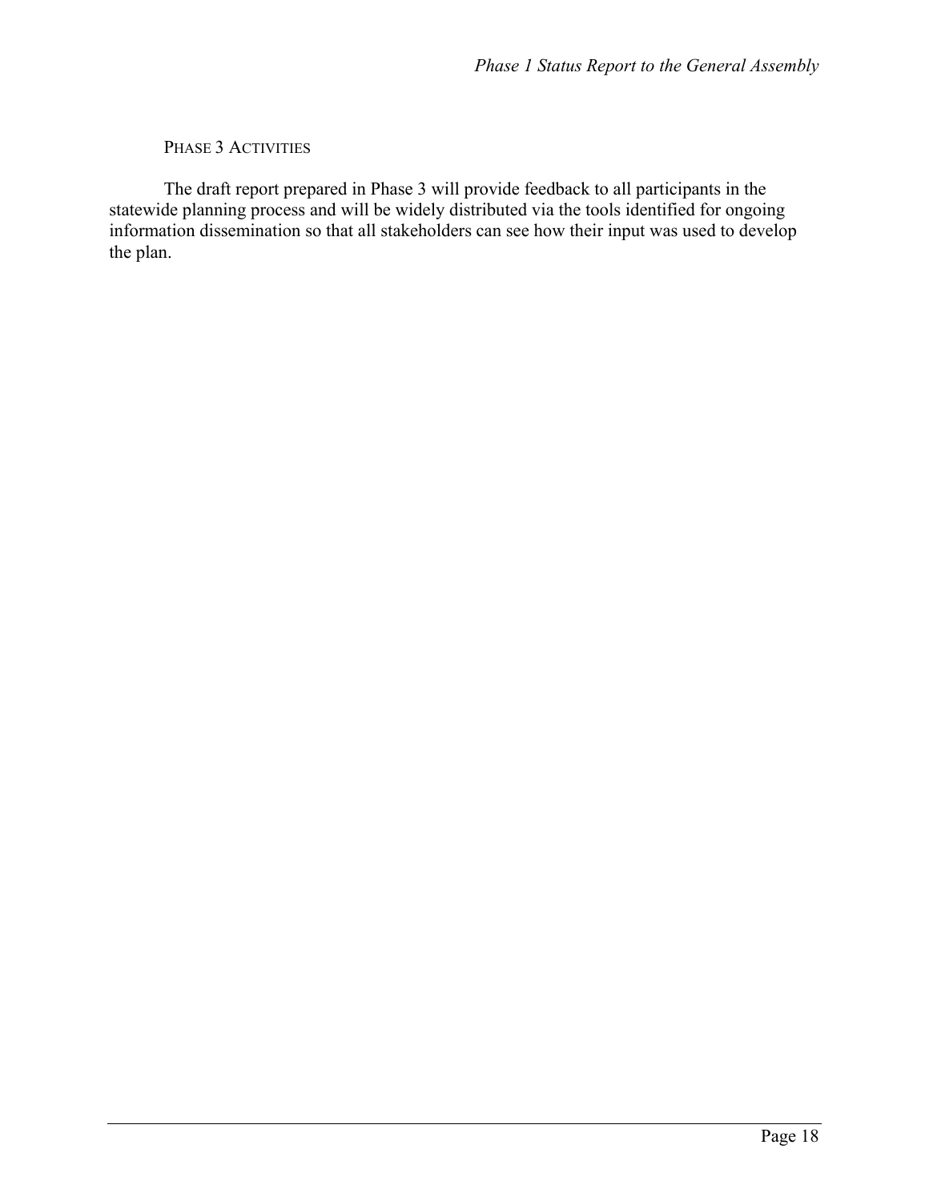### Phase 3 Activities

The draft report prepared in Phase 3 will provide feedback to all participants in the statewide planning process and will be widely distributed via the tools identified for ongoing information dissemination so that all stakeholders can see how their input was used to develop the plan.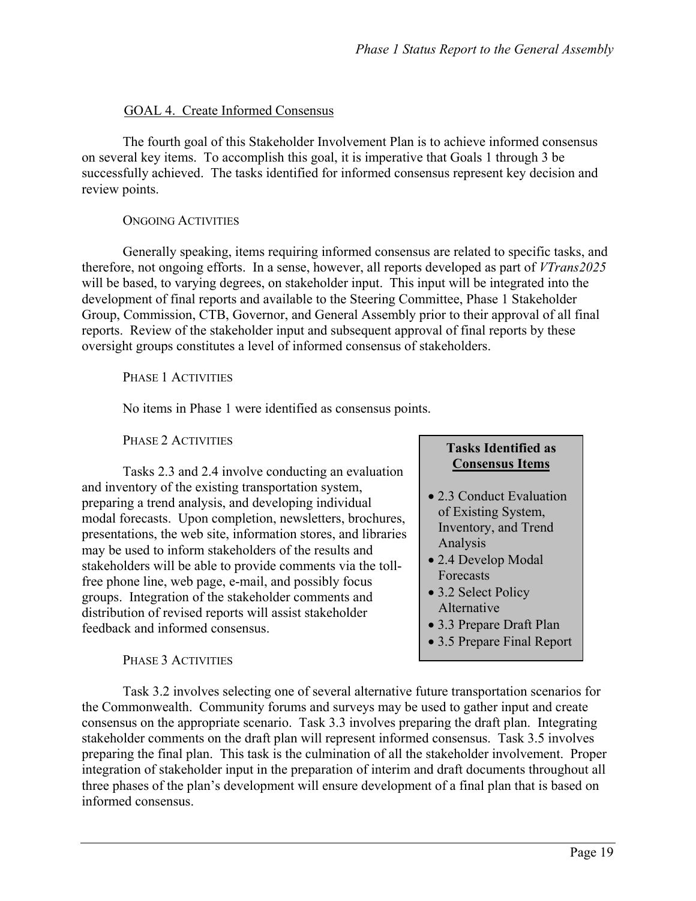## GOAL 4. Create Informed Consensus

The fourth goal of this Stakeholder Involvement Plan is to achieve informed consensus on several key items. To accomplish this goal, it is imperative that Goals 1 through 3 be successfully achieved. The tasks identified for informed consensus represent key decision and review points.

### ONGOING ACTIVITIES

Generally speaking, items requiring informed consensus are related to specific tasks, and therefore, not ongoing efforts. In a sense, however, all reports developed as part of *VTrans2025* will be based, to varying degrees, on stakeholder input. This input will be integrated into the development of final reports and available to the Steering Committee, Phase 1 Stakeholder Group, Commission, CTB, Governor, and General Assembly prior to their approval of all final reports. Review of the stakeholder input and subsequent approval of final reports by these oversight groups constitutes a level of informed consensus of stakeholders.

### PHASE 1 ACTIVITIES

No items in Phase 1 were identified as consensus points.

### PHASE 2 ACTIVITIES

Tasks 2.3 and 2.4 involve conducting an evaluation and inventory of the existing transportation system, preparing a trend analysis, and developing individual modal forecasts. Upon completion, newsletters, brochures, presentations, the web site, information stores, and libraries may be used to inform stakeholders of the results and stakeholders will be able to provide comments via the toll-free phone line, web page, e-mail, and possibly focus groups. Integration of the stakeholder comments and distribution of revised reports will assist stakeholder feedback and informed consensus.

> **Tasks Identified as Consensus Items**
>
> - 2.3 Conduct Evaluation of Existing System, Inventory, and Trend Analysis
> - 2.4 Develop Modal Forecasts
> - 3.2 Select Policy Alternative
> - 3.3 Prepare Draft Plan
> - 3.5 Prepare Final Report

### PHASE 3 ACTIVITIES

Task 3.2 involves selecting one of several alternative future transportation scenarios for the Commonwealth. Community forums and surveys may be used to gather input and create consensus on the appropriate scenario. Task 3.3 involves preparing the draft plan. Integrating stakeholder comments on the draft plan will represent informed consensus. Task 3.5 involves preparing the final plan. This task is the culmination of all the stakeholder involvement. Proper integration of stakeholder input in the preparation of interim and draft documents throughout all three phases of the plan's development will ensure development of a final plan that is based on informed consensus.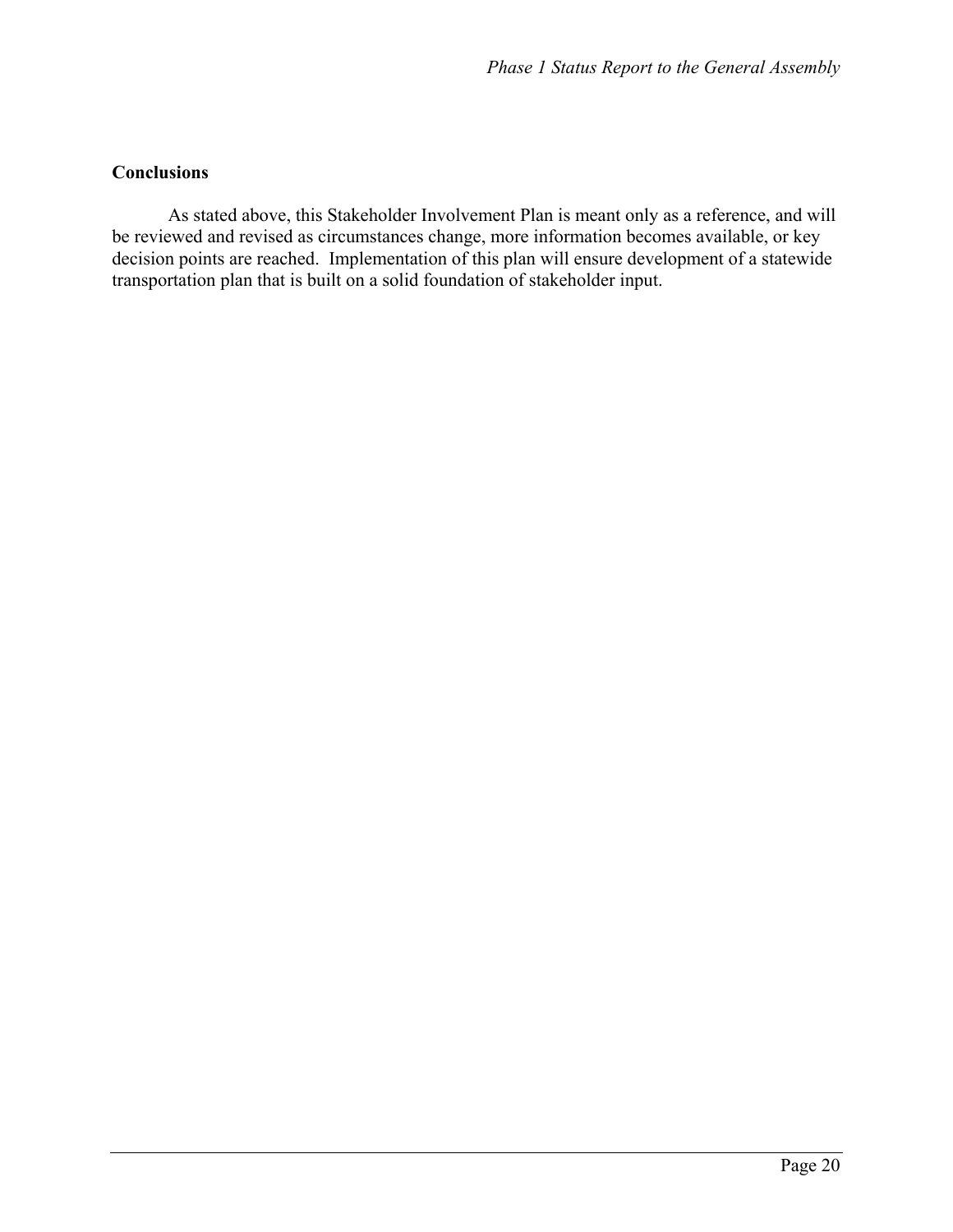## Conclusions

As stated above, this Stakeholder Involvement Plan is meant only as a reference, and will be reviewed and revised as circumstances change, more information becomes available, or key decision points are reached. Implementation of this plan will ensure development of a statewide transportation plan that is built on a solid foundation of stakeholder input.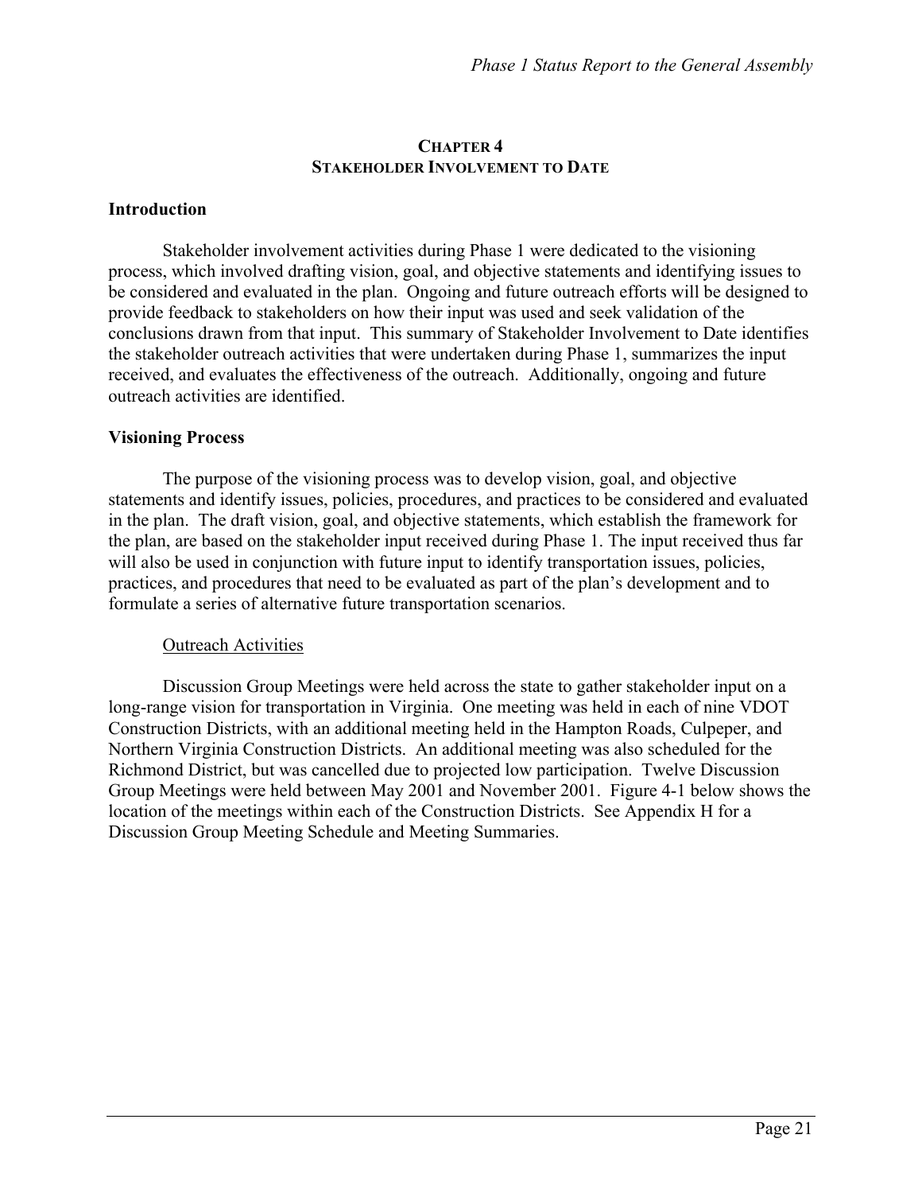# CHAPTER 4
# STAKEHOLDER INVOLVEMENT TO DATE

## Introduction

Stakeholder involvement activities during Phase 1 were dedicated to the visioning process, which involved drafting vision, goal, and objective statements and identifying issues to be considered and evaluated in the plan. Ongoing and future outreach efforts will be designed to provide feedback to stakeholders on how their input was used and seek validation of the conclusions drawn from that input. This summary of Stakeholder Involvement to Date identifies the stakeholder outreach activities that were undertaken during Phase 1, summarizes the input received, and evaluates the effectiveness of the outreach. Additionally, ongoing and future outreach activities are identified.

## Visioning Process

The purpose of the visioning process was to develop vision, goal, and objective statements and identify issues, policies, procedures, and practices to be considered and evaluated in the plan. The draft vision, goal, and objective statements, which establish the framework for the plan, are based on the stakeholder input received during Phase 1. The input received thus far will also be used in conjunction with future input to identify transportation issues, policies, practices, and procedures that need to be evaluated as part of the plan's development and to formulate a series of alternative future transportation scenarios.

### Outreach Activities

Discussion Group Meetings were held across the state to gather stakeholder input on a long-range vision for transportation in Virginia. One meeting was held in each of nine VDOT Construction Districts, with an additional meeting held in the Hampton Roads, Culpeper, and Northern Virginia Construction Districts. An additional meeting was also scheduled for the Richmond District, but was cancelled due to projected low participation. Twelve Discussion Group Meetings were held between May 2001 and November 2001. Figure 4-1 below shows the location of the meetings within each of the Construction Districts. See Appendix H for a Discussion Group Meeting Schedule and Meeting Summaries.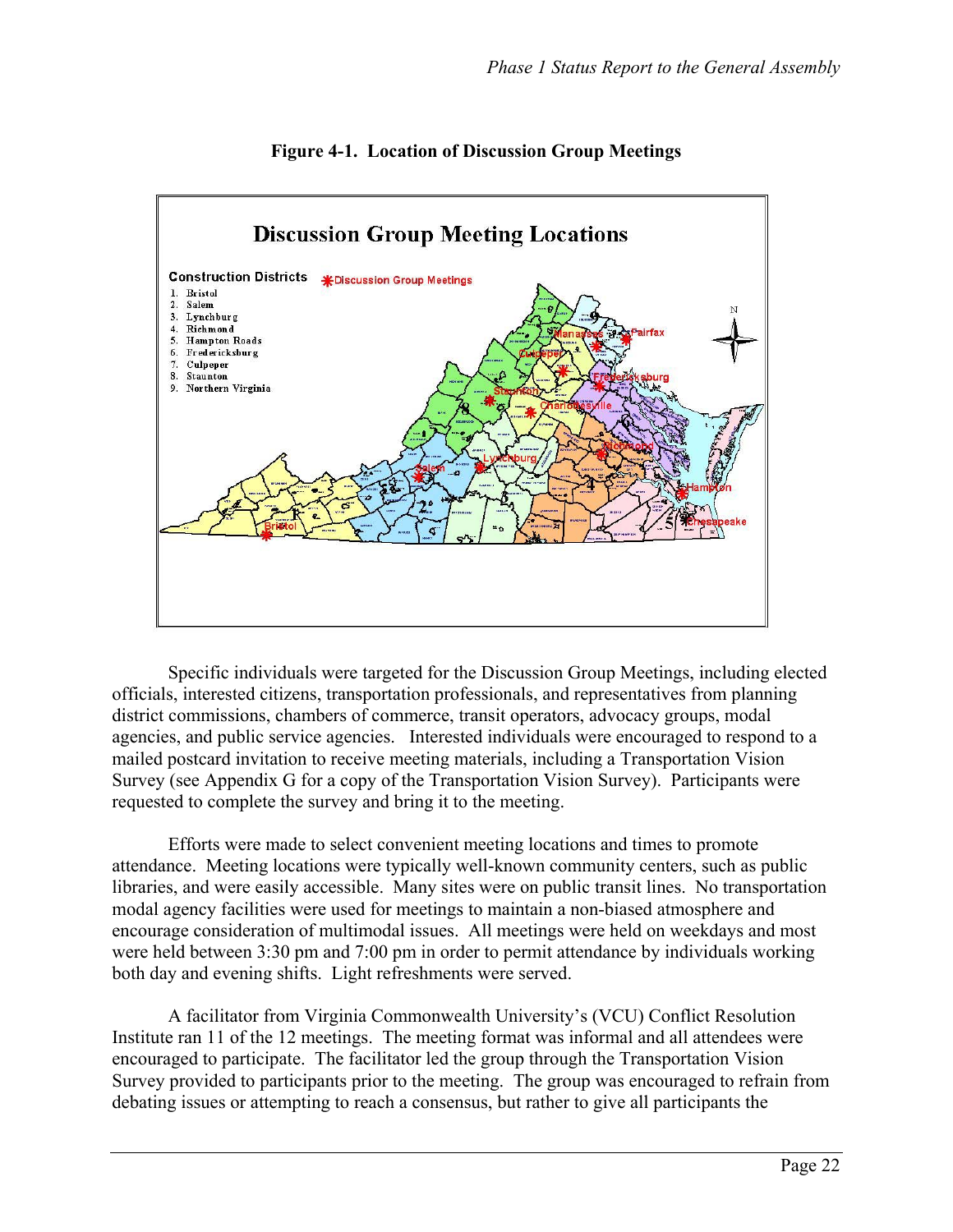**Figure 4-1. Location of Discussion Group Meetings**

**Discussion Group Meeting Locations**

Construction Districts

1. Bristol
2. Salem
3. Lynchburg
4. Richmond
5. Hampton Roads
6. Fredericksburg
7. Culpeper
8. Staunton
9. Northern Virginia

*Discussion Group Meetings

Specific individuals were targeted for the Discussion Group Meetings, including elected officials, interested citizens, transportation professionals, and representatives from planning district commissions, chambers of commerce, transit operators, advocacy groups, modal agencies, and public service agencies. Interested individuals were encouraged to respond to a mailed postcard invitation to receive meeting materials, including a Transportation Vision Survey (see Appendix G for a copy of the Transportation Vision Survey). Participants were requested to complete the survey and bring it to the meeting.

Efforts were made to select convenient meeting locations and times to promote attendance. Meeting locations were typically well-known community centers, such as public libraries, and were easily accessible. Many sites were on public transit lines. No transportation modal agency facilities were used for meetings to maintain a non-biased atmosphere and encourage consideration of multimodal issues. All meetings were held on weekdays and most were held between 3:30 pm and 7:00 pm in order to permit attendance by individuals working both day and evening shifts. Light refreshments were served.

A facilitator from Virginia Commonwealth University's (VCU) Conflict Resolution Institute ran 11 of the 12 meetings. The meeting format was informal and all attendees were encouraged to participate. The facilitator led the group through the Transportation Vision Survey provided to participants prior to the meeting. The group was encouraged to refrain from debating issues or attempting to reach a consensus, but rather to give all participants the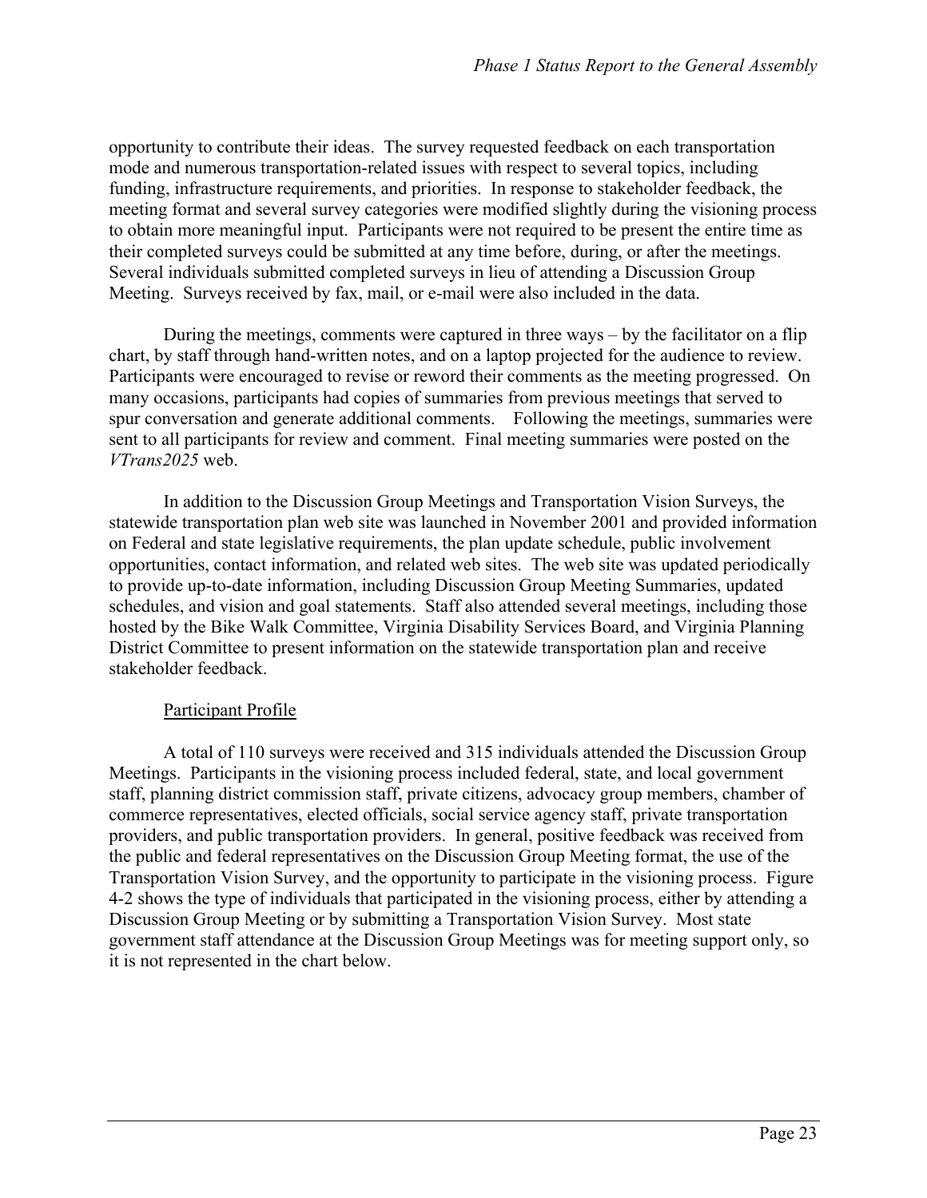opportunity to contribute their ideas. The survey requested feedback on each transportation mode and numerous transportation-related issues with respect to several topics, including funding, infrastructure requirements, and priorities. In response to stakeholder feedback, the meeting format and several survey categories were modified slightly during the visioning process to obtain more meaningful input. Participants were not required to be present the entire time as their completed surveys could be submitted at any time before, during, or after the meetings. Several individuals submitted completed surveys in lieu of attending a Discussion Group Meeting. Surveys received by fax, mail, or e-mail were also included in the data.

During the meetings, comments were captured in three ways – by the facilitator on a flip chart, by staff through hand-written notes, and on a laptop projected for the audience to review. Participants were encouraged to revise or reword their comments as the meeting progressed. On many occasions, participants had copies of summaries from previous meetings that served to spur conversation and generate additional comments. Following the meetings, summaries were sent to all participants for review and comment. Final meeting summaries were posted on the *VTrans2025* web.

In addition to the Discussion Group Meetings and Transportation Vision Surveys, the statewide transportation plan web site was launched in November 2001 and provided information on Federal and state legislative requirements, the plan update schedule, public involvement opportunities, contact information, and related web sites. The web site was updated periodically to provide up-to-date information, including Discussion Group Meeting Summaries, updated schedules, and vision and goal statements. Staff also attended several meetings, including those hosted by the Bike Walk Committee, Virginia Disability Services Board, and Virginia Planning District Committee to present information on the statewide transportation plan and receive stakeholder feedback.

<u>Participant Profile</u>

A total of 110 surveys were received and 315 individuals attended the Discussion Group Meetings. Participants in the visioning process included federal, state, and local government staff, planning district commission staff, private citizens, advocacy group members, chamber of commerce representatives, elected officials, social service agency staff, private transportation providers, and public transportation providers. In general, positive feedback was received from the public and federal representatives on the Discussion Group Meeting format, the use of the Transportation Vision Survey, and the opportunity to participate in the visioning process. Figure 4-2 shows the type of individuals that participated in the visioning process, either by attending a Discussion Group Meeting or by submitting a Transportation Vision Survey. Most state government staff attendance at the Discussion Group Meetings was for meeting support only, so it is not represented in the chart below.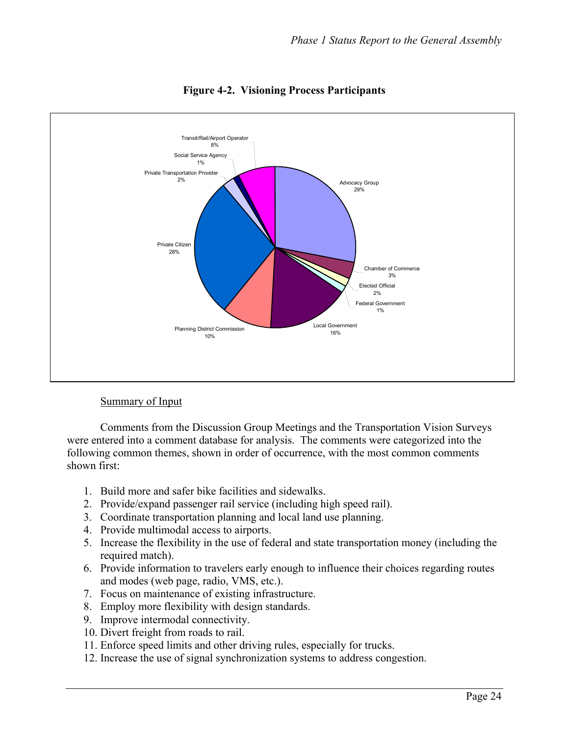**Figure 4-2. Visioning Process Participants**

Transit/Rail/Airport Operator 8%

Social Service Agency 1%

Private Transportation Provider 2%

Advocacy Group 29%

Private Citizen 28%

Chamber of Commerce 3%

Elected Official 2%

Federal Government 1%

Local Government 16%

Planning District Commission 10%

Summary of Input

Comments from the Discussion Group Meetings and the Transportation Vision Surveys were entered into a comment database for analysis. The comments were categorized into the following common themes, shown in order of occurrence, with the most common comments shown first:

1. Build more and safer bike facilities and sidewalks.
2. Provide/expand passenger rail service (including high speed rail).
3. Coordinate transportation planning and local land use planning.
4. Provide multimodal access to airports.
5. Increase the flexibility in the use of federal and state transportation money (including the required match).
6. Provide information to travelers early enough to influence their choices regarding routes and modes (web page, radio, VMS, etc.).
7. Focus on maintenance of existing infrastructure.
8. Employ more flexibility with design standards.
9. Improve intermodal connectivity.
10. Divert freight from roads to rail.
11. Enforce speed limits and other driving rules, especially for trucks.
12. Increase the use of signal synchronization systems to address congestion.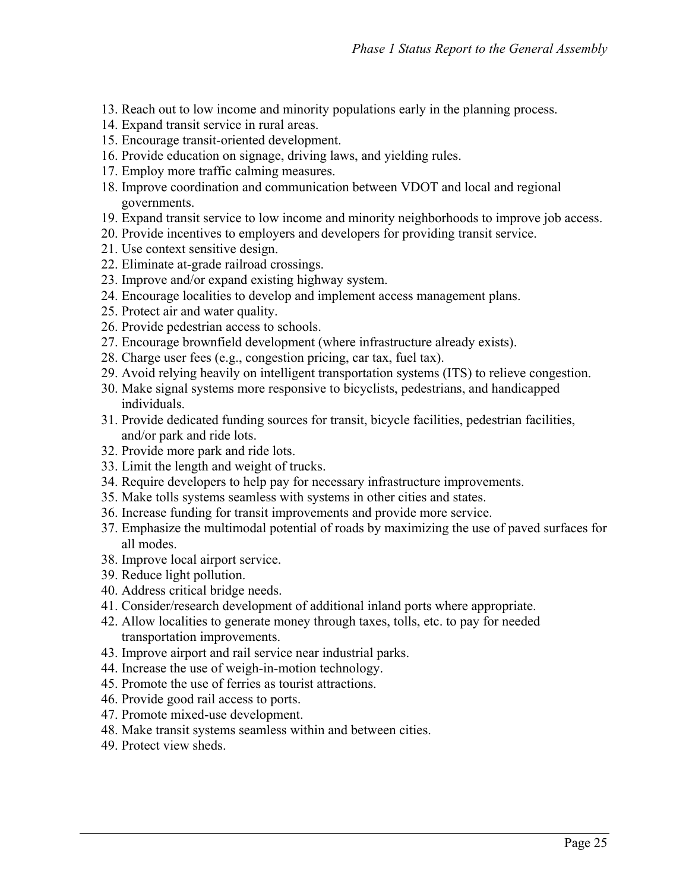13. Reach out to low income and minority populations early in the planning process.
14. Expand transit service in rural areas.
15. Encourage transit-oriented development.
16. Provide education on signage, driving laws, and yielding rules.
17. Employ more traffic calming measures.
18. Improve coordination and communication between VDOT and local and regional governments.
19. Expand transit service to low income and minority neighborhoods to improve job access.
20. Provide incentives to employers and developers for providing transit service.
21. Use context sensitive design.
22. Eliminate at-grade railroad crossings.
23. Improve and/or expand existing highway system.
24. Encourage localities to develop and implement access management plans.
25. Protect air and water quality.
26. Provide pedestrian access to schools.
27. Encourage brownfield development (where infrastructure already exists).
28. Charge user fees (e.g., congestion pricing, car tax, fuel tax).
29. Avoid relying heavily on intelligent transportation systems (ITS) to relieve congestion.
30. Make signal systems more responsive to bicyclists, pedestrians, and handicapped individuals.
31. Provide dedicated funding sources for transit, bicycle facilities, pedestrian facilities, and/or park and ride lots.
32. Provide more park and ride lots.
33. Limit the length and weight of trucks.
34. Require developers to help pay for necessary infrastructure improvements.
35. Make tolls systems seamless with systems in other cities and states.
36. Increase funding for transit improvements and provide more service.
37. Emphasize the multimodal potential of roads by maximizing the use of paved surfaces for all modes.
38. Improve local airport service.
39. Reduce light pollution.
40. Address critical bridge needs.
41. Consider/research development of additional inland ports where appropriate.
42. Allow localities to generate money through taxes, tolls, etc. to pay for needed transportation improvements.
43. Improve airport and rail service near industrial parks.
44. Increase the use of weigh-in-motion technology.
45. Promote the use of ferries as tourist attractions.
46. Provide good rail access to ports.
47. Promote mixed-use development.
48. Make transit systems seamless within and between cities.
49. Protect view sheds.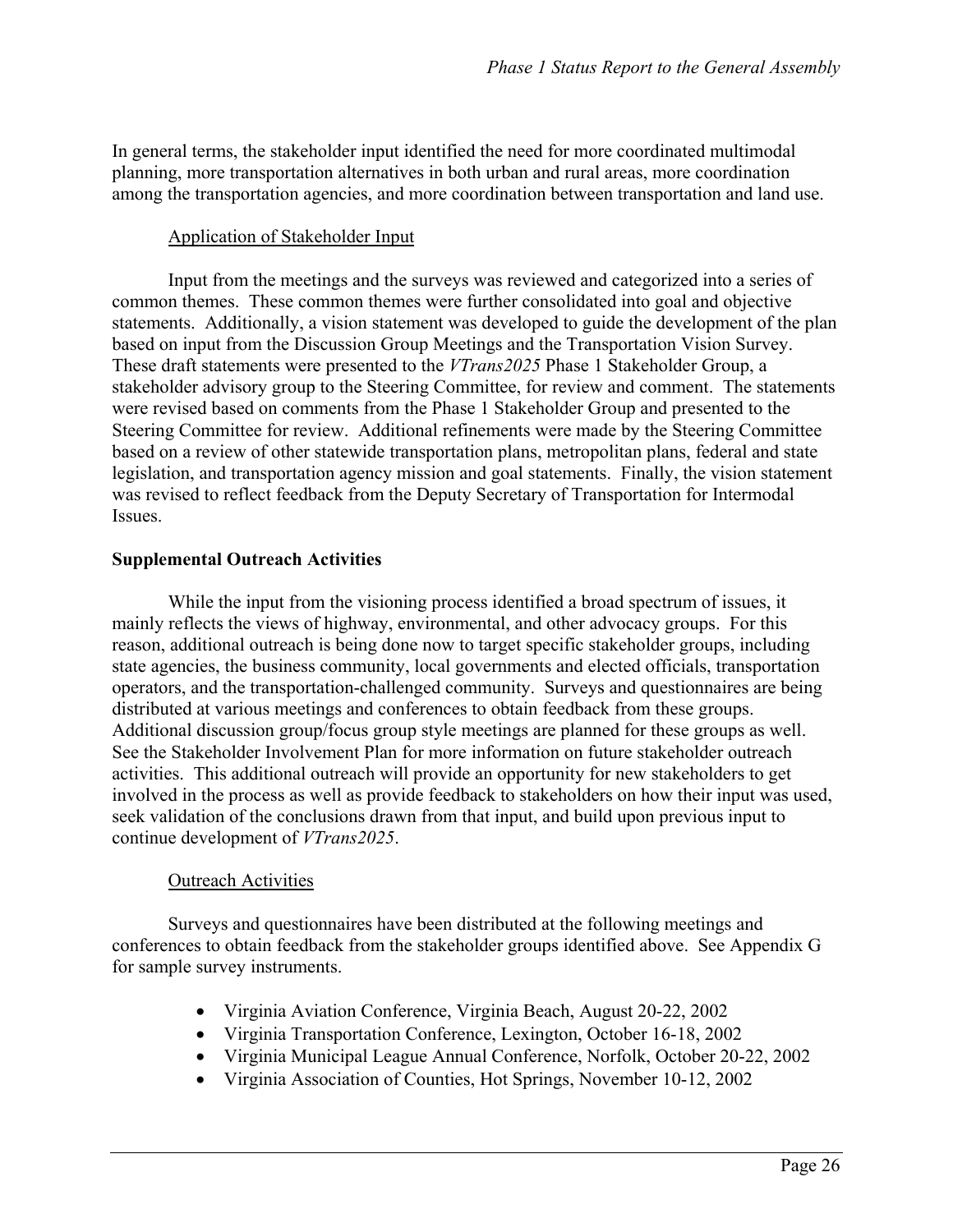In general terms, the stakeholder input identified the need for more coordinated multimodal planning, more transportation alternatives in both urban and rural areas, more coordination among the transportation agencies, and more coordination between transportation and land use.

### Application of Stakeholder Input

Input from the meetings and the surveys was reviewed and categorized into a series of common themes. These common themes were further consolidated into goal and objective statements. Additionally, a vision statement was developed to guide the development of the plan based on input from the Discussion Group Meetings and the Transportation Vision Survey. These draft statements were presented to the *VTrans2025* Phase 1 Stakeholder Group, a stakeholder advisory group to the Steering Committee, for review and comment. The statements were revised based on comments from the Phase 1 Stakeholder Group and presented to the Steering Committee for review. Additional refinements were made by the Steering Committee based on a review of other statewide transportation plans, metropolitan plans, federal and state legislation, and transportation agency mission and goal statements. Finally, the vision statement was revised to reflect feedback from the Deputy Secretary of Transportation for Intermodal Issues.

## Supplemental Outreach Activities

While the input from the visioning process identified a broad spectrum of issues, it mainly reflects the views of highway, environmental, and other advocacy groups. For this reason, additional outreach is being done now to target specific stakeholder groups, including state agencies, the business community, local governments and elected officials, transportation operators, and the transportation-challenged community. Surveys and questionnaires are being distributed at various meetings and conferences to obtain feedback from these groups. Additional discussion group/focus group style meetings are planned for these groups as well. See the Stakeholder Involvement Plan for more information on future stakeholder outreach activities. This additional outreach will provide an opportunity for new stakeholders to get involved in the process as well as provide feedback to stakeholders on how their input was used, seek validation of the conclusions drawn from that input, and build upon previous input to continue development of *VTrans2025*.

### Outreach Activities

Surveys and questionnaires have been distributed at the following meetings and conferences to obtain feedback from the stakeholder groups identified above. See Appendix G for sample survey instruments.

- Virginia Aviation Conference, Virginia Beach, August 20-22, 2002
- Virginia Transportation Conference, Lexington, October 16-18, 2002
- Virginia Municipal League Annual Conference, Norfolk, October 20-22, 2002
- Virginia Association of Counties, Hot Springs, November 10-12, 2002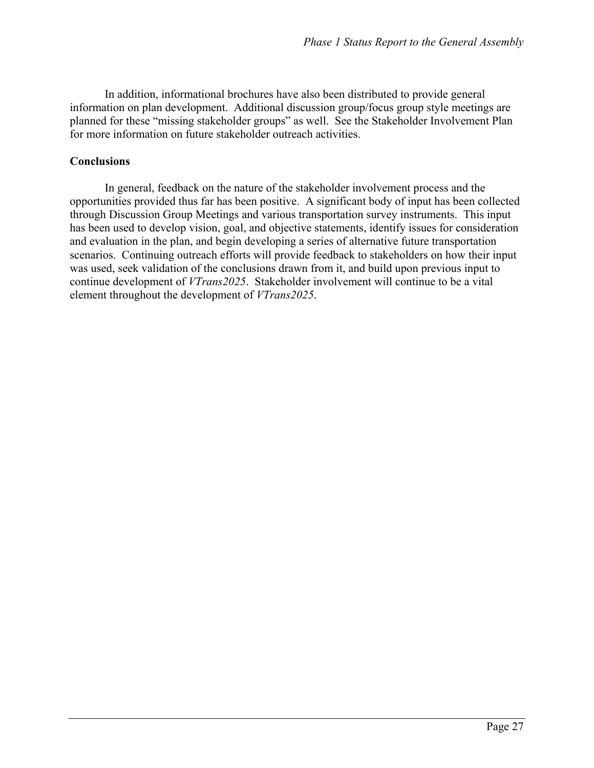In addition, informational brochures have also been distributed to provide general information on plan development. Additional discussion group/focus group style meetings are planned for these "missing stakeholder groups" as well. See the Stakeholder Involvement Plan for more information on future stakeholder outreach activities.

**Conclusions**

In general, feedback on the nature of the stakeholder involvement process and the opportunities provided thus far has been positive. A significant body of input has been collected through Discussion Group Meetings and various transportation survey instruments. This input has been used to develop vision, goal, and objective statements, identify issues for consideration and evaluation in the plan, and begin developing a series of alternative future transportation scenarios. Continuing outreach efforts will provide feedback to stakeholders on how their input was used, seek validation of the conclusions drawn from it, and build upon previous input to continue development of *VTrans2025*. Stakeholder involvement will continue to be a vital element throughout the development of *VTrans2025*.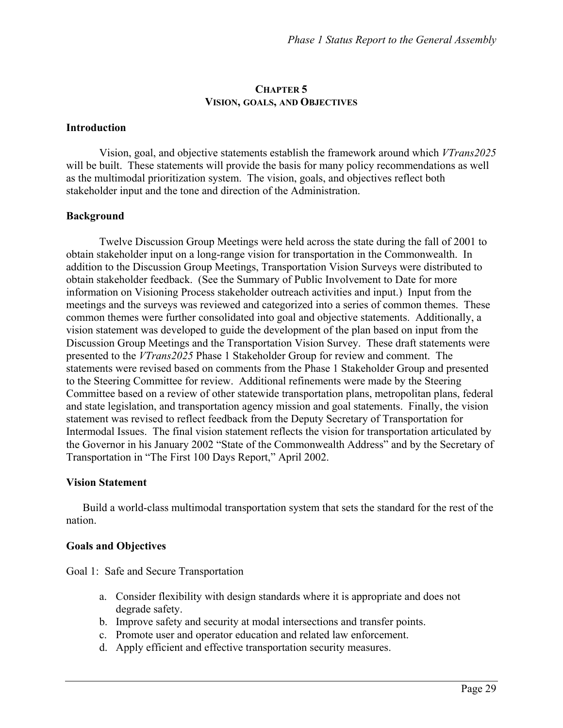# CHAPTER 5
## VISION, GOALS, AND OBJECTIVES

### Introduction

Vision, goal, and objective statements establish the framework around which *VTrans2025* will be built. These statements will provide the basis for many policy recommendations as well as the multimodal prioritization system. The vision, goals, and objectives reflect both stakeholder input and the tone and direction of the Administration.

### Background

Twelve Discussion Group Meetings were held across the state during the fall of 2001 to obtain stakeholder input on a long-range vision for transportation in the Commonwealth. In addition to the Discussion Group Meetings, Transportation Vision Surveys were distributed to obtain stakeholder feedback. (See the Summary of Public Involvement to Date for more information on Visioning Process stakeholder outreach activities and input.) Input from the meetings and the surveys was reviewed and categorized into a series of common themes. These common themes were further consolidated into goal and objective statements. Additionally, a vision statement was developed to guide the development of the plan based on input from the Discussion Group Meetings and the Transportation Vision Survey. These draft statements were presented to the *VTrans2025* Phase 1 Stakeholder Group for review and comment. The statements were revised based on comments from the Phase 1 Stakeholder Group and presented to the Steering Committee for review. Additional refinements were made by the Steering Committee based on a review of other statewide transportation plans, metropolitan plans, federal and state legislation, and transportation agency mission and goal statements. Finally, the vision statement was revised to reflect feedback from the Deputy Secretary of Transportation for Intermodal Issues. The final vision statement reflects the vision for transportation articulated by the Governor in his January 2002 "State of the Commonwealth Address" and by the Secretary of Transportation in "The First 100 Days Report," April 2002.

### Vision Statement

Build a world-class multimodal transportation system that sets the standard for the rest of the nation.

### Goals and Objectives

Goal 1: Safe and Secure Transportation

a. Consider flexibility with design standards where it is appropriate and does not degrade safety.
b. Improve safety and security at modal intersections and transfer points.
c. Promote user and operator education and related law enforcement.
d. Apply efficient and effective transportation security measures.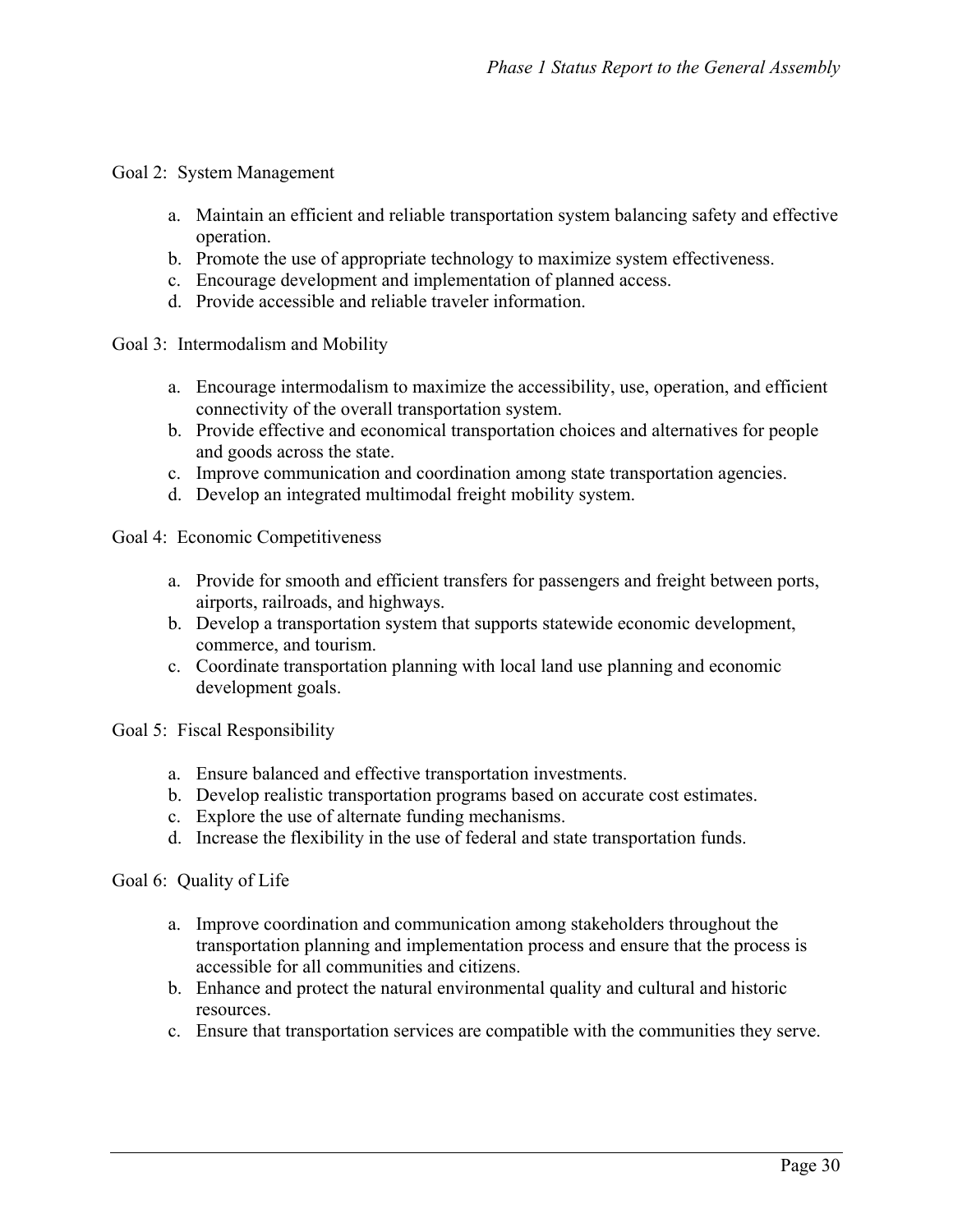Goal 2: System Management

a. Maintain an efficient and reliable transportation system balancing safety and effective operation.
b. Promote the use of appropriate technology to maximize system effectiveness.
c. Encourage development and implementation of planned access.
d. Provide accessible and reliable traveler information.

Goal 3: Intermodalism and Mobility

a. Encourage intermodalism to maximize the accessibility, use, operation, and efficient connectivity of the overall transportation system.
b. Provide effective and economical transportation choices and alternatives for people and goods across the state.
c. Improve communication and coordination among state transportation agencies.
d. Develop an integrated multimodal freight mobility system.

Goal 4: Economic Competitiveness

a. Provide for smooth and efficient transfers for passengers and freight between ports, airports, railroads, and highways.
b. Develop a transportation system that supports statewide economic development, commerce, and tourism.
c. Coordinate transportation planning with local land use planning and economic development goals.

Goal 5: Fiscal Responsibility

a. Ensure balanced and effective transportation investments.
b. Develop realistic transportation programs based on accurate cost estimates.
c. Explore the use of alternate funding mechanisms.
d. Increase the flexibility in the use of federal and state transportation funds.

Goal 6: Quality of Life

a. Improve coordination and communication among stakeholders throughout the transportation planning and implementation process and ensure that the process is accessible for all communities and citizens.
b. Enhance and protect the natural environmental quality and cultural and historic resources.
c. Ensure that transportation services are compatible with the communities they serve.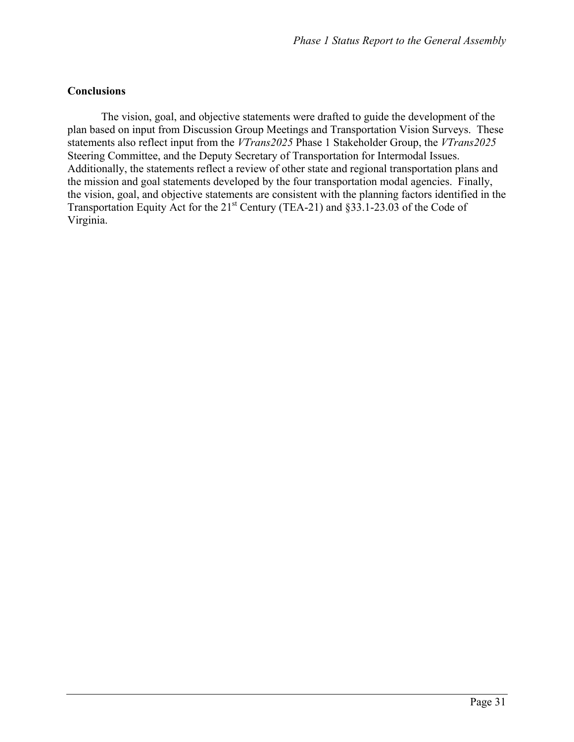**Conclusions**

The vision, goal, and objective statements were drafted to guide the development of the plan based on input from Discussion Group Meetings and Transportation Vision Surveys. These statements also reflect input from the *VTrans2025* Phase 1 Stakeholder Group, the *VTrans2025* Steering Committee, and the Deputy Secretary of Transportation for Intermodal Issues. Additionally, the statements reflect a review of other state and regional transportation plans and the mission and goal statements developed by the four transportation modal agencies. Finally, the vision, goal, and objective statements are consistent with the planning factors identified in the Transportation Equity Act for the 21$^{st}$ Century (TEA-21) and §33.1-23.03 of the Code of Virginia.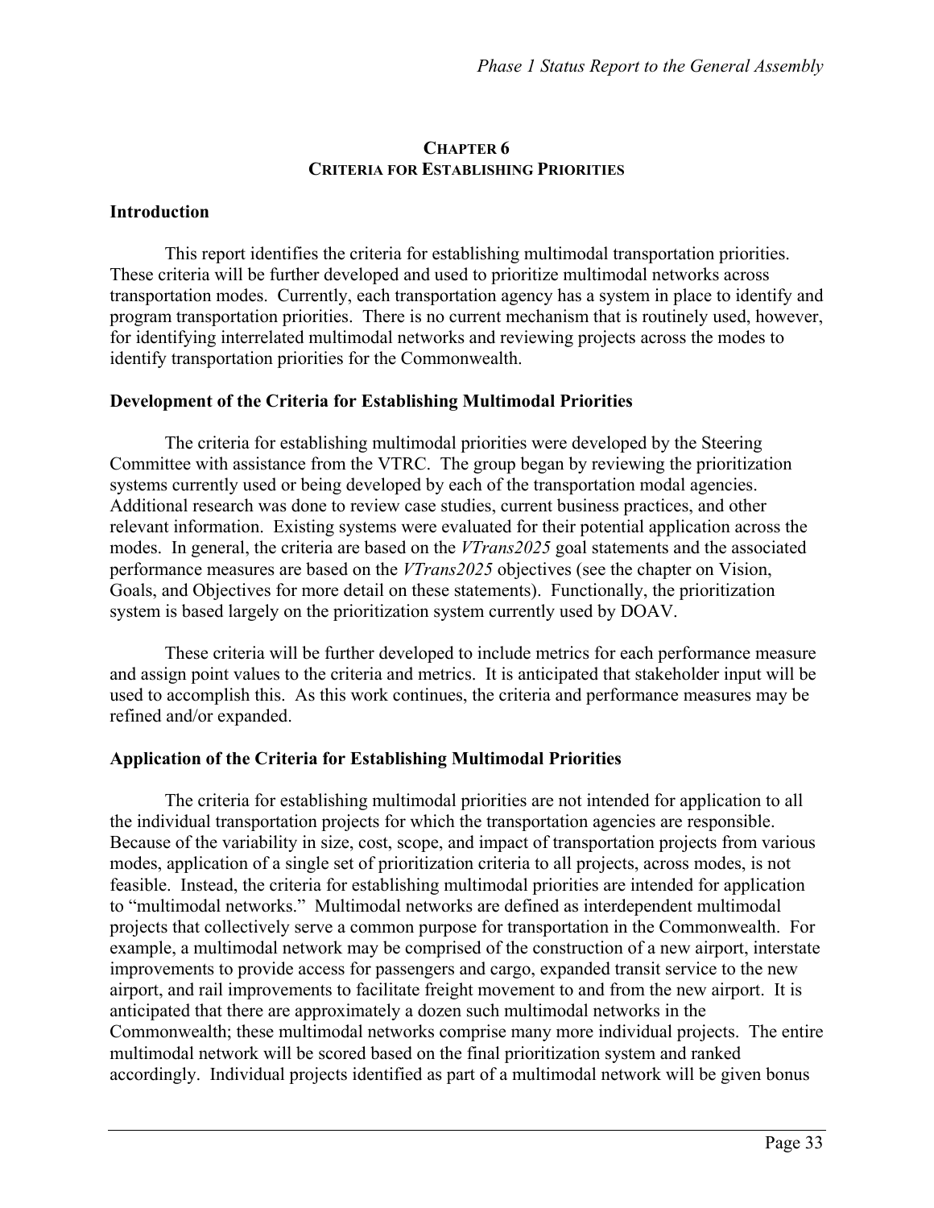# CHAPTER 6
# CRITERIA FOR ESTABLISHING PRIORITIES

## Introduction

This report identifies the criteria for establishing multimodal transportation priorities. These criteria will be further developed and used to prioritize multimodal networks across transportation modes. Currently, each transportation agency has a system in place to identify and program transportation priorities. There is no current mechanism that is routinely used, however, for identifying interrelated multimodal networks and reviewing projects across the modes to identify transportation priorities for the Commonwealth.

## Development of the Criteria for Establishing Multimodal Priorities

The criteria for establishing multimodal priorities were developed by the Steering Committee with assistance from the VTRC. The group began by reviewing the prioritization systems currently used or being developed by each of the transportation modal agencies. Additional research was done to review case studies, current business practices, and other relevant information. Existing systems were evaluated for their potential application across the modes. In general, the criteria are based on the *VTrans2025* goal statements and the associated performance measures are based on the *VTrans2025* objectives (see the chapter on Vision, Goals, and Objectives for more detail on these statements). Functionally, the prioritization system is based largely on the prioritization system currently used by DOAV.

These criteria will be further developed to include metrics for each performance measure and assign point values to the criteria and metrics. It is anticipated that stakeholder input will be used to accomplish this. As this work continues, the criteria and performance measures may be refined and/or expanded.

## Application of the Criteria for Establishing Multimodal Priorities

The criteria for establishing multimodal priorities are not intended for application to all the individual transportation projects for which the transportation agencies are responsible. Because of the variability in size, cost, scope, and impact of transportation projects from various modes, application of a single set of prioritization criteria to all projects, across modes, is not feasible. Instead, the criteria for establishing multimodal priorities are intended for application to "multimodal networks." Multimodal networks are defined as interdependent multimodal projects that collectively serve a common purpose for transportation in the Commonwealth. For example, a multimodal network may be comprised of the construction of a new airport, interstate improvements to provide access for passengers and cargo, expanded transit service to the new airport, and rail improvements to facilitate freight movement to and from the new airport. It is anticipated that there are approximately a dozen such multimodal networks in the Commonwealth; these multimodal networks comprise many more individual projects. The entire multimodal network will be scored based on the final prioritization system and ranked accordingly. Individual projects identified as part of a multimodal network will be given bonus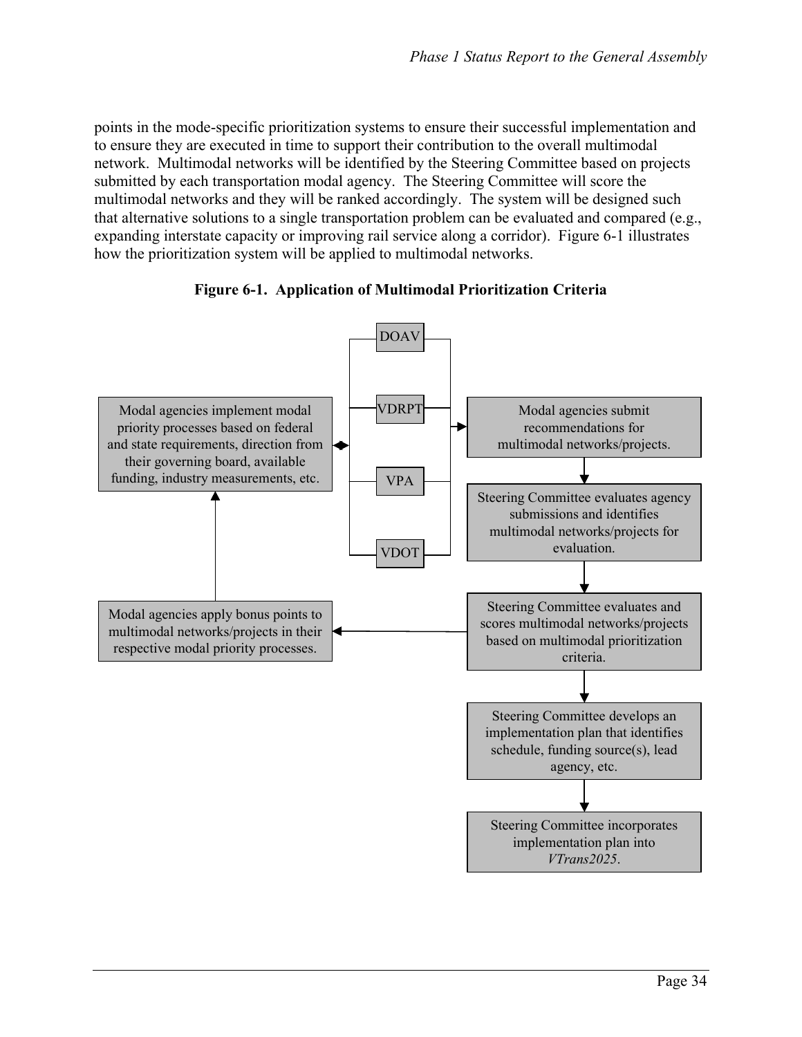points in the mode-specific prioritization systems to ensure their successful implementation and to ensure they are executed in time to support their contribution to the overall multimodal network. Multimodal networks will be identified by the Steering Committee based on projects submitted by each transportation modal agency. The Steering Committee will score the multimodal networks and they will be ranked accordingly. The system will be designed such that alternative solutions to a single transportation problem can be evaluated and compared (e.g., expanding interstate capacity or improving rail service along a corridor). Figure 6-1 illustrates how the prioritization system will be applied to multimodal networks.

**Figure 6-1. Application of Multimodal Prioritization Criteria**

Modal agencies implement modal priority processes based on federal and state requirements, direction from their governing board, available funding, industry measurements, etc.

DOAV

VDRPT

VPA

VDOT

Modal agencies submit recommendations for multimodal networks/projects.

Steering Committee evaluates agency submissions and identifies multimodal networks/projects for evaluation.

Steering Committee evaluates and scores multimodal networks/projects based on multimodal prioritization criteria.

Modal agencies apply bonus points to multimodal networks/projects in their respective modal priority processes.

Steering Committee develops an implementation plan that identifies schedule, funding source(s), lead agency, etc.

Steering Committee incorporates implementation plan into *VTrans2025*.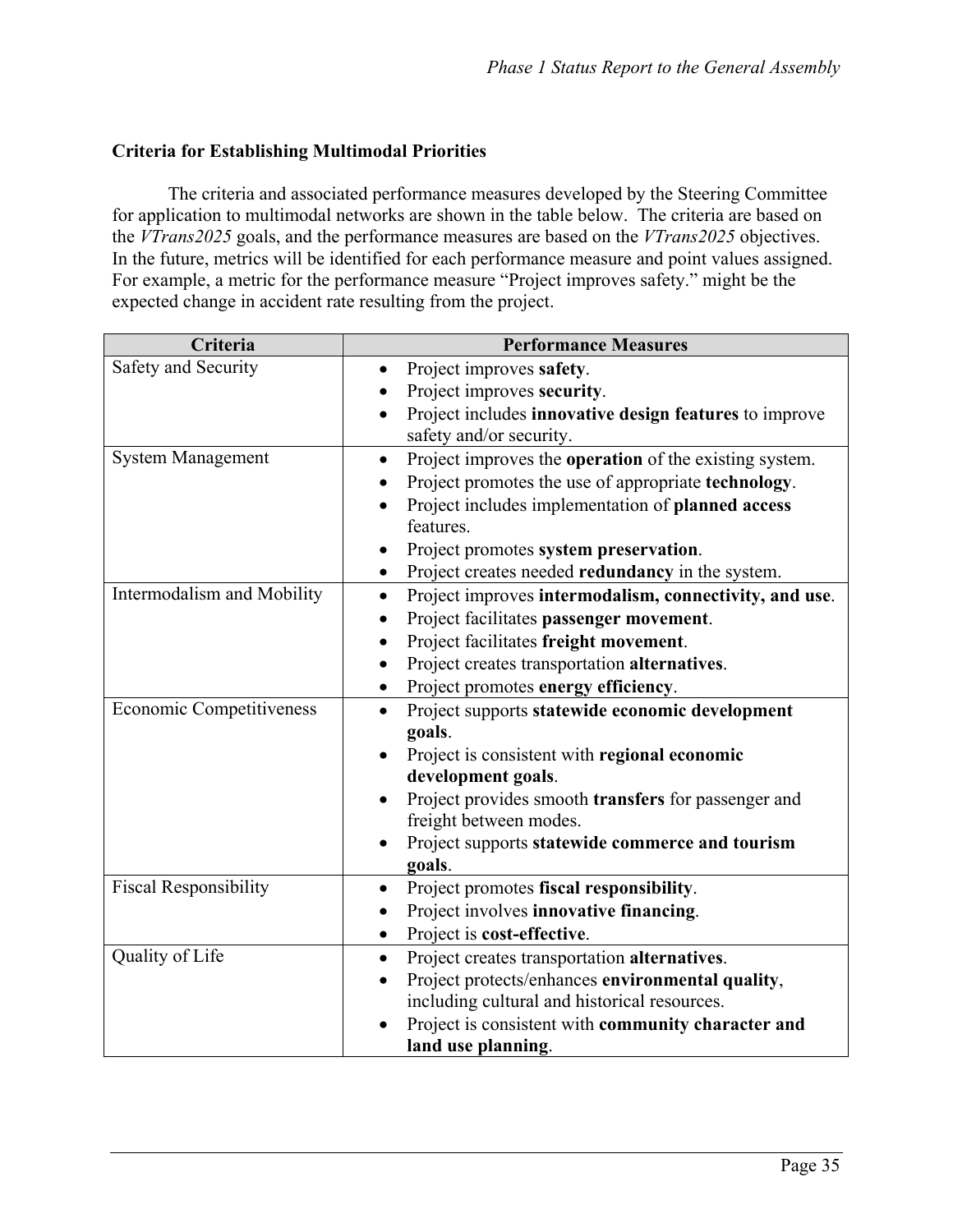### Criteria for Establishing Multimodal Priorities

The criteria and associated performance measures developed by the Steering Committee for application to multimodal networks are shown in the table below. The criteria are based on the *VTrans2025* goals, and the performance measures are based on the *VTrans2025* objectives. In the future, metrics will be identified for each performance measure and point values assigned. For example, a metric for the performance measure "Project improves safety." might be the expected change in accident rate resulting from the project.

| Criteria | Performance Measures |
|---|---|
| Safety and Security | • Project improves **safety**.<br>• Project improves **security**.<br>• Project includes **innovative design features** to improve safety and/or security. |
| System Management | • Project improves the **operation** of the existing system.<br>• Project promotes the use of appropriate **technology**.<br>• Project includes implementation of **planned access** features.<br>• Project promotes **system preservation**.<br>• Project creates needed **redundancy** in the system. |
| Intermodalism and Mobility | • Project improves **intermodalism, connectivity, and use**.<br>• Project facilitates **passenger movement**.<br>• Project facilitates **freight movement**.<br>• Project creates transportation **alternatives**.<br>• Project promotes **energy efficiency**. |
| Economic Competitiveness | • Project supports **statewide economic development goals**.<br>• Project is consistent with **regional economic development goals**.<br>• Project provides smooth **transfers** for passenger and freight between modes.<br>• Project supports **statewide commerce and tourism goals**. |
| Fiscal Responsibility | • Project promotes **fiscal responsibility**.<br>• Project involves **innovative financing**.<br>• Project is **cost-effective**. |
| Quality of Life | • Project creates transportation **alternatives**.<br>• Project protects/enhances **environmental quality**, including cultural and historical resources.<br>• Project is consistent with **community character and land use planning**. |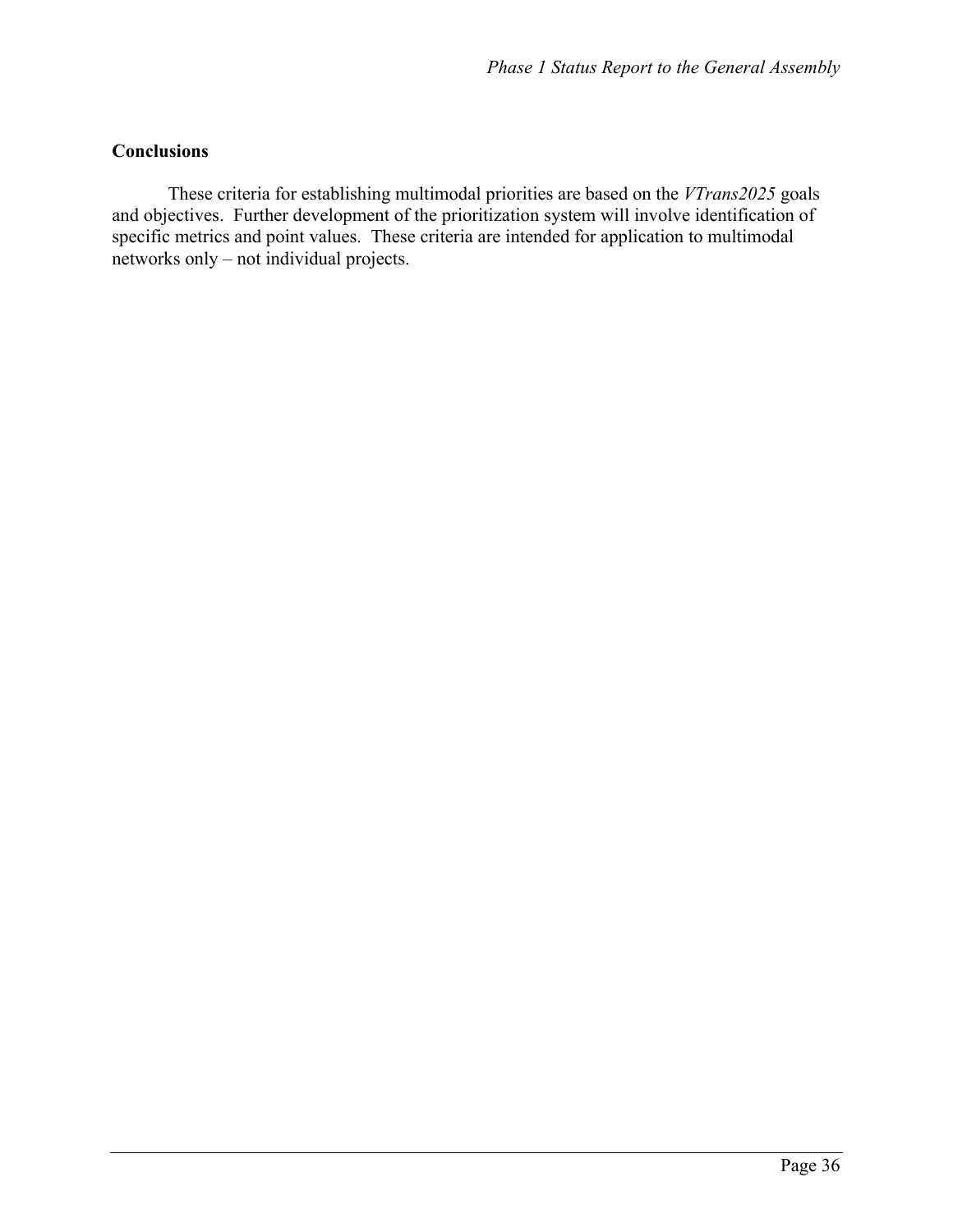**Conclusions**

These criteria for establishing multimodal priorities are based on the *VTrans2025* goals and objectives. Further development of the prioritization system will involve identification of specific metrics and point values. These criteria are intended for application to multimodal networks only – not individual projects.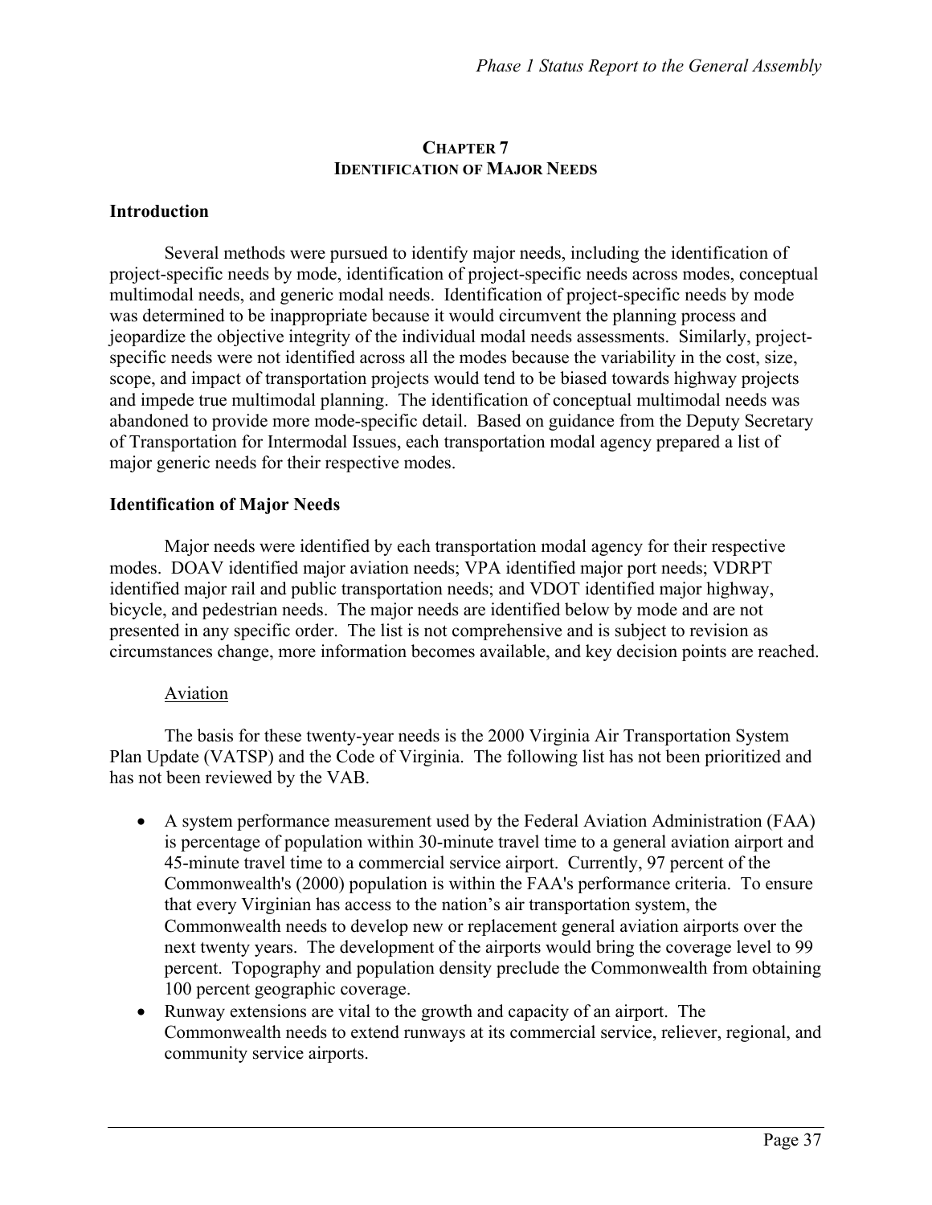# CHAPTER 7
# IDENTIFICATION OF MAJOR NEEDS

## Introduction

Several methods were pursued to identify major needs, including the identification of project-specific needs by mode, identification of project-specific needs across modes, conceptual multimodal needs, and generic modal needs. Identification of project-specific needs by mode was determined to be inappropriate because it would circumvent the planning process and jeopardize the objective integrity of the individual modal needs assessments. Similarly, project-specific needs were not identified across all the modes because the variability in the cost, size, scope, and impact of transportation projects would tend to be biased towards highway projects and impede true multimodal planning. The identification of conceptual multimodal needs was abandoned to provide more mode-specific detail. Based on guidance from the Deputy Secretary of Transportation for Intermodal Issues, each transportation modal agency prepared a list of major generic needs for their respective modes.

## Identification of Major Needs

Major needs were identified by each transportation modal agency for their respective modes. DOAV identified major aviation needs; VPA identified major port needs; VDRPT identified major rail and public transportation needs; and VDOT identified major highway, bicycle, and pedestrian needs. The major needs are identified below by mode and are not presented in any specific order. The list is not comprehensive and is subject to revision as circumstances change, more information becomes available, and key decision points are reached.

### Aviation

The basis for these twenty-year needs is the 2000 Virginia Air Transportation System Plan Update (VATSP) and the Code of Virginia. The following list has not been prioritized and has not been reviewed by the VAB.

- A system performance measurement used by the Federal Aviation Administration (FAA) is percentage of population within 30-minute travel time to a general aviation airport and 45-minute travel time to a commercial service airport. Currently, 97 percent of the Commonwealth's (2000) population is within the FAA's performance criteria. To ensure that every Virginian has access to the nation's air transportation system, the Commonwealth needs to develop new or replacement general aviation airports over the next twenty years. The development of the airports would bring the coverage level to 99 percent. Topography and population density preclude the Commonwealth from obtaining 100 percent geographic coverage.
- Runway extensions are vital to the growth and capacity of an airport. The Commonwealth needs to extend runways at its commercial service, reliever, regional, and community service airports.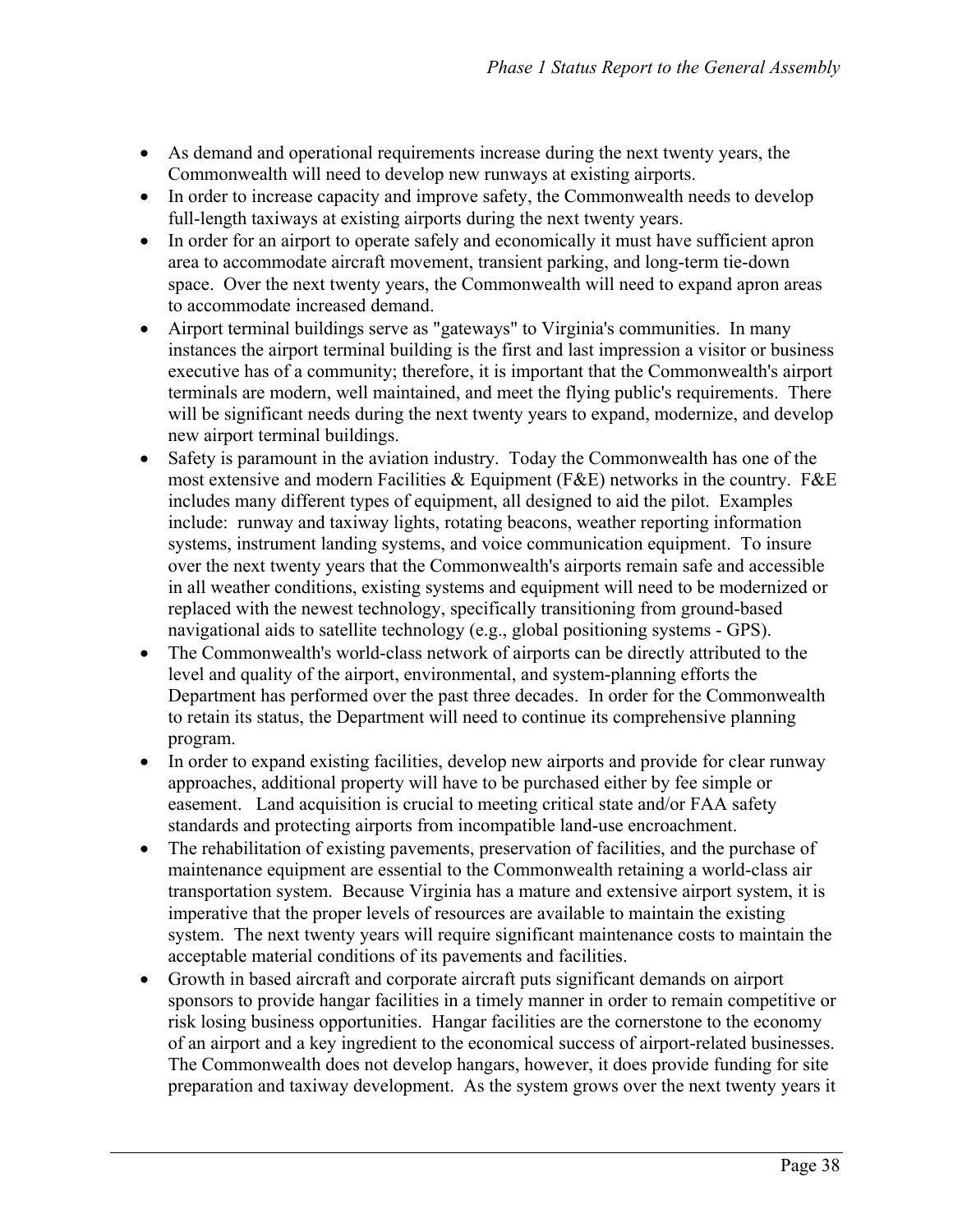- As demand and operational requirements increase during the next twenty years, the Commonwealth will need to develop new runways at existing airports.
- In order to increase capacity and improve safety, the Commonwealth needs to develop full-length taxiways at existing airports during the next twenty years.
- In order for an airport to operate safely and economically it must have sufficient apron area to accommodate aircraft movement, transient parking, and long-term tie-down space. Over the next twenty years, the Commonwealth will need to expand apron areas to accommodate increased demand.
- Airport terminal buildings serve as "gateways" to Virginia's communities. In many instances the airport terminal building is the first and last impression a visitor or business executive has of a community; therefore, it is important that the Commonwealth's airport terminals are modern, well maintained, and meet the flying public's requirements. There will be significant needs during the next twenty years to expand, modernize, and develop new airport terminal buildings.
- Safety is paramount in the aviation industry. Today the Commonwealth has one of the most extensive and modern Facilities & Equipment (F&E) networks in the country. F&E includes many different types of equipment, all designed to aid the pilot. Examples include: runway and taxiway lights, rotating beacons, weather reporting information systems, instrument landing systems, and voice communication equipment. To insure over the next twenty years that the Commonwealth's airports remain safe and accessible in all weather conditions, existing systems and equipment will need to be modernized or replaced with the newest technology, specifically transitioning from ground-based navigational aids to satellite technology (e.g., global positioning systems - GPS).
- The Commonwealth's world-class network of airports can be directly attributed to the level and quality of the airport, environmental, and system-planning efforts the Department has performed over the past three decades. In order for the Commonwealth to retain its status, the Department will need to continue its comprehensive planning program.
- In order to expand existing facilities, develop new airports and provide for clear runway approaches, additional property will have to be purchased either by fee simple or easement. Land acquisition is crucial to meeting critical state and/or FAA safety standards and protecting airports from incompatible land-use encroachment.
- The rehabilitation of existing pavements, preservation of facilities, and the purchase of maintenance equipment are essential to the Commonwealth retaining a world-class air transportation system. Because Virginia has a mature and extensive airport system, it is imperative that the proper levels of resources are available to maintain the existing system. The next twenty years will require significant maintenance costs to maintain the acceptable material conditions of its pavements and facilities.
- Growth in based aircraft and corporate aircraft puts significant demands on airport sponsors to provide hangar facilities in a timely manner in order to remain competitive or risk losing business opportunities. Hangar facilities are the cornerstone to the economy of an airport and a key ingredient to the economical success of airport-related businesses. The Commonwealth does not develop hangars, however, it does provide funding for site preparation and taxiway development. As the system grows over the next twenty years it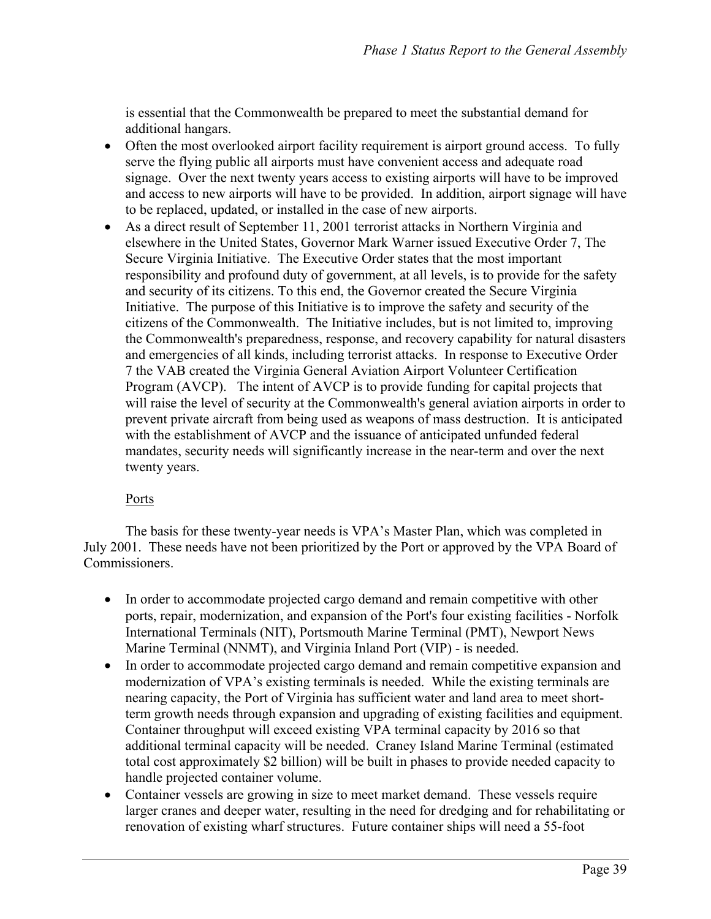is essential that the Commonwealth be prepared to meet the substantial demand for additional hangars.

- Often the most overlooked airport facility requirement is airport ground access. To fully serve the flying public all airports must have convenient access and adequate road signage. Over the next twenty years access to existing airports will have to be improved and access to new airports will have to be provided. In addition, airport signage will have to be replaced, updated, or installed in the case of new airports.
- As a direct result of September 11, 2001 terrorist attacks in Northern Virginia and elsewhere in the United States, Governor Mark Warner issued Executive Order 7, The Secure Virginia Initiative. The Executive Order states that the most important responsibility and profound duty of government, at all levels, is to provide for the safety and security of its citizens. To this end, the Governor created the Secure Virginia Initiative. The purpose of this Initiative is to improve the safety and security of the citizens of the Commonwealth. The Initiative includes, but is not limited to, improving the Commonwealth's preparedness, response, and recovery capability for natural disasters and emergencies of all kinds, including terrorist attacks. In response to Executive Order 7 the VAB created the Virginia General Aviation Airport Volunteer Certification Program (AVCP). The intent of AVCP is to provide funding for capital projects that will raise the level of security at the Commonwealth's general aviation airports in order to prevent private aircraft from being used as weapons of mass destruction. It is anticipated with the establishment of AVCP and the issuance of anticipated unfunded federal mandates, security needs will significantly increase in the near-term and over the next twenty years.

<u>Ports</u>

The basis for these twenty-year needs is VPA's Master Plan, which was completed in July 2001. These needs have not been prioritized by the Port or approved by the VPA Board of Commissioners.

- In order to accommodate projected cargo demand and remain competitive with other ports, repair, modernization, and expansion of the Port's four existing facilities - Norfolk International Terminals (NIT), Portsmouth Marine Terminal (PMT), Newport News Marine Terminal (NNMT), and Virginia Inland Port (VIP) - is needed.
- In order to accommodate projected cargo demand and remain competitive expansion and modernization of VPA's existing terminals is needed. While the existing terminals are nearing capacity, the Port of Virginia has sufficient water and land area to meet short-term growth needs through expansion and upgrading of existing facilities and equipment. Container throughput will exceed existing VPA terminal capacity by 2016 so that additional terminal capacity will be needed. Craney Island Marine Terminal (estimated total cost approximately $2 billion) will be built in phases to provide needed capacity to handle projected container volume.
- Container vessels are growing in size to meet market demand. These vessels require larger cranes and deeper water, resulting in the need for dredging and for rehabilitating or renovation of existing wharf structures. Future container ships will need a 55-foot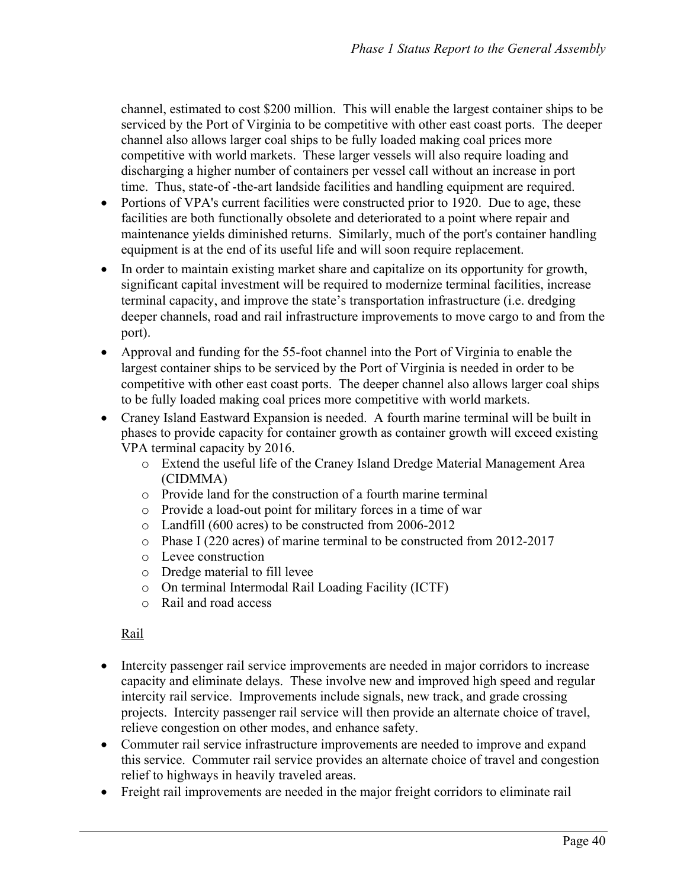channel, estimated to cost $200 million. This will enable the largest container ships to be serviced by the Port of Virginia to be competitive with other east coast ports. The deeper channel also allows larger coal ships to be fully loaded making coal prices more competitive with world markets. These larger vessels will also require loading and discharging a higher number of containers per vessel call without an increase in port time. Thus, state-of -the-art landside facilities and handling equipment are required.

- Portions of VPA's current facilities were constructed prior to 1920. Due to age, these facilities are both functionally obsolete and deteriorated to a point where repair and maintenance yields diminished returns. Similarly, much of the port's container handling equipment is at the end of its useful life and will soon require replacement.
- In order to maintain existing market share and capitalize on its opportunity for growth, significant capital investment will be required to modernize terminal facilities, increase terminal capacity, and improve the state's transportation infrastructure (i.e. dredging deeper channels, road and rail infrastructure improvements to move cargo to and from the port).
- Approval and funding for the 55-foot channel into the Port of Virginia to enable the largest container ships to be serviced by the Port of Virginia is needed in order to be competitive with other east coast ports. The deeper channel also allows larger coal ships to be fully loaded making coal prices more competitive with world markets.
- Craney Island Eastward Expansion is needed. A fourth marine terminal will be built in phases to provide capacity for container growth as container growth will exceed existing VPA terminal capacity by 2016.
    - Extend the useful life of the Craney Island Dredge Material Management Area (CIDMMA)
    - Provide land for the construction of a fourth marine terminal
    - Provide a load-out point for military forces in a time of war
    - Landfill (600 acres) to be constructed from 2006-2012
    - Phase I (220 acres) of marine terminal to be constructed from 2012-2017
    - Levee construction
    - Dredge material to fill levee
    - On terminal Intermodal Rail Loading Facility (ICTF)
    - Rail and road access

<u>Rail</u>

- Intercity passenger rail service improvements are needed in major corridors to increase capacity and eliminate delays. These involve new and improved high speed and regular intercity rail service. Improvements include signals, new track, and grade crossing projects. Intercity passenger rail service will then provide an alternate choice of travel, relieve congestion on other modes, and enhance safety.
- Commuter rail service infrastructure improvements are needed to improve and expand this service. Commuter rail service provides an alternate choice of travel and congestion relief to highways in heavily traveled areas.
- Freight rail improvements are needed in the major freight corridors to eliminate rail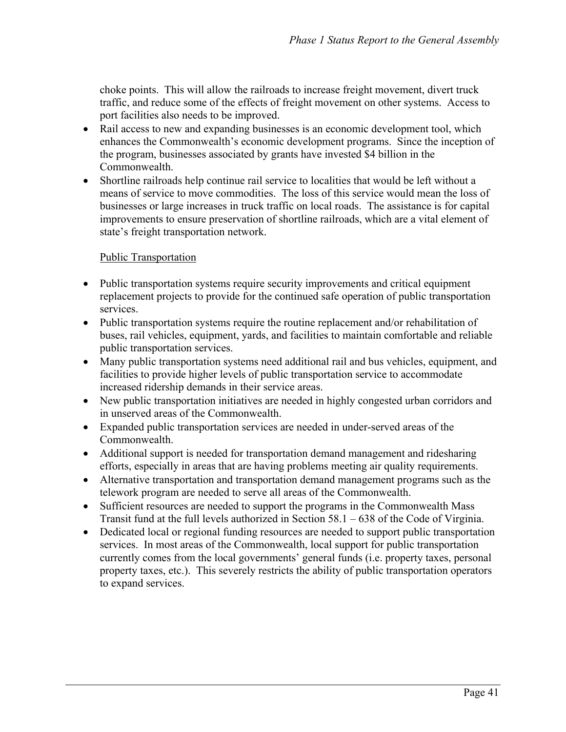choke points. This will allow the railroads to increase freight movement, divert truck traffic, and reduce some of the effects of freight movement on other systems. Access to port facilities also needs to be improved.

- Rail access to new and expanding businesses is an economic development tool, which enhances the Commonwealth's economic development programs. Since the inception of the program, businesses associated by grants have invested $4 billion in the Commonwealth.
- Shortline railroads help continue rail service to localities that would be left without a means of service to move commodities. The loss of this service would mean the loss of businesses or large increases in truck traffic on local roads. The assistance is for capital improvements to ensure preservation of shortline railroads, which are a vital element of state's freight transportation network.

Public Transportation

- Public transportation systems require security improvements and critical equipment replacement projects to provide for the continued safe operation of public transportation services.
- Public transportation systems require the routine replacement and/or rehabilitation of buses, rail vehicles, equipment, yards, and facilities to maintain comfortable and reliable public transportation services.
- Many public transportation systems need additional rail and bus vehicles, equipment, and facilities to provide higher levels of public transportation service to accommodate increased ridership demands in their service areas.
- New public transportation initiatives are needed in highly congested urban corridors and in unserved areas of the Commonwealth.
- Expanded public transportation services are needed in under-served areas of the Commonwealth.
- Additional support is needed for transportation demand management and ridesharing efforts, especially in areas that are having problems meeting air quality requirements.
- Alternative transportation and transportation demand management programs such as the telework program are needed to serve all areas of the Commonwealth.
- Sufficient resources are needed to support the programs in the Commonwealth Mass Transit fund at the full levels authorized in Section 58.1 – 638 of the Code of Virginia.
- Dedicated local or regional funding resources are needed to support public transportation services. In most areas of the Commonwealth, local support for public transportation currently comes from the local governments' general funds (i.e. property taxes, personal property taxes, etc.). This severely restricts the ability of public transportation operators to expand services.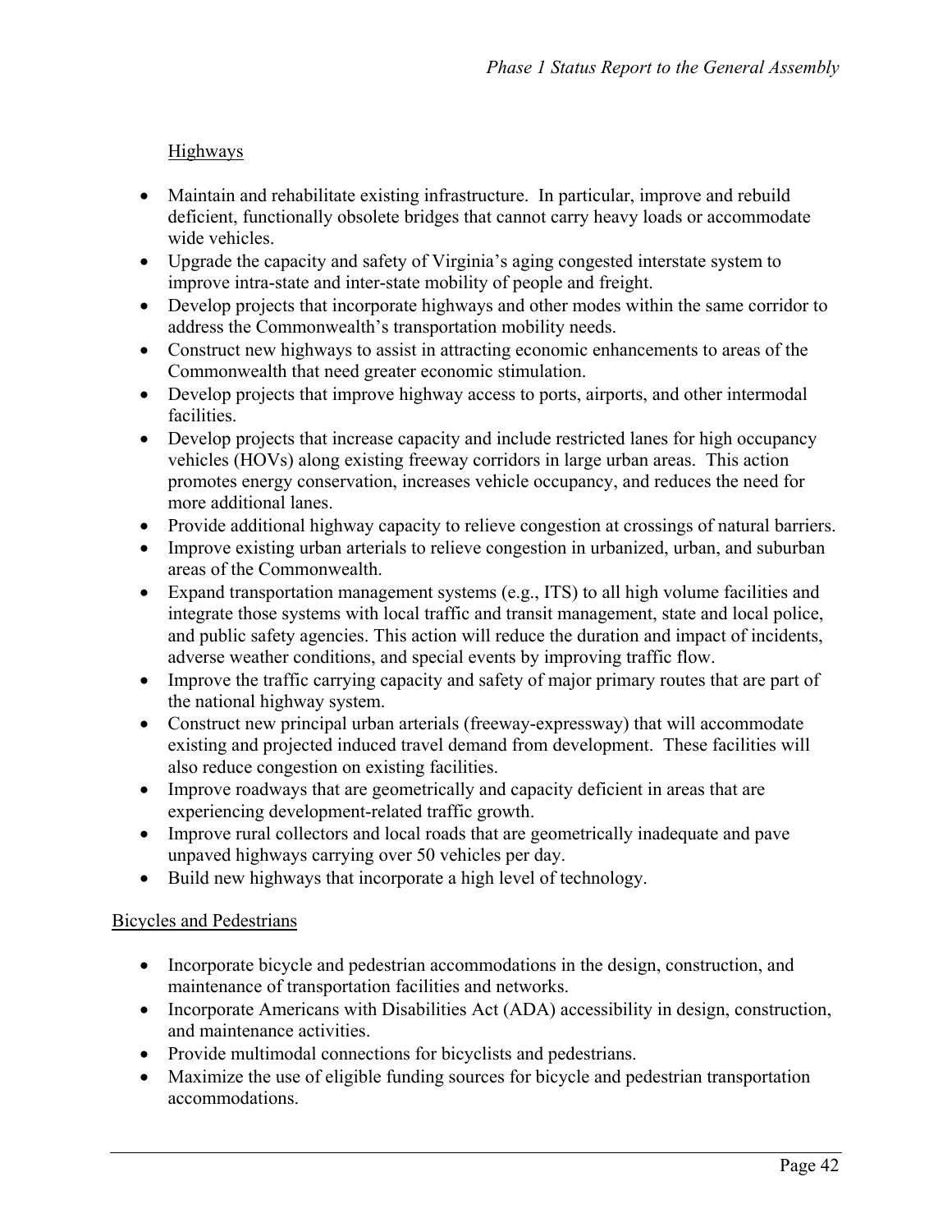Highways

- Maintain and rehabilitate existing infrastructure. In particular, improve and rebuild deficient, functionally obsolete bridges that cannot carry heavy loads or accommodate wide vehicles.
- Upgrade the capacity and safety of Virginia's aging congested interstate system to improve intra-state and inter-state mobility of people and freight.
- Develop projects that incorporate highways and other modes within the same corridor to address the Commonwealth's transportation mobility needs.
- Construct new highways to assist in attracting economic enhancements to areas of the Commonwealth that need greater economic stimulation.
- Develop projects that improve highway access to ports, airports, and other intermodal facilities.
- Develop projects that increase capacity and include restricted lanes for high occupancy vehicles (HOVs) along existing freeway corridors in large urban areas. This action promotes energy conservation, increases vehicle occupancy, and reduces the need for more additional lanes.
- Provide additional highway capacity to relieve congestion at crossings of natural barriers.
- Improve existing urban arterials to relieve congestion in urbanized, urban, and suburban areas of the Commonwealth.
- Expand transportation management systems (e.g., ITS) to all high volume facilities and integrate those systems with local traffic and transit management, state and local police, and public safety agencies. This action will reduce the duration and impact of incidents, adverse weather conditions, and special events by improving traffic flow.
- Improve the traffic carrying capacity and safety of major primary routes that are part of the national highway system.
- Construct new principal urban arterials (freeway-expressway) that will accommodate existing and projected induced travel demand from development. These facilities will also reduce congestion on existing facilities.
- Improve roadways that are geometrically and capacity deficient in areas that are experiencing development-related traffic growth.
- Improve rural collectors and local roads that are geometrically inadequate and pave unpaved highways carrying over 50 vehicles per day.
- Build new highways that incorporate a high level of technology.

Bicycles and Pedestrians

- Incorporate bicycle and pedestrian accommodations in the design, construction, and maintenance of transportation facilities and networks.
- Incorporate Americans with Disabilities Act (ADA) accessibility in design, construction, and maintenance activities.
- Provide multimodal connections for bicyclists and pedestrians.
- Maximize the use of eligible funding sources for bicycle and pedestrian transportation accommodations.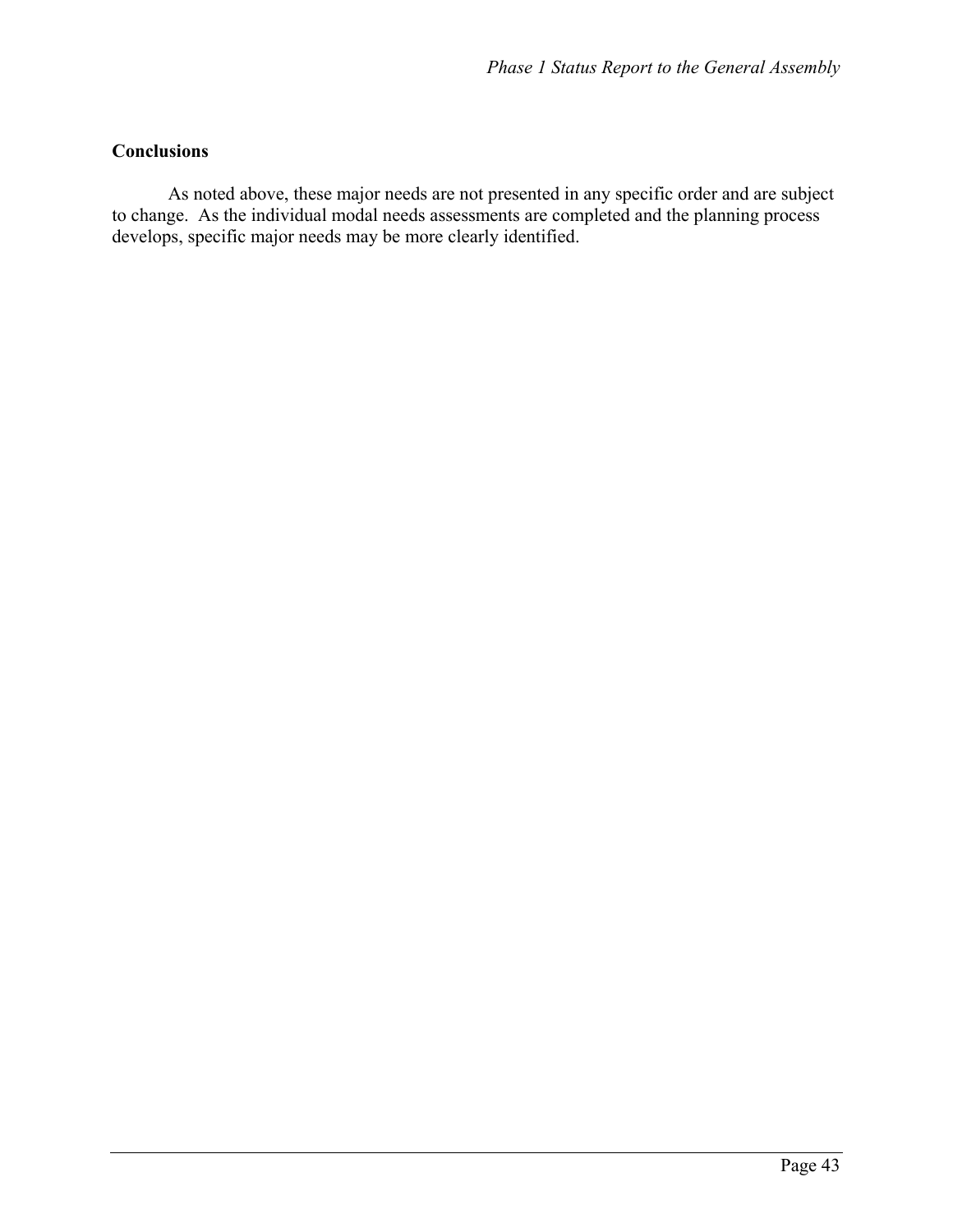**Conclusions**

As noted above, these major needs are not presented in any specific order and are subject to change. As the individual modal needs assessments are completed and the planning process develops, specific major needs may be more clearly identified.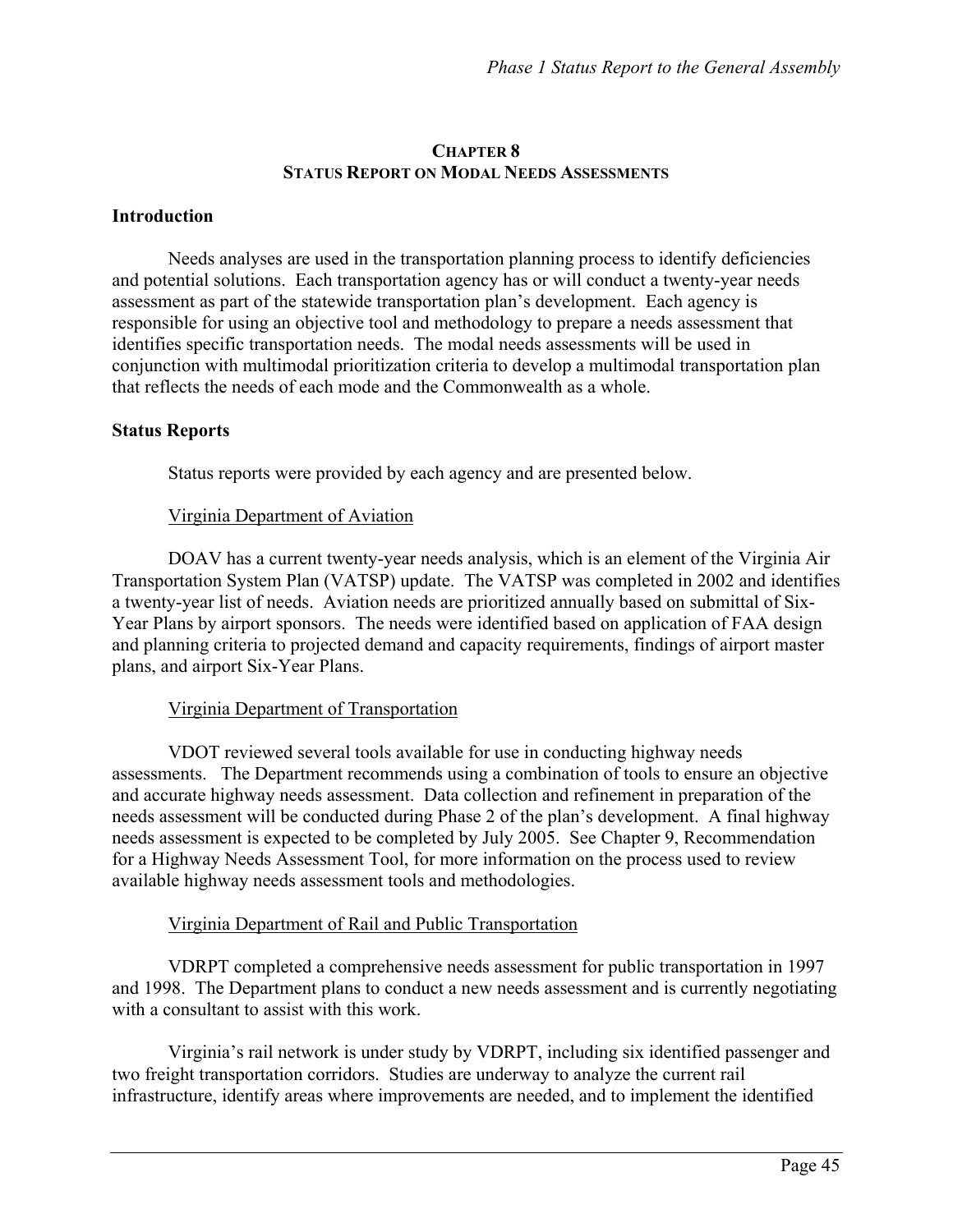## CHAPTER 8
## STATUS REPORT ON MODAL NEEDS ASSESSMENTS

### Introduction

Needs analyses are used in the transportation planning process to identify deficiencies and potential solutions. Each transportation agency has or will conduct a twenty-year needs assessment as part of the statewide transportation plan's development. Each agency is responsible for using an objective tool and methodology to prepare a needs assessment that identifies specific transportation needs. The modal needs assessments will be used in conjunction with multimodal prioritization criteria to develop a multimodal transportation plan that reflects the needs of each mode and the Commonwealth as a whole.

### Status Reports

Status reports were provided by each agency and are presented below.

Virginia Department of Aviation

DOAV has a current twenty-year needs analysis, which is an element of the Virginia Air Transportation System Plan (VATSP) update. The VATSP was completed in 2002 and identifies a twenty-year list of needs. Aviation needs are prioritized annually based on submittal of Six-Year Plans by airport sponsors. The needs were identified based on application of FAA design and planning criteria to projected demand and capacity requirements, findings of airport master plans, and airport Six-Year Plans.

Virginia Department of Transportation

VDOT reviewed several tools available for use in conducting highway needs assessments. The Department recommends using a combination of tools to ensure an objective and accurate highway needs assessment. Data collection and refinement in preparation of the needs assessment will be conducted during Phase 2 of the plan's development. A final highway needs assessment is expected to be completed by July 2005. See Chapter 9, Recommendation for a Highway Needs Assessment Tool, for more information on the process used to review available highway needs assessment tools and methodologies.

Virginia Department of Rail and Public Transportation

VDRPT completed a comprehensive needs assessment for public transportation in 1997 and 1998. The Department plans to conduct a new needs assessment and is currently negotiating with a consultant to assist with this work.

Virginia's rail network is under study by VDRPT, including six identified passenger and two freight transportation corridors. Studies are underway to analyze the current rail infrastructure, identify areas where improvements are needed, and to implement the identified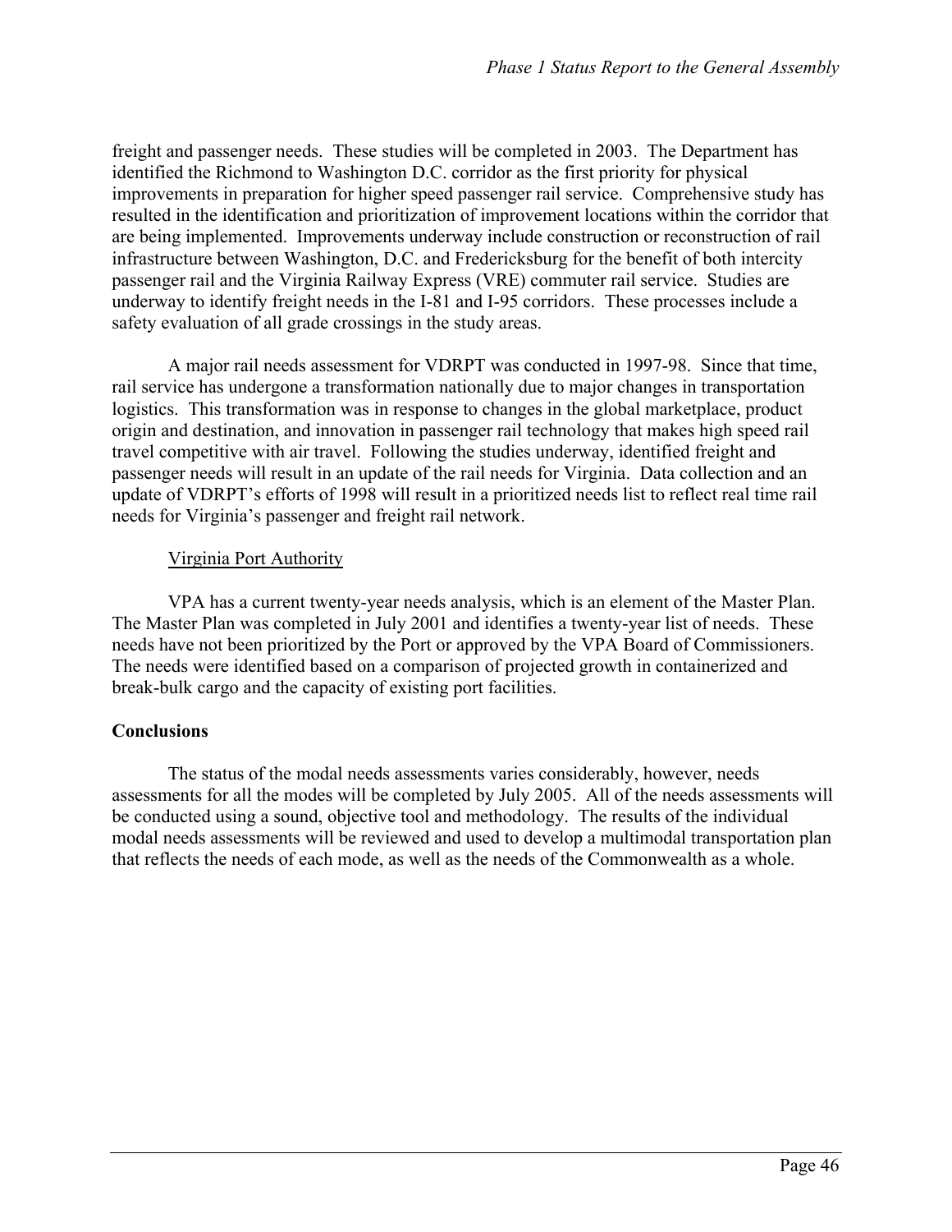freight and passenger needs. These studies will be completed in 2003. The Department has identified the Richmond to Washington D.C. corridor as the first priority for physical improvements in preparation for higher speed passenger rail service. Comprehensive study has resulted in the identification and prioritization of improvement locations within the corridor that are being implemented. Improvements underway include construction or reconstruction of rail infrastructure between Washington, D.C. and Fredericksburg for the benefit of both intercity passenger rail and the Virginia Railway Express (VRE) commuter rail service. Studies are underway to identify freight needs in the I-81 and I-95 corridors. These processes include a safety evaluation of all grade crossings in the study areas.

A major rail needs assessment for VDRPT was conducted in 1997-98. Since that time, rail service has undergone a transformation nationally due to major changes in transportation logistics. This transformation was in response to changes in the global marketplace, product origin and destination, and innovation in passenger rail technology that makes high speed rail travel competitive with air travel. Following the studies underway, identified freight and passenger needs will result in an update of the rail needs for Virginia. Data collection and an update of VDRPT's efforts of 1998 will result in a prioritized needs list to reflect real time rail needs for Virginia's passenger and freight rail network.

Virginia Port Authority

VPA has a current twenty-year needs analysis, which is an element of the Master Plan. The Master Plan was completed in July 2001 and identifies a twenty-year list of needs. These needs have not been prioritized by the Port or approved by the VPA Board of Commissioners. The needs were identified based on a comparison of projected growth in containerized and break-bulk cargo and the capacity of existing port facilities.

**Conclusions**

The status of the modal needs assessments varies considerably, however, needs assessments for all the modes will be completed by July 2005. All of the needs assessments will be conducted using a sound, objective tool and methodology. The results of the individual modal needs assessments will be reviewed and used to develop a multimodal transportation plan that reflects the needs of each mode, as well as the needs of the Commonwealth as a whole.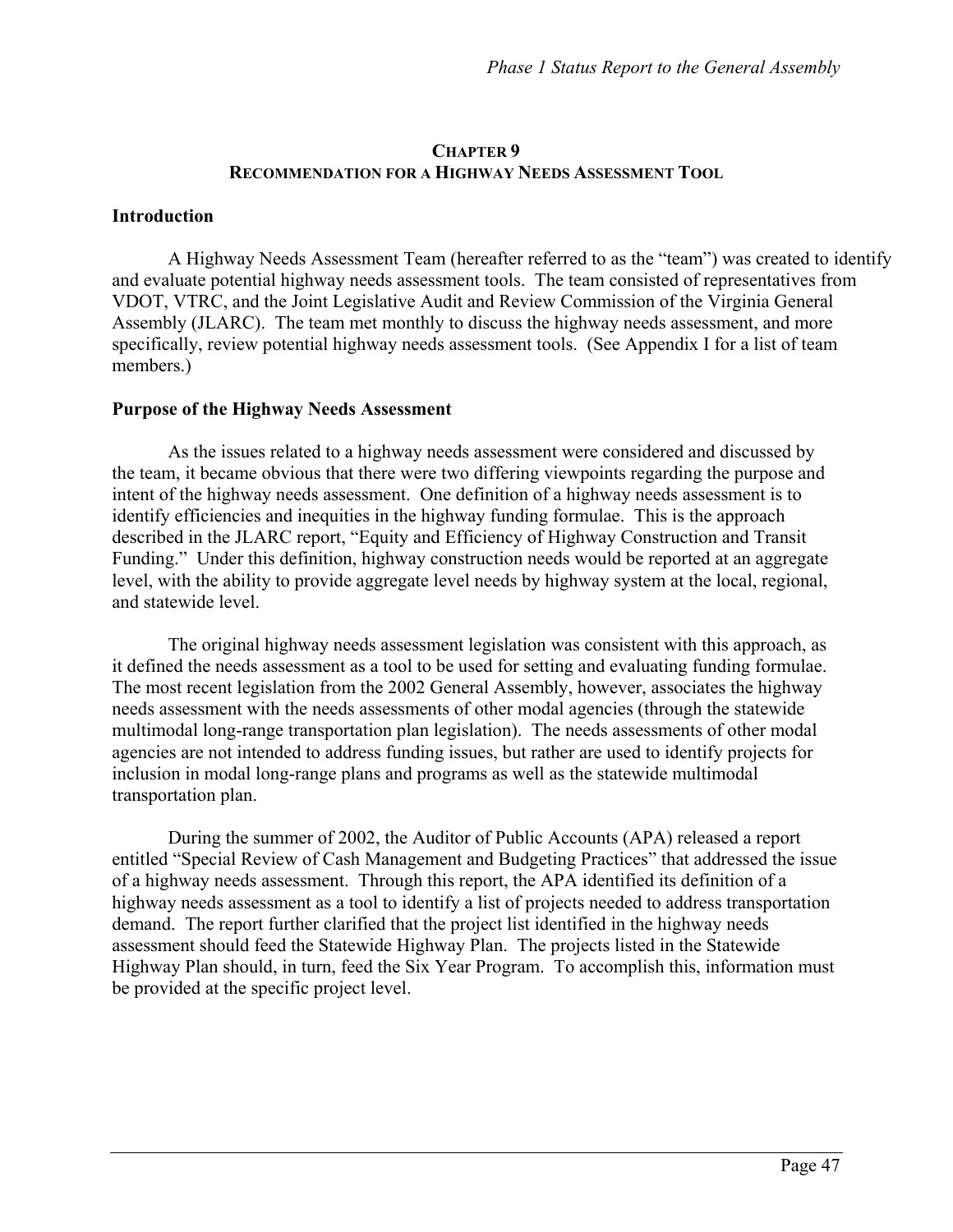# CHAPTER 9
## RECOMMENDATION FOR A HIGHWAY NEEDS ASSESSMENT TOOL

### Introduction

A Highway Needs Assessment Team (hereafter referred to as the "team") was created to identify and evaluate potential highway needs assessment tools. The team consisted of representatives from VDOT, VTRC, and the Joint Legislative Audit and Review Commission of the Virginia General Assembly (JLARC). The team met monthly to discuss the highway needs assessment, and more specifically, review potential highway needs assessment tools. (See Appendix I for a list of team members.)

### Purpose of the Highway Needs Assessment

As the issues related to a highway needs assessment were considered and discussed by the team, it became obvious that there were two differing viewpoints regarding the purpose and intent of the highway needs assessment. One definition of a highway needs assessment is to identify efficiencies and inequities in the highway funding formulae. This is the approach described in the JLARC report, "Equity and Efficiency of Highway Construction and Transit Funding." Under this definition, highway construction needs would be reported at an aggregate level, with the ability to provide aggregate level needs by highway system at the local, regional, and statewide level.

The original highway needs assessment legislation was consistent with this approach, as it defined the needs assessment as a tool to be used for setting and evaluating funding formulae. The most recent legislation from the 2002 General Assembly, however, associates the highway needs assessment with the needs assessments of other modal agencies (through the statewide multimodal long-range transportation plan legislation). The needs assessments of other modal agencies are not intended to address funding issues, but rather are used to identify projects for inclusion in modal long-range plans and programs as well as the statewide multimodal transportation plan.

During the summer of 2002, the Auditor of Public Accounts (APA) released a report entitled "Special Review of Cash Management and Budgeting Practices" that addressed the issue of a highway needs assessment. Through this report, the APA identified its definition of a highway needs assessment as a tool to identify a list of projects needed to address transportation demand. The report further clarified that the project list identified in the highway needs assessment should feed the Statewide Highway Plan. The projects listed in the Statewide Highway Plan should, in turn, feed the Six Year Program. To accomplish this, information must be provided at the specific project level.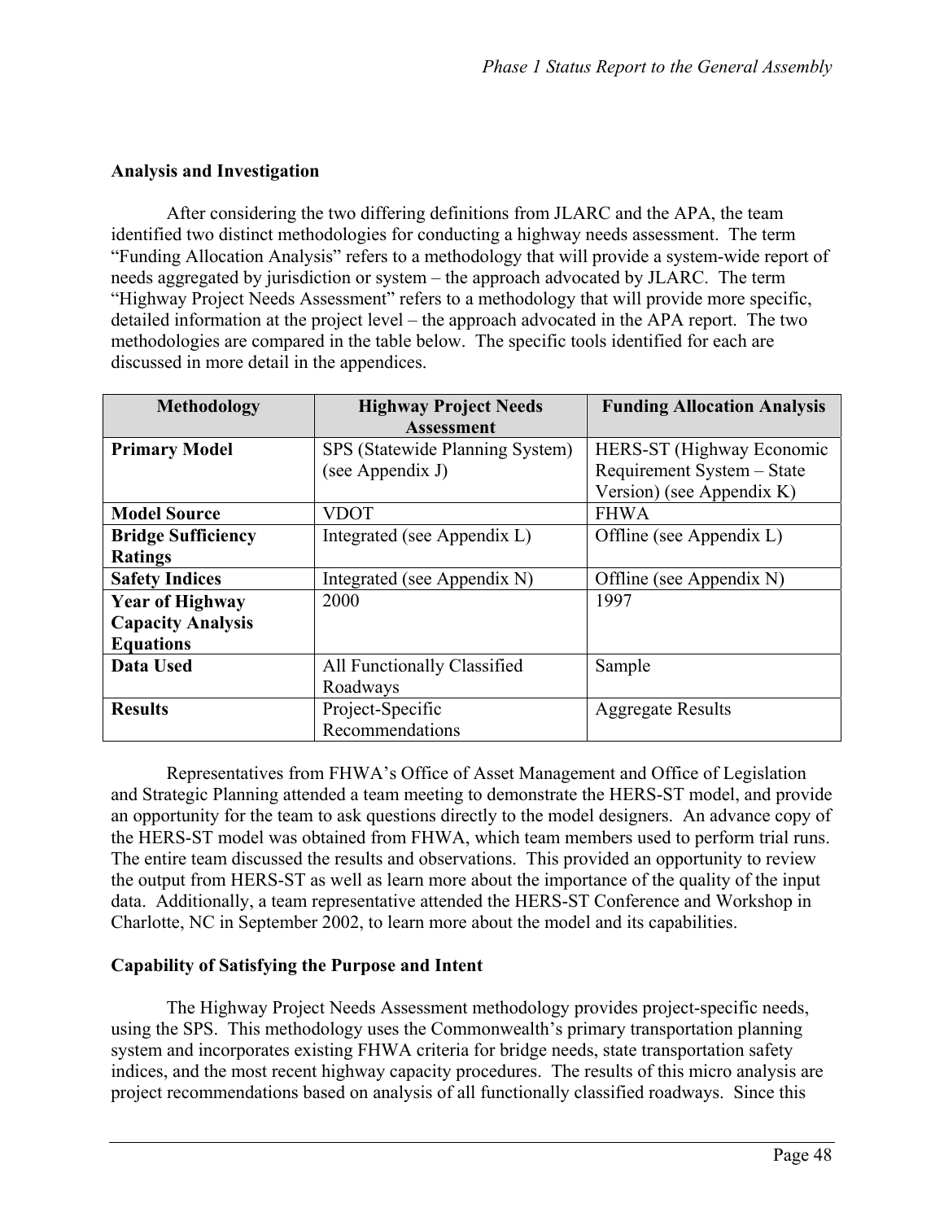**Analysis and Investigation**

After considering the two differing definitions from JLARC and the APA, the team identified two distinct methodologies for conducting a highway needs assessment. The term "Funding Allocation Analysis" refers to a methodology that will provide a system-wide report of needs aggregated by jurisdiction or system – the approach advocated by JLARC. The term "Highway Project Needs Assessment" refers to a methodology that will provide more specific, detailed information at the project level – the approach advocated in the APA report. The two methodologies are compared in the table below. The specific tools identified for each are discussed in more detail in the appendices.

| Methodology | Highway Project Needs Assessment | Funding Allocation Analysis |
|---|---|---|
| **Primary Model** | SPS (Statewide Planning System) (see Appendix J) | HERS-ST (Highway Economic Requirement System – State Version) (see Appendix K) |
| **Model Source** | VDOT | FHWA |
| **Bridge Sufficiency Ratings** | Integrated (see Appendix L) | Offline (see Appendix L) |
| **Safety Indices** | Integrated (see Appendix N) | Offline (see Appendix N) |
| **Year of Highway Capacity Analysis Equations** | 2000 | 1997 |
| **Data Used** | All Functionally Classified Roadways | Sample |
| **Results** | Project-Specific Recommendations | Aggregate Results |

Representatives from FHWA's Office of Asset Management and Office of Legislation and Strategic Planning attended a team meeting to demonstrate the HERS-ST model, and provide an opportunity for the team to ask questions directly to the model designers. An advance copy of the HERS-ST model was obtained from FHWA, which team members used to perform trial runs. The entire team discussed the results and observations. This provided an opportunity to review the output from HERS-ST as well as learn more about the importance of the quality of the input data. Additionally, a team representative attended the HERS-ST Conference and Workshop in Charlotte, NC in September 2002, to learn more about the model and its capabilities.

**Capability of Satisfying the Purpose and Intent**

The Highway Project Needs Assessment methodology provides project-specific needs, using the SPS. This methodology uses the Commonwealth's primary transportation planning system and incorporates existing FHWA criteria for bridge needs, state transportation safety indices, and the most recent highway capacity procedures. The results of this micro analysis are project recommendations based on analysis of all functionally classified roadways. Since this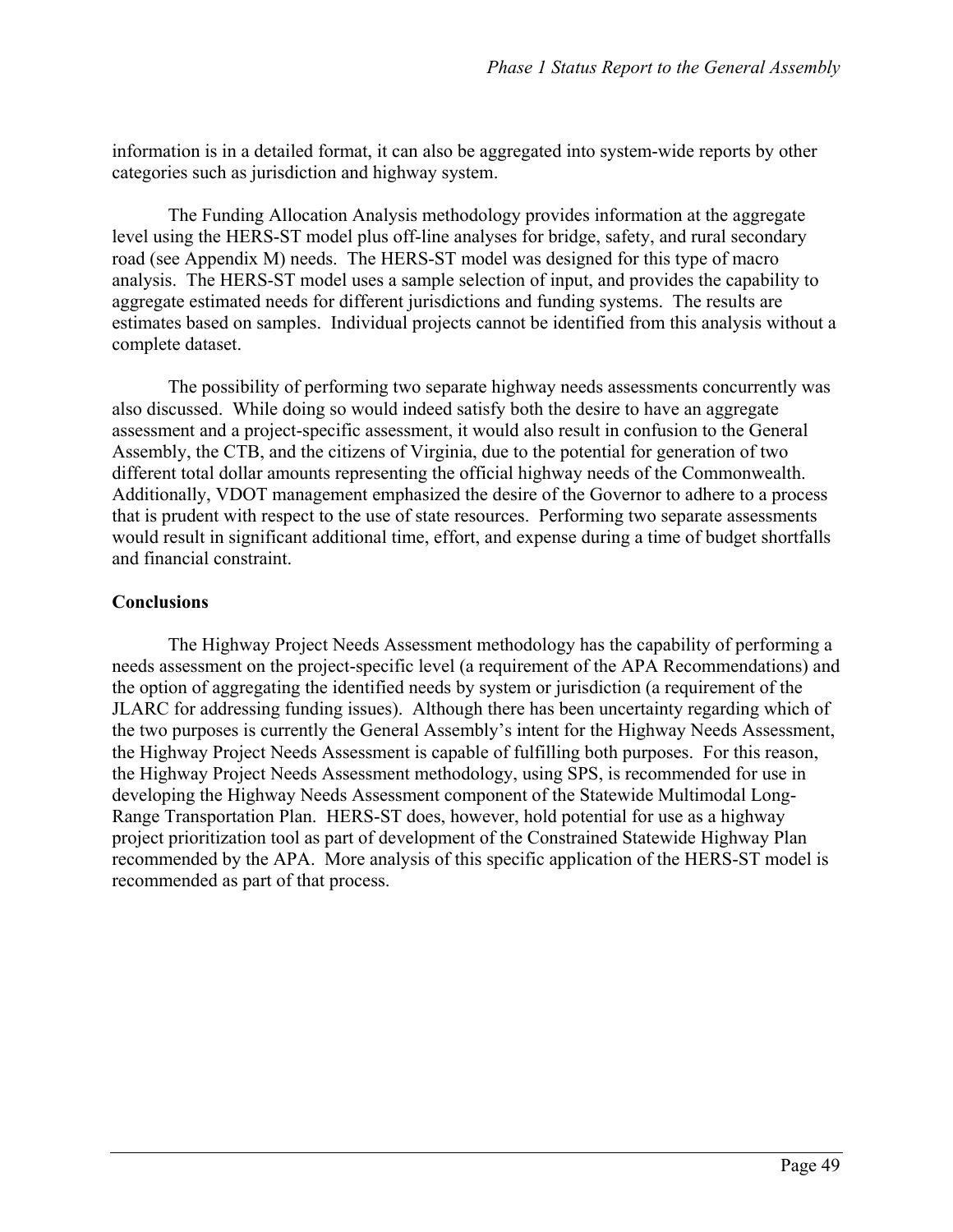information is in a detailed format, it can also be aggregated into system-wide reports by other categories such as jurisdiction and highway system.

The Funding Allocation Analysis methodology provides information at the aggregate level using the HERS-ST model plus off-line analyses for bridge, safety, and rural secondary road (see Appendix M) needs. The HERS-ST model was designed for this type of macro analysis. The HERS-ST model uses a sample selection of input, and provides the capability to aggregate estimated needs for different jurisdictions and funding systems. The results are estimates based on samples. Individual projects cannot be identified from this analysis without a complete dataset.

The possibility of performing two separate highway needs assessments concurrently was also discussed. While doing so would indeed satisfy both the desire to have an aggregate assessment and a project-specific assessment, it would also result in confusion to the General Assembly, the CTB, and the citizens of Virginia, due to the potential for generation of two different total dollar amounts representing the official highway needs of the Commonwealth. Additionally, VDOT management emphasized the desire of the Governor to adhere to a process that is prudent with respect to the use of state resources. Performing two separate assessments would result in significant additional time, effort, and expense during a time of budget shortfalls and financial constraint.

**Conclusions**

The Highway Project Needs Assessment methodology has the capability of performing a needs assessment on the project-specific level (a requirement of the APA Recommendations) and the option of aggregating the identified needs by system or jurisdiction (a requirement of the JLARC for addressing funding issues). Although there has been uncertainty regarding which of the two purposes is currently the General Assembly's intent for the Highway Needs Assessment, the Highway Project Needs Assessment is capable of fulfilling both purposes. For this reason, the Highway Project Needs Assessment methodology, using SPS, is recommended for use in developing the Highway Needs Assessment component of the Statewide Multimodal Long-Range Transportation Plan. HERS-ST does, however, hold potential for use as a highway project prioritization tool as part of development of the Constrained Statewide Highway Plan recommended by the APA. More analysis of this specific application of the HERS-ST model is recommended as part of that process.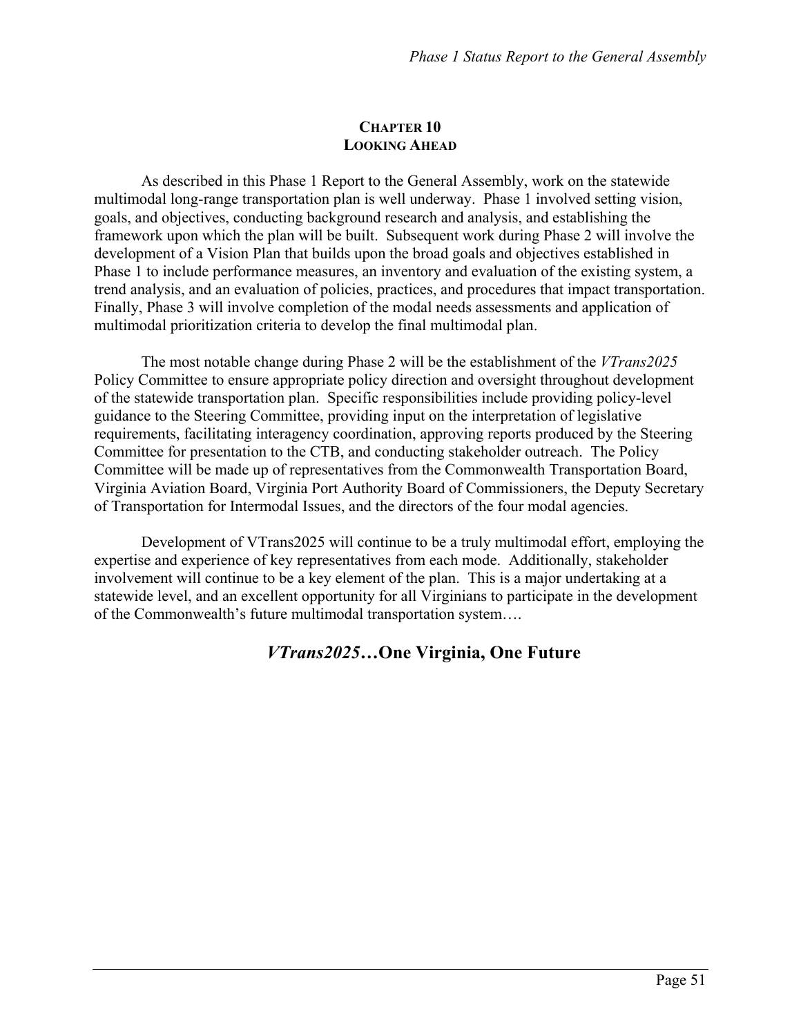## CHAPTER 10
## LOOKING AHEAD

As described in this Phase 1 Report to the General Assembly, work on the statewide multimodal long-range transportation plan is well underway. Phase 1 involved setting vision, goals, and objectives, conducting background research and analysis, and establishing the framework upon which the plan will be built. Subsequent work during Phase 2 will involve the development of a Vision Plan that builds upon the broad goals and objectives established in Phase 1 to include performance measures, an inventory and evaluation of the existing system, a trend analysis, and an evaluation of policies, practices, and procedures that impact transportation. Finally, Phase 3 will involve completion of the modal needs assessments and application of multimodal prioritization criteria to develop the final multimodal plan.

The most notable change during Phase 2 will be the establishment of the *VTrans2025* Policy Committee to ensure appropriate policy direction and oversight throughout development of the statewide transportation plan. Specific responsibilities include providing policy-level guidance to the Steering Committee, providing input on the interpretation of legislative requirements, facilitating interagency coordination, approving reports produced by the Steering Committee for presentation to the CTB, and conducting stakeholder outreach. The Policy Committee will be made up of representatives from the Commonwealth Transportation Board, Virginia Aviation Board, Virginia Port Authority Board of Commissioners, the Deputy Secretary of Transportation for Intermodal Issues, and the directors of the four modal agencies.

Development of VTrans2025 will continue to be a truly multimodal effort, employing the expertise and experience of key representatives from each mode. Additionally, stakeholder involvement will continue to be a key element of the plan. This is a major undertaking at a statewide level, and an excellent opportunity for all Virginians to participate in the development of the Commonwealth's future multimodal transportation system….

**_VTrans2025_…One Virginia, One Future**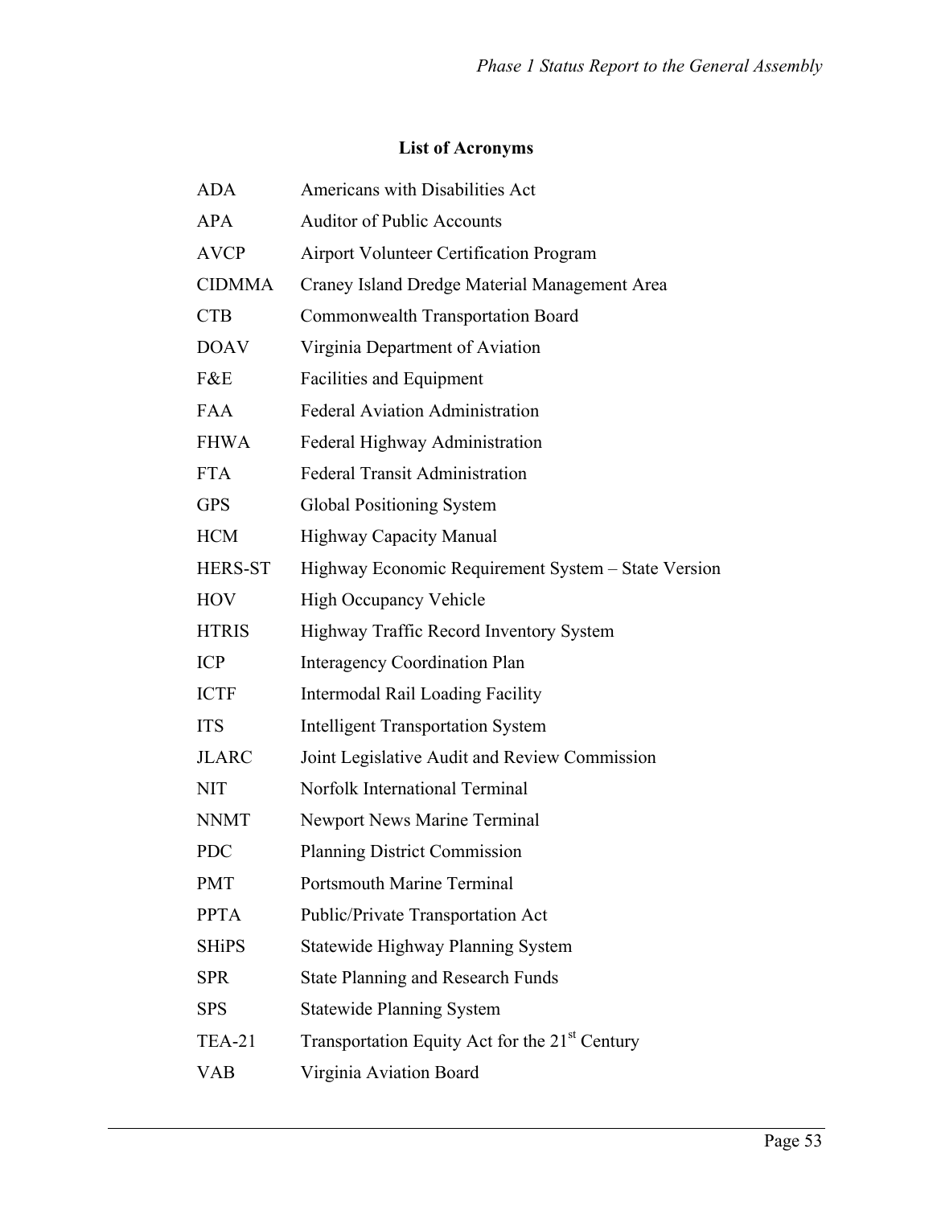## List of Acronyms

| | |
|---|---|
| ADA | Americans with Disabilities Act |
| APA | Auditor of Public Accounts |
| AVCP | Airport Volunteer Certification Program |
| CIDMMA | Craney Island Dredge Material Management Area |
| CTB | Commonwealth Transportation Board |
| DOAV | Virginia Department of Aviation |
| F&E | Facilities and Equipment |
| FAA | Federal Aviation Administration |
| FHWA | Federal Highway Administration |
| FTA | Federal Transit Administration |
| GPS | Global Positioning System |
| HCM | Highway Capacity Manual |
| HERS-ST | Highway Economic Requirement System – State Version |
| HOV | High Occupancy Vehicle |
| HTRIS | Highway Traffic Record Inventory System |
| ICP | Interagency Coordination Plan |
| ICTF | Intermodal Rail Loading Facility |
| ITS | Intelligent Transportation System |
| JLARC | Joint Legislative Audit and Review Commission |
| NIT | Norfolk International Terminal |
| NNMT | Newport News Marine Terminal |
| PDC | Planning District Commission |
| PMT | Portsmouth Marine Terminal |
| PPTA | Public/Private Transportation Act |
| SHiPS | Statewide Highway Planning System |
| SPR | State Planning and Research Funds |
| SPS | Statewide Planning System |
| TEA-21 | Transportation Equity Act for the 21st Century |
| VAB | Virginia Aviation Board |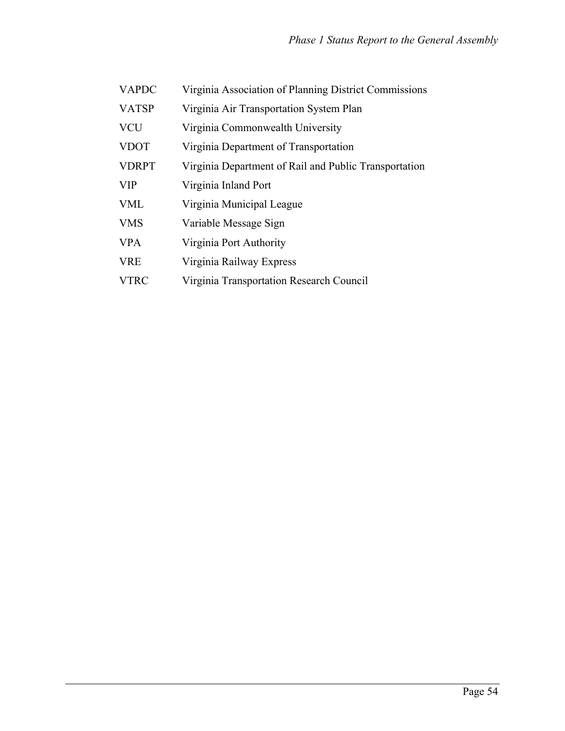| | |
|---|---|
| VAPDC | Virginia Association of Planning District Commissions |
| VATSP | Virginia Air Transportation System Plan |
| VCU | Virginia Commonwealth University |
| VDOT | Virginia Department of Transportation |
| VDRPT | Virginia Department of Rail and Public Transportation |
| VIP | Virginia Inland Port |
| VML | Virginia Municipal League |
| VMS | Variable Message Sign |
| VPA | Virginia Port Authority |
| VRE | Virginia Railway Express |
| VTRC | Virginia Transportation Research Council |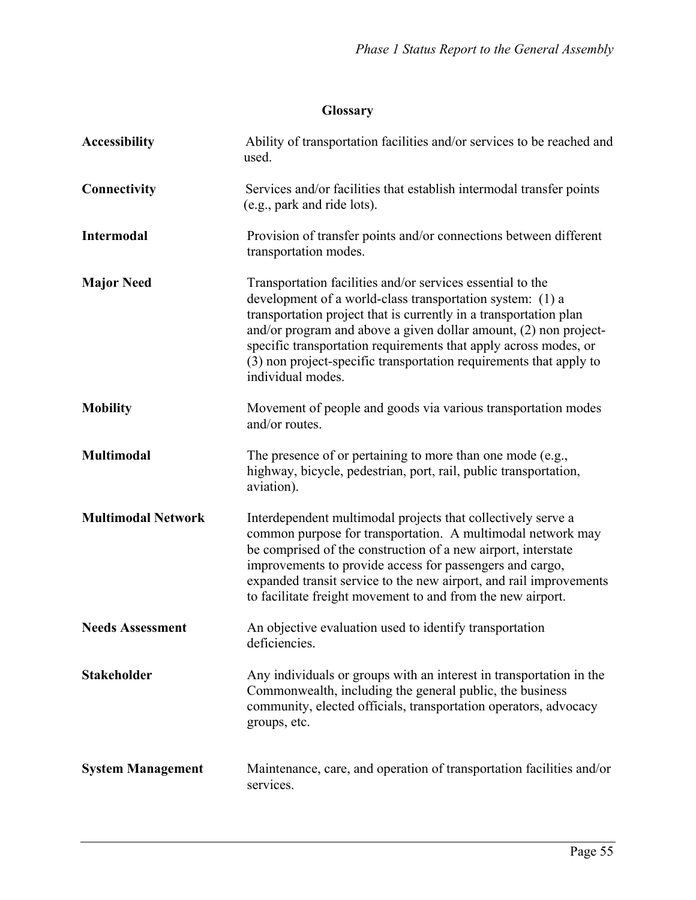## Glossary

**Accessibility** Ability of transportation facilities and/or services to be reached and used.

**Connectivity** Services and/or facilities that establish intermodal transfer points (e.g., park and ride lots).

**Intermodal** Provision of transfer points and/or connections between different transportation modes.

**Major Need** Transportation facilities and/or services essential to the development of a world-class transportation system: (1) a transportation project that is currently in a transportation plan and/or program and above a given dollar amount, (2) non project-specific transportation requirements that apply across modes, or (3) non project-specific transportation requirements that apply to individual modes.

**Mobility** Movement of people and goods via various transportation modes and/or routes.

**Multimodal** The presence of or pertaining to more than one mode (e.g., highway, bicycle, pedestrian, port, rail, public transportation, aviation).

**Multimodal Network** Interdependent multimodal projects that collectively serve a common purpose for transportation. A multimodal network may be comprised of the construction of a new airport, interstate improvements to provide access for passengers and cargo, expanded transit service to the new airport, and rail improvements to facilitate freight movement to and from the new airport.

**Needs Assessment** An objective evaluation used to identify transportation deficiencies.

**Stakeholder** Any individuals or groups with an interest in transportation in the Commonwealth, including the general public, the business community, elected officials, transportation operators, advocacy groups, etc.

**System Management** Maintenance, care, and operation of transportation facilities and/or services.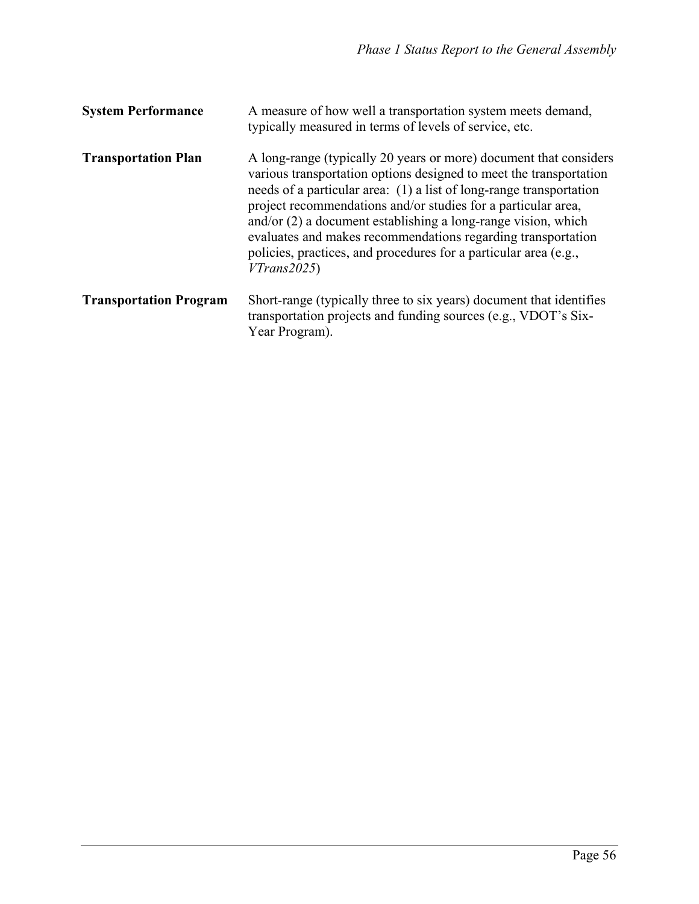**System Performance** A measure of how well a transportation system meets demand, typically measured in terms of levels of service, etc.

**Transportation Plan** A long-range (typically 20 years or more) document that considers various transportation options designed to meet the transportation needs of a particular area: (1) a list of long-range transportation project recommendations and/or studies for a particular area, and/or (2) a document establishing a long-range vision, which evaluates and makes recommendations regarding transportation policies, practices, and procedures for a particular area (e.g., *VTrans2025*)

**Transportation Program** Short-range (typically three to six years) document that identifies transportation projects and funding sources (e.g., VDOT's Six-Year Program).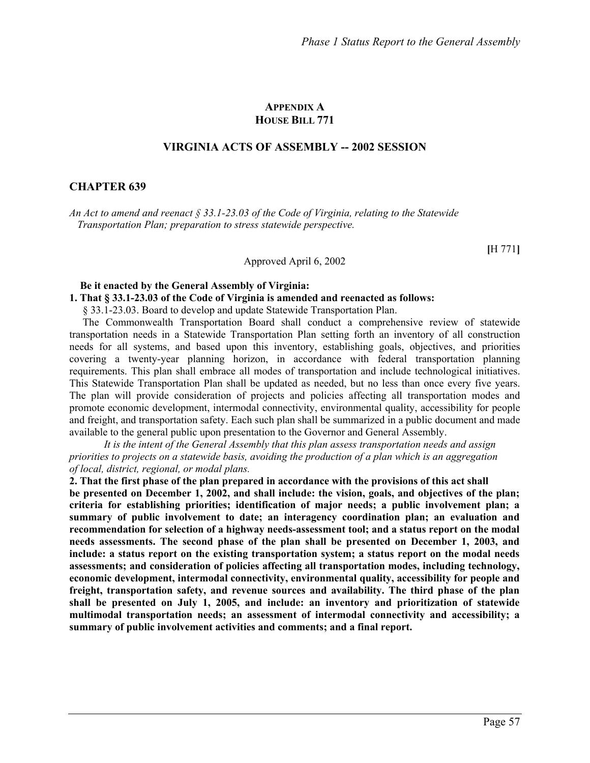# APPENDIX A
# HOUSE BILL 771

## VIRGINIA ACTS OF ASSEMBLY -- 2002 SESSION

## CHAPTER 639

*An Act to amend and reenact § 33.1-23.03 of the Code of Virginia, relating to the Statewide Transportation Plan; preparation to stress statewide perspective.*

**[**H 771**]**

Approved April 6, 2002

**Be it enacted by the General Assembly of Virginia:**

**1. That § 33.1-23.03 of the Code of Virginia is amended and reenacted as follows:**

§ 33.1-23.03. Board to develop and update Statewide Transportation Plan.

The Commonwealth Transportation Board shall conduct a comprehensive review of statewide transportation needs in a Statewide Transportation Plan setting forth an inventory of all construction needs for all systems, and based upon this inventory, establishing goals, objectives, and priorities covering a twenty-year planning horizon, in accordance with federal transportation planning requirements. This plan shall embrace all modes of transportation and include technological initiatives. This Statewide Transportation Plan shall be updated as needed, but no less than once every five years. The plan will provide consideration of projects and policies affecting all transportation modes and promote economic development, intermodal connectivity, environmental quality, accessibility for people and freight, and transportation safety. Each such plan shall be summarized in a public document and made available to the general public upon presentation to the Governor and General Assembly.

*It is the intent of the General Assembly that this plan assess transportation needs and assign priorities to projects on a statewide basis, avoiding the production of a plan which is an aggregation of local, district, regional, or modal plans.*

**2. That the first phase of the plan prepared in accordance with the provisions of this act shall be presented on December 1, 2002, and shall include: the vision, goals, and objectives of the plan; criteria for establishing priorities; identification of major needs; a public involvement plan; a summary of public involvement to date; an interagency coordination plan; an evaluation and recommendation for selection of a highway needs-assessment tool; and a status report on the modal needs assessments. The second phase of the plan shall be presented on December 1, 2003, and include: a status report on the existing transportation system; a status report on the modal needs assessments; and consideration of policies affecting all transportation modes, including technology, economic development, intermodal connectivity, environmental quality, accessibility for people and freight, transportation safety, and revenue sources and availability. The third phase of the plan shall be presented on July 1, 2005, and include: an inventory and prioritization of statewide multimodal transportation needs; an assessment of intermodal connectivity and accessibility; a summary of public involvement activities and comments; and a final report.**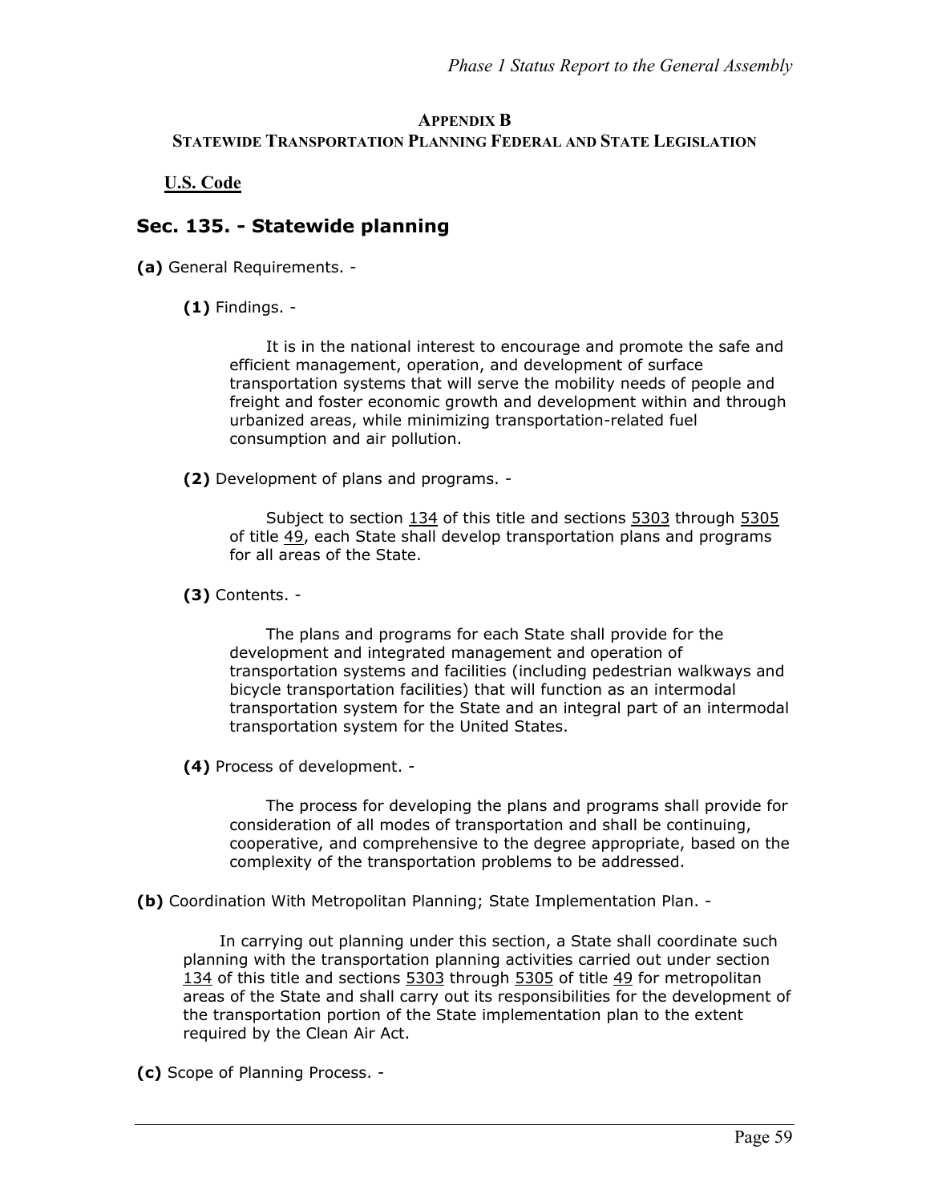## APPENDIX B
## STATEWIDE TRANSPORTATION PLANNING FEDERAL AND STATE LEGISLATION

**U.S. Code**

### Sec. 135. - Statewide planning

**(a)** General Requirements. -

**(1)** Findings. -

It is in the national interest to encourage and promote the safe and efficient management, operation, and development of surface transportation systems that will serve the mobility needs of people and freight and foster economic growth and development within and through urbanized areas, while minimizing transportation-related fuel consumption and air pollution.

**(2)** Development of plans and programs. -

Subject to section 134 of this title and sections 5303 through 5305 of title 49, each State shall develop transportation plans and programs for all areas of the State.

**(3)** Contents. -

The plans and programs for each State shall provide for the development and integrated management and operation of transportation systems and facilities (including pedestrian walkways and bicycle transportation facilities) that will function as an intermodal transportation system for the State and an integral part of an intermodal transportation system for the United States.

**(4)** Process of development. -

The process for developing the plans and programs shall provide for consideration of all modes of transportation and shall be continuing, cooperative, and comprehensive to the degree appropriate, based on the complexity of the transportation problems to be addressed.

**(b)** Coordination With Metropolitan Planning; State Implementation Plan. -

In carrying out planning under this section, a State shall coordinate such planning with the transportation planning activities carried out under section 134 of this title and sections 5303 through 5305 of title 49 for metropolitan areas of the State and shall carry out its responsibilities for the development of the transportation portion of the State implementation plan to the extent required by the Clean Air Act.

**(c)** Scope of Planning Process. -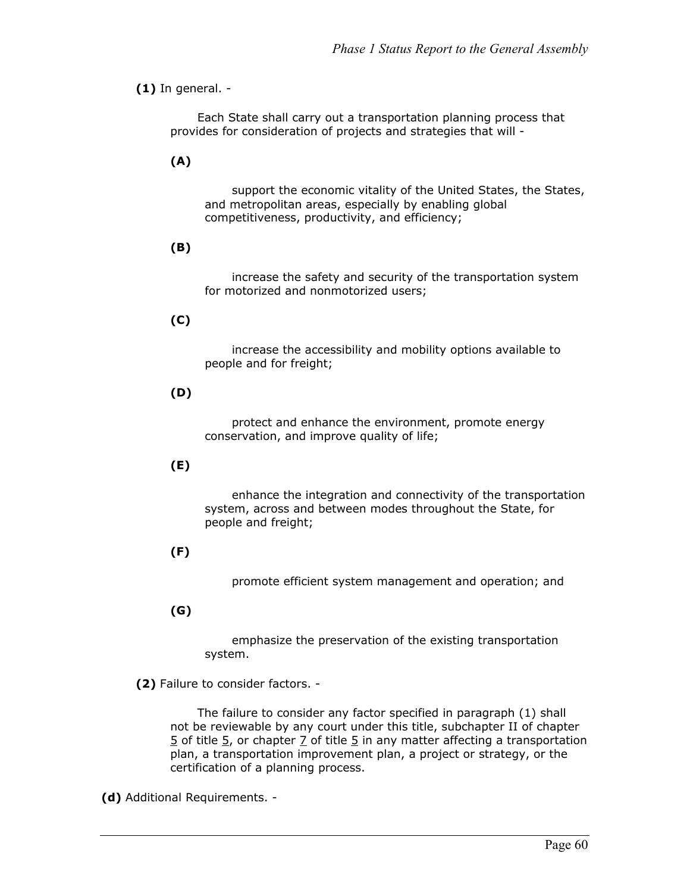**(1)** In general. -

Each State shall carry out a transportation planning process that provides for consideration of projects and strategies that will -

**(A)**

support the economic vitality of the United States, the States, and metropolitan areas, especially by enabling global competitiveness, productivity, and efficiency;

**(B)**

increase the safety and security of the transportation system for motorized and nonmotorized users;

**(C)**

increase the accessibility and mobility options available to people and for freight;

**(D)**

protect and enhance the environment, promote energy conservation, and improve quality of life;

**(E)**

enhance the integration and connectivity of the transportation system, across and between modes throughout the State, for people and freight;

**(F)**

promote efficient system management and operation; and

**(G)**

emphasize the preservation of the existing transportation system.

**(2)** Failure to consider factors. -

The failure to consider any factor specified in paragraph (1) shall not be reviewable by any court under this title, subchapter II of chapter 5 of title 5, or chapter 7 of title 5 in any matter affecting a transportation plan, a transportation improvement plan, a project or strategy, or the certification of a planning process.

**(d)** Additional Requirements. -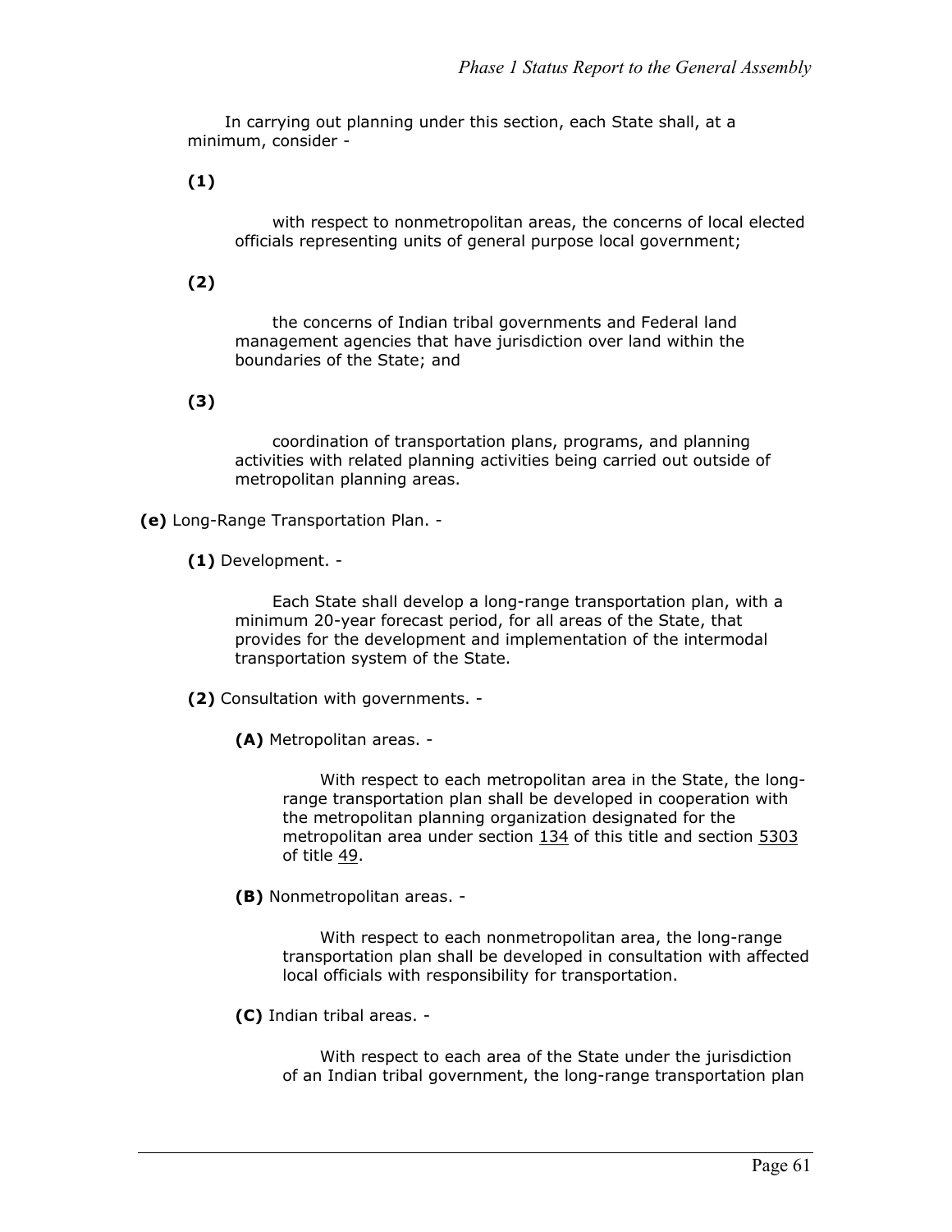In carrying out planning under this section, each State shall, at a minimum, consider -

**(1)**

with respect to nonmetropolitan areas, the concerns of local elected officials representing units of general purpose local government;

**(2)**

the concerns of Indian tribal governments and Federal land management agencies that have jurisdiction over land within the boundaries of the State; and

**(3)**

coordination of transportation plans, programs, and planning activities with related planning activities being carried out outside of metropolitan planning areas.

**(e)** Long-Range Transportation Plan. -

**(1)** Development. -

Each State shall develop a long-range transportation plan, with a minimum 20-year forecast period, for all areas of the State, that provides for the development and implementation of the intermodal transportation system of the State.

**(2)** Consultation with governments. -

**(A)** Metropolitan areas. -

With respect to each metropolitan area in the State, the long-range transportation plan shall be developed in cooperation with the metropolitan planning organization designated for the metropolitan area under section 134 of this title and section 5303 of title 49.

**(B)** Nonmetropolitan areas. -

With respect to each nonmetropolitan area, the long-range transportation plan shall be developed in consultation with affected local officials with responsibility for transportation.

**(C)** Indian tribal areas. -

With respect to each area of the State under the jurisdiction of an Indian tribal government, the long-range transportation plan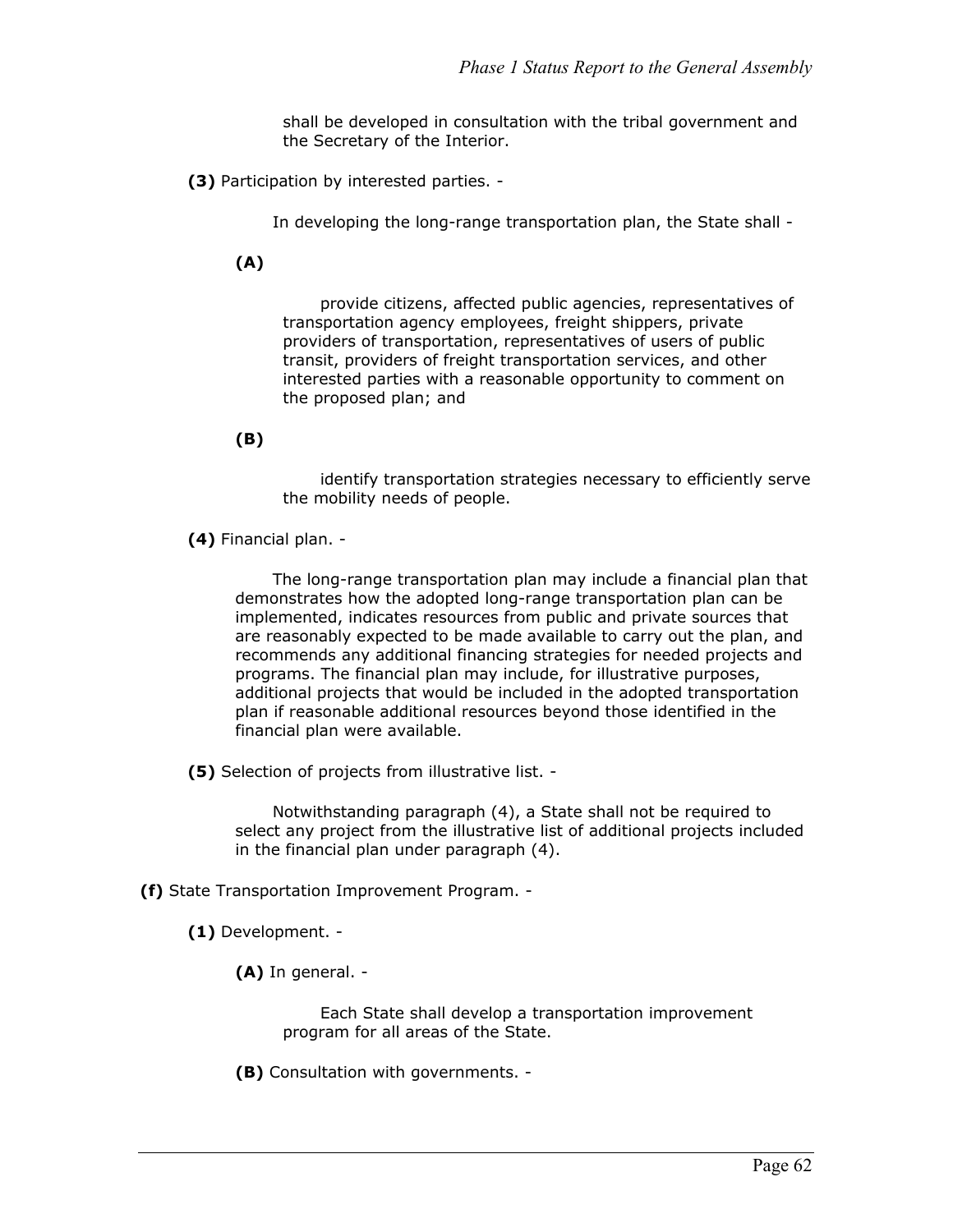shall be developed in consultation with the tribal government and the Secretary of the Interior.

**(3)** Participation by interested parties. -

In developing the long-range transportation plan, the State shall -

**(A)**

provide citizens, affected public agencies, representatives of transportation agency employees, freight shippers, private providers of transportation, representatives of users of public transit, providers of freight transportation services, and other interested parties with a reasonable opportunity to comment on the proposed plan; and

**(B)**

identify transportation strategies necessary to efficiently serve the mobility needs of people.

**(4)** Financial plan. -

The long-range transportation plan may include a financial plan that demonstrates how the adopted long-range transportation plan can be implemented, indicates resources from public and private sources that are reasonably expected to be made available to carry out the plan, and recommends any additional financing strategies for needed projects and programs. The financial plan may include, for illustrative purposes, additional projects that would be included in the adopted transportation plan if reasonable additional resources beyond those identified in the financial plan were available.

**(5)** Selection of projects from illustrative list. -

Notwithstanding paragraph (4), a State shall not be required to select any project from the illustrative list of additional projects included in the financial plan under paragraph (4).

**(f)** State Transportation Improvement Program. -

**(1)** Development. -

**(A)** In general. -

Each State shall develop a transportation improvement program for all areas of the State.

**(B)** Consultation with governments. -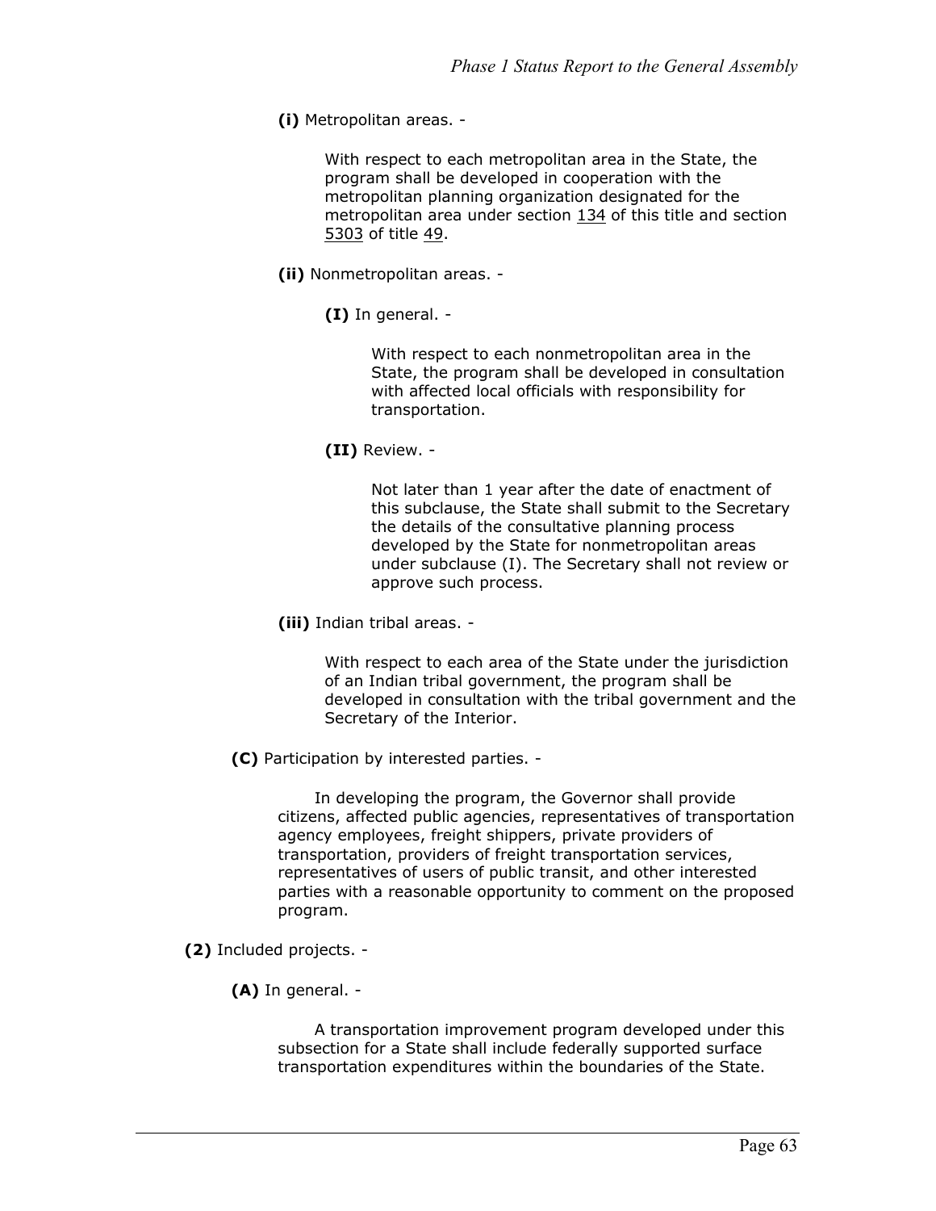**(i)** Metropolitan areas. -

With respect to each metropolitan area in the State, the program shall be developed in cooperation with the metropolitan planning organization designated for the metropolitan area under section 134 of this title and section 5303 of title 49.

**(ii)** Nonmetropolitan areas. -

**(I)** In general. -

With respect to each nonmetropolitan area in the State, the program shall be developed in consultation with affected local officials with responsibility for transportation.

**(II)** Review. -

Not later than 1 year after the date of enactment of this subclause, the State shall submit to the Secretary the details of the consultative planning process developed by the State for nonmetropolitan areas under subclause (I). The Secretary shall not review or approve such process.

**(iii)** Indian tribal areas. -

With respect to each area of the State under the jurisdiction of an Indian tribal government, the program shall be developed in consultation with the tribal government and the Secretary of the Interior.

**(C)** Participation by interested parties. -

In developing the program, the Governor shall provide citizens, affected public agencies, representatives of transportation agency employees, freight shippers, private providers of transportation, providers of freight transportation services, representatives of users of public transit, and other interested parties with a reasonable opportunity to comment on the proposed program.

**(2)** Included projects. -

**(A)** In general. -

A transportation improvement program developed under this subsection for a State shall include federally supported surface transportation expenditures within the boundaries of the State.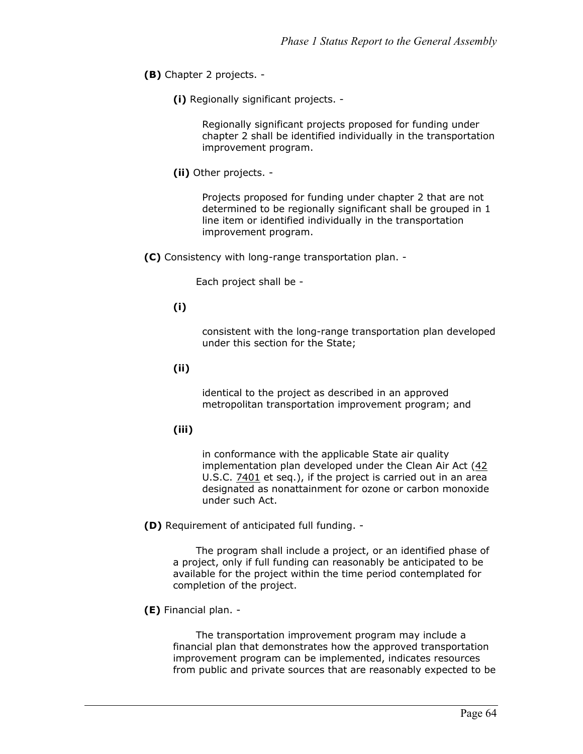**(B)** Chapter 2 projects. -

**(i)** Regionally significant projects. -

Regionally significant projects proposed for funding under chapter 2 shall be identified individually in the transportation improvement program.

**(ii)** Other projects. -

Projects proposed for funding under chapter 2 that are not determined to be regionally significant shall be grouped in 1 line item or identified individually in the transportation improvement program.

**(C)** Consistency with long-range transportation plan. -

Each project shall be -

**(i)**

consistent with the long-range transportation plan developed under this section for the State;

**(ii)**

identical to the project as described in an approved metropolitan transportation improvement program; and

**(iii)**

in conformance with the applicable State air quality implementation plan developed under the Clean Air Act (42 U.S.C. 7401 et seq.), if the project is carried out in an area designated as nonattainment for ozone or carbon monoxide under such Act.

**(D)** Requirement of anticipated full funding. -

The program shall include a project, or an identified phase of a project, only if full funding can reasonably be anticipated to be available for the project within the time period contemplated for completion of the project.

**(E)** Financial plan. -

The transportation improvement program may include a financial plan that demonstrates how the approved transportation improvement program can be implemented, indicates resources from public and private sources that are reasonably expected to be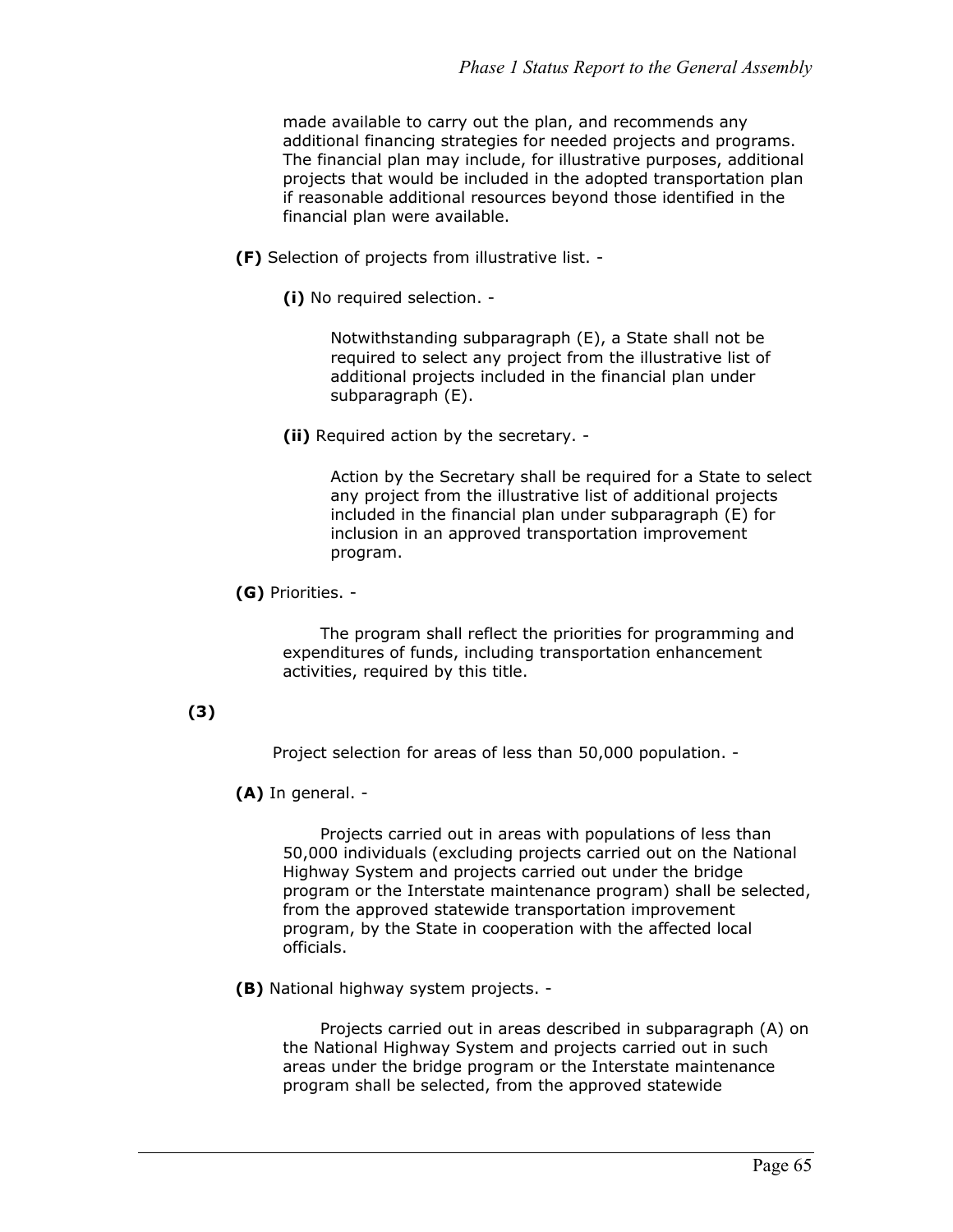made available to carry out the plan, and recommends any additional financing strategies for needed projects and programs. The financial plan may include, for illustrative purposes, additional projects that would be included in the adopted transportation plan if reasonable additional resources beyond those identified in the financial plan were available.

**(F)** Selection of projects from illustrative list. -

**(i)** No required selection. -

Notwithstanding subparagraph (E), a State shall not be required to select any project from the illustrative list of additional projects included in the financial plan under subparagraph (E).

**(ii)** Required action by the secretary. -

Action by the Secretary shall be required for a State to select any project from the illustrative list of additional projects included in the financial plan under subparagraph (E) for inclusion in an approved transportation improvement program.

**(G)** Priorities. -

The program shall reflect the priorities for programming and expenditures of funds, including transportation enhancement activities, required by this title.

**(3)**

Project selection for areas of less than 50,000 population. -

**(A)** In general. -

Projects carried out in areas with populations of less than 50,000 individuals (excluding projects carried out on the National Highway System and projects carried out under the bridge program or the Interstate maintenance program) shall be selected, from the approved statewide transportation improvement program, by the State in cooperation with the affected local officials.

**(B)** National highway system projects. -

Projects carried out in areas described in subparagraph (A) on the National Highway System and projects carried out in such areas under the bridge program or the Interstate maintenance program shall be selected, from the approved statewide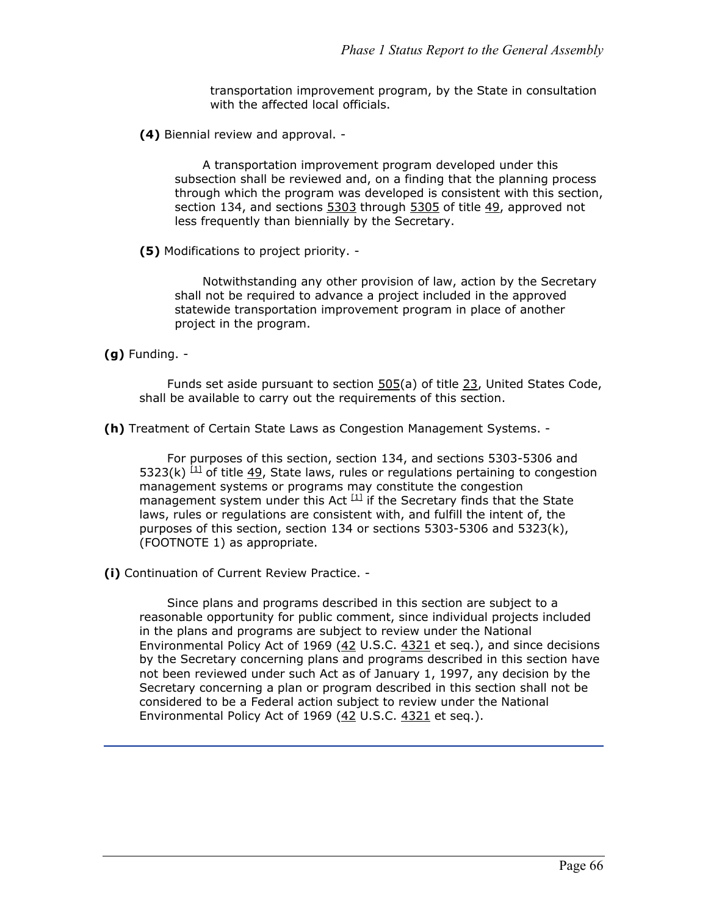transportation improvement program, by the State in consultation with the affected local officials.

**(4)** Biennial review and approval. -

A transportation improvement program developed under this subsection shall be reviewed and, on a finding that the planning process through which the program was developed is consistent with this section, section 134, and sections 5303 through 5305 of title 49, approved not less frequently than biennially by the Secretary.

**(5)** Modifications to project priority. -

Notwithstanding any other provision of law, action by the Secretary shall not be required to advance a project included in the approved statewide transportation improvement program in place of another project in the program.

**(g)** Funding. -

Funds set aside pursuant to section 505(a) of title 23, United States Code, shall be available to carry out the requirements of this section.

**(h)** Treatment of Certain State Laws as Congestion Management Systems. -

For purposes of this section, section 134, and sections 5303-5306 and 5323(k) [1] of title 49, State laws, rules or regulations pertaining to congestion management systems or programs may constitute the congestion management system under this Act [1] if the Secretary finds that the State laws, rules or regulations are consistent with, and fulfill the intent of, the purposes of this section, section 134 or sections 5303-5306 and 5323(k), (FOOTNOTE 1) as appropriate.

**(i)** Continuation of Current Review Practice. -

Since plans and programs described in this section are subject to a reasonable opportunity for public comment, since individual projects included in the plans and programs are subject to review under the National Environmental Policy Act of 1969 (42 U.S.C. 4321 et seq.), and since decisions by the Secretary concerning plans and programs described in this section have not been reviewed under such Act as of January 1, 1997, any decision by the Secretary concerning a plan or program described in this section shall not be considered to be a Federal action subject to review under the National Environmental Policy Act of 1969 (42 U.S.C. 4321 et seq.).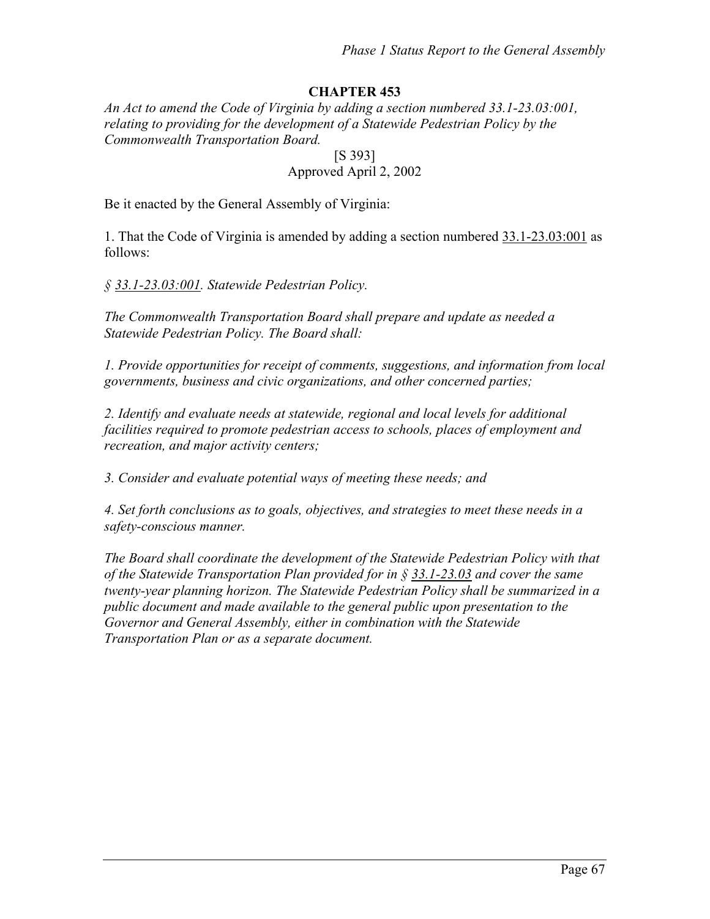# CHAPTER 453

*An Act to amend the Code of Virginia by adding a section numbered 33.1-23.03:001, relating to providing for the development of a Statewide Pedestrian Policy by the Commonwealth Transportation Board.*

[S 393]
Approved April 2, 2002

Be it enacted by the General Assembly of Virginia:

1. That the Code of Virginia is amended by adding a section numbered 33.1-23.03:001 as follows:

*§ 33.1-23.03:001. Statewide Pedestrian Policy.*

*The Commonwealth Transportation Board shall prepare and update as needed a Statewide Pedestrian Policy. The Board shall:*

*1. Provide opportunities for receipt of comments, suggestions, and information from local governments, business and civic organizations, and other concerned parties;*

*2. Identify and evaluate needs at statewide, regional and local levels for additional facilities required to promote pedestrian access to schools, places of employment and recreation, and major activity centers;*

*3. Consider and evaluate potential ways of meeting these needs; and*

*4. Set forth conclusions as to goals, objectives, and strategies to meet these needs in a safety-conscious manner.*

*The Board shall coordinate the development of the Statewide Pedestrian Policy with that of the Statewide Transportation Plan provided for in § 33.1-23.03 and cover the same twenty-year planning horizon. The Statewide Pedestrian Policy shall be summarized in a public document and made available to the general public upon presentation to the Governor and General Assembly, either in combination with the Statewide Transportation Plan or as a separate document.*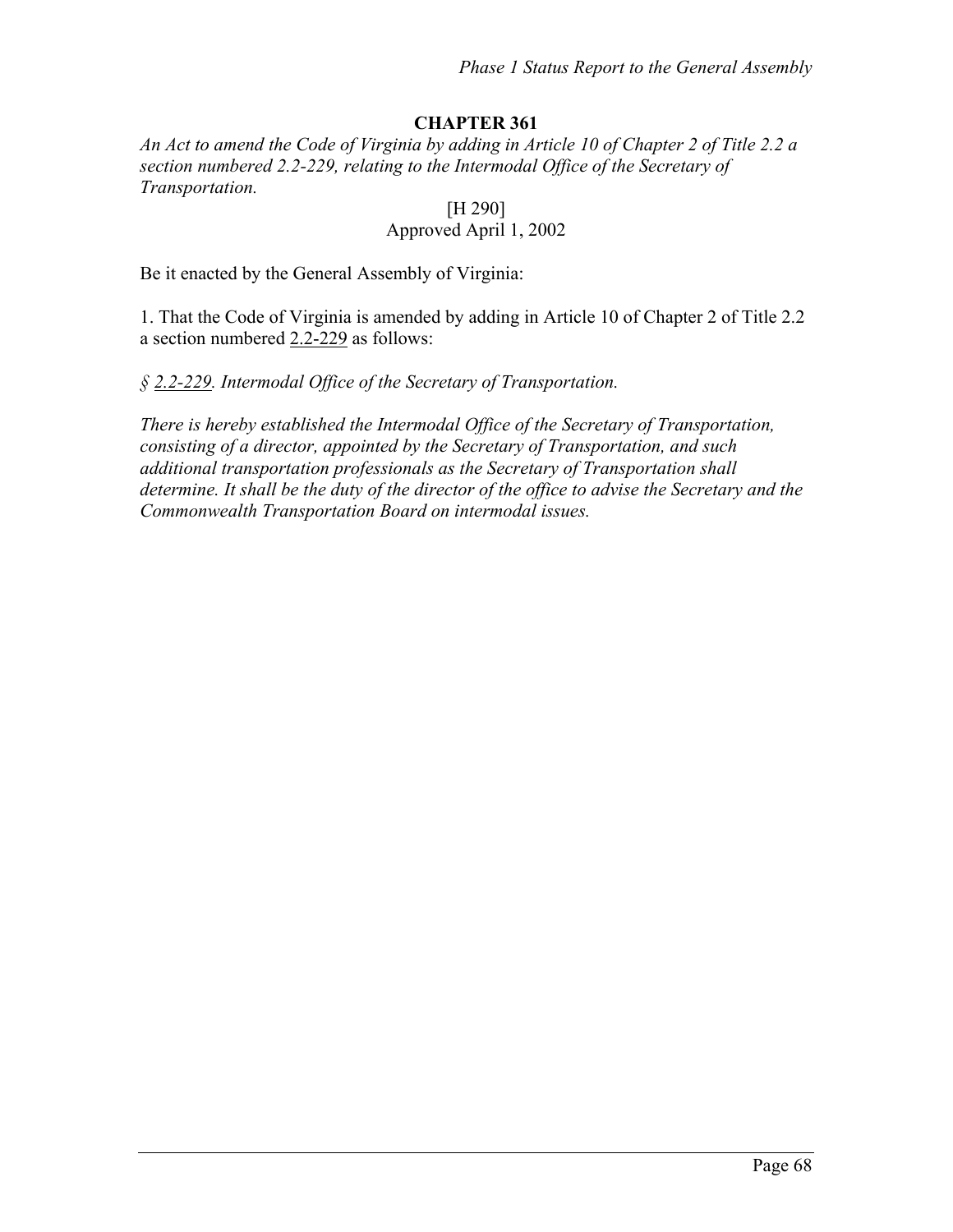**CHAPTER 361**

*An Act to amend the Code of Virginia by adding in Article 10 of Chapter 2 of Title 2.2 a section numbered 2.2-229, relating to the Intermodal Office of the Secretary of Transportation.*

[H 290]
Approved April 1, 2002

Be it enacted by the General Assembly of Virginia:

1. That the Code of Virginia is amended by adding in Article 10 of Chapter 2 of Title 2.2 a section numbered 2.2-229 as follows:

*§ 2.2-229. Intermodal Office of the Secretary of Transportation.*

*There is hereby established the Intermodal Office of the Secretary of Transportation, consisting of a director, appointed by the Secretary of Transportation, and such additional transportation professionals as the Secretary of Transportation shall determine. It shall be the duty of the director of the office to advise the Secretary and the Commonwealth Transportation Board on intermodal issues.*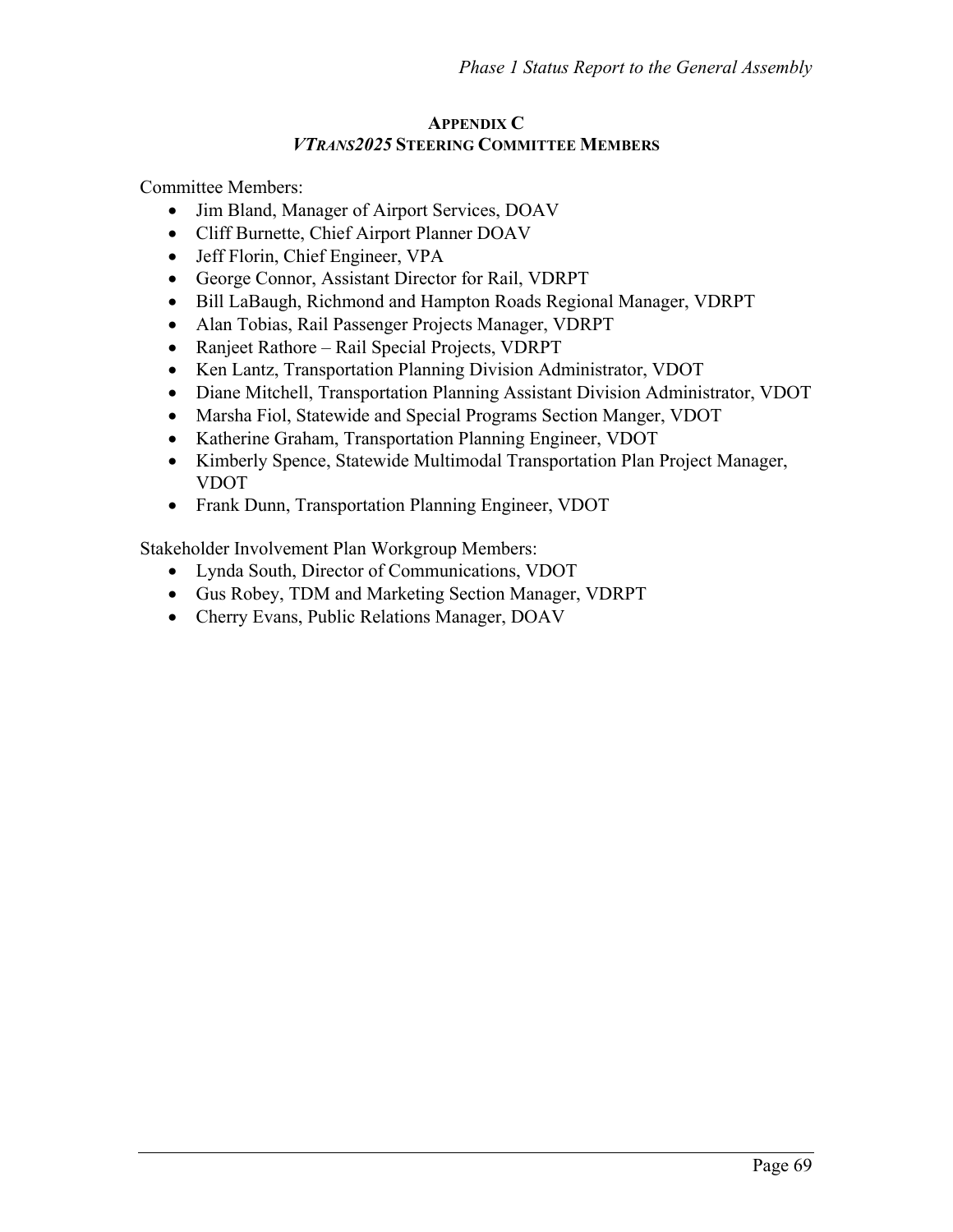## APPENDIX C
## *VTRANS2025* STEERING COMMITTEE MEMBERS

Committee Members:

- Jim Bland, Manager of Airport Services, DOAV
- Cliff Burnette, Chief Airport Planner DOAV
- Jeff Florin, Chief Engineer, VPA
- George Connor, Assistant Director for Rail, VDRPT
- Bill LaBaugh, Richmond and Hampton Roads Regional Manager, VDRPT
- Alan Tobias, Rail Passenger Projects Manager, VDRPT
- Ranjeet Rathore – Rail Special Projects, VDRPT
- Ken Lantz, Transportation Planning Division Administrator, VDOT
- Diane Mitchell, Transportation Planning Assistant Division Administrator, VDOT
- Marsha Fiol, Statewide and Special Programs Section Manger, VDOT
- Katherine Graham, Transportation Planning Engineer, VDOT
- Kimberly Spence, Statewide Multimodal Transportation Plan Project Manager, VDOT
- Frank Dunn, Transportation Planning Engineer, VDOT

Stakeholder Involvement Plan Workgroup Members:

- Lynda South, Director of Communications, VDOT
- Gus Robey, TDM and Marketing Section Manager, VDRPT
- Cherry Evans, Public Relations Manager, DOAV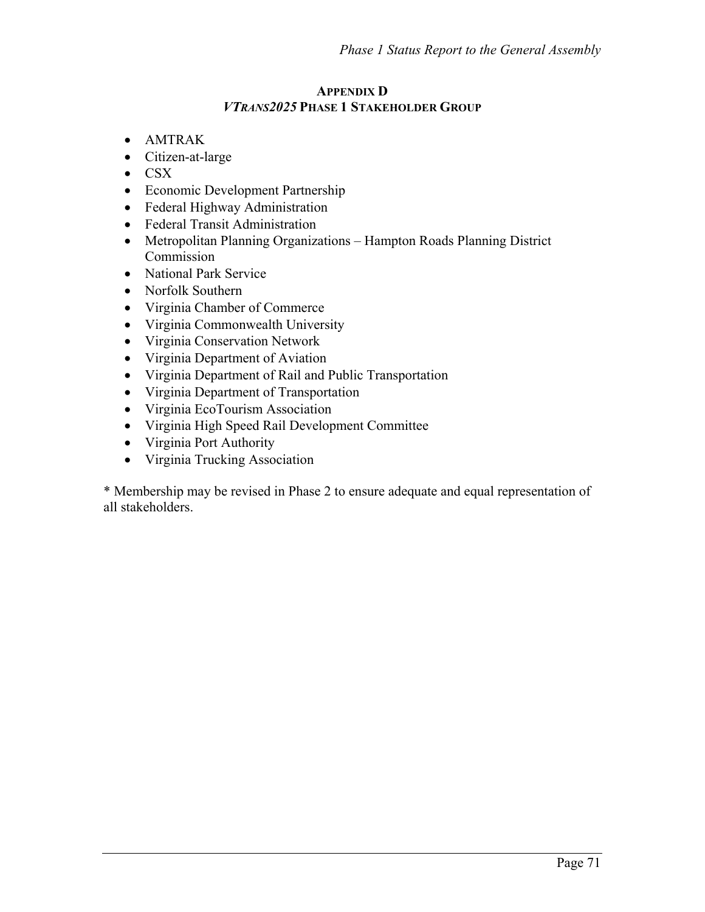## Appendix D

## *VTrans2025* Phase 1 Stakeholder Group

- AMTRAK
- Citizen-at-large
- CSX
- Economic Development Partnership
- Federal Highway Administration
- Federal Transit Administration
- Metropolitan Planning Organizations – Hampton Roads Planning District Commission
- National Park Service
- Norfolk Southern
- Virginia Chamber of Commerce
- Virginia Commonwealth University
- Virginia Conservation Network
- Virginia Department of Aviation
- Virginia Department of Rail and Public Transportation
- Virginia Department of Transportation
- Virginia EcoTourism Association
- Virginia High Speed Rail Development Committee
- Virginia Port Authority
- Virginia Trucking Association

* Membership may be revised in Phase 2 to ensure adequate and equal representation of all stakeholders.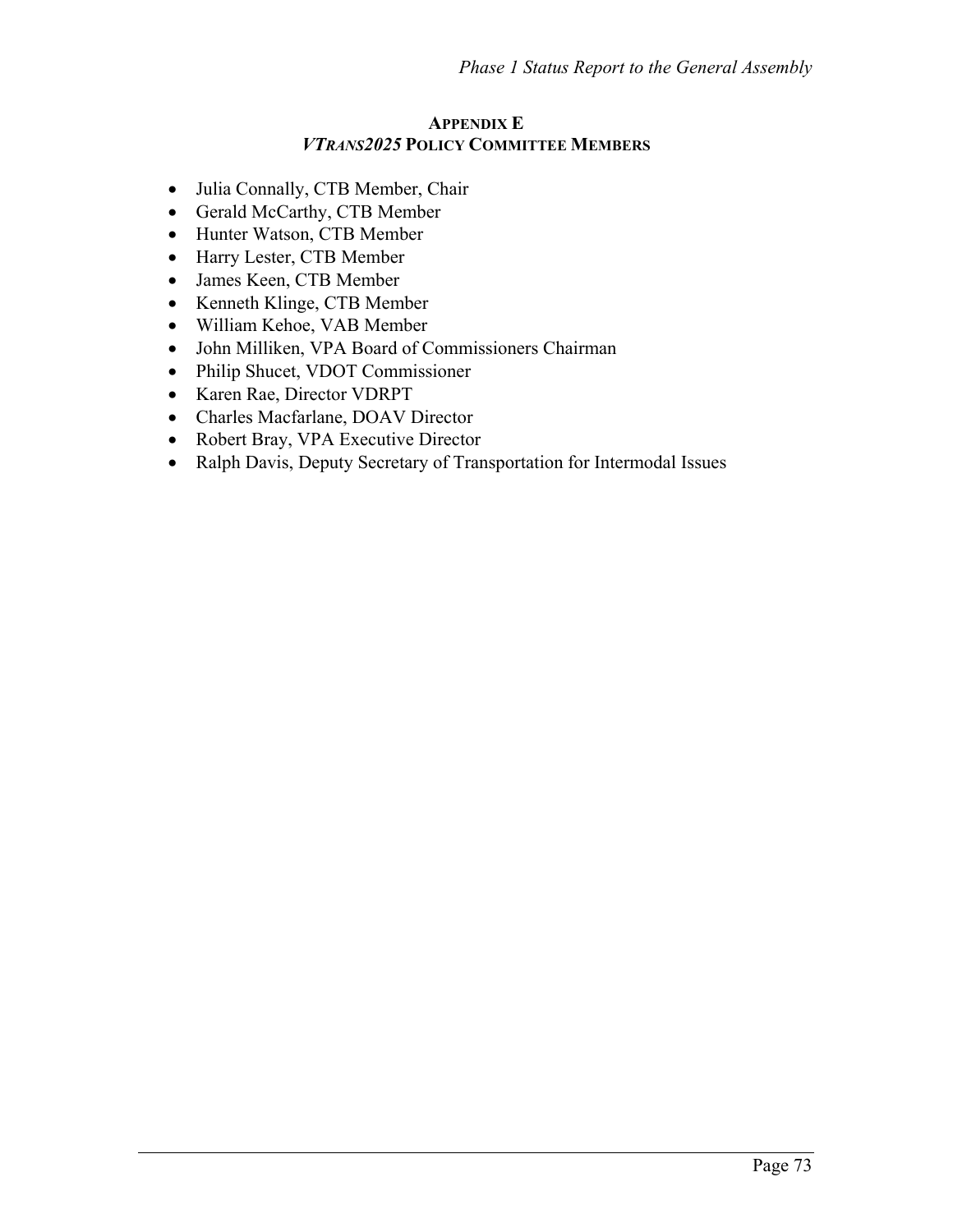## APPENDIX E
## *VTRANS2025* POLICY COMMITTEE MEMBERS

- Julia Connally, CTB Member, Chair
- Gerald McCarthy, CTB Member
- Hunter Watson, CTB Member
- Harry Lester, CTB Member
- James Keen, CTB Member
- Kenneth Klinge, CTB Member
- William Kehoe, VAB Member
- John Milliken, VPA Board of Commissioners Chairman
- Philip Shucet, VDOT Commissioner
- Karen Rae, Director VDRPT
- Charles Macfarlane, DOAV Director
- Robert Bray, VPA Executive Director
- Ralph Davis, Deputy Secretary of Transportation for Intermodal Issues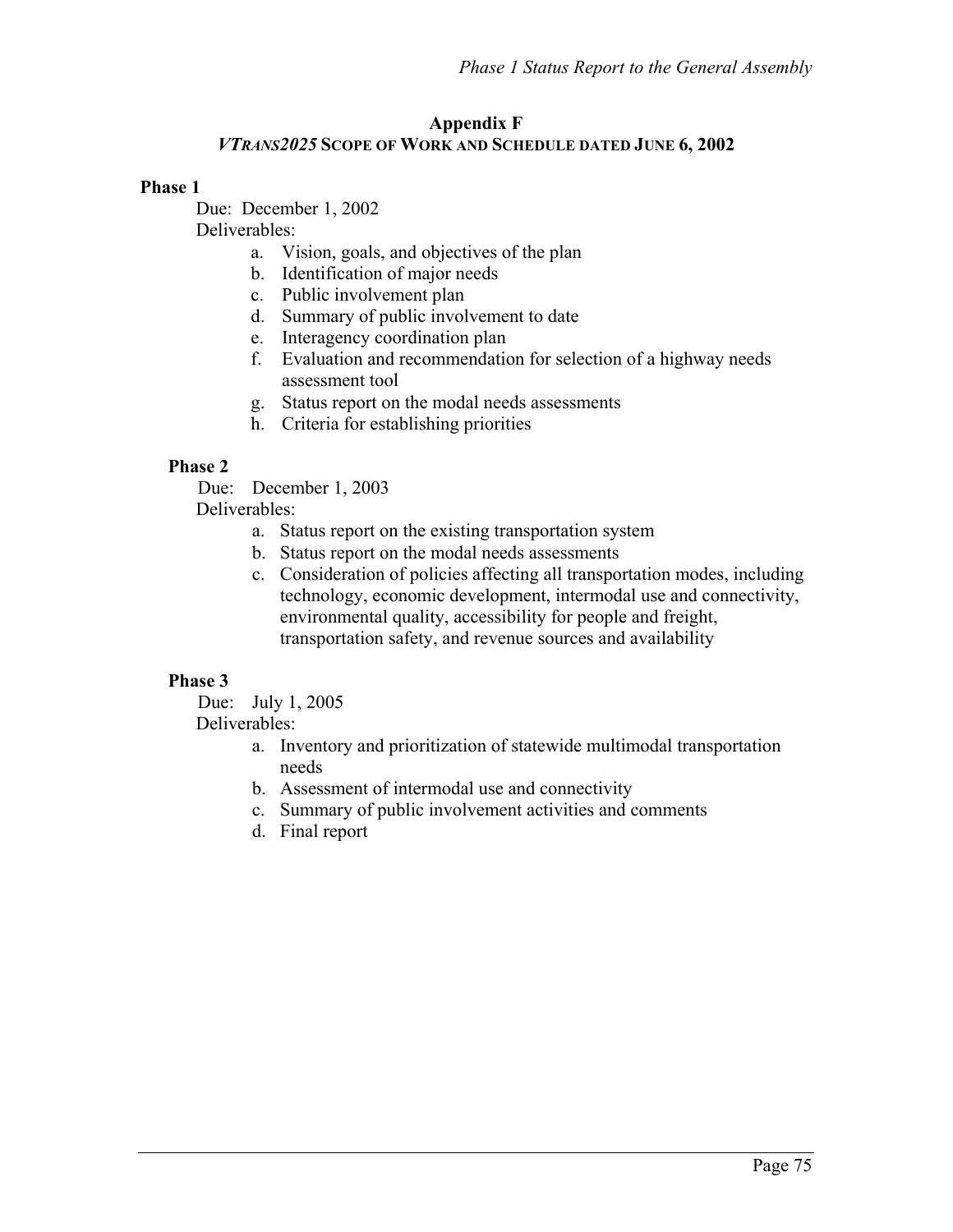## Appendix F

## *VTRANS2025* SCOPE OF WORK AND SCHEDULE DATED JUNE 6, 2002

**Phase 1**

Due: December 1, 2002

Deliverables:

a. Vision, goals, and objectives of the plan
b. Identification of major needs
c. Public involvement plan
d. Summary of public involvement to date
e. Interagency coordination plan
f. Evaluation and recommendation for selection of a highway needs assessment tool
g. Status report on the modal needs assessments
h. Criteria for establishing priorities

**Phase 2**

Due: December 1, 2003

Deliverables:

a. Status report on the existing transportation system
b. Status report on the modal needs assessments
c. Consideration of policies affecting all transportation modes, including technology, economic development, intermodal use and connectivity, environmental quality, accessibility for people and freight, transportation safety, and revenue sources and availability

**Phase 3**

Due: July 1, 2005

Deliverables:

a. Inventory and prioritization of statewide multimodal transportation needs
b. Assessment of intermodal use and connectivity
c. Summary of public involvement activities and comments
d. Final report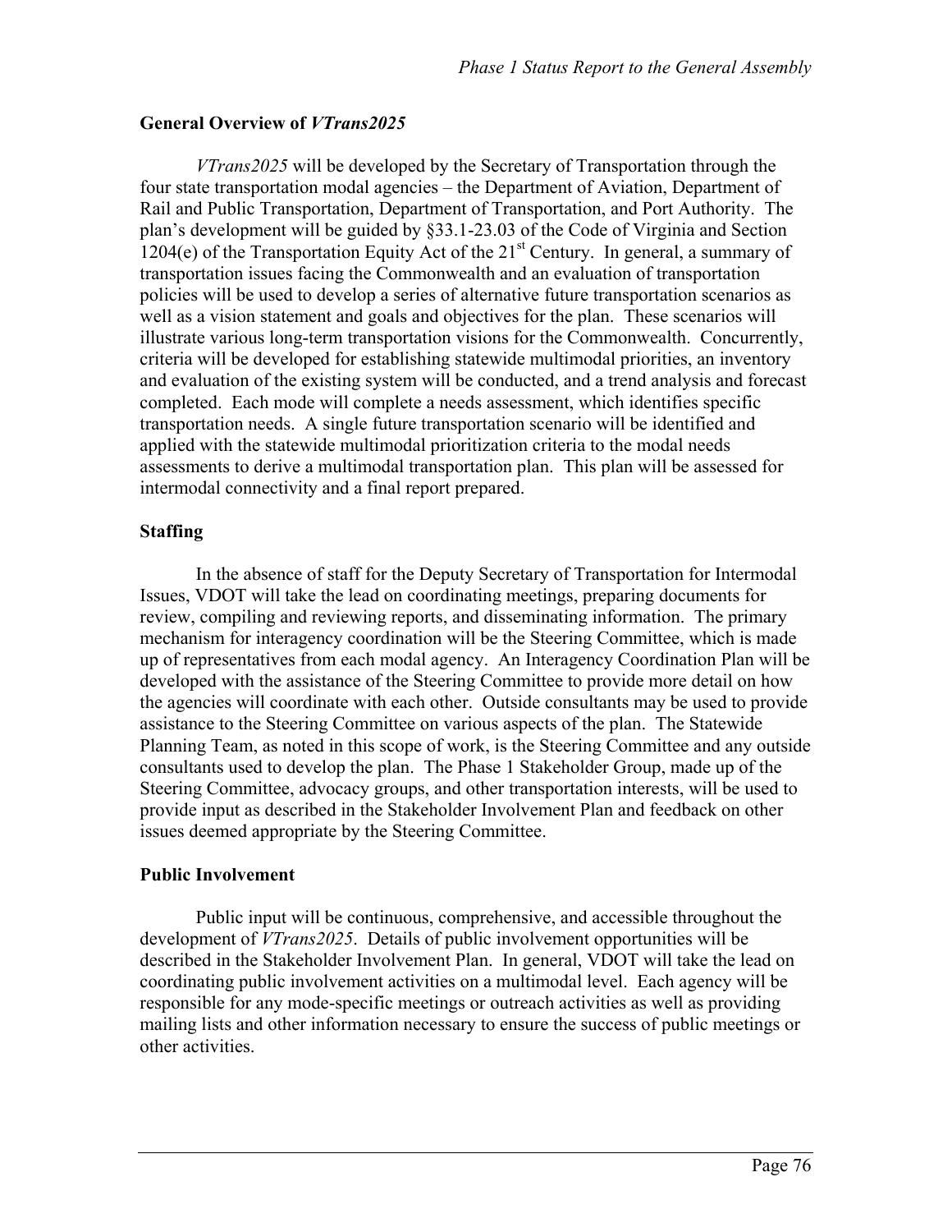### General Overview of *VTrans2025*

*VTrans2025* will be developed by the Secretary of Transportation through the four state transportation modal agencies – the Department of Aviation, Department of Rail and Public Transportation, Department of Transportation, and Port Authority. The plan's development will be guided by §33.1-23.03 of the Code of Virginia and Section 1204(e) of the Transportation Equity Act of the 21st Century. In general, a summary of transportation issues facing the Commonwealth and an evaluation of transportation policies will be used to develop a series of alternative future transportation scenarios as well as a vision statement and goals and objectives for the plan. These scenarios will illustrate various long-term transportation visions for the Commonwealth. Concurrently, criteria will be developed for establishing statewide multimodal priorities, an inventory and evaluation of the existing system will be conducted, and a trend analysis and forecast completed. Each mode will complete a needs assessment, which identifies specific transportation needs. A single future transportation scenario will be identified and applied with the statewide multimodal prioritization criteria to the modal needs assessments to derive a multimodal transportation plan. This plan will be assessed for intermodal connectivity and a final report prepared.

### Staffing

In the absence of staff for the Deputy Secretary of Transportation for Intermodal Issues, VDOT will take the lead on coordinating meetings, preparing documents for review, compiling and reviewing reports, and disseminating information. The primary mechanism for interagency coordination will be the Steering Committee, which is made up of representatives from each modal agency. An Interagency Coordination Plan will be developed with the assistance of the Steering Committee to provide more detail on how the agencies will coordinate with each other. Outside consultants may be used to provide assistance to the Steering Committee on various aspects of the plan. The Statewide Planning Team, as noted in this scope of work, is the Steering Committee and any outside consultants used to develop the plan. The Phase 1 Stakeholder Group, made up of the Steering Committee, advocacy groups, and other transportation interests, will be used to provide input as described in the Stakeholder Involvement Plan and feedback on other issues deemed appropriate by the Steering Committee.

### Public Involvement

Public input will be continuous, comprehensive, and accessible throughout the development of *VTrans2025*. Details of public involvement opportunities will be described in the Stakeholder Involvement Plan. In general, VDOT will take the lead on coordinating public involvement activities on a multimodal level. Each agency will be responsible for any mode-specific meetings or outreach activities as well as providing mailing lists and other information necessary to ensure the success of public meetings or other activities.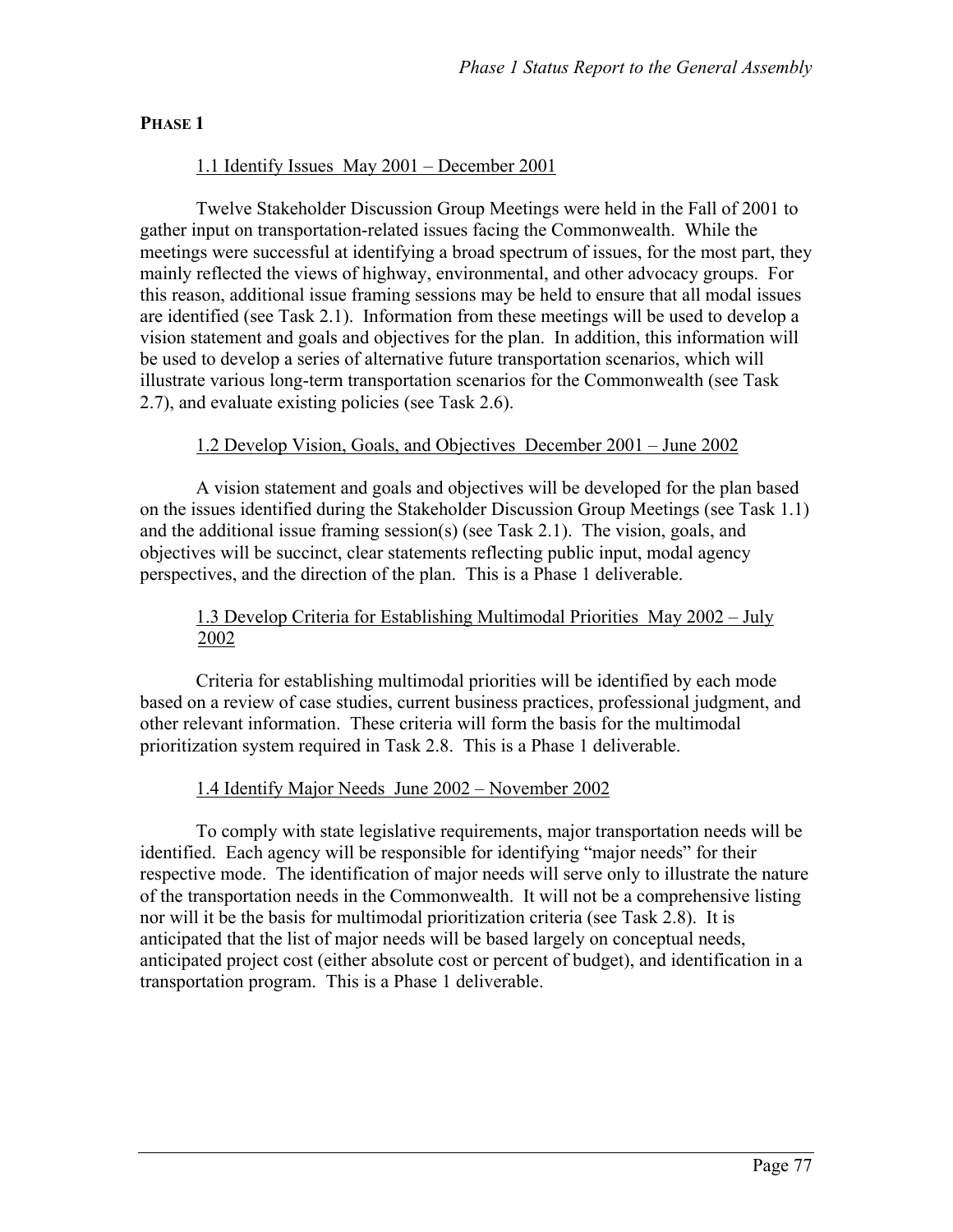**PHASE 1**

1.1 Identify Issues May 2001 – December 2001

Twelve Stakeholder Discussion Group Meetings were held in the Fall of 2001 to gather input on transportation-related issues facing the Commonwealth. While the meetings were successful at identifying a broad spectrum of issues, for the most part, they mainly reflected the views of highway, environmental, and other advocacy groups. For this reason, additional issue framing sessions may be held to ensure that all modal issues are identified (see Task 2.1). Information from these meetings will be used to develop a vision statement and goals and objectives for the plan. In addition, this information will be used to develop a series of alternative future transportation scenarios, which will illustrate various long-term transportation scenarios for the Commonwealth (see Task 2.7), and evaluate existing policies (see Task 2.6).

1.2 Develop Vision, Goals, and Objectives December 2001 – June 2002

A vision statement and goals and objectives will be developed for the plan based on the issues identified during the Stakeholder Discussion Group Meetings (see Task 1.1) and the additional issue framing session(s) (see Task 2.1). The vision, goals, and objectives will be succinct, clear statements reflecting public input, modal agency perspectives, and the direction of the plan. This is a Phase 1 deliverable.

1.3 Develop Criteria for Establishing Multimodal Priorities May 2002 – July 2002

Criteria for establishing multimodal priorities will be identified by each mode based on a review of case studies, current business practices, professional judgment, and other relevant information. These criteria will form the basis for the multimodal prioritization system required in Task 2.8. This is a Phase 1 deliverable.

1.4 Identify Major Needs June 2002 – November 2002

To comply with state legislative requirements, major transportation needs will be identified. Each agency will be responsible for identifying "major needs" for their respective mode. The identification of major needs will serve only to illustrate the nature of the transportation needs in the Commonwealth. It will not be a comprehensive listing nor will it be the basis for multimodal prioritization criteria (see Task 2.8). It is anticipated that the list of major needs will be based largely on conceptual needs, anticipated project cost (either absolute cost or percent of budget), and identification in a transportation program. This is a Phase 1 deliverable.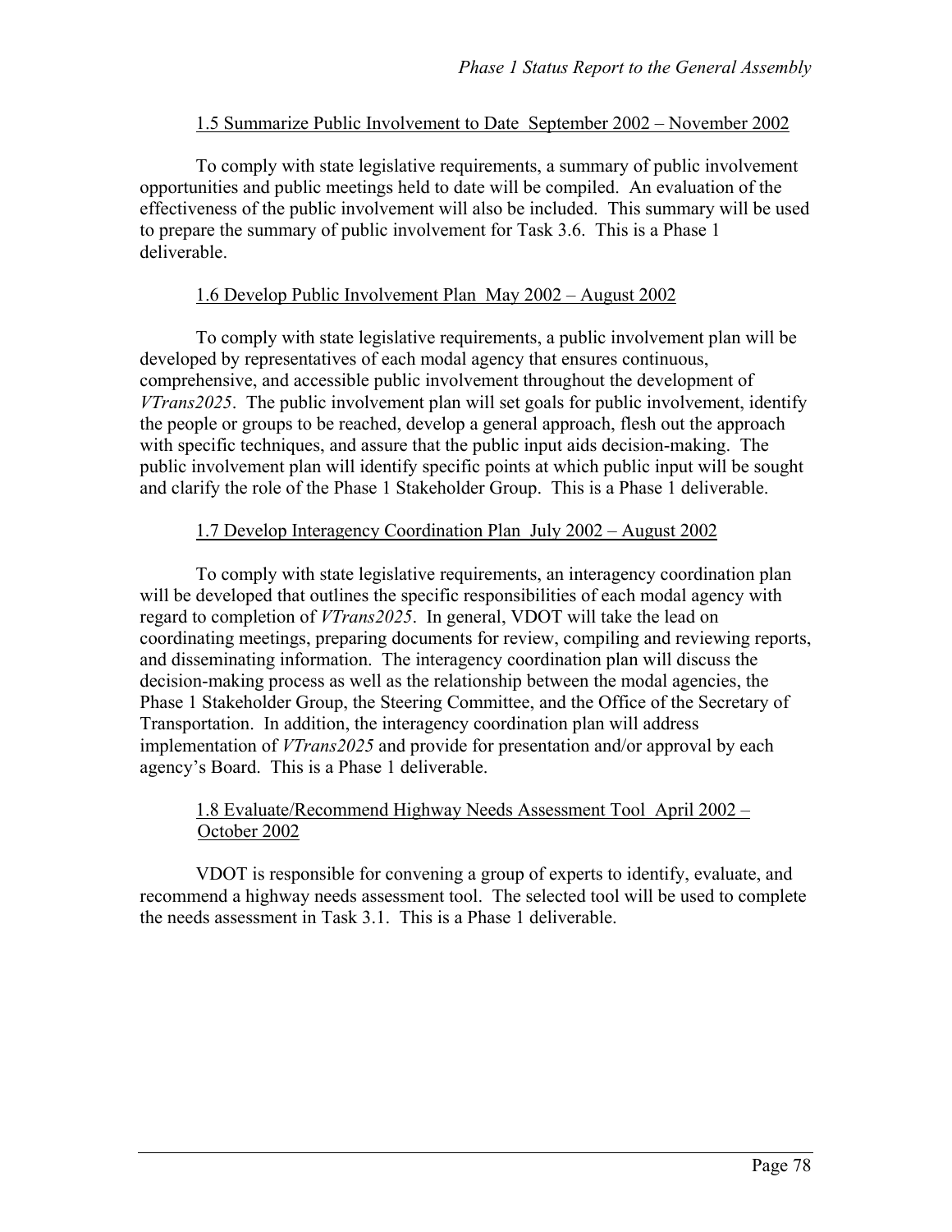1.5 Summarize Public Involvement to Date  September 2002 – November 2002

To comply with state legislative requirements, a summary of public involvement opportunities and public meetings held to date will be compiled. An evaluation of the effectiveness of the public involvement will also be included. This summary will be used to prepare the summary of public involvement for Task 3.6. This is a Phase 1 deliverable.

1.6 Develop Public Involvement Plan  May 2002 – August 2002

To comply with state legislative requirements, a public involvement plan will be developed by representatives of each modal agency that ensures continuous, comprehensive, and accessible public involvement throughout the development of *VTrans2025*. The public involvement plan will set goals for public involvement, identify the people or groups to be reached, develop a general approach, flesh out the approach with specific techniques, and assure that the public input aids decision-making. The public involvement plan will identify specific points at which public input will be sought and clarify the role of the Phase 1 Stakeholder Group. This is a Phase 1 deliverable.

1.7 Develop Interagency Coordination Plan  July 2002 – August 2002

To comply with state legislative requirements, an interagency coordination plan will be developed that outlines the specific responsibilities of each modal agency with regard to completion of *VTrans2025*. In general, VDOT will take the lead on coordinating meetings, preparing documents for review, compiling and reviewing reports, and disseminating information. The interagency coordination plan will discuss the decision-making process as well as the relationship between the modal agencies, the Phase 1 Stakeholder Group, the Steering Committee, and the Office of the Secretary of Transportation. In addition, the interagency coordination plan will address implementation of *VTrans2025* and provide for presentation and/or approval by each agency's Board. This is a Phase 1 deliverable.

1.8 Evaluate/Recommend Highway Needs Assessment Tool  April 2002 – October 2002

VDOT is responsible for convening a group of experts to identify, evaluate, and recommend a highway needs assessment tool. The selected tool will be used to complete the needs assessment in Task 3.1. This is a Phase 1 deliverable.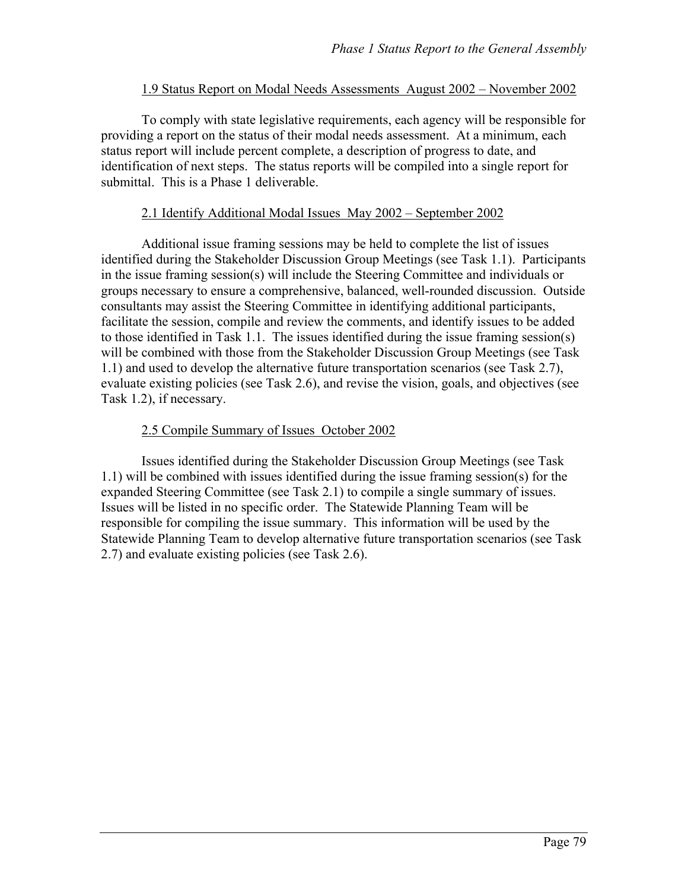1.9 Status Report on Modal Needs Assessments  August 2002 – November 2002

To comply with state legislative requirements, each agency will be responsible for providing a report on the status of their modal needs assessment. At a minimum, each status report will include percent complete, a description of progress to date, and identification of next steps. The status reports will be compiled into a single report for submittal. This is a Phase 1 deliverable.

2.1 Identify Additional Modal Issues  May 2002 – September 2002

Additional issue framing sessions may be held to complete the list of issues identified during the Stakeholder Discussion Group Meetings (see Task 1.1). Participants in the issue framing session(s) will include the Steering Committee and individuals or groups necessary to ensure a comprehensive, balanced, well-rounded discussion. Outside consultants may assist the Steering Committee in identifying additional participants, facilitate the session, compile and review the comments, and identify issues to be added to those identified in Task 1.1. The issues identified during the issue framing session(s) will be combined with those from the Stakeholder Discussion Group Meetings (see Task 1.1) and used to develop the alternative future transportation scenarios (see Task 2.7), evaluate existing policies (see Task 2.6), and revise the vision, goals, and objectives (see Task 1.2), if necessary.

2.5 Compile Summary of Issues  October 2002

Issues identified during the Stakeholder Discussion Group Meetings (see Task 1.1) will be combined with issues identified during the issue framing session(s) for the expanded Steering Committee (see Task 2.1) to compile a single summary of issues. Issues will be listed in no specific order. The Statewide Planning Team will be responsible for compiling the issue summary. This information will be used by the Statewide Planning Team to develop alternative future transportation scenarios (see Task 2.7) and evaluate existing policies (see Task 2.6).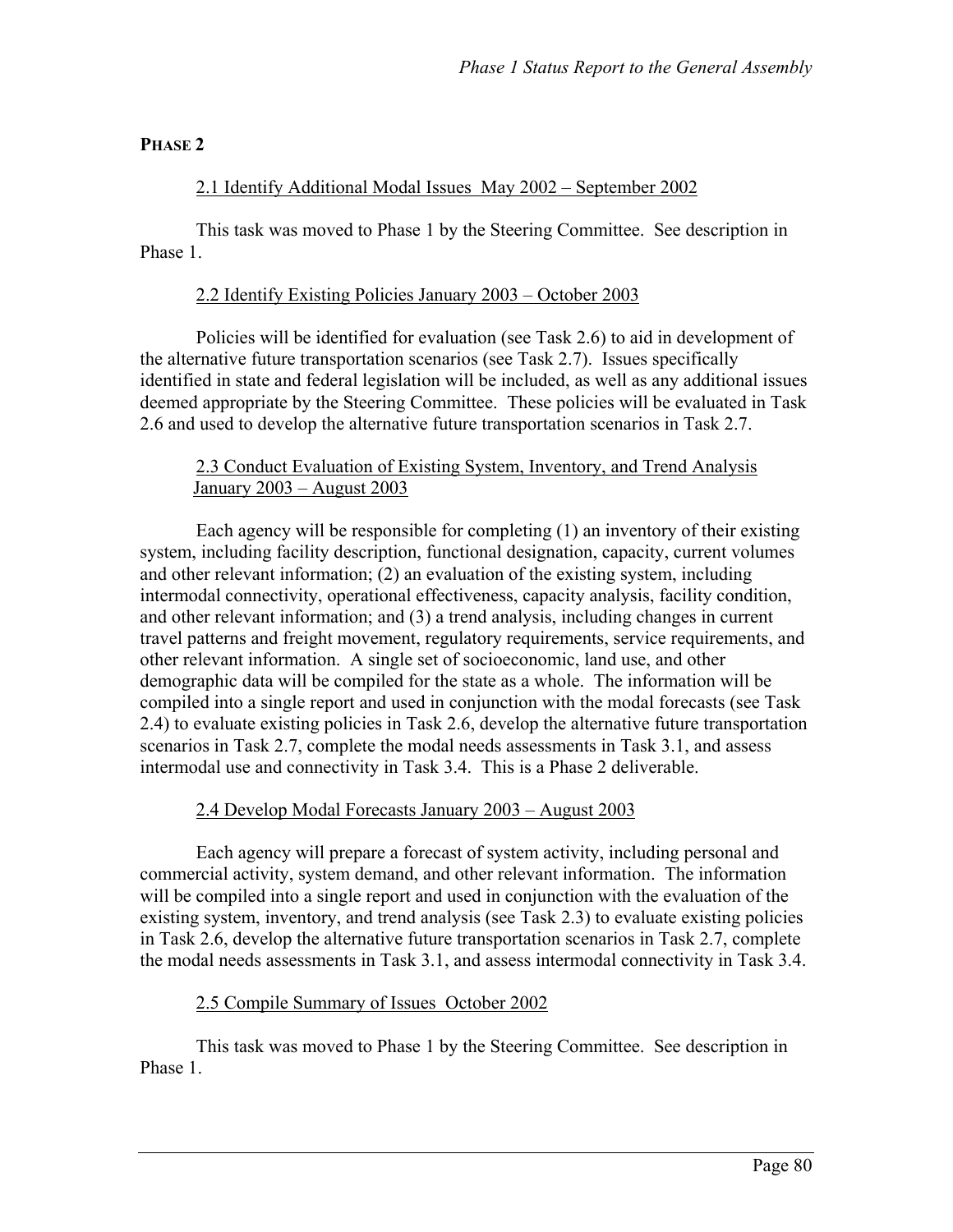**PHASE 2**

2.1 Identify Additional Modal Issues May 2002 – September 2002

This task was moved to Phase 1 by the Steering Committee. See description in Phase 1.

2.2 Identify Existing Policies January 2003 – October 2003

Policies will be identified for evaluation (see Task 2.6) to aid in development of the alternative future transportation scenarios (see Task 2.7). Issues specifically identified in state and federal legislation will be included, as well as any additional issues deemed appropriate by the Steering Committee. These policies will be evaluated in Task 2.6 and used to develop the alternative future transportation scenarios in Task 2.7.

2.3 Conduct Evaluation of Existing System, Inventory, and Trend Analysis January 2003 – August 2003

Each agency will be responsible for completing (1) an inventory of their existing system, including facility description, functional designation, capacity, current volumes and other relevant information; (2) an evaluation of the existing system, including intermodal connectivity, operational effectiveness, capacity analysis, facility condition, and other relevant information; and (3) a trend analysis, including changes in current travel patterns and freight movement, regulatory requirements, service requirements, and other relevant information. A single set of socioeconomic, land use, and other demographic data will be compiled for the state as a whole. The information will be compiled into a single report and used in conjunction with the modal forecasts (see Task 2.4) to evaluate existing policies in Task 2.6, develop the alternative future transportation scenarios in Task 2.7, complete the modal needs assessments in Task 3.1, and assess intermodal use and connectivity in Task 3.4. This is a Phase 2 deliverable.

2.4 Develop Modal Forecasts January 2003 – August 2003

Each agency will prepare a forecast of system activity, including personal and commercial activity, system demand, and other relevant information. The information will be compiled into a single report and used in conjunction with the evaluation of the existing system, inventory, and trend analysis (see Task 2.3) to evaluate existing policies in Task 2.6, develop the alternative future transportation scenarios in Task 2.7, complete the modal needs assessments in Task 3.1, and assess intermodal connectivity in Task 3.4.

2.5 Compile Summary of Issues October 2002

This task was moved to Phase 1 by the Steering Committee. See description in Phase 1.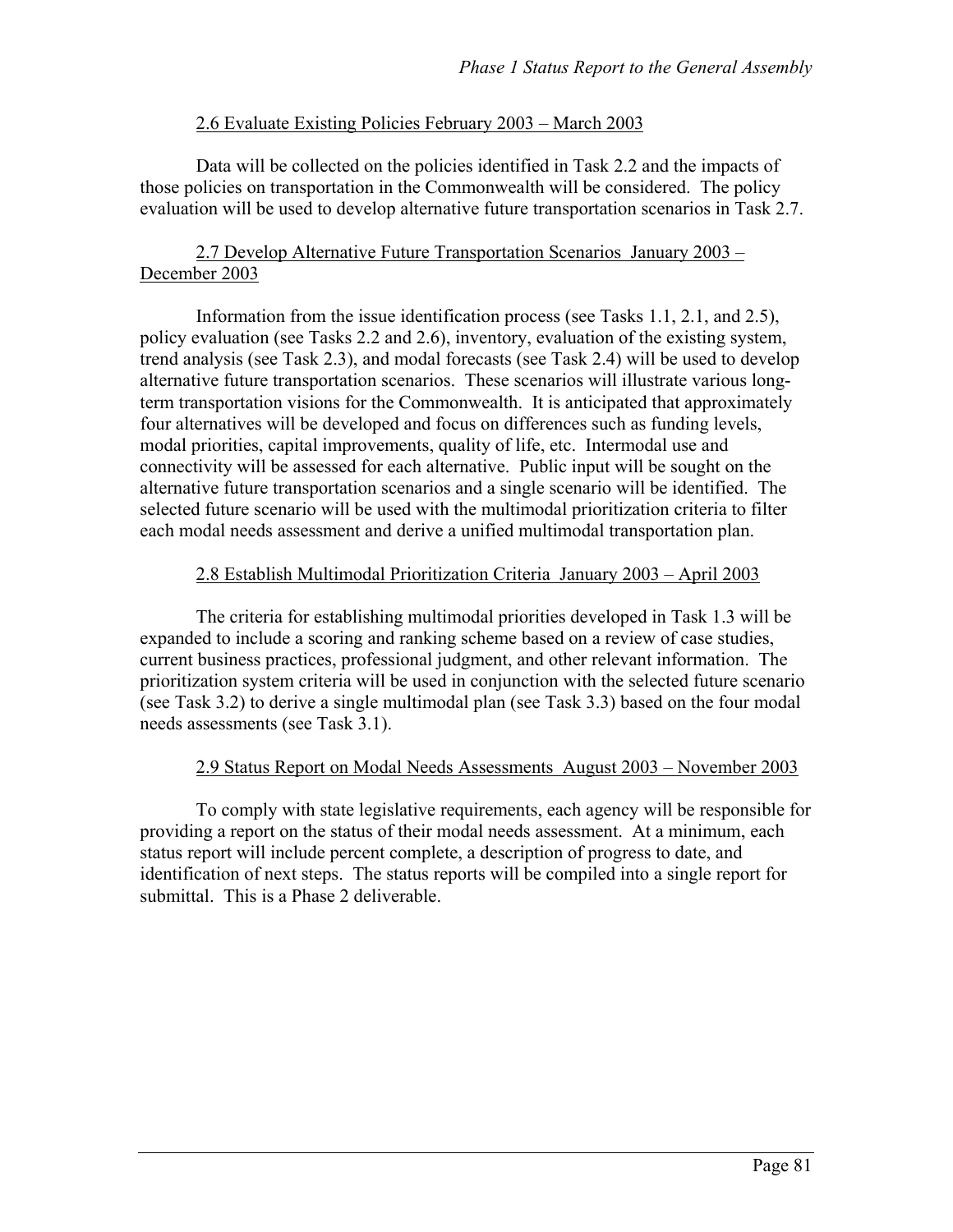<u>2.6 Evaluate Existing Policies February 2003 – March 2003</u>

Data will be collected on the policies identified in Task 2.2 and the impacts of those policies on transportation in the Commonwealth will be considered. The policy evaluation will be used to develop alternative future transportation scenarios in Task 2.7.

<u>2.7 Develop Alternative Future Transportation Scenarios January 2003 – December 2003</u>

Information from the issue identification process (see Tasks 1.1, 2.1, and 2.5), policy evaluation (see Tasks 2.2 and 2.6), inventory, evaluation of the existing system, trend analysis (see Task 2.3), and modal forecasts (see Task 2.4) will be used to develop alternative future transportation scenarios. These scenarios will illustrate various long-term transportation visions for the Commonwealth. It is anticipated that approximately four alternatives will be developed and focus on differences such as funding levels, modal priorities, capital improvements, quality of life, etc. Intermodal use and connectivity will be assessed for each alternative. Public input will be sought on the alternative future transportation scenarios and a single scenario will be identified. The selected future scenario will be used with the multimodal prioritization criteria to filter each modal needs assessment and derive a unified multimodal transportation plan.

<u>2.8 Establish Multimodal Prioritization Criteria January 2003 – April 2003</u>

The criteria for establishing multimodal priorities developed in Task 1.3 will be expanded to include a scoring and ranking scheme based on a review of case studies, current business practices, professional judgment, and other relevant information. The prioritization system criteria will be used in conjunction with the selected future scenario (see Task 3.2) to derive a single multimodal plan (see Task 3.3) based on the four modal needs assessments (see Task 3.1).

<u>2.9 Status Report on Modal Needs Assessments August 2003 – November 2003</u>

To comply with state legislative requirements, each agency will be responsible for providing a report on the status of their modal needs assessment. At a minimum, each status report will include percent complete, a description of progress to date, and identification of next steps. The status reports will be compiled into a single report for submittal. This is a Phase 2 deliverable.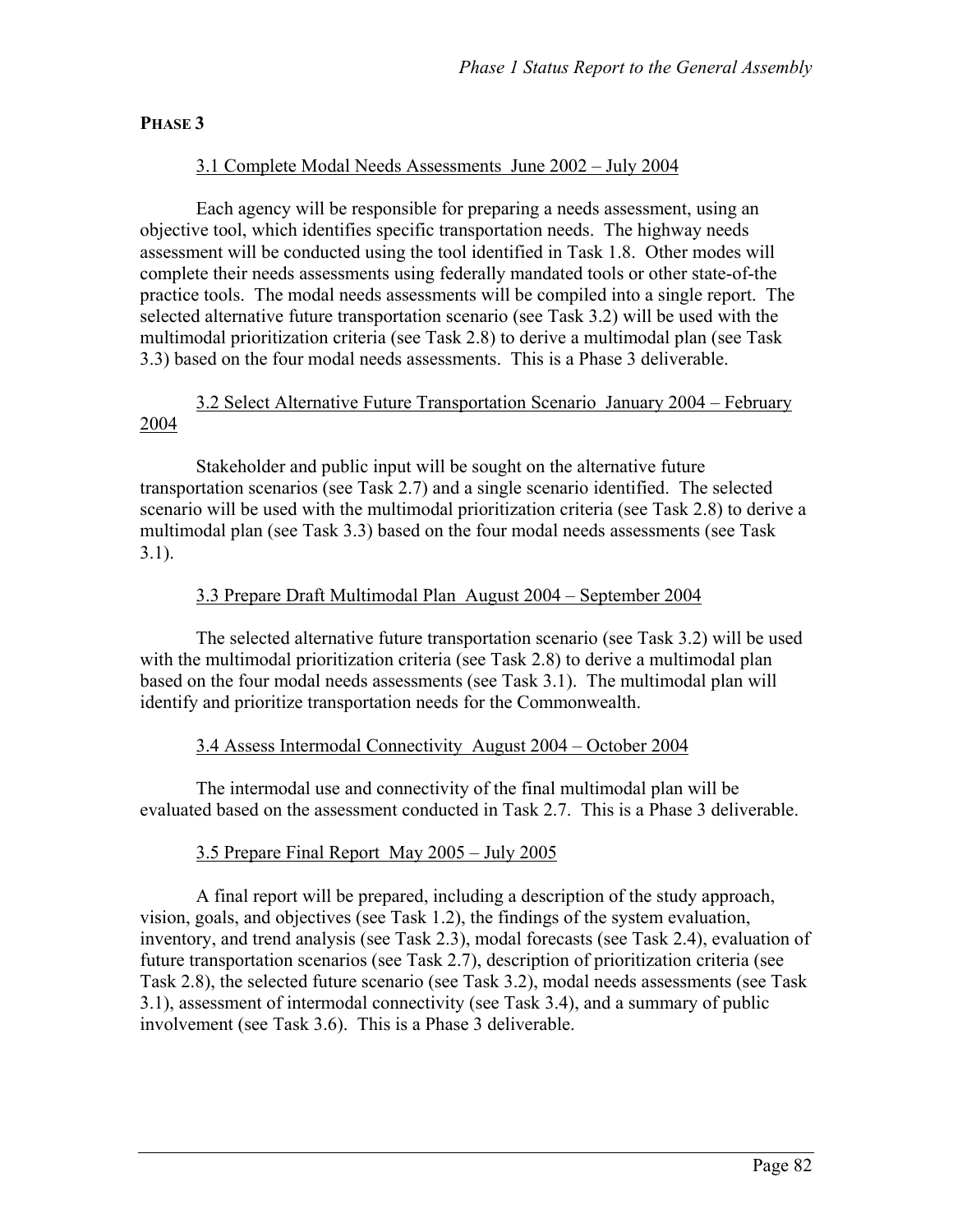**PHASE 3**

3.1 Complete Modal Needs Assessments June 2002 – July 2004

Each agency will be responsible for preparing a needs assessment, using an objective tool, which identifies specific transportation needs. The highway needs assessment will be conducted using the tool identified in Task 1.8. Other modes will complete their needs assessments using federally mandated tools or other state-of-the practice tools. The modal needs assessments will be compiled into a single report. The selected alternative future transportation scenario (see Task 3.2) will be used with the multimodal prioritization criteria (see Task 2.8) to derive a multimodal plan (see Task 3.3) based on the four modal needs assessments. This is a Phase 3 deliverable.

3.2 Select Alternative Future Transportation Scenario January 2004 – February 2004

Stakeholder and public input will be sought on the alternative future transportation scenarios (see Task 2.7) and a single scenario identified. The selected scenario will be used with the multimodal prioritization criteria (see Task 2.8) to derive a multimodal plan (see Task 3.3) based on the four modal needs assessments (see Task 3.1).

3.3 Prepare Draft Multimodal Plan August 2004 – September 2004

The selected alternative future transportation scenario (see Task 3.2) will be used with the multimodal prioritization criteria (see Task 2.8) to derive a multimodal plan based on the four modal needs assessments (see Task 3.1). The multimodal plan will identify and prioritize transportation needs for the Commonwealth.

3.4 Assess Intermodal Connectivity August 2004 – October 2004

The intermodal use and connectivity of the final multimodal plan will be evaluated based on the assessment conducted in Task 2.7. This is a Phase 3 deliverable.

3.5 Prepare Final Report May 2005 – July 2005

A final report will be prepared, including a description of the study approach, vision, goals, and objectives (see Task 1.2), the findings of the system evaluation, inventory, and trend analysis (see Task 2.3), modal forecasts (see Task 2.4), evaluation of future transportation scenarios (see Task 2.7), description of prioritization criteria (see Task 2.8), the selected future scenario (see Task 3.2), modal needs assessments (see Task 3.1), assessment of intermodal connectivity (see Task 3.4), and a summary of public involvement (see Task 3.6). This is a Phase 3 deliverable.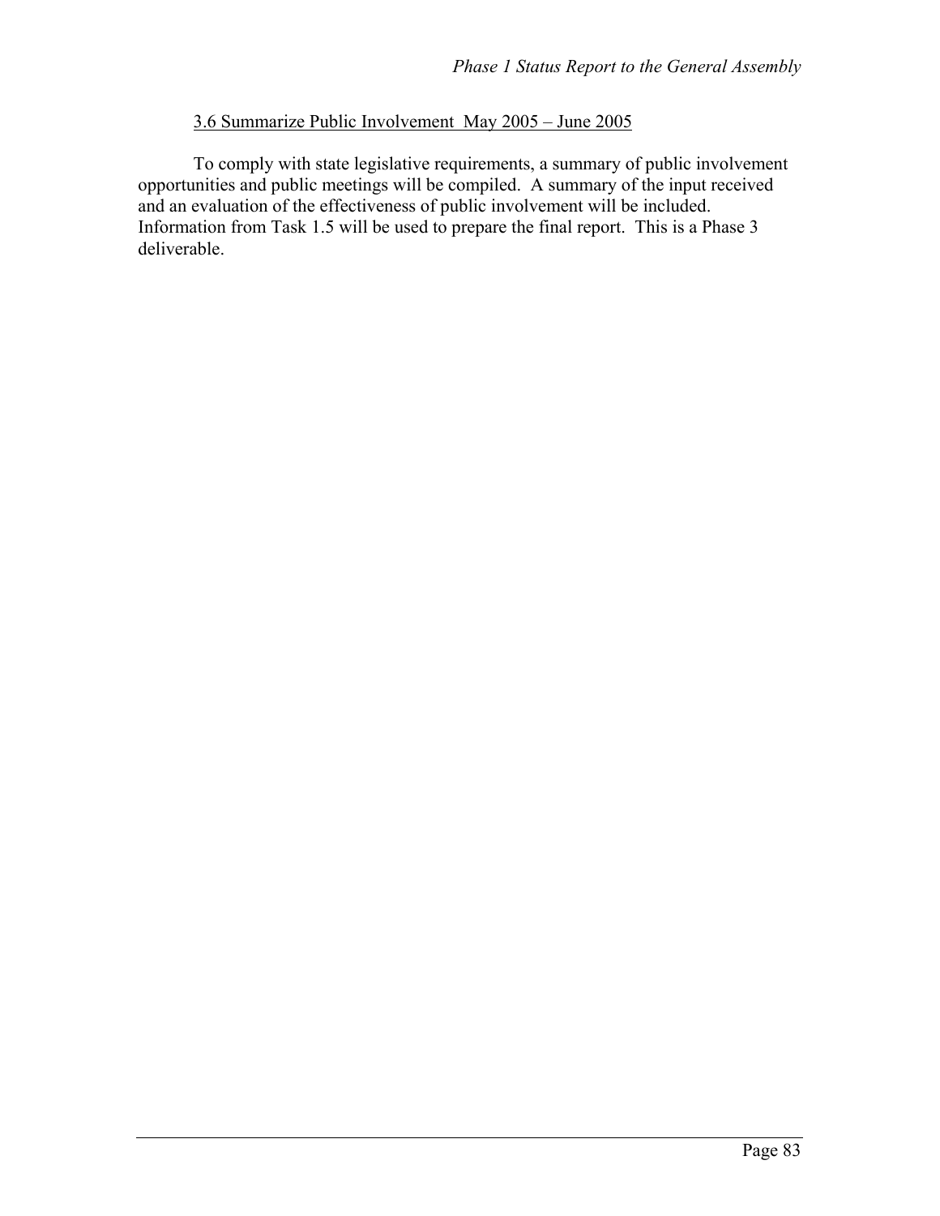### 3.6 Summarize Public Involvement May 2005 – June 2005

To comply with state legislative requirements, a summary of public involvement opportunities and public meetings will be compiled. A summary of the input received and an evaluation of the effectiveness of public involvement will be included. Information from Task 1.5 will be used to prepare the final report. This is a Phase 3 deliverable.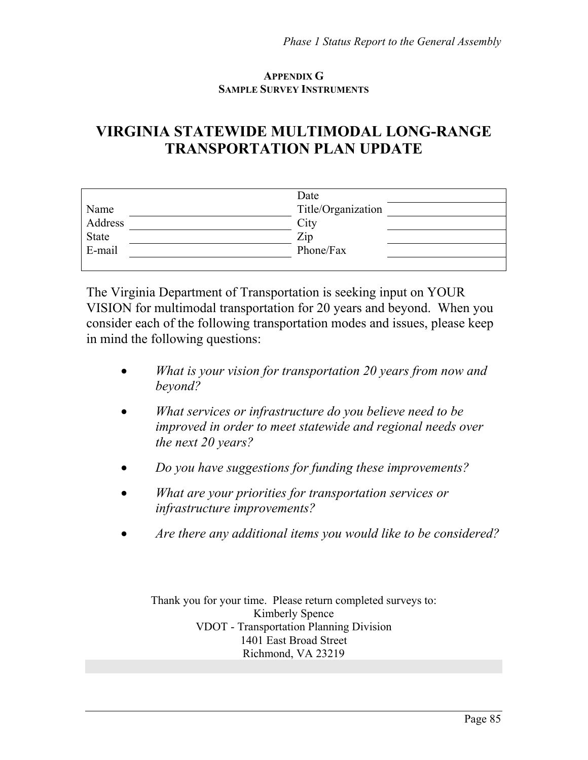**APPENDIX G**
**SAMPLE SURVEY INSTRUMENTS**

# VIRGINIA STATEWIDE MULTIMODAL LONG-RANGE TRANSPORTATION PLAN UPDATE

| | | | |
|---|---|---|---|
| | | Date | |
| Name | | Title/Organization | |
| Address | | City | |
| State | | Zip | |
| E-mail | | Phone/Fax | |

The Virginia Department of Transportation is seeking input on YOUR VISION for multimodal transportation for 20 years and beyond. When you consider each of the following transportation modes and issues, please keep in mind the following questions:

- *What is your vision for transportation 20 years from now and beyond?*
- *What services or infrastructure do you believe need to be improved in order to meet statewide and regional needs over the next 20 years?*
- *Do you have suggestions for funding these improvements?*
- *What are your priorities for transportation services or infrastructure improvements?*
- *Are there any additional items you would like to be considered?*

Thank you for your time. Please return completed surveys to:
Kimberly Spence
VDOT - Transportation Planning Division
1401 East Broad Street
Richmond, VA 23219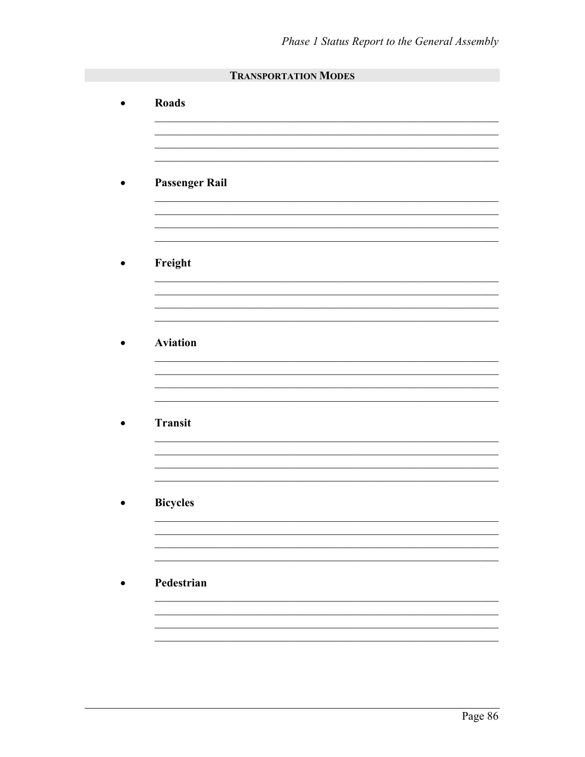## TRANSPORTATION MODES

- **Roads**

  ___________________________________________________________
  ___________________________________________________________
  ___________________________________________________________
  ___________________________________________________________

- **Passenger Rail**

  ___________________________________________________________
  ___________________________________________________________
  ___________________________________________________________
  ___________________________________________________________

- **Freight**

  ___________________________________________________________
  ___________________________________________________________
  ___________________________________________________________
  ___________________________________________________________

- **Aviation**

  ___________________________________________________________
  ___________________________________________________________
  ___________________________________________________________
  ___________________________________________________________

- **Transit**

  ___________________________________________________________
  ___________________________________________________________
  ___________________________________________________________
  ___________________________________________________________

- **Bicycles**

  ___________________________________________________________
  ___________________________________________________________
  ___________________________________________________________
  ___________________________________________________________

- **Pedestrian**

  ___________________________________________________________
  ___________________________________________________________
  ___________________________________________________________
  ___________________________________________________________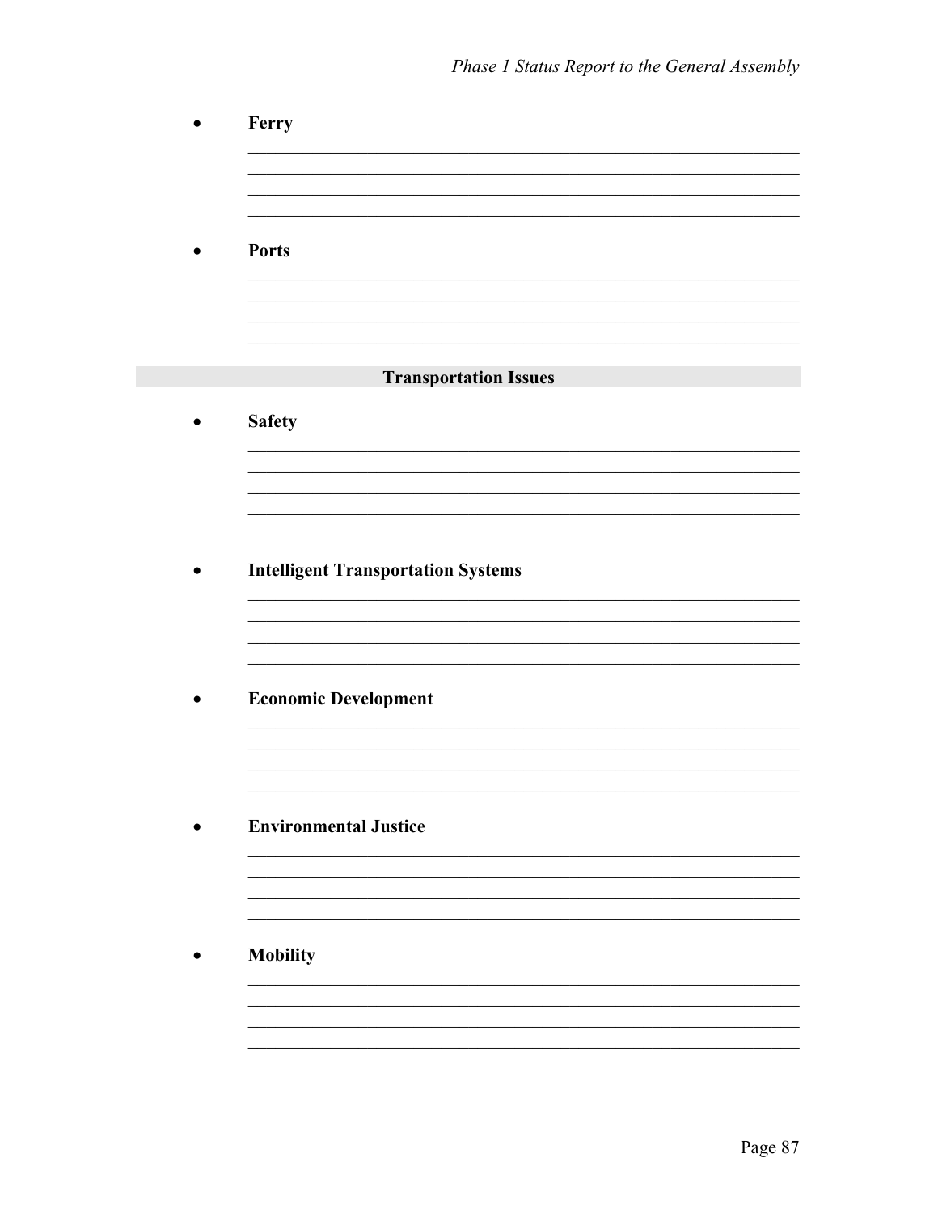- **Ferry**

  ___________________________________________________________________
  ___________________________________________________________________
  ___________________________________________________________________
  ___________________________________________________________________

- **Ports**

  ___________________________________________________________________
  ___________________________________________________________________
  ___________________________________________________________________
  ___________________________________________________________________

## Transportation Issues

- **Safety**

  ___________________________________________________________________
  ___________________________________________________________________
  ___________________________________________________________________
  ___________________________________________________________________

- **Intelligent Transportation Systems**

  ___________________________________________________________________
  ___________________________________________________________________
  ___________________________________________________________________
  ___________________________________________________________________

- **Economic Development**

  ___________________________________________________________________
  ___________________________________________________________________
  ___________________________________________________________________
  ___________________________________________________________________

- **Environmental Justice**

  ___________________________________________________________________
  ___________________________________________________________________
  ___________________________________________________________________
  ___________________________________________________________________

- **Mobility**

  ___________________________________________________________________
  ___________________________________________________________________
  ___________________________________________________________________
  ___________________________________________________________________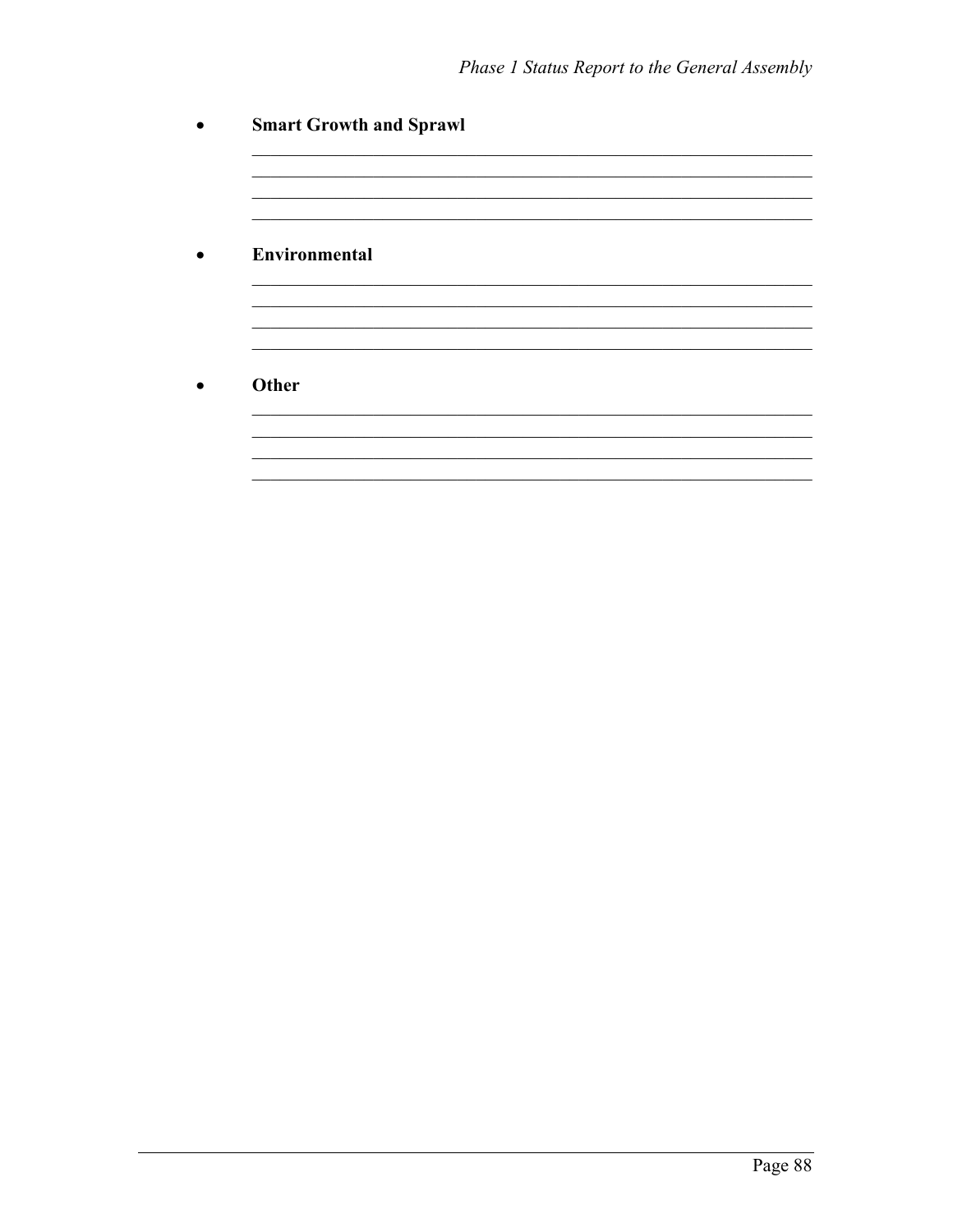- **Smart Growth and Sprawl**

  ______________________________________________________________
  ______________________________________________________________
  ______________________________________________________________
  ______________________________________________________________

- **Environmental**

  ______________________________________________________________
  ______________________________________________________________
  ______________________________________________________________
  ______________________________________________________________

- **Other**

  ______________________________________________________________
  ______________________________________________________________
  ______________________________________________________________
  ______________________________________________________________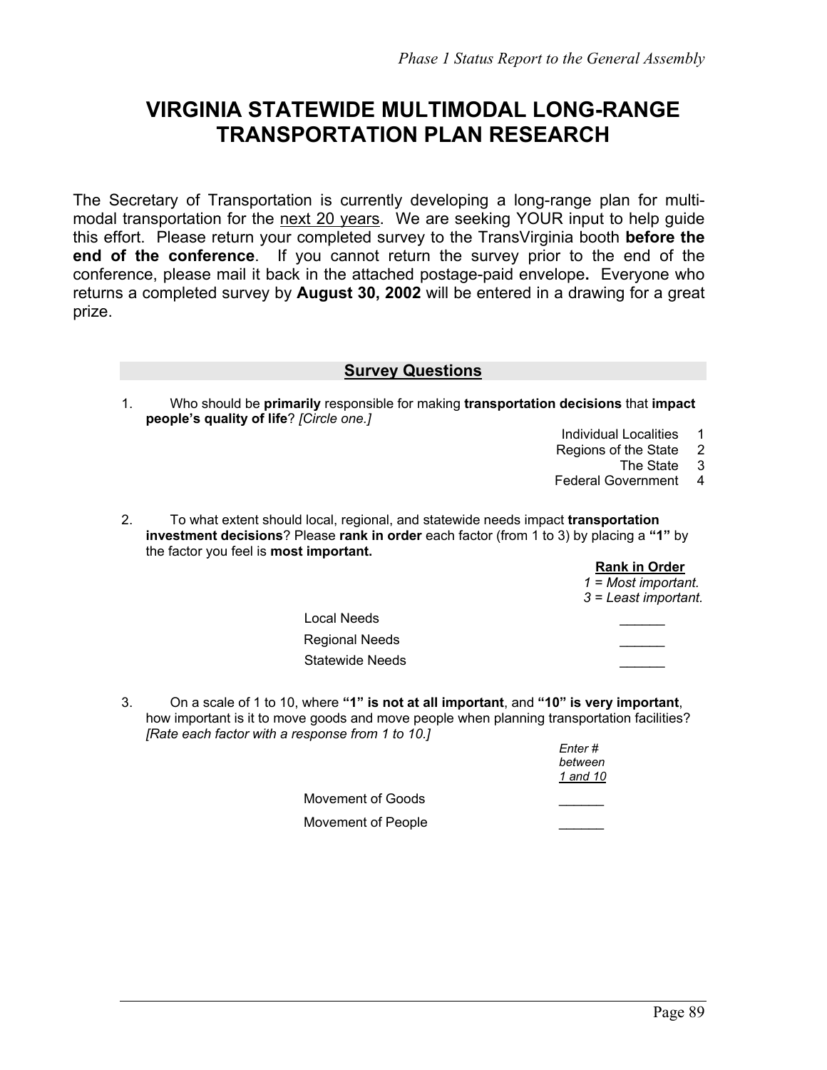# VIRGINIA STATEWIDE MULTIMODAL LONG-RANGE TRANSPORTATION PLAN RESEARCH

The Secretary of Transportation is currently developing a long-range plan for multi-modal transportation for the next 20 years. We are seeking YOUR input to help guide this effort. Please return your completed survey to the TransVirginia booth **before the end of the conference**. If you cannot return the survey prior to the end of the conference, please mail it back in the attached postage-paid envelope**.** Everyone who returns a completed survey by **August 30, 2002** will be entered in a drawing for a great prize.

## Survey Questions

1. Who should be **primarily** responsible for making **transportation decisions** that **impact people's quality of life**? *[Circle one.]*

| | |
|---|---|
| Individual Localities | 1 |
| Regions of the State | 2 |
| The State | 3 |
| Federal Government | 4 |

2. To what extent should local, regional, and statewide needs impact **transportation investment decisions**? Please **rank in order** each factor (from 1 to 3) by placing a **"1"** by the factor you feel is **most important.**

| | **Rank in Order** *1 = Most important. 3 = Least important.* |
|---|---|
| Local Needs | ______ |
| Regional Needs | ______ |
| Statewide Needs | ______ |

3. On a scale of 1 to 10, where **"1" is not at all important**, and **"10" is very important**, how important is it to move goods and move people when planning transportation facilities? *[Rate each factor with a response from 1 to 10.]*

| | *Enter # between 1 and 10* |
|---|---|
| Movement of Goods | ______ |
| Movement of People | ______ |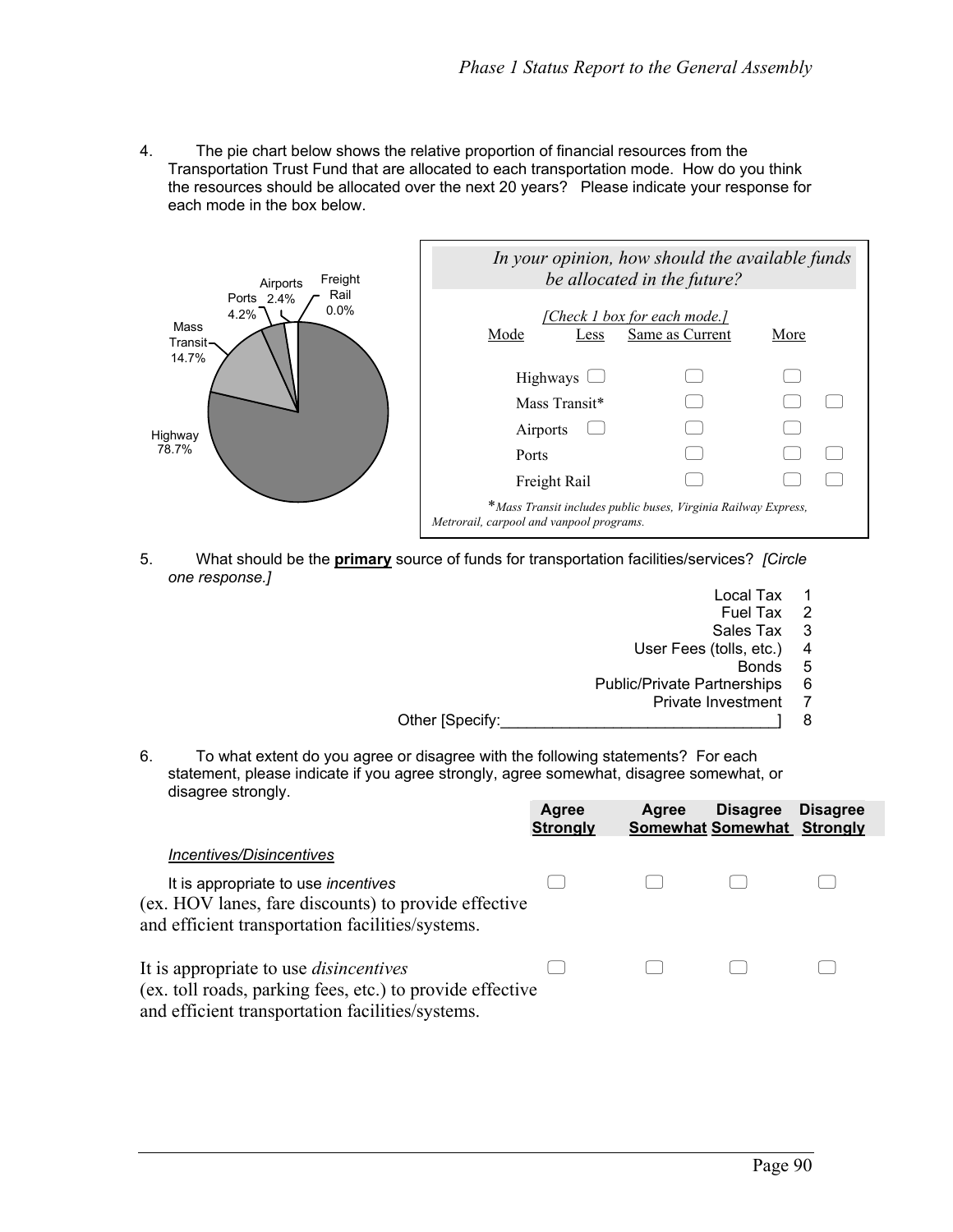4. The pie chart below shows the relative proportion of financial resources from the Transportation Trust Fund that are allocated to each transportation mode. How do you think the resources should be allocated over the next 20 years? Please indicate your response for each mode in the box below.

Highway 78.7%, Mass Transit 14.7%, Ports 4.2%, Airports 2.4%, Freight Rail 0.0%

*In your opinion, how should the available funds be allocated in the future?*

*[Check 1 box for each mode.]*

| Mode | Less | Same as Current | More |
|---|---|---|---|
| Highways | ☐ | ☐ | ☐ |
| Mass Transit* | ☐ | ☐ | ☐ |
| Airports | ☐ | ☐ | ☐ |
| Ports | ☐ | ☐ | ☐ |
| Freight Rail | ☐ | ☐ | ☐ |

**Mass Transit includes public buses, Virginia Railway Express, Metrorail, carpool and vanpool programs.*

5. What should be the **primary** source of funds for transportation facilities/services? *[Circle one response.]*

| | |
|---|---|
| Local Tax | 1 |
| Fuel Tax | 2 |
| Sales Tax | 3 |
| User Fees (tolls, etc.) | 4 |
| Bonds | 5 |
| Public/Private Partnerships | 6 |
| Private Investment | 7 |
| Other [Specify:_______________________________] | 8 |

6. To what extent do you agree or disagree with the following statements? For each statement, please indicate if you agree strongly, agree somewhat, disagree somewhat, or disagree strongly.

| | Agree Strongly | Agree Somewhat | Disagree Somewhat | Disagree Strongly |
|---|---|---|---|---|
| *Incentives/Disincentives* | | | | |
| It is appropriate to use *incentives* (ex. HOV lanes, fare discounts) to provide effective and efficient transportation facilities/systems. | ☐ | ☐ | ☐ | ☐ |
| It is appropriate to use *disincentives* (ex. toll roads, parking fees, etc.) to provide effective and efficient transportation facilities/systems. | ☐ | ☐ | ☐ | ☐ |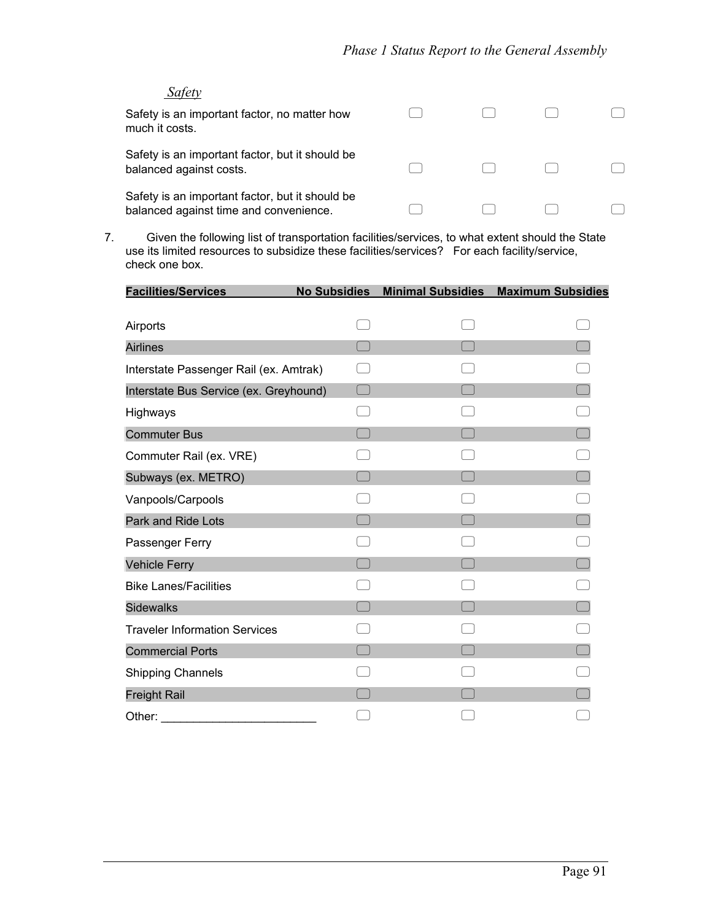*Safety*

| | | | | |
|---|---|---|---|---|
| Safety is an important factor, no matter how much it costs. | ☐ | ☐ | ☐ | ☐ |
| Safety is an important factor, but it should be balanced against costs. | ☐ | ☐ | ☐ | ☐ |
| Safety is an important factor, but it should be balanced against time and convenience. | ☐ | ☐ | ☐ | ☐ |

7. Given the following list of transportation facilities/services, to what extent should the State use its limited resources to subsidize these facilities/services? For each facility/service, check one box.

| Facilities/Services | No Subsidies | Minimal Subsidies | Maximum Subsidies |
|---|---|---|---|
| Airports | ☐ | ☐ | ☐ |
| Airlines | ☐ | ☐ | ☐ |
| Interstate Passenger Rail (ex. Amtrak) | ☐ | ☐ | ☐ |
| Interstate Bus Service (ex. Greyhound) | ☐ | ☐ | ☐ |
| Highways | ☐ | ☐ | ☐ |
| Commuter Bus | ☐ | ☐ | ☐ |
| Commuter Rail (ex. VRE) | ☐ | ☐ | ☐ |
| Subways (ex. METRO) | ☐ | ☐ | ☐ |
| Vanpools/Carpools | ☐ | ☐ | ☐ |
| Park and Ride Lots | ☐ | ☐ | ☐ |
| Passenger Ferry | ☐ | ☐ | ☐ |
| Vehicle Ferry | ☐ | ☐ | ☐ |
| Bike Lanes/Facilities | ☐ | ☐ | ☐ |
| Sidewalks | ☐ | ☐ | ☐ |
| Traveler Information Services | ☐ | ☐ | ☐ |
| Commercial Ports | ☐ | ☐ | ☐ |
| Shipping Channels | ☐ | ☐ | ☐ |
| Freight Rail | ☐ | ☐ | ☐ |
| Other: ________________________ | ☐ | ☐ | ☐ |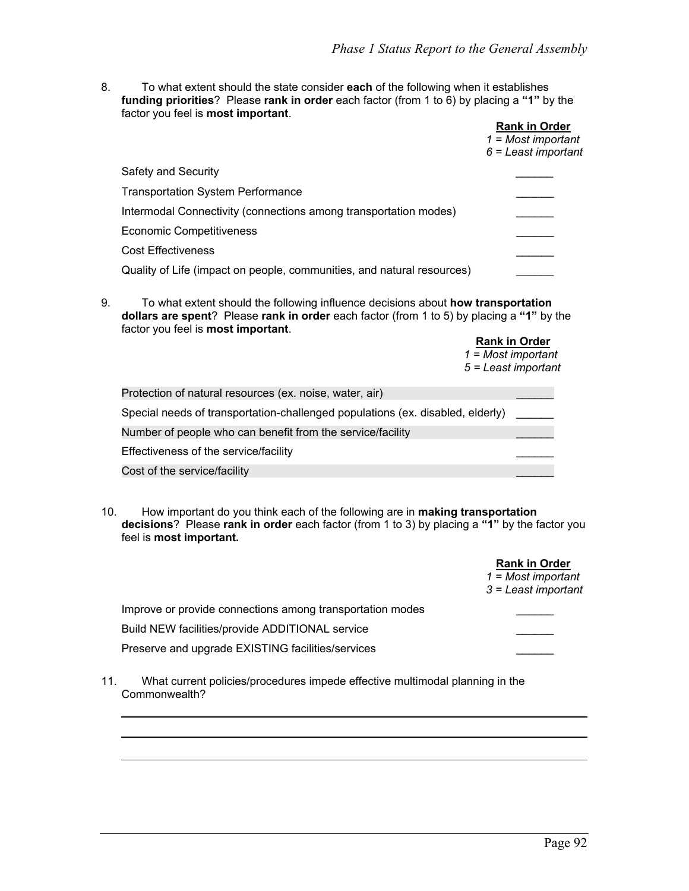8. To what extent should the state consider **each** of the following when it establishes **funding priorities**? Please **rank in order** each factor (from 1 to 6) by placing a **"1"** by the factor you feel is **most important**.

| | **Rank in Order** *1 = Most important* *6 = Least important* |
|---|---|
| Safety and Security | ______ |
| Transportation System Performance | ______ |
| Intermodal Connectivity (connections among transportation modes) | ______ |
| Economic Competitiveness | ______ |
| Cost Effectiveness | ______ |
| Quality of Life (impact on people, communities, and natural resources) | ______ |

9. To what extent should the following influence decisions about **how transportation dollars are spent**? Please **rank in order** each factor (from 1 to 5) by placing a **"1"** by the factor you feel is **most important**.

| | **Rank in Order** *1 = Most important* *5 = Least important* |
|---|---|
| Protection of natural resources (ex. noise, water, air) | ______ |
| Special needs of transportation-challenged populations (ex. disabled, elderly) | ______ |
| Number of people who can benefit from the service/facility | ______ |
| Effectiveness of the service/facility | ______ |
| Cost of the service/facility | ______ |

10. How important do you think each of the following are in **making transportation decisions**? Please **rank in order** each factor (from 1 to 3) by placing a **"1"** by the factor you feel is **most important.**

| | **Rank in Order** *1 = Most important* *3 = Least important* |
|---|---|
| Improve or provide connections among transportation modes | ______ |
| Build NEW facilities/provide ADDITIONAL service | ______ |
| Preserve and upgrade EXISTING facilities/services | ______ |

11. What current policies/procedures impede effective multimodal planning in the Commonwealth?

______________________________________________________________________

______________________________________________________________________

______________________________________________________________________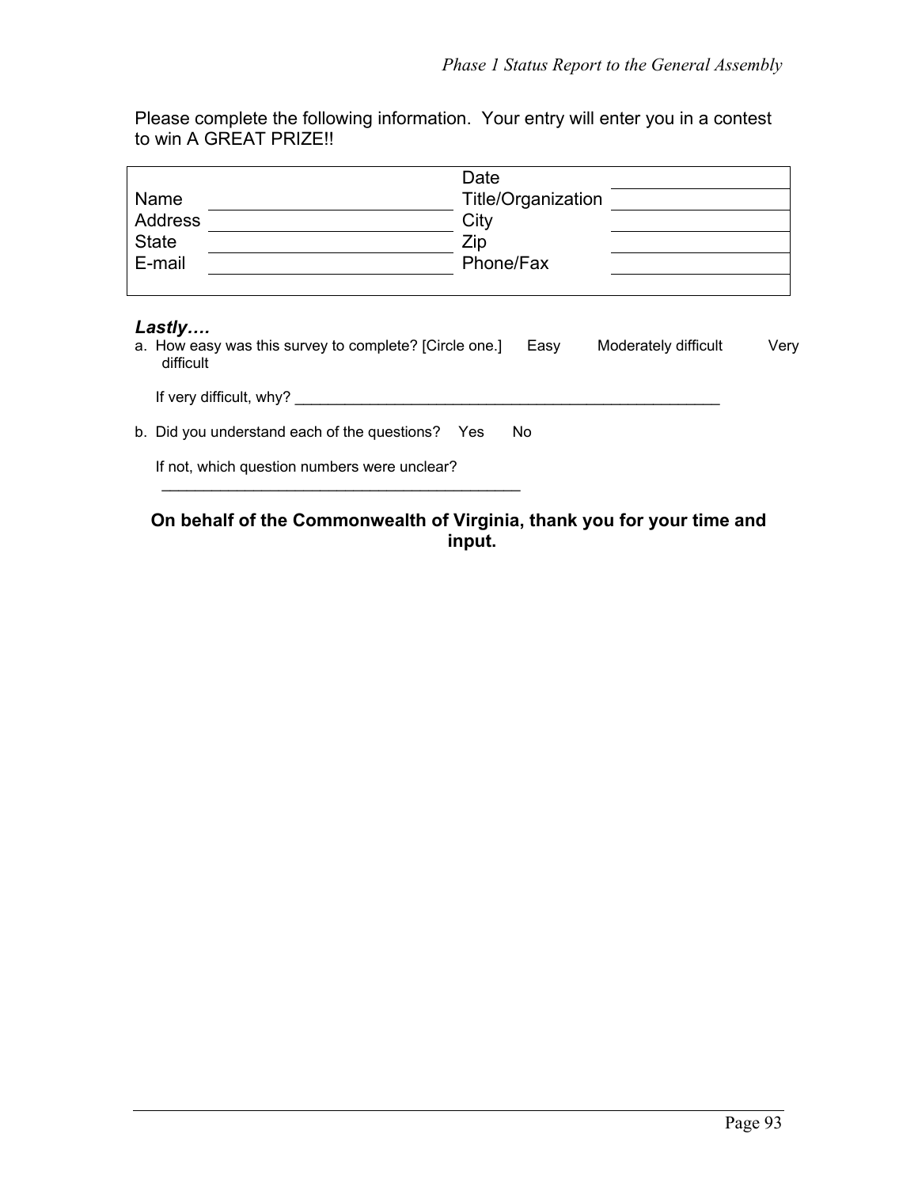Please complete the following information. Your entry will enter you in a contest to win A GREAT PRIZE!!

| | | | |
|---|---|---|---|
| | | Date | |
| Name | | Title/Organization | |
| Address | | City | |
| State | | Zip | |
| E-mail | | Phone/Fax | |

***Lastly….***

a. How easy was this survey to complete? [Circle one.] Easy Moderately difficult Very difficult

If very difficult, why? ____________________________________________________

b. Did you understand each of the questions? Yes No

If not, which question numbers were unclear?
____________________________________________

**On behalf of the Commonwealth of Virginia, thank you for your time and input.**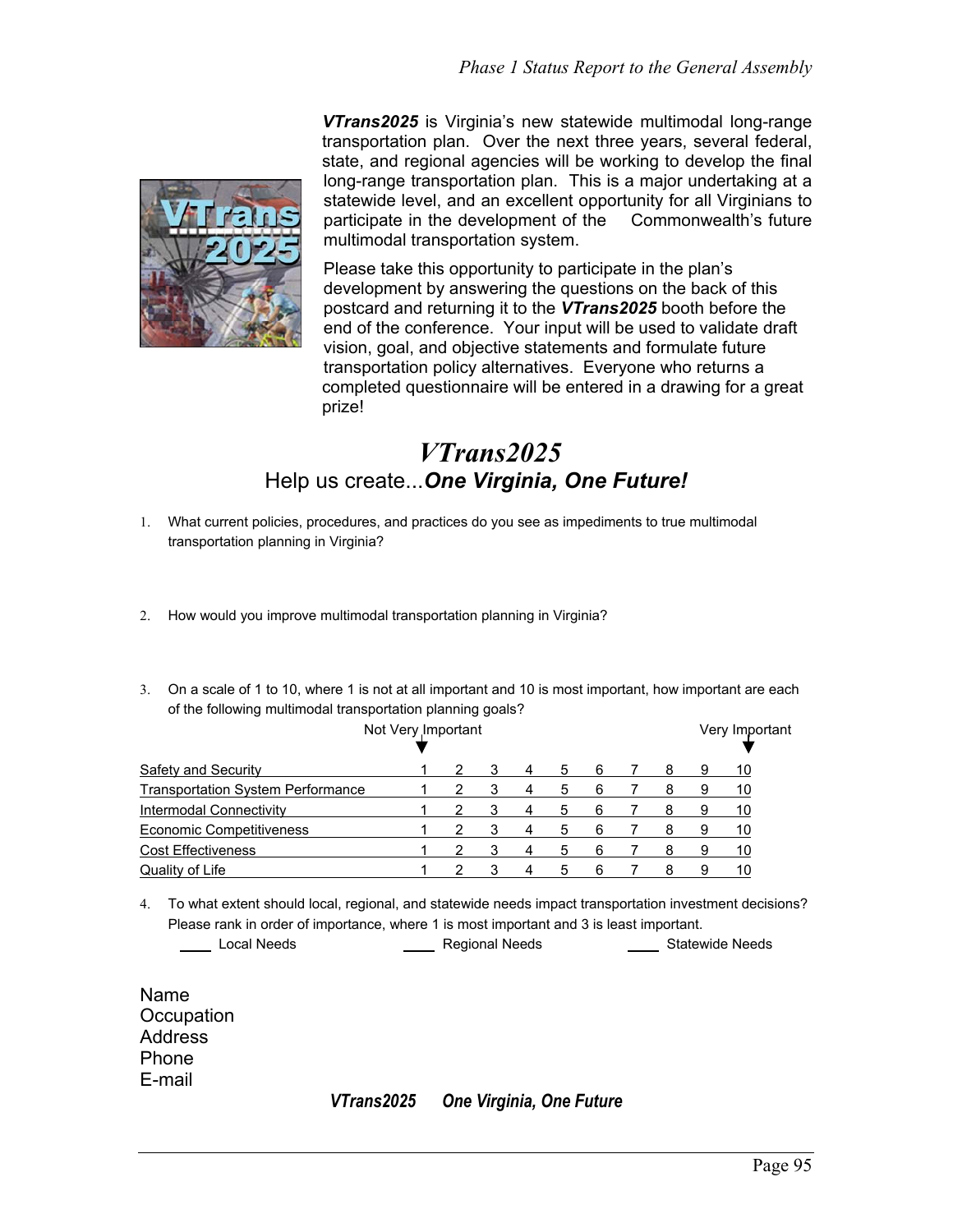***VTrans2025*** is Virginia's new statewide multimodal long-range transportation plan. Over the next three years, several federal, state, and regional agencies will be working to develop the final long-range transportation plan. This is a major undertaking at a statewide level, and an excellent opportunity for all Virginians to participate in the development of the Commonwealth's future multimodal transportation system.

Please take this opportunity to participate in the plan's development by answering the questions on the back of this postcard and returning it to the ***VTrans2025*** booth before the end of the conference. Your input will be used to validate draft vision, goal, and objective statements and formulate future transportation policy alternatives. Everyone who returns a completed questionnaire will be entered in a drawing for a great prize!

# *VTrans2025*

## Help us create...*One Virginia, One Future!*

1. What current policies, procedures, and practices do you see as impediments to true multimodal transportation planning in Virginia?

2. How would you improve multimodal transportation planning in Virginia?

3. On a scale of 1 to 10, where 1 is not at all important and 10 is most important, how important are each of the following multimodal transportation planning goals?

| | Not Very Important | | | | | | | | | Very Important |
|---|---|---|---|---|---|---|---|---|---|---|
| Safety and Security | 1 | 2 | 3 | 4 | 5 | 6 | 7 | 8 | 9 | 10 |
| Transportation System Performance | 1 | 2 | 3 | 4 | 5 | 6 | 7 | 8 | 9 | 10 |
| Intermodal Connectivity | 1 | 2 | 3 | 4 | 5 | 6 | 7 | 8 | 9 | 10 |
| Economic Competitiveness | 1 | 2 | 3 | 4 | 5 | 6 | 7 | 8 | 9 | 10 |
| Cost Effectiveness | 1 | 2 | 3 | 4 | 5 | 6 | 7 | 8 | 9 | 10 |
| Quality of Life | 1 | 2 | 3 | 4 | 5 | 6 | 7 | 8 | 9 | 10 |

4. To what extent should local, regional, and statewide needs impact transportation investment decisions? Please rank in order of importance, where 1 is most important and 3 is least important.

   ____ Local Needs ____ Regional Needs ____ Statewide Needs

Name
Occupation
Address
Phone
E-mail

***VTrans2025 One Virginia, One Future***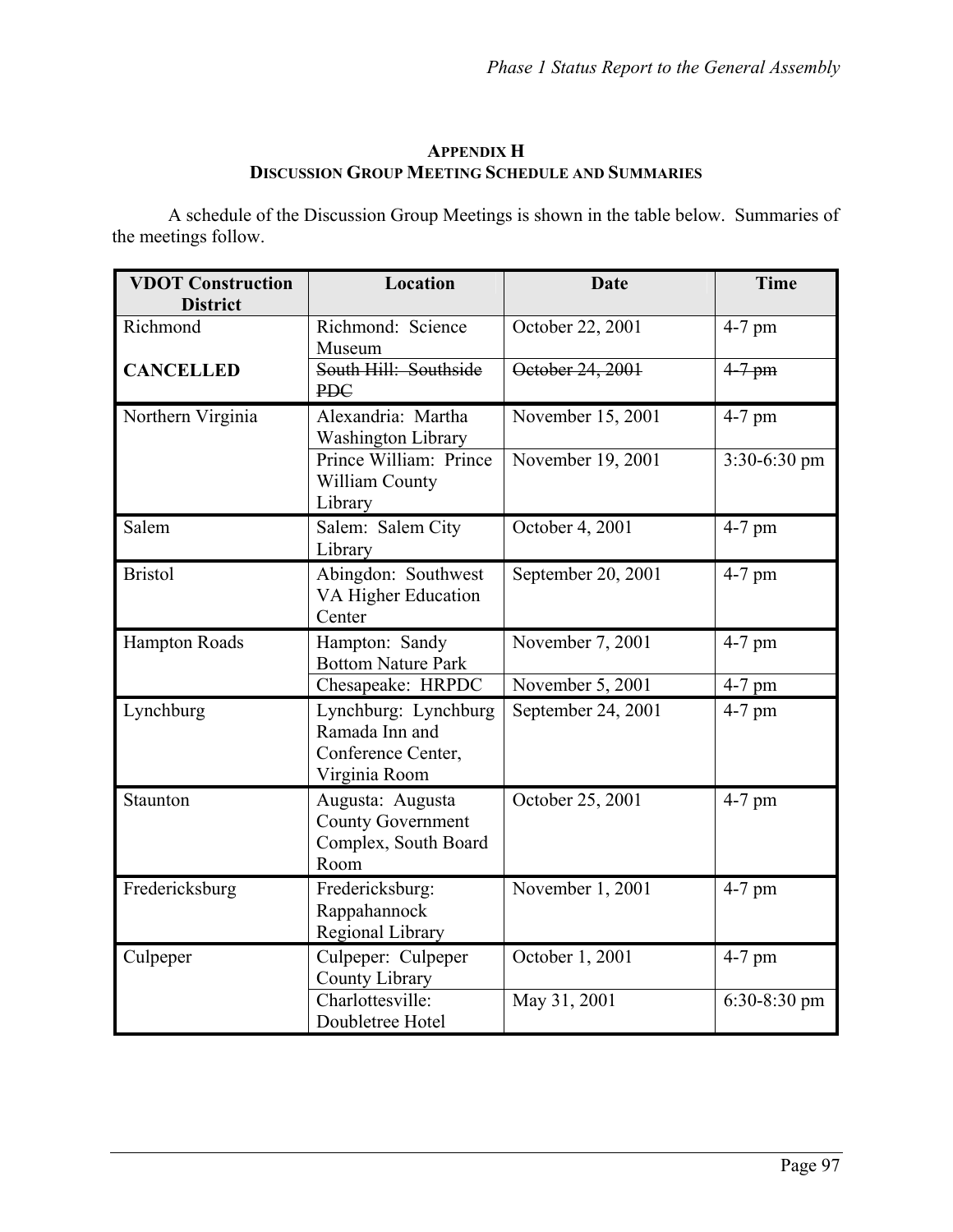## APPENDIX H
## DISCUSSION GROUP MEETING SCHEDULE AND SUMMARIES

A schedule of the Discussion Group Meetings is shown in the table below. Summaries of the meetings follow.

| VDOT Construction District | Location | Date | Time |
|---|---|---|---|
| Richmond | Richmond: Science Museum | October 22, 2001 | 4-7 pm |
| **CANCELLED** | ~~South Hill: Southside PDC~~ | ~~October 24, 2001~~ | ~~4-7 pm~~ |
| Northern Virginia | Alexandria: Martha Washington Library | November 15, 2001 | 4-7 pm |
| | Prince William: Prince William County Library | November 19, 2001 | 3:30-6:30 pm |
| Salem | Salem: Salem City Library | October 4, 2001 | 4-7 pm |
| Bristol | Abingdon: Southwest VA Higher Education Center | September 20, 2001 | 4-7 pm |
| Hampton Roads | Hampton: Sandy Bottom Nature Park | November 7, 2001 | 4-7 pm |
| | Chesapeake: HRPDC | November 5, 2001 | 4-7 pm |
| Lynchburg | Lynchburg: Lynchburg Ramada Inn and Conference Center, Virginia Room | September 24, 2001 | 4-7 pm |
| Staunton | Augusta: Augusta County Government Complex, South Board Room | October 25, 2001 | 4-7 pm |
| Fredericksburg | Fredericksburg: Rappahannock Regional Library | November 1, 2001 | 4-7 pm |
| Culpeper | Culpeper: Culpeper County Library | October 1, 2001 | 4-7 pm |
| | Charlottesville: Doubletree Hotel | May 31, 2001 | 6:30-8:30 pm |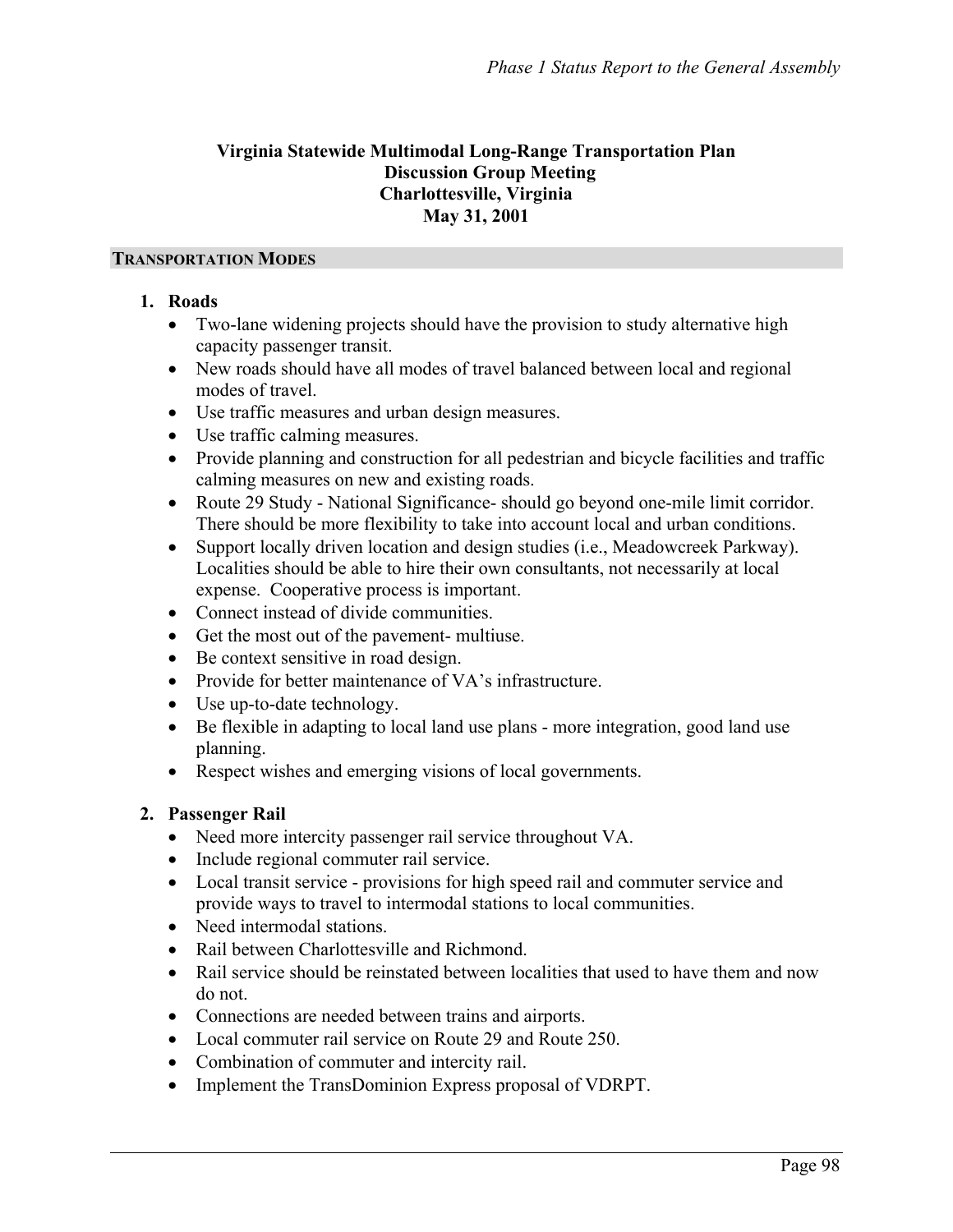**Virginia Statewide Multimodal Long-Range Transportation Plan**
**Discussion Group Meeting**
**Charlottesville, Virginia**
**May 31, 2001**

## TRANSPORTATION MODES

1. **Roads**
   - Two-lane widening projects should have the provision to study alternative high capacity passenger transit.
   - New roads should have all modes of travel balanced between local and regional modes of travel.
   - Use traffic measures and urban design measures.
   - Use traffic calming measures.
   - Provide planning and construction for all pedestrian and bicycle facilities and traffic calming measures on new and existing roads.
   - Route 29 Study - National Significance- should go beyond one-mile limit corridor. There should be more flexibility to take into account local and urban conditions.
   - Support locally driven location and design studies (i.e., Meadowcreek Parkway). Localities should be able to hire their own consultants, not necessarily at local expense. Cooperative process is important.
   - Connect instead of divide communities.
   - Get the most out of the pavement- multiuse.
   - Be context sensitive in road design.
   - Provide for better maintenance of VA's infrastructure.
   - Use up-to-date technology.
   - Be flexible in adapting to local land use plans - more integration, good land use planning.
   - Respect wishes and emerging visions of local governments.

2. **Passenger Rail**
   - Need more intercity passenger rail service throughout VA.
   - Include regional commuter rail service.
   - Local transit service - provisions for high speed rail and commuter service and provide ways to travel to intermodal stations to local communities.
   - Need intermodal stations.
   - Rail between Charlottesville and Richmond.
   - Rail service should be reinstated between localities that used to have them and now do not.
   - Connections are needed between trains and airports.
   - Local commuter rail service on Route 29 and Route 250.
   - Combination of commuter and intercity rail.
   - Implement the TransDominion Express proposal of VDRPT.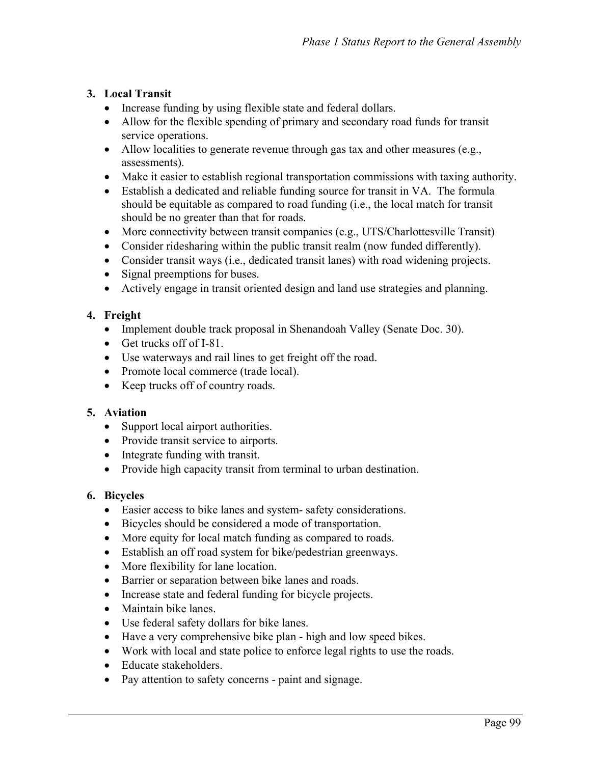3. **Local Transit**
   - Increase funding by using flexible state and federal dollars.
   - Allow for the flexible spending of primary and secondary road funds for transit service operations.
   - Allow localities to generate revenue through gas tax and other measures (e.g., assessments).
   - Make it easier to establish regional transportation commissions with taxing authority.
   - Establish a dedicated and reliable funding source for transit in VA. The formula should be equitable as compared to road funding (i.e., the local match for transit should be no greater than that for roads.
   - More connectivity between transit companies (e.g., UTS/Charlottesville Transit)
   - Consider ridesharing within the public transit realm (now funded differently).
   - Consider transit ways (i.e., dedicated transit lanes) with road widening projects.
   - Signal preemptions for buses.
   - Actively engage in transit oriented design and land use strategies and planning.

4. **Freight**
   - Implement double track proposal in Shenandoah Valley (Senate Doc. 30).
   - Get trucks off of I-81.
   - Use waterways and rail lines to get freight off the road.
   - Promote local commerce (trade local).
   - Keep trucks off of country roads.

5. **Aviation**
   - Support local airport authorities.
   - Provide transit service to airports.
   - Integrate funding with transit.
   - Provide high capacity transit from terminal to urban destination.

6. **Bicycles**
   - Easier access to bike lanes and system- safety considerations.
   - Bicycles should be considered a mode of transportation.
   - More equity for local match funding as compared to roads.
   - Establish an off road system for bike/pedestrian greenways.
   - More flexibility for lane location.
   - Barrier or separation between bike lanes and roads.
   - Increase state and federal funding for bicycle projects.
   - Maintain bike lanes.
   - Use federal safety dollars for bike lanes.
   - Have a very comprehensive bike plan - high and low speed bikes.
   - Work with local and state police to enforce legal rights to use the roads.
   - Educate stakeholders.
   - Pay attention to safety concerns - paint and signage.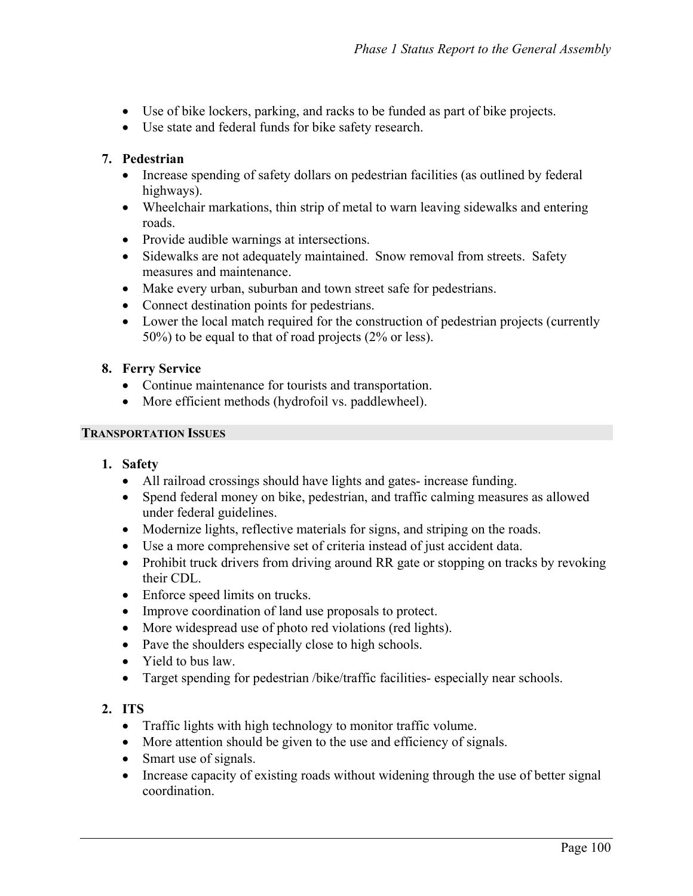- Use of bike lockers, parking, and racks to be funded as part of bike projects.
- Use state and federal funds for bike safety research.

7. **Pedestrian**
   - Increase spending of safety dollars on pedestrian facilities (as outlined by federal highways).
   - Wheelchair markations, thin strip of metal to warn leaving sidewalks and entering roads.
   - Provide audible warnings at intersections.
   - Sidewalks are not adequately maintained. Snow removal from streets. Safety measures and maintenance.
   - Make every urban, suburban and town street safe for pedestrians.
   - Connect destination points for pedestrians.
   - Lower the local match required for the construction of pedestrian projects (currently 50%) to be equal to that of road projects (2% or less).

8. **Ferry Service**
   - Continue maintenance for tourists and transportation.
   - More efficient methods (hydrofoil vs. paddlewheel).

## TRANSPORTATION ISSUES

1. **Safety**
   - All railroad crossings should have lights and gates- increase funding.
   - Spend federal money on bike, pedestrian, and traffic calming measures as allowed under federal guidelines.
   - Modernize lights, reflective materials for signs, and striping on the roads.
   - Use a more comprehensive set of criteria instead of just accident data.
   - Prohibit truck drivers from driving around RR gate or stopping on tracks by revoking their CDL.
   - Enforce speed limits on trucks.
   - Improve coordination of land use proposals to protect.
   - More widespread use of photo red violations (red lights).
   - Pave the shoulders especially close to high schools.
   - Yield to bus law.
   - Target spending for pedestrian /bike/traffic facilities- especially near schools.

2. **ITS**
   - Traffic lights with high technology to monitor traffic volume.
   - More attention should be given to the use and efficiency of signals.
   - Smart use of signals.
   - Increase capacity of existing roads without widening through the use of better signal coordination.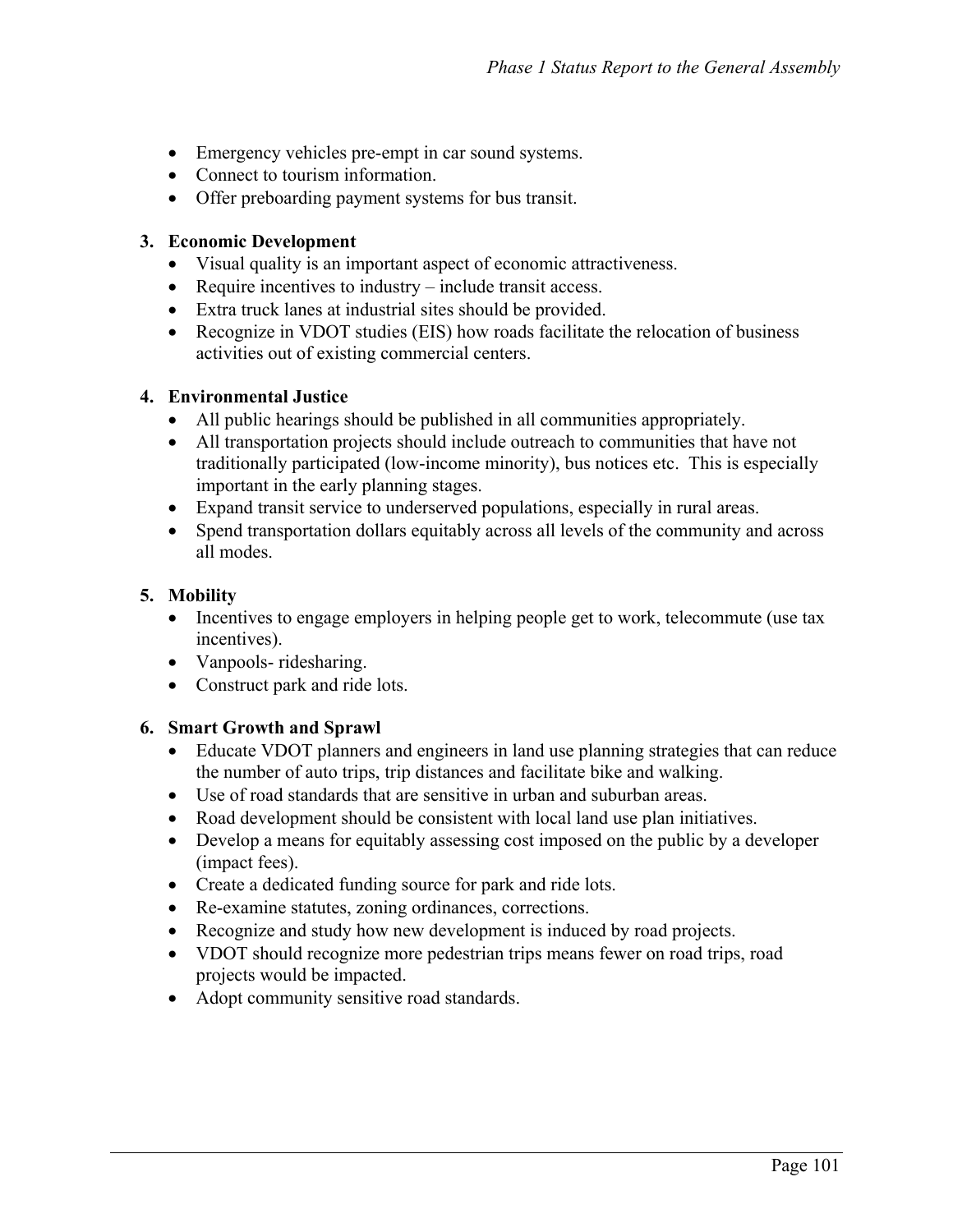- Emergency vehicles pre-empt in car sound systems.
- Connect to tourism information.
- Offer preboarding payment systems for bus transit.

**3. Economic Development**

- Visual quality is an important aspect of economic attractiveness.
- Require incentives to industry – include transit access.
- Extra truck lanes at industrial sites should be provided.
- Recognize in VDOT studies (EIS) how roads facilitate the relocation of business activities out of existing commercial centers.

**4. Environmental Justice**

- All public hearings should be published in all communities appropriately.
- All transportation projects should include outreach to communities that have not traditionally participated (low-income minority), bus notices etc. This is especially important in the early planning stages.
- Expand transit service to underserved populations, especially in rural areas.
- Spend transportation dollars equitably across all levels of the community and across all modes.

**5. Mobility**

- Incentives to engage employers in helping people get to work, telecommute (use tax incentives).
- Vanpools- ridesharing.
- Construct park and ride lots.

**6. Smart Growth and Sprawl**

- Educate VDOT planners and engineers in land use planning strategies that can reduce the number of auto trips, trip distances and facilitate bike and walking.
- Use of road standards that are sensitive in urban and suburban areas.
- Road development should be consistent with local land use plan initiatives.
- Develop a means for equitably assessing cost imposed on the public by a developer (impact fees).
- Create a dedicated funding source for park and ride lots.
- Re-examine statutes, zoning ordinances, corrections.
- Recognize and study how new development is induced by road projects.
- VDOT should recognize more pedestrian trips means fewer on road trips, road projects would be impacted.
- Adopt community sensitive road standards.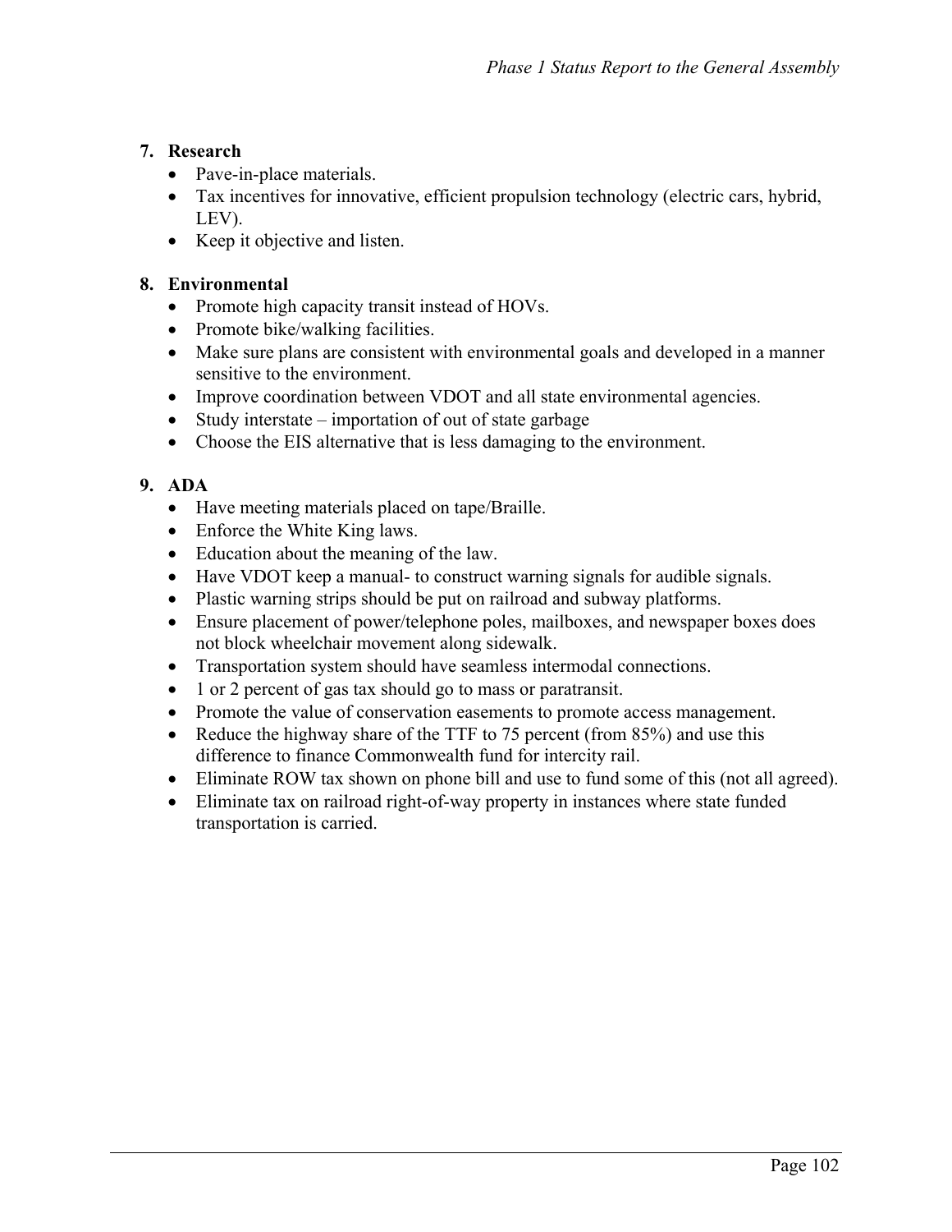7. **Research**
   - Pave-in-place materials.
   - Tax incentives for innovative, efficient propulsion technology (electric cars, hybrid, LEV).
   - Keep it objective and listen.

8. **Environmental**
   - Promote high capacity transit instead of HOVs.
   - Promote bike/walking facilities.
   - Make sure plans are consistent with environmental goals and developed in a manner sensitive to the environment.
   - Improve coordination between VDOT and all state environmental agencies.
   - Study interstate – importation of out of state garbage
   - Choose the EIS alternative that is less damaging to the environment.

9. **ADA**
   - Have meeting materials placed on tape/Braille.
   - Enforce the White King laws.
   - Education about the meaning of the law.
   - Have VDOT keep a manual- to construct warning signals for audible signals.
   - Plastic warning strips should be put on railroad and subway platforms.
   - Ensure placement of power/telephone poles, mailboxes, and newspaper boxes does not block wheelchair movement along sidewalk.
   - Transportation system should have seamless intermodal connections.
   - 1 or 2 percent of gas tax should go to mass or paratransit.
   - Promote the value of conservation easements to promote access management.
   - Reduce the highway share of the TTF to 75 percent (from 85%) and use this difference to finance Commonwealth fund for intercity rail.
   - Eliminate ROW tax shown on phone bill and use to fund some of this (not all agreed).
   - Eliminate tax on railroad right-of-way property in instances where state funded transportation is carried.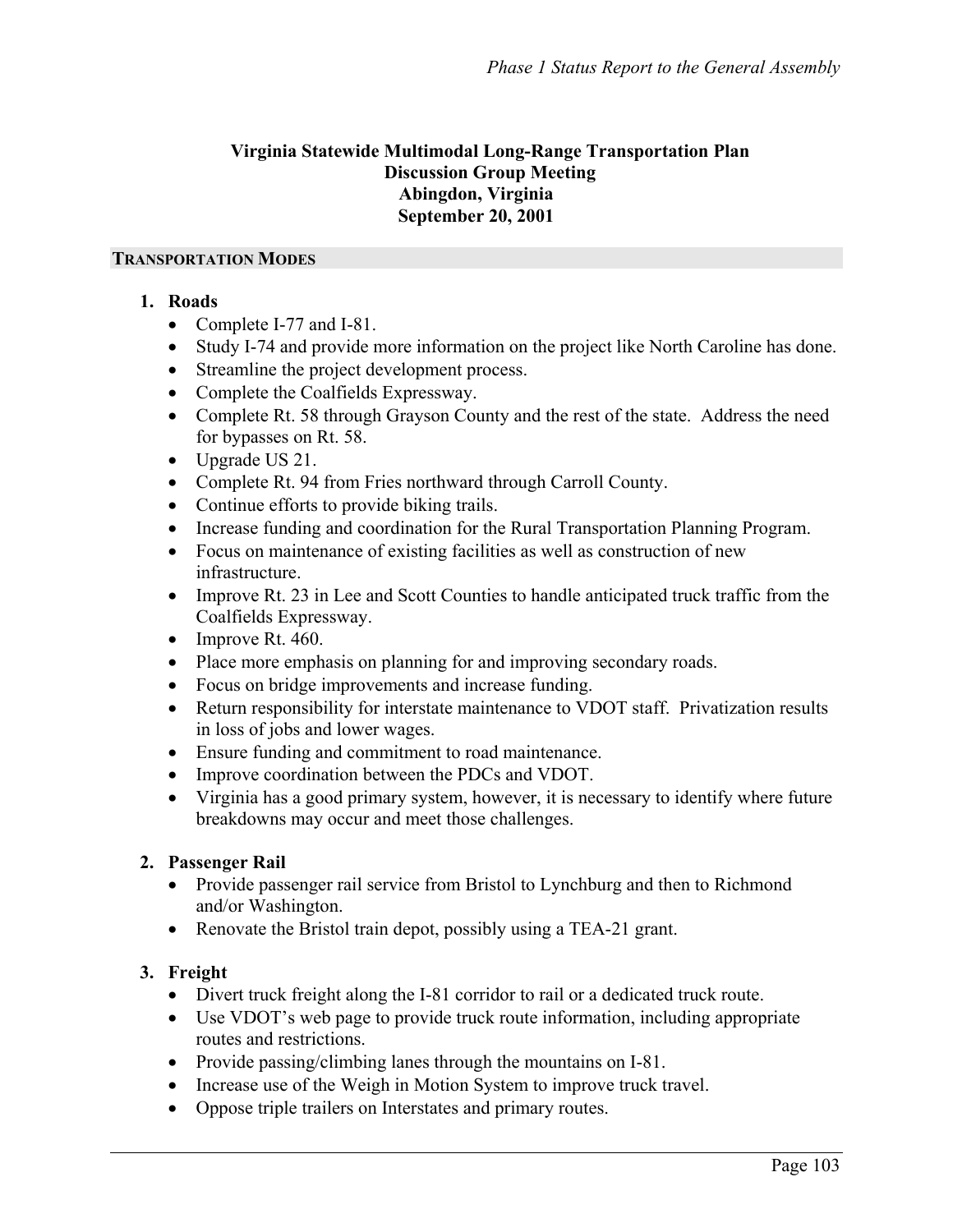**Virginia Statewide Multimodal Long-Range Transportation Plan**
**Discussion Group Meeting**
**Abingdon, Virginia**
**September 20, 2001**

## TRANSPORTATION MODES

1. **Roads**
   - Complete I-77 and I-81.
   - Study I-74 and provide more information on the project like North Caroline has done.
   - Streamline the project development process.
   - Complete the Coalfields Expressway.
   - Complete Rt. 58 through Grayson County and the rest of the state. Address the need for bypasses on Rt. 58.
   - Upgrade US 21.
   - Complete Rt. 94 from Fries northward through Carroll County.
   - Continue efforts to provide biking trails.
   - Increase funding and coordination for the Rural Transportation Planning Program.
   - Focus on maintenance of existing facilities as well as construction of new infrastructure.
   - Improve Rt. 23 in Lee and Scott Counties to handle anticipated truck traffic from the Coalfields Expressway.
   - Improve Rt. 460.
   - Place more emphasis on planning for and improving secondary roads.
   - Focus on bridge improvements and increase funding.
   - Return responsibility for interstate maintenance to VDOT staff. Privatization results in loss of jobs and lower wages.
   - Ensure funding and commitment to road maintenance.
   - Improve coordination between the PDCs and VDOT.
   - Virginia has a good primary system, however, it is necessary to identify where future breakdowns may occur and meet those challenges.

2. **Passenger Rail**
   - Provide passenger rail service from Bristol to Lynchburg and then to Richmond and/or Washington.
   - Renovate the Bristol train depot, possibly using a TEA-21 grant.

3. **Freight**
   - Divert truck freight along the I-81 corridor to rail or a dedicated truck route.
   - Use VDOT's web page to provide truck route information, including appropriate routes and restrictions.
   - Provide passing/climbing lanes through the mountains on I-81.
   - Increase use of the Weigh in Motion System to improve truck travel.
   - Oppose triple trailers on Interstates and primary routes.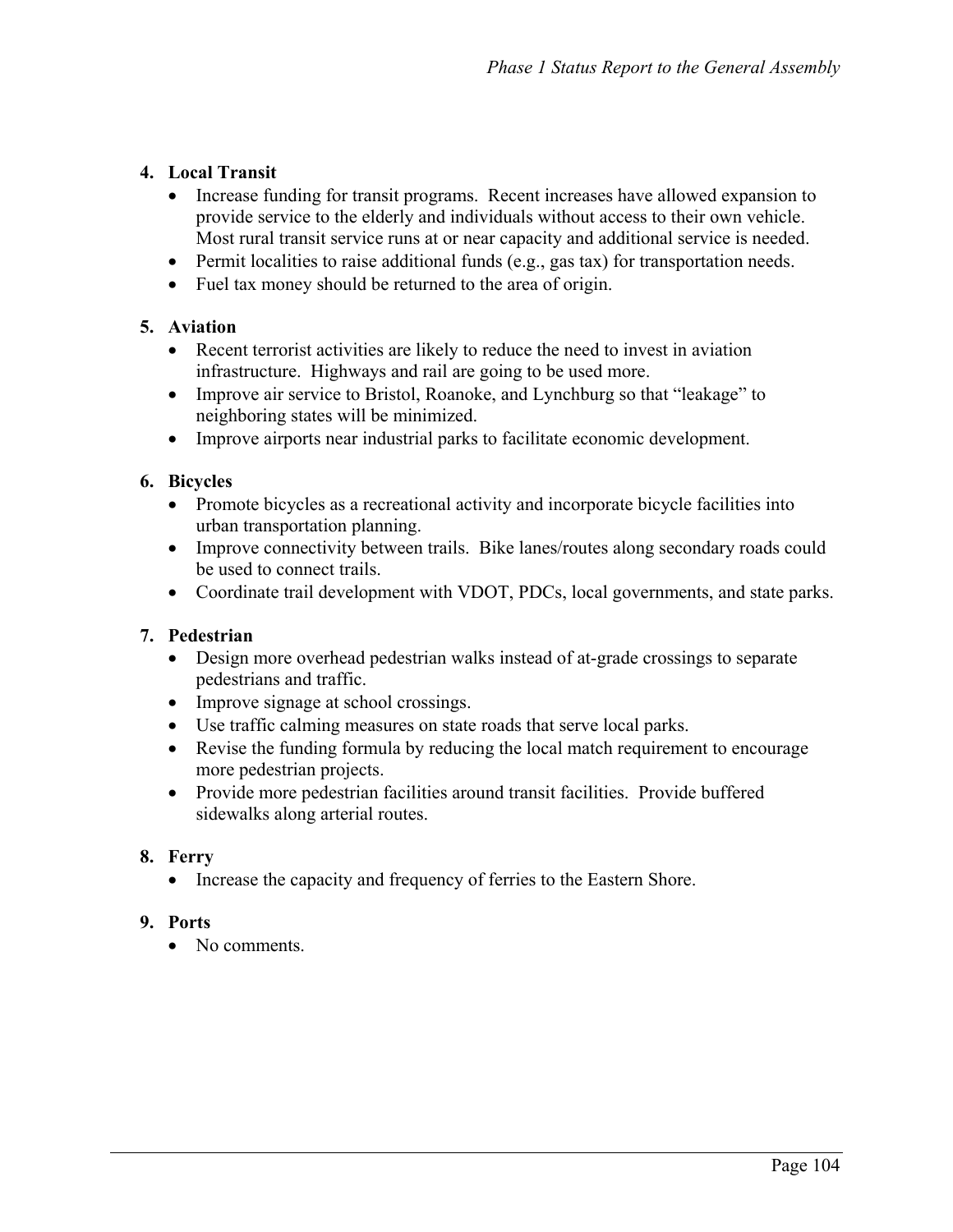4. **Local Transit**
    - Increase funding for transit programs. Recent increases have allowed expansion to provide service to the elderly and individuals without access to their own vehicle. Most rural transit service runs at or near capacity and additional service is needed.
    - Permit localities to raise additional funds (e.g., gas tax) for transportation needs.
    - Fuel tax money should be returned to the area of origin.

5. **Aviation**
    - Recent terrorist activities are likely to reduce the need to invest in aviation infrastructure. Highways and rail are going to be used more.
    - Improve air service to Bristol, Roanoke, and Lynchburg so that "leakage" to neighboring states will be minimized.
    - Improve airports near industrial parks to facilitate economic development.

6. **Bicycles**
    - Promote bicycles as a recreational activity and incorporate bicycle facilities into urban transportation planning.
    - Improve connectivity between trails. Bike lanes/routes along secondary roads could be used to connect trails.
    - Coordinate trail development with VDOT, PDCs, local governments, and state parks.

7. **Pedestrian**
    - Design more overhead pedestrian walks instead of at-grade crossings to separate pedestrians and traffic.
    - Improve signage at school crossings.
    - Use traffic calming measures on state roads that serve local parks.
    - Revise the funding formula by reducing the local match requirement to encourage more pedestrian projects.
    - Provide more pedestrian facilities around transit facilities. Provide buffered sidewalks along arterial routes.

8. **Ferry**
    - Increase the capacity and frequency of ferries to the Eastern Shore.

9. **Ports**
    - No comments.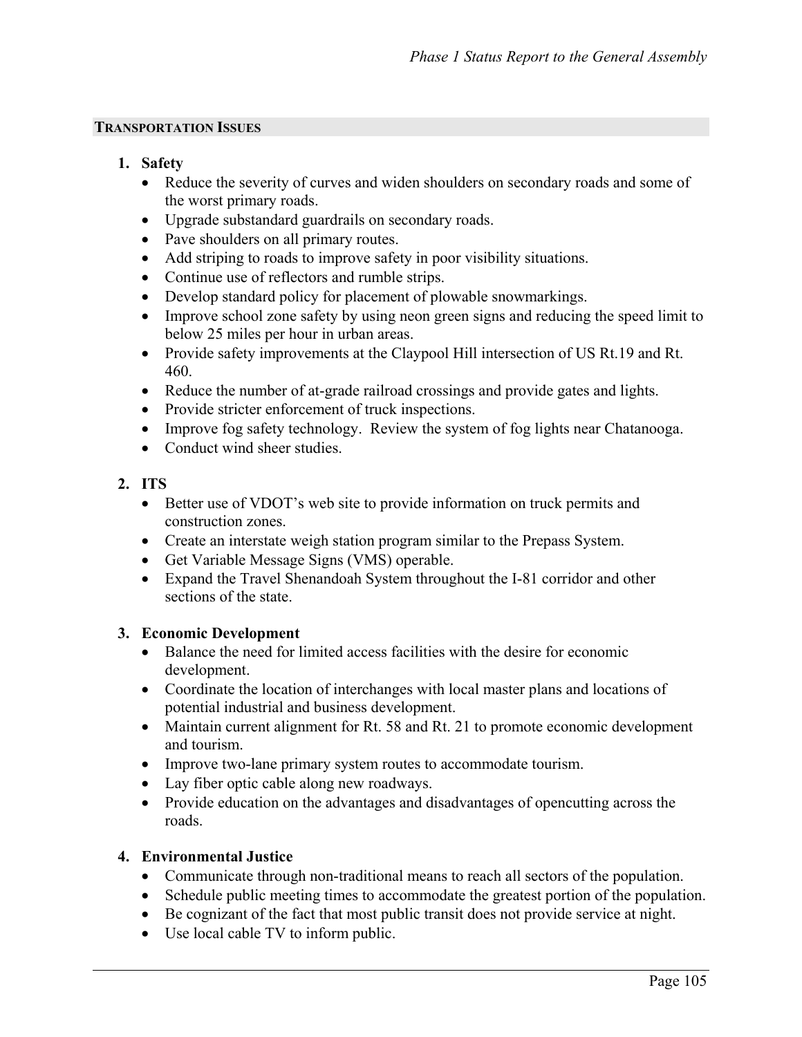## TRANSPORTATION ISSUES

1. **Safety**
   - Reduce the severity of curves and widen shoulders on secondary roads and some of the worst primary roads.
   - Upgrade substandard guardrails on secondary roads.
   - Pave shoulders on all primary routes.
   - Add striping to roads to improve safety in poor visibility situations.
   - Continue use of reflectors and rumble strips.
   - Develop standard policy for placement of plowable snowmarkings.
   - Improve school zone safety by using neon green signs and reducing the speed limit to below 25 miles per hour in urban areas.
   - Provide safety improvements at the Claypool Hill intersection of US Rt.19 and Rt. 460.
   - Reduce the number of at-grade railroad crossings and provide gates and lights.
   - Provide stricter enforcement of truck inspections.
   - Improve fog safety technology. Review the system of fog lights near Chatanooga.
   - Conduct wind sheer studies.

2. **ITS**
   - Better use of VDOT's web site to provide information on truck permits and construction zones.
   - Create an interstate weigh station program similar to the Prepass System.
   - Get Variable Message Signs (VMS) operable.
   - Expand the Travel Shenandoah System throughout the I-81 corridor and other sections of the state.

3. **Economic Development**
   - Balance the need for limited access facilities with the desire for economic development.
   - Coordinate the location of interchanges with local master plans and locations of potential industrial and business development.
   - Maintain current alignment for Rt. 58 and Rt. 21 to promote economic development and tourism.
   - Improve two-lane primary system routes to accommodate tourism.
   - Lay fiber optic cable along new roadways.
   - Provide education on the advantages and disadvantages of opencutting across the roads.

4. **Environmental Justice**
   - Communicate through non-traditional means to reach all sectors of the population.
   - Schedule public meeting times to accommodate the greatest portion of the population.
   - Be cognizant of the fact that most public transit does not provide service at night.
   - Use local cable TV to inform public.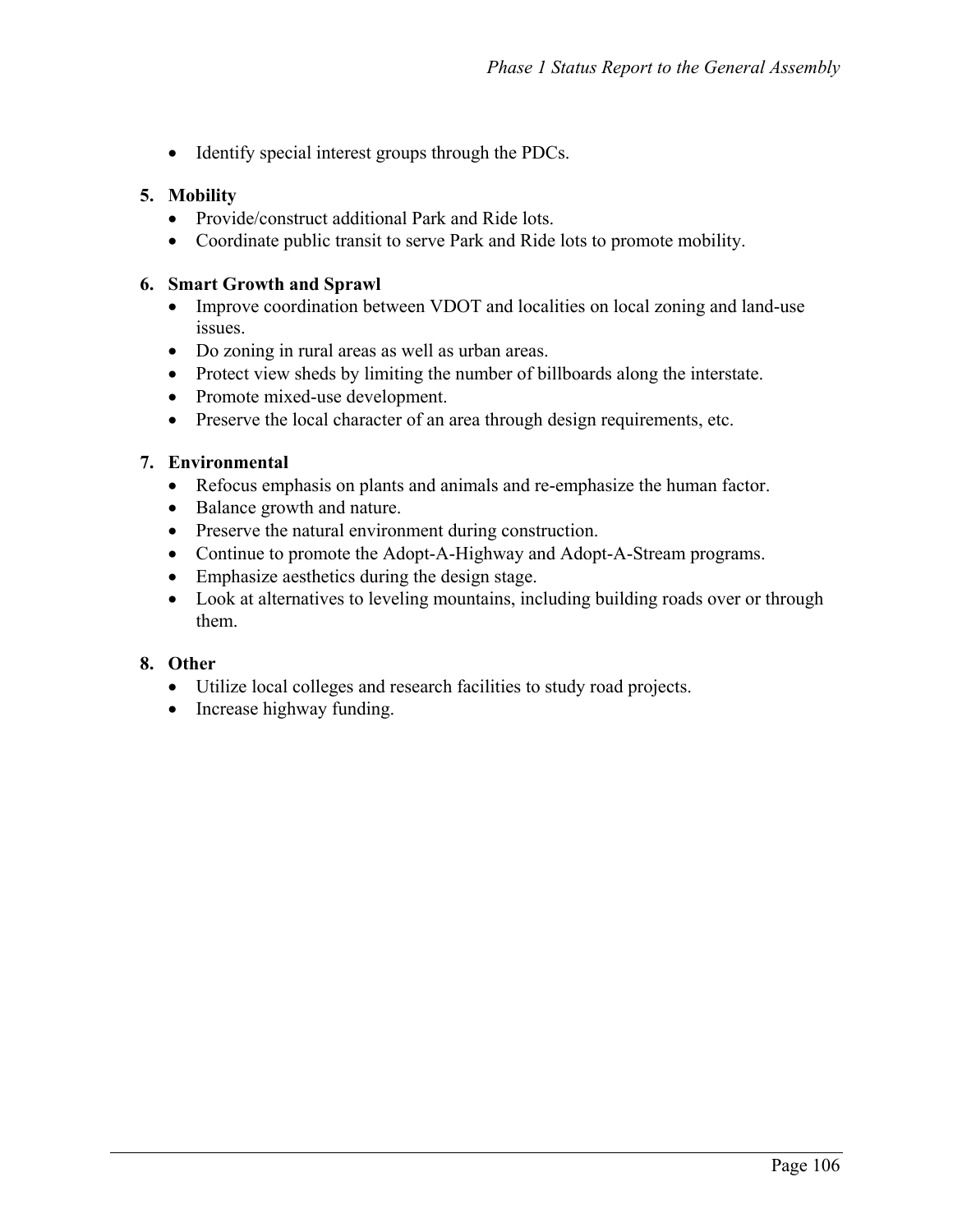- Identify special interest groups through the PDCs.

5. **Mobility**
   - Provide/construct additional Park and Ride lots.
   - Coordinate public transit to serve Park and Ride lots to promote mobility.

6. **Smart Growth and Sprawl**
   - Improve coordination between VDOT and localities on local zoning and land-use issues.
   - Do zoning in rural areas as well as urban areas.
   - Protect view sheds by limiting the number of billboards along the interstate.
   - Promote mixed-use development.
   - Preserve the local character of an area through design requirements, etc.

7. **Environmental**
   - Refocus emphasis on plants and animals and re-emphasize the human factor.
   - Balance growth and nature.
   - Preserve the natural environment during construction.
   - Continue to promote the Adopt-A-Highway and Adopt-A-Stream programs.
   - Emphasize aesthetics during the design stage.
   - Look at alternatives to leveling mountains, including building roads over or through them.

8. **Other**
   - Utilize local colleges and research facilities to study road projects.
   - Increase highway funding.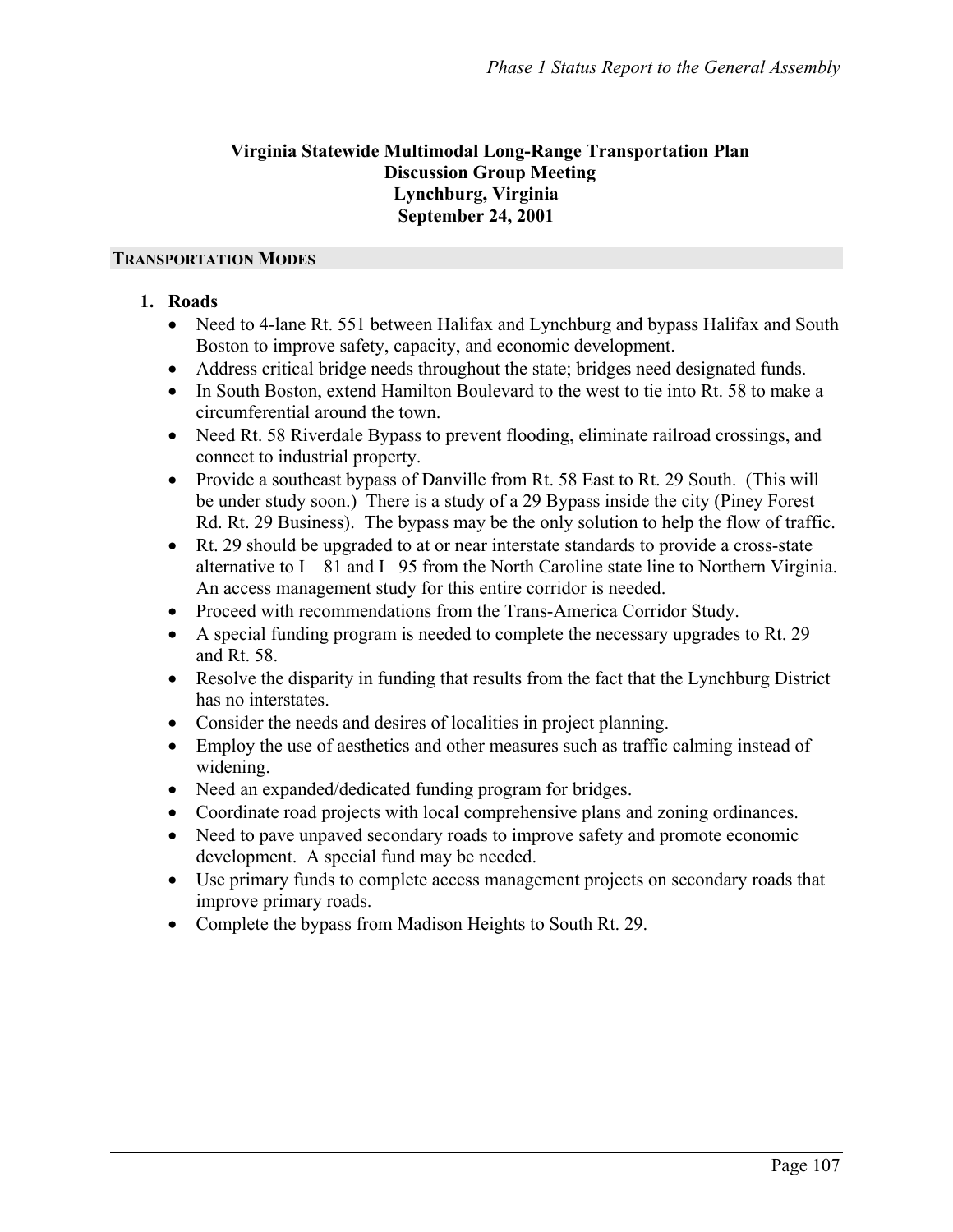**Virginia Statewide Multimodal Long-Range Transportation Plan**
**Discussion Group Meeting**
**Lynchburg, Virginia**
**September 24, 2001**

## TRANSPORTATION MODES

1. **Roads**
   - Need to 4-lane Rt. 551 between Halifax and Lynchburg and bypass Halifax and South Boston to improve safety, capacity, and economic development.
   - Address critical bridge needs throughout the state; bridges need designated funds.
   - In South Boston, extend Hamilton Boulevard to the west to tie into Rt. 58 to make a circumferential around the town.
   - Need Rt. 58 Riverdale Bypass to prevent flooding, eliminate railroad crossings, and connect to industrial property.
   - Provide a southeast bypass of Danville from Rt. 58 East to Rt. 29 South. (This will be under study soon.) There is a study of a 29 Bypass inside the city (Piney Forest Rd. Rt. 29 Business). The bypass may be the only solution to help the flow of traffic.
   - Rt. 29 should be upgraded to at or near interstate standards to provide a cross-state alternative to I – 81 and I –95 from the North Caroline state line to Northern Virginia. An access management study for this entire corridor is needed.
   - Proceed with recommendations from the Trans-America Corridor Study.
   - A special funding program is needed to complete the necessary upgrades to Rt. 29 and Rt. 58.
   - Resolve the disparity in funding that results from the fact that the Lynchburg District has no interstates.
   - Consider the needs and desires of localities in project planning.
   - Employ the use of aesthetics and other measures such as traffic calming instead of widening.
   - Need an expanded/dedicated funding program for bridges.
   - Coordinate road projects with local comprehensive plans and zoning ordinances.
   - Need to pave unpaved secondary roads to improve safety and promote economic development. A special fund may be needed.
   - Use primary funds to complete access management projects on secondary roads that improve primary roads.
   - Complete the bypass from Madison Heights to South Rt. 29.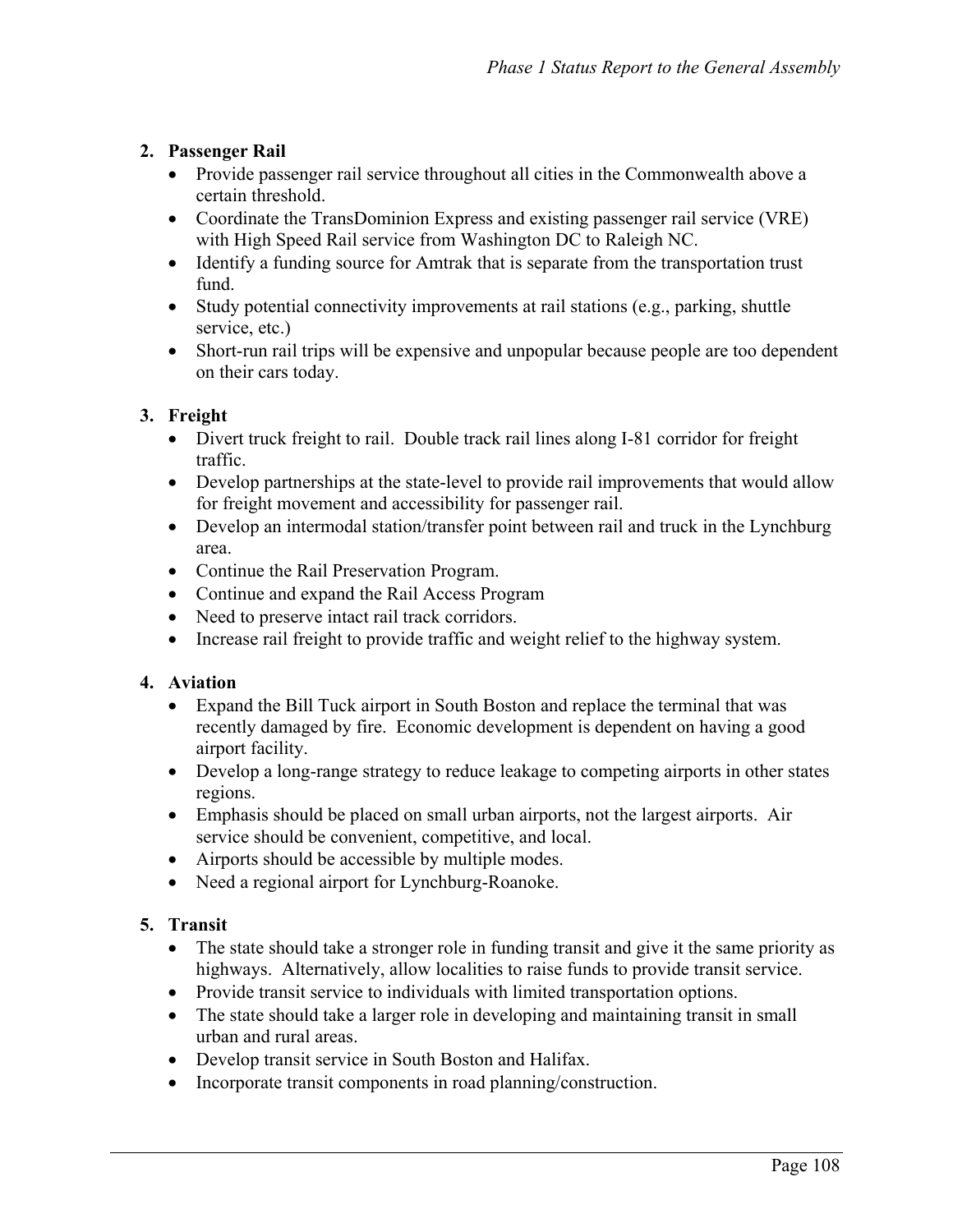2. **Passenger Rail**
    - Provide passenger rail service throughout all cities in the Commonwealth above a certain threshold.
    - Coordinate the TransDominion Express and existing passenger rail service (VRE) with High Speed Rail service from Washington DC to Raleigh NC.
    - Identify a funding source for Amtrak that is separate from the transportation trust fund.
    - Study potential connectivity improvements at rail stations (e.g., parking, shuttle service, etc.)
    - Short-run rail trips will be expensive and unpopular because people are too dependent on their cars today.

3. **Freight**
    - Divert truck freight to rail. Double track rail lines along I-81 corridor for freight traffic.
    - Develop partnerships at the state-level to provide rail improvements that would allow for freight movement and accessibility for passenger rail.
    - Develop an intermodal station/transfer point between rail and truck in the Lynchburg area.
    - Continue the Rail Preservation Program.
    - Continue and expand the Rail Access Program
    - Need to preserve intact rail track corridors.
    - Increase rail freight to provide traffic and weight relief to the highway system.

4. **Aviation**
    - Expand the Bill Tuck airport in South Boston and replace the terminal that was recently damaged by fire. Economic development is dependent on having a good airport facility.
    - Develop a long-range strategy to reduce leakage to competing airports in other states regions.
    - Emphasis should be placed on small urban airports, not the largest airports. Air service should be convenient, competitive, and local.
    - Airports should be accessible by multiple modes.
    - Need a regional airport for Lynchburg-Roanoke.

5. **Transit**
    - The state should take a stronger role in funding transit and give it the same priority as highways. Alternatively, allow localities to raise funds to provide transit service.
    - Provide transit service to individuals with limited transportation options.
    - The state should take a larger role in developing and maintaining transit in small urban and rural areas.
    - Develop transit service in South Boston and Halifax.
    - Incorporate transit components in road planning/construction.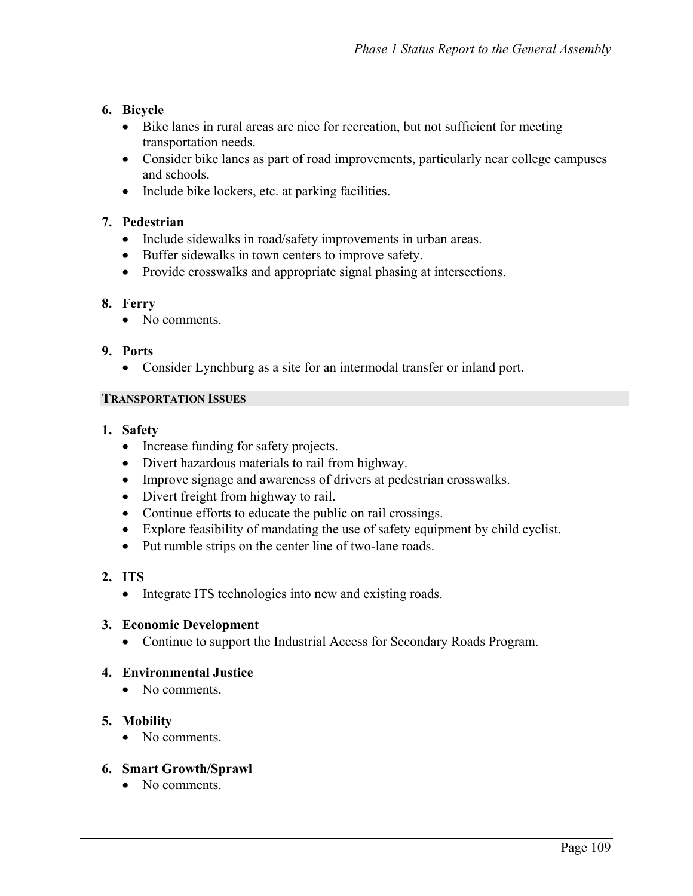6. **Bicycle**
    - Bike lanes in rural areas are nice for recreation, but not sufficient for meeting transportation needs.
    - Consider bike lanes as part of road improvements, particularly near college campuses and schools.
    - Include bike lockers, etc. at parking facilities.

7. **Pedestrian**
    - Include sidewalks in road/safety improvements in urban areas.
    - Buffer sidewalks in town centers to improve safety.
    - Provide crosswalks and appropriate signal phasing at intersections.

8. **Ferry**
    - No comments.

9. **Ports**
    - Consider Lynchburg as a site for an intermodal transfer or inland port.

## TRANSPORTATION ISSUES

1. **Safety**
    - Increase funding for safety projects.
    - Divert hazardous materials to rail from highway.
    - Improve signage and awareness of drivers at pedestrian crosswalks.
    - Divert freight from highway to rail.
    - Continue efforts to educate the public on rail crossings.
    - Explore feasibility of mandating the use of safety equipment by child cyclist.
    - Put rumble strips on the center line of two-lane roads.

2. **ITS**
    - Integrate ITS technologies into new and existing roads.

3. **Economic Development**
    - Continue to support the Industrial Access for Secondary Roads Program.

4. **Environmental Justice**
    - No comments.

5. **Mobility**
    - No comments.

6. **Smart Growth/Sprawl**
    - No comments.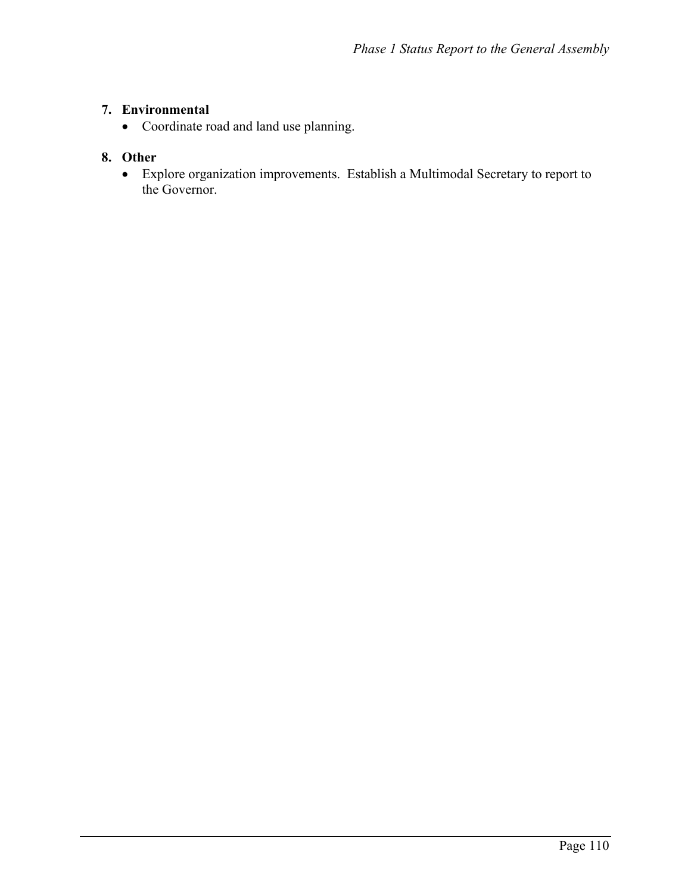7. **Environmental**
   - Coordinate road and land use planning.

8. **Other**
   - Explore organization improvements.  Establish a Multimodal Secretary to report to the Governor.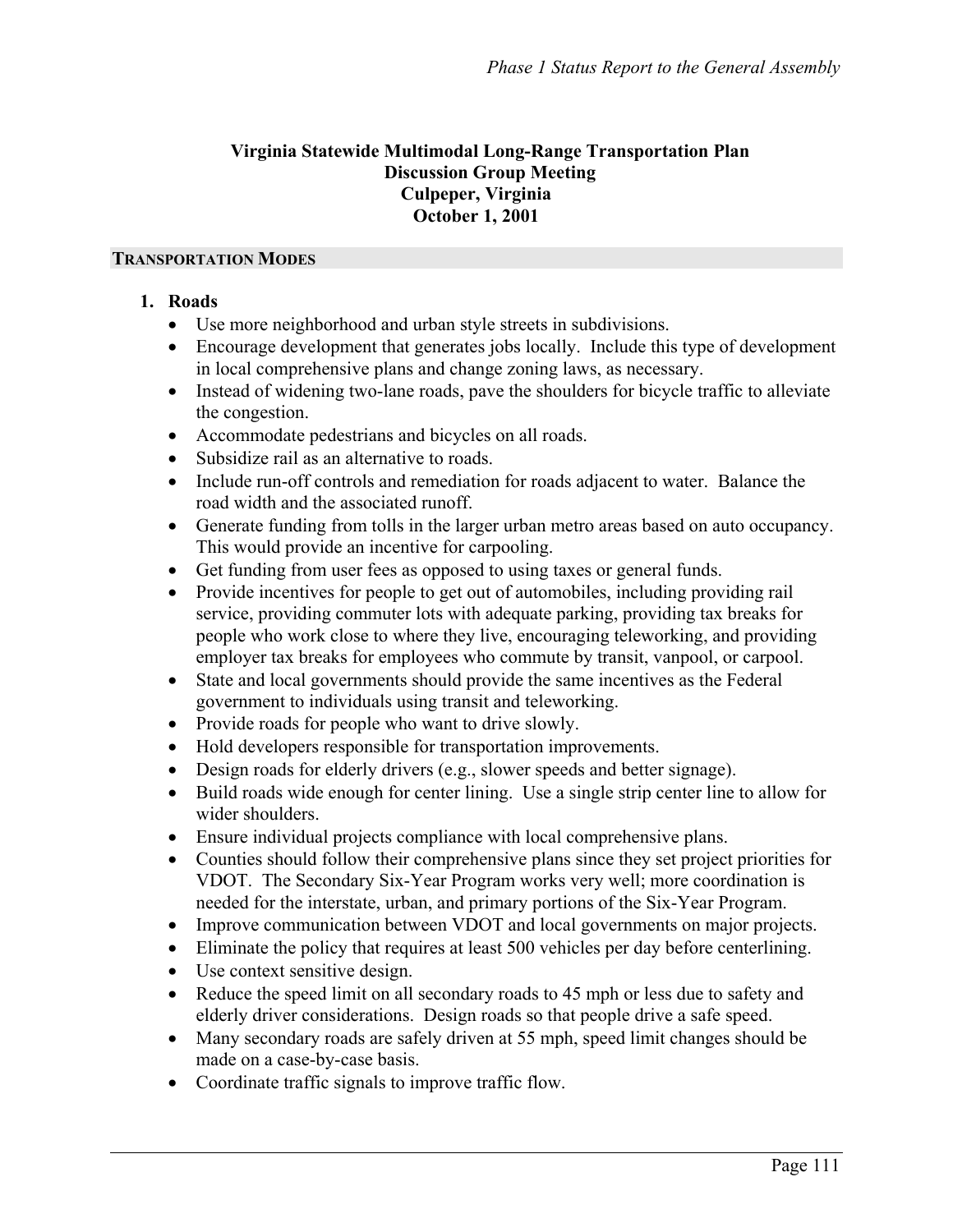**Virginia Statewide Multimodal Long-Range Transportation Plan**
**Discussion Group Meeting**
**Culpeper, Virginia**
**October 1, 2001**

## TRANSPORTATION MODES

1. **Roads**
   - Use more neighborhood and urban style streets in subdivisions.
   - Encourage development that generates jobs locally. Include this type of development in local comprehensive plans and change zoning laws, as necessary.
   - Instead of widening two-lane roads, pave the shoulders for bicycle traffic to alleviate the congestion.
   - Accommodate pedestrians and bicycles on all roads.
   - Subsidize rail as an alternative to roads.
   - Include run-off controls and remediation for roads adjacent to water. Balance the road width and the associated runoff.
   - Generate funding from tolls in the larger urban metro areas based on auto occupancy. This would provide an incentive for carpooling.
   - Get funding from user fees as opposed to using taxes or general funds.
   - Provide incentives for people to get out of automobiles, including providing rail service, providing commuter lots with adequate parking, providing tax breaks for people who work close to where they live, encouraging teleworking, and providing employer tax breaks for employees who commute by transit, vanpool, or carpool.
   - State and local governments should provide the same incentives as the Federal government to individuals using transit and teleworking.
   - Provide roads for people who want to drive slowly.
   - Hold developers responsible for transportation improvements.
   - Design roads for elderly drivers (e.g., slower speeds and better signage).
   - Build roads wide enough for center lining. Use a single strip center line to allow for wider shoulders.
   - Ensure individual projects compliance with local comprehensive plans.
   - Counties should follow their comprehensive plans since they set project priorities for VDOT. The Secondary Six-Year Program works very well; more coordination is needed for the interstate, urban, and primary portions of the Six-Year Program.
   - Improve communication between VDOT and local governments on major projects.
   - Eliminate the policy that requires at least 500 vehicles per day before centerlining.
   - Use context sensitive design.
   - Reduce the speed limit on all secondary roads to 45 mph or less due to safety and elderly driver considerations. Design roads so that people drive a safe speed.
   - Many secondary roads are safely driven at 55 mph, speed limit changes should be made on a case-by-case basis.
   - Coordinate traffic signals to improve traffic flow.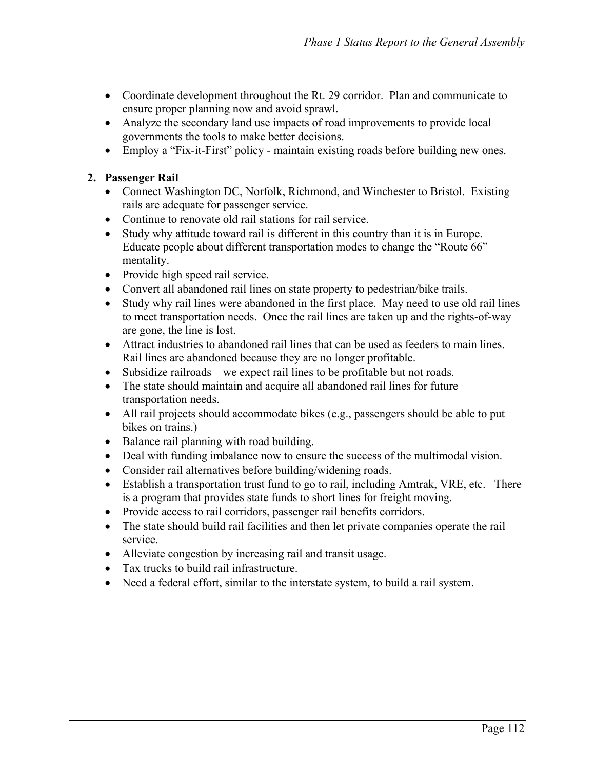- Coordinate development throughout the Rt. 29 corridor. Plan and communicate to ensure proper planning now and avoid sprawl.
- Analyze the secondary land use impacts of road improvements to provide local governments the tools to make better decisions.
- Employ a "Fix-it-First" policy - maintain existing roads before building new ones.

**2. Passenger Rail**

- Connect Washington DC, Norfolk, Richmond, and Winchester to Bristol. Existing rails are adequate for passenger service.
- Continue to renovate old rail stations for rail service.
- Study why attitude toward rail is different in this country than it is in Europe. Educate people about different transportation modes to change the "Route 66" mentality.
- Provide high speed rail service.
- Convert all abandoned rail lines on state property to pedestrian/bike trails.
- Study why rail lines were abandoned in the first place. May need to use old rail lines to meet transportation needs. Once the rail lines are taken up and the rights-of-way are gone, the line is lost.
- Attract industries to abandoned rail lines that can be used as feeders to main lines. Rail lines are abandoned because they are no longer profitable.
- Subsidize railroads – we expect rail lines to be profitable but not roads.
- The state should maintain and acquire all abandoned rail lines for future transportation needs.
- All rail projects should accommodate bikes (e.g., passengers should be able to put bikes on trains.)
- Balance rail planning with road building.
- Deal with funding imbalance now to ensure the success of the multimodal vision.
- Consider rail alternatives before building/widening roads.
- Establish a transportation trust fund to go to rail, including Amtrak, VRE, etc. There is a program that provides state funds to short lines for freight moving.
- Provide access to rail corridors, passenger rail benefits corridors.
- The state should build rail facilities and then let private companies operate the rail service.
- Alleviate congestion by increasing rail and transit usage.
- Tax trucks to build rail infrastructure.
- Need a federal effort, similar to the interstate system, to build a rail system.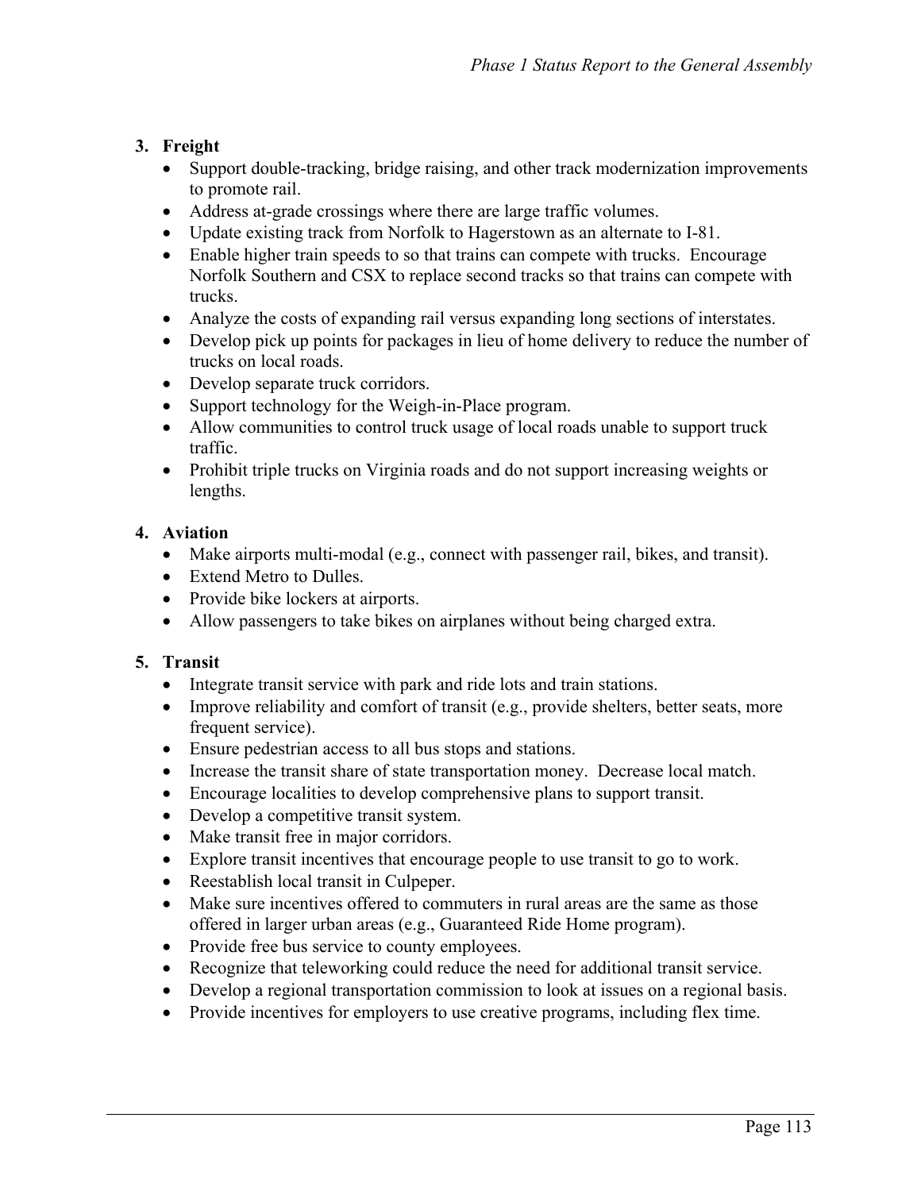3. **Freight**
   - Support double-tracking, bridge raising, and other track modernization improvements to promote rail.
   - Address at-grade crossings where there are large traffic volumes.
   - Update existing track from Norfolk to Hagerstown as an alternate to I-81.
   - Enable higher train speeds to so that trains can compete with trucks. Encourage Norfolk Southern and CSX to replace second tracks so that trains can compete with trucks.
   - Analyze the costs of expanding rail versus expanding long sections of interstates.
   - Develop pick up points for packages in lieu of home delivery to reduce the number of trucks on local roads.
   - Develop separate truck corridors.
   - Support technology for the Weigh-in-Place program.
   - Allow communities to control truck usage of local roads unable to support truck traffic.
   - Prohibit triple trucks on Virginia roads and do not support increasing weights or lengths.

4. **Aviation**
   - Make airports multi-modal (e.g., connect with passenger rail, bikes, and transit).
   - Extend Metro to Dulles.
   - Provide bike lockers at airports.
   - Allow passengers to take bikes on airplanes without being charged extra.

5. **Transit**
   - Integrate transit service with park and ride lots and train stations.
   - Improve reliability and comfort of transit (e.g., provide shelters, better seats, more frequent service).
   - Ensure pedestrian access to all bus stops and stations.
   - Increase the transit share of state transportation money. Decrease local match.
   - Encourage localities to develop comprehensive plans to support transit.
   - Develop a competitive transit system.
   - Make transit free in major corridors.
   - Explore transit incentives that encourage people to use transit to go to work.
   - Reestablish local transit in Culpeper.
   - Make sure incentives offered to commuters in rural areas are the same as those offered in larger urban areas (e.g., Guaranteed Ride Home program).
   - Provide free bus service to county employees.
   - Recognize that teleworking could reduce the need for additional transit service.
   - Develop a regional transportation commission to look at issues on a regional basis.
   - Provide incentives for employers to use creative programs, including flex time.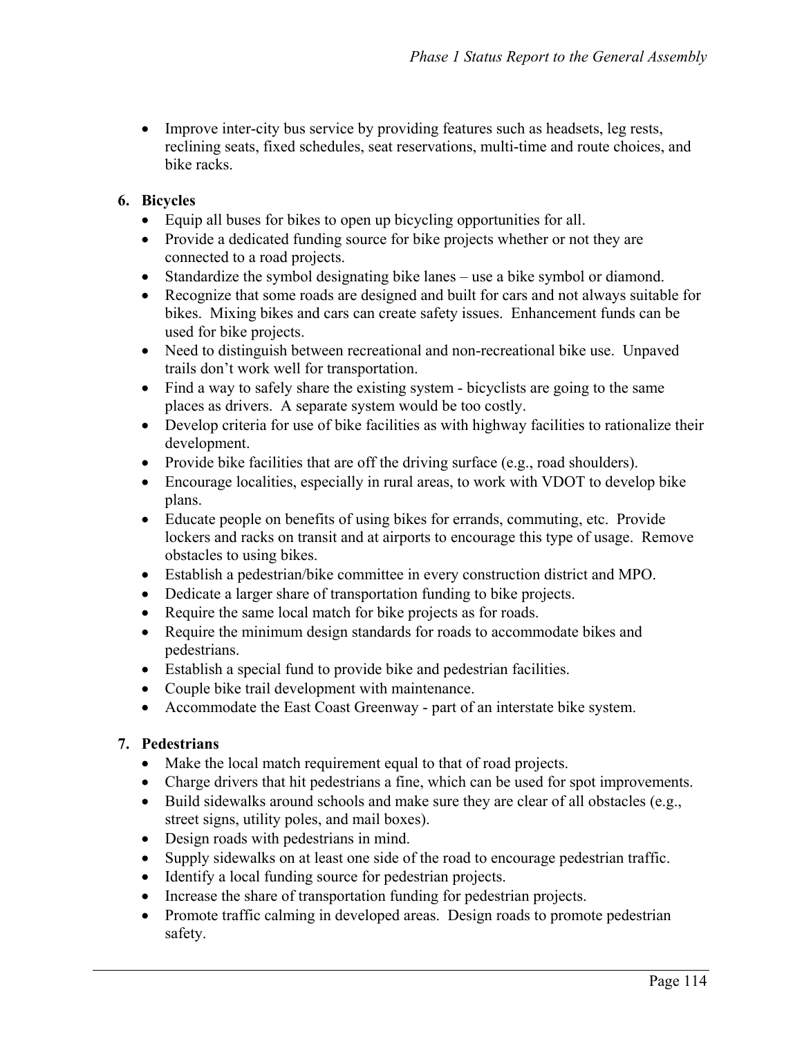- Improve inter-city bus service by providing features such as headsets, leg rests, reclining seats, fixed schedules, seat reservations, multi-time and route choices, and bike racks.

**6. Bicycles**

- Equip all buses for bikes to open up bicycling opportunities for all.
- Provide a dedicated funding source for bike projects whether or not they are connected to a road projects.
- Standardize the symbol designating bike lanes – use a bike symbol or diamond.
- Recognize that some roads are designed and built for cars and not always suitable for bikes. Mixing bikes and cars can create safety issues. Enhancement funds can be used for bike projects.
- Need to distinguish between recreational and non-recreational bike use. Unpaved trails don't work well for transportation.
- Find a way to safely share the existing system - bicyclists are going to the same places as drivers. A separate system would be too costly.
- Develop criteria for use of bike facilities as with highway facilities to rationalize their development.
- Provide bike facilities that are off the driving surface (e.g., road shoulders).
- Encourage localities, especially in rural areas, to work with VDOT to develop bike plans.
- Educate people on benefits of using bikes for errands, commuting, etc. Provide lockers and racks on transit and at airports to encourage this type of usage. Remove obstacles to using bikes.
- Establish a pedestrian/bike committee in every construction district and MPO.
- Dedicate a larger share of transportation funding to bike projects.
- Require the same local match for bike projects as for roads.
- Require the minimum design standards for roads to accommodate bikes and pedestrians.
- Establish a special fund to provide bike and pedestrian facilities.
- Couple bike trail development with maintenance.
- Accommodate the East Coast Greenway - part of an interstate bike system.

**7. Pedestrians**

- Make the local match requirement equal to that of road projects.
- Charge drivers that hit pedestrians a fine, which can be used for spot improvements.
- Build sidewalks around schools and make sure they are clear of all obstacles (e.g., street signs, utility poles, and mail boxes).
- Design roads with pedestrians in mind.
- Supply sidewalks on at least one side of the road to encourage pedestrian traffic.
- Identify a local funding source for pedestrian projects.
- Increase the share of transportation funding for pedestrian projects.
- Promote traffic calming in developed areas. Design roads to promote pedestrian safety.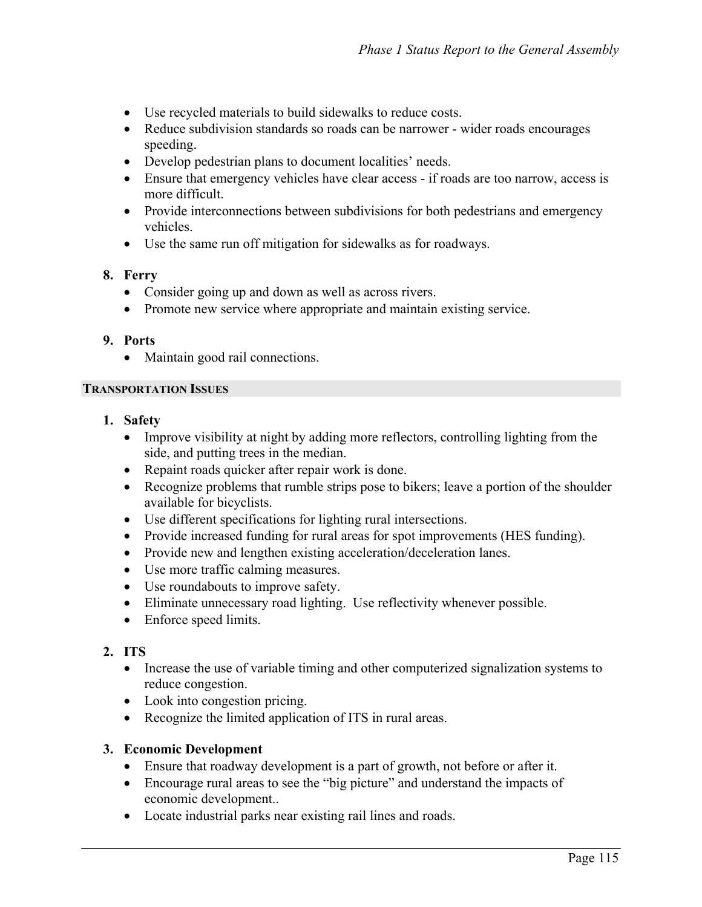- Use recycled materials to build sidewalks to reduce costs.
- Reduce subdivision standards so roads can be narrower - wider roads encourages speeding.
- Develop pedestrian plans to document localities' needs.
- Ensure that emergency vehicles have clear access - if roads are too narrow, access is more difficult.
- Provide interconnections between subdivisions for both pedestrians and emergency vehicles.
- Use the same run off mitigation for sidewalks as for roadways.

8. **Ferry**
   - Consider going up and down as well as across rivers.
   - Promote new service where appropriate and maintain existing service.

9. **Ports**
   - Maintain good rail connections.

## TRANSPORTATION ISSUES

1. **Safety**
   - Improve visibility at night by adding more reflectors, controlling lighting from the side, and putting trees in the median.
   - Repaint roads quicker after repair work is done.
   - Recognize problems that rumble strips pose to bikers; leave a portion of the shoulder available for bicyclists.
   - Use different specifications for lighting rural intersections.
   - Provide increased funding for rural areas for spot improvements (HES funding).
   - Provide new and lengthen existing acceleration/deceleration lanes.
   - Use more traffic calming measures.
   - Use roundabouts to improve safety.
   - Eliminate unnecessary road lighting. Use reflectivity whenever possible.
   - Enforce speed limits.

2. **ITS**
   - Increase the use of variable timing and other computerized signalization systems to reduce congestion.
   - Look into congestion pricing.
   - Recognize the limited application of ITS in rural areas.

3. **Economic Development**
   - Ensure that roadway development is a part of growth, not before or after it.
   - Encourage rural areas to see the "big picture" and understand the impacts of economic development..
   - Locate industrial parks near existing rail lines and roads.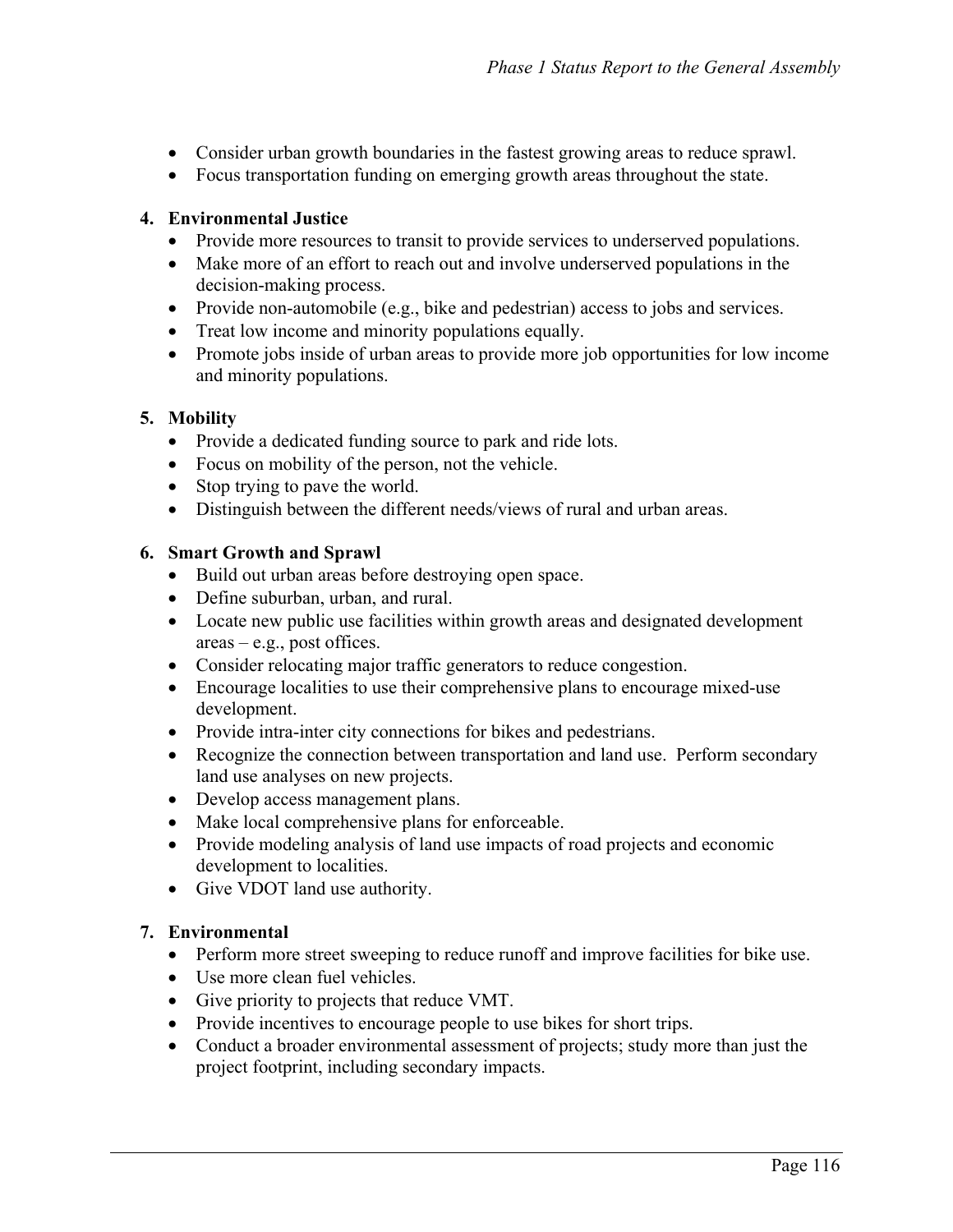- Consider urban growth boundaries in the fastest growing areas to reduce sprawl.
- Focus transportation funding on emerging growth areas throughout the state.

4. **Environmental Justice**
   - Provide more resources to transit to provide services to underserved populations.
   - Make more of an effort to reach out and involve underserved populations in the decision-making process.
   - Provide non-automobile (e.g., bike and pedestrian) access to jobs and services.
   - Treat low income and minority populations equally.
   - Promote jobs inside of urban areas to provide more job opportunities for low income and minority populations.

5. **Mobility**
   - Provide a dedicated funding source to park and ride lots.
   - Focus on mobility of the person, not the vehicle.
   - Stop trying to pave the world.
   - Distinguish between the different needs/views of rural and urban areas.

6. **Smart Growth and Sprawl**
   - Build out urban areas before destroying open space.
   - Define suburban, urban, and rural.
   - Locate new public use facilities within growth areas and designated development areas – e.g., post offices.
   - Consider relocating major traffic generators to reduce congestion.
   - Encourage localities to use their comprehensive plans to encourage mixed-use development.
   - Provide intra-inter city connections for bikes and pedestrians.
   - Recognize the connection between transportation and land use. Perform secondary land use analyses on new projects.
   - Develop access management plans.
   - Make local comprehensive plans for enforceable.
   - Provide modeling analysis of land use impacts of road projects and economic development to localities.
   - Give VDOT land use authority.

7. **Environmental**
   - Perform more street sweeping to reduce runoff and improve facilities for bike use.
   - Use more clean fuel vehicles.
   - Give priority to projects that reduce VMT.
   - Provide incentives to encourage people to use bikes for short trips.
   - Conduct a broader environmental assessment of projects; study more than just the project footprint, including secondary impacts.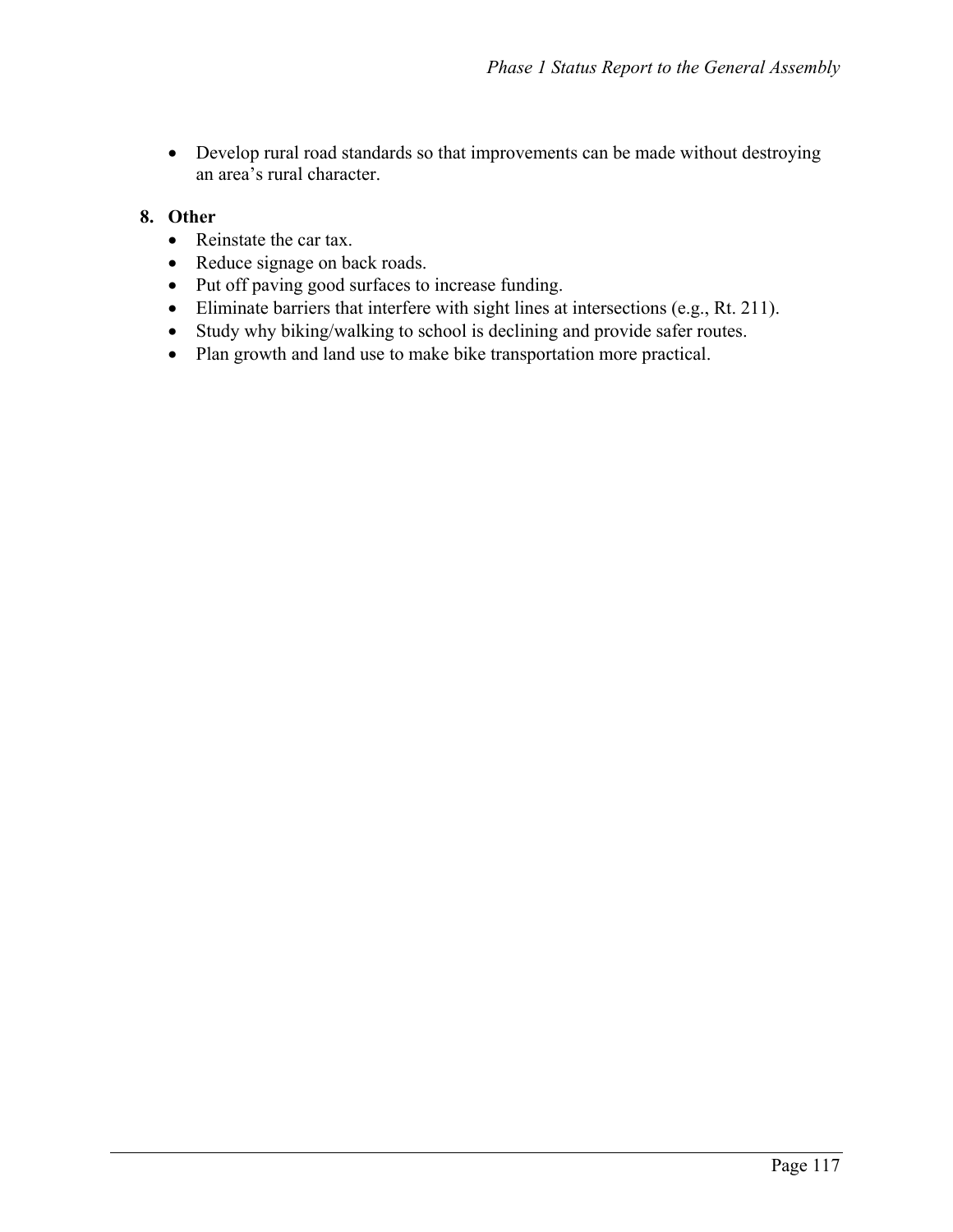- Develop rural road standards so that improvements can be made without destroying an area's rural character.

8. **Other**
   - Reinstate the car tax.
   - Reduce signage on back roads.
   - Put off paving good surfaces to increase funding.
   - Eliminate barriers that interfere with sight lines at intersections (e.g., Rt. 211).
   - Study why biking/walking to school is declining and provide safer routes.
   - Plan growth and land use to make bike transportation more practical.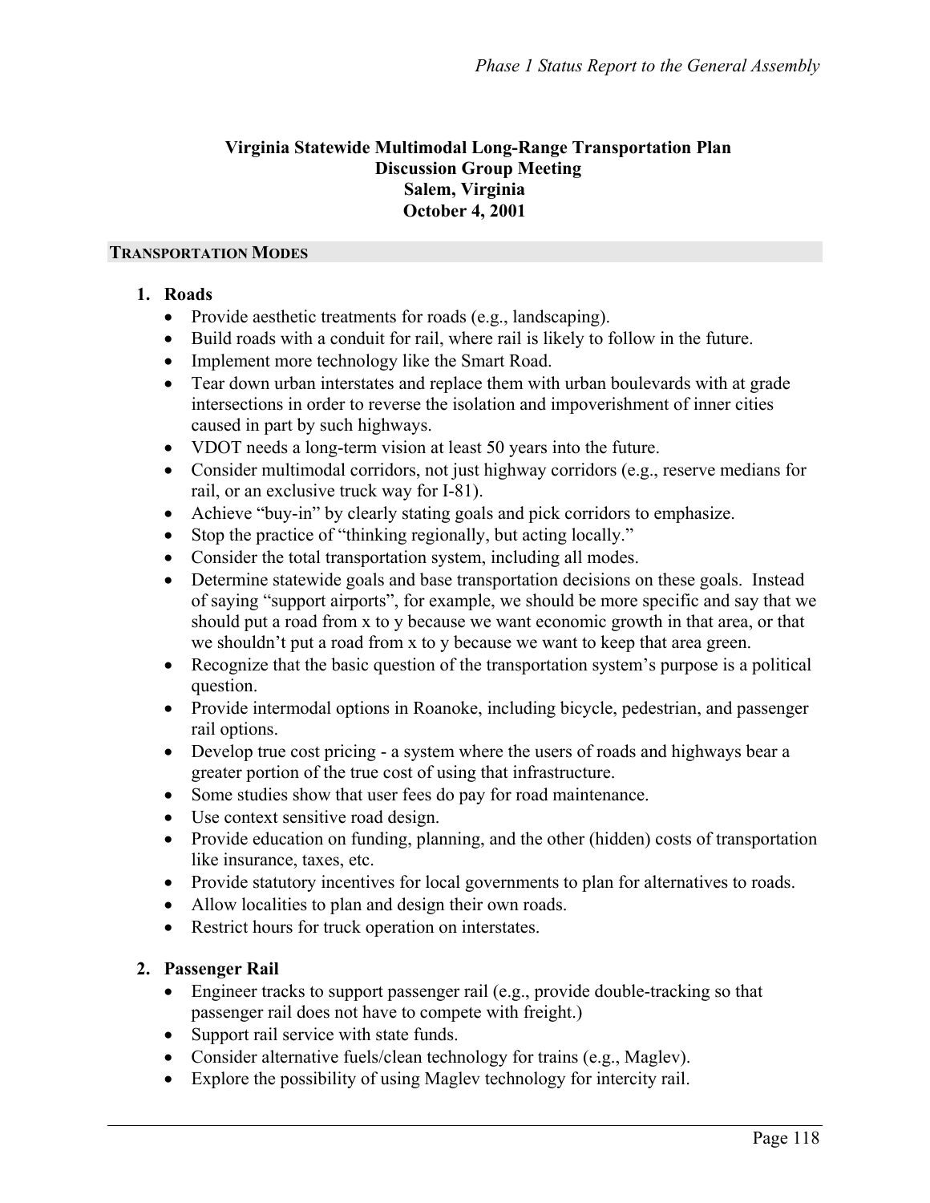**Virginia Statewide Multimodal Long-Range Transportation Plan**
**Discussion Group Meeting**
**Salem, Virginia**
**October 4, 2001**

## TRANSPORTATION MODES

1. **Roads**
   - Provide aesthetic treatments for roads (e.g., landscaping).
   - Build roads with a conduit for rail, where rail is likely to follow in the future.
   - Implement more technology like the Smart Road.
   - Tear down urban interstates and replace them with urban boulevards with at grade intersections in order to reverse the isolation and impoverishment of inner cities caused in part by such highways.
   - VDOT needs a long-term vision at least 50 years into the future.
   - Consider multimodal corridors, not just highway corridors (e.g., reserve medians for rail, or an exclusive truck way for I-81).
   - Achieve "buy-in" by clearly stating goals and pick corridors to emphasize.
   - Stop the practice of "thinking regionally, but acting locally."
   - Consider the total transportation system, including all modes.
   - Determine statewide goals and base transportation decisions on these goals. Instead of saying "support airports", for example, we should be more specific and say that we should put a road from x to y because we want economic growth in that area, or that we shouldn't put a road from x to y because we want to keep that area green.
   - Recognize that the basic question of the transportation system's purpose is a political question.
   - Provide intermodal options in Roanoke, including bicycle, pedestrian, and passenger rail options.
   - Develop true cost pricing - a system where the users of roads and highways bear a greater portion of the true cost of using that infrastructure.
   - Some studies show that user fees do pay for road maintenance.
   - Use context sensitive road design.
   - Provide education on funding, planning, and the other (hidden) costs of transportation like insurance, taxes, etc.
   - Provide statutory incentives for local governments to plan for alternatives to roads.
   - Allow localities to plan and design their own roads.
   - Restrict hours for truck operation on interstates.

2. **Passenger Rail**
   - Engineer tracks to support passenger rail (e.g., provide double-tracking so that passenger rail does not have to compete with freight.)
   - Support rail service with state funds.
   - Consider alternative fuels/clean technology for trains (e.g., Maglev).
   - Explore the possibility of using Maglev technology for intercity rail.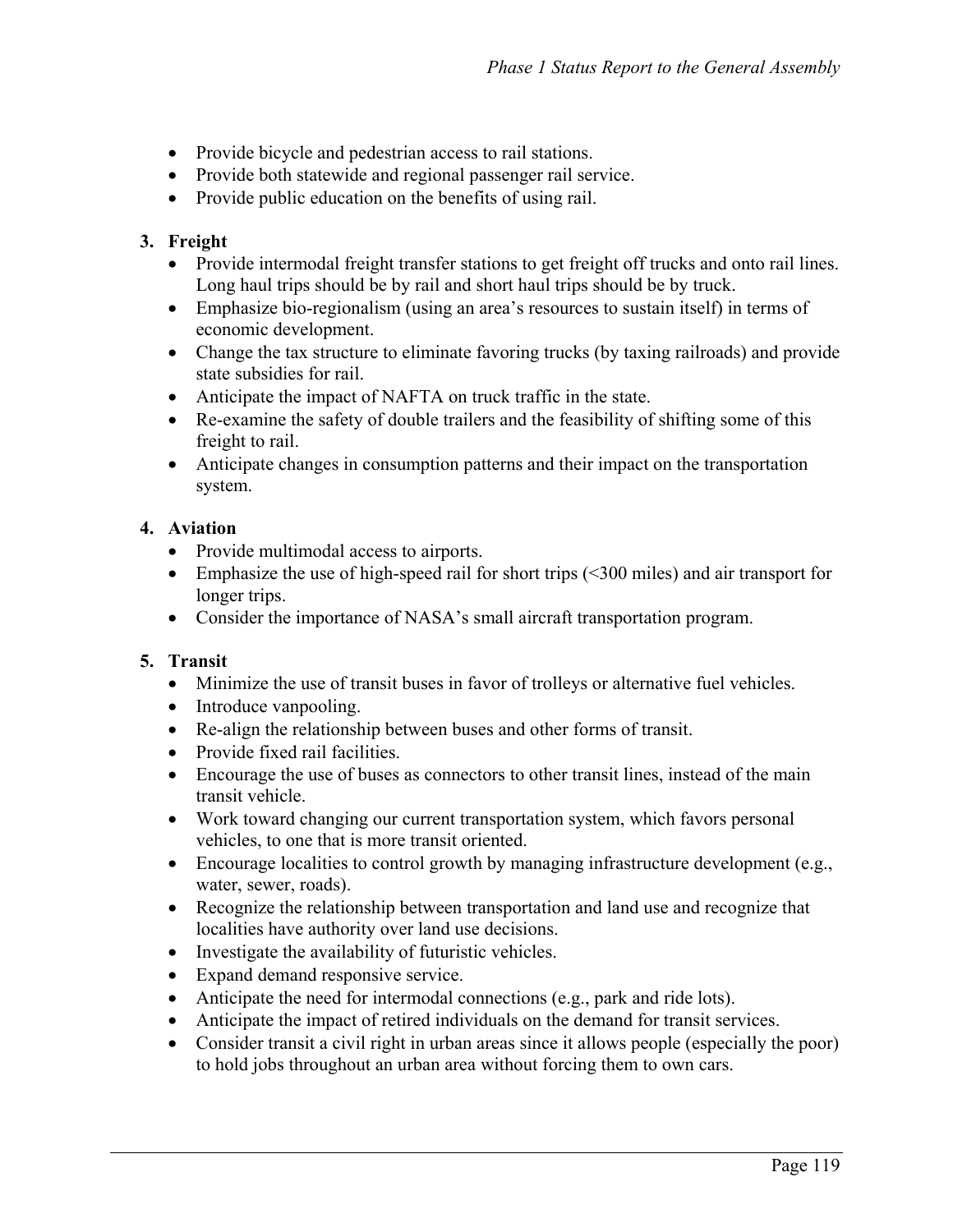- Provide bicycle and pedestrian access to rail stations.
- Provide both statewide and regional passenger rail service.
- Provide public education on the benefits of using rail.

3. **Freight**
   - Provide intermodal freight transfer stations to get freight off trucks and onto rail lines. Long haul trips should be by rail and short haul trips should be by truck.
   - Emphasize bio-regionalism (using an area's resources to sustain itself) in terms of economic development.
   - Change the tax structure to eliminate favoring trucks (by taxing railroads) and provide state subsidies for rail.
   - Anticipate the impact of NAFTA on truck traffic in the state.
   - Re-examine the safety of double trailers and the feasibility of shifting some of this freight to rail.
   - Anticipate changes in consumption patterns and their impact on the transportation system.

4. **Aviation**
   - Provide multimodal access to airports.
   - Emphasize the use of high-speed rail for short trips (<300 miles) and air transport for longer trips.
   - Consider the importance of NASA's small aircraft transportation program.

5. **Transit**
   - Minimize the use of transit buses in favor of trolleys or alternative fuel vehicles.
   - Introduce vanpooling.
   - Re-align the relationship between buses and other forms of transit.
   - Provide fixed rail facilities.
   - Encourage the use of buses as connectors to other transit lines, instead of the main transit vehicle.
   - Work toward changing our current transportation system, which favors personal vehicles, to one that is more transit oriented.
   - Encourage localities to control growth by managing infrastructure development (e.g., water, sewer, roads).
   - Recognize the relationship between transportation and land use and recognize that localities have authority over land use decisions.
   - Investigate the availability of futuristic vehicles.
   - Expand demand responsive service.
   - Anticipate the need for intermodal connections (e.g., park and ride lots).
   - Anticipate the impact of retired individuals on the demand for transit services.
   - Consider transit a civil right in urban areas since it allows people (especially the poor) to hold jobs throughout an urban area without forcing them to own cars.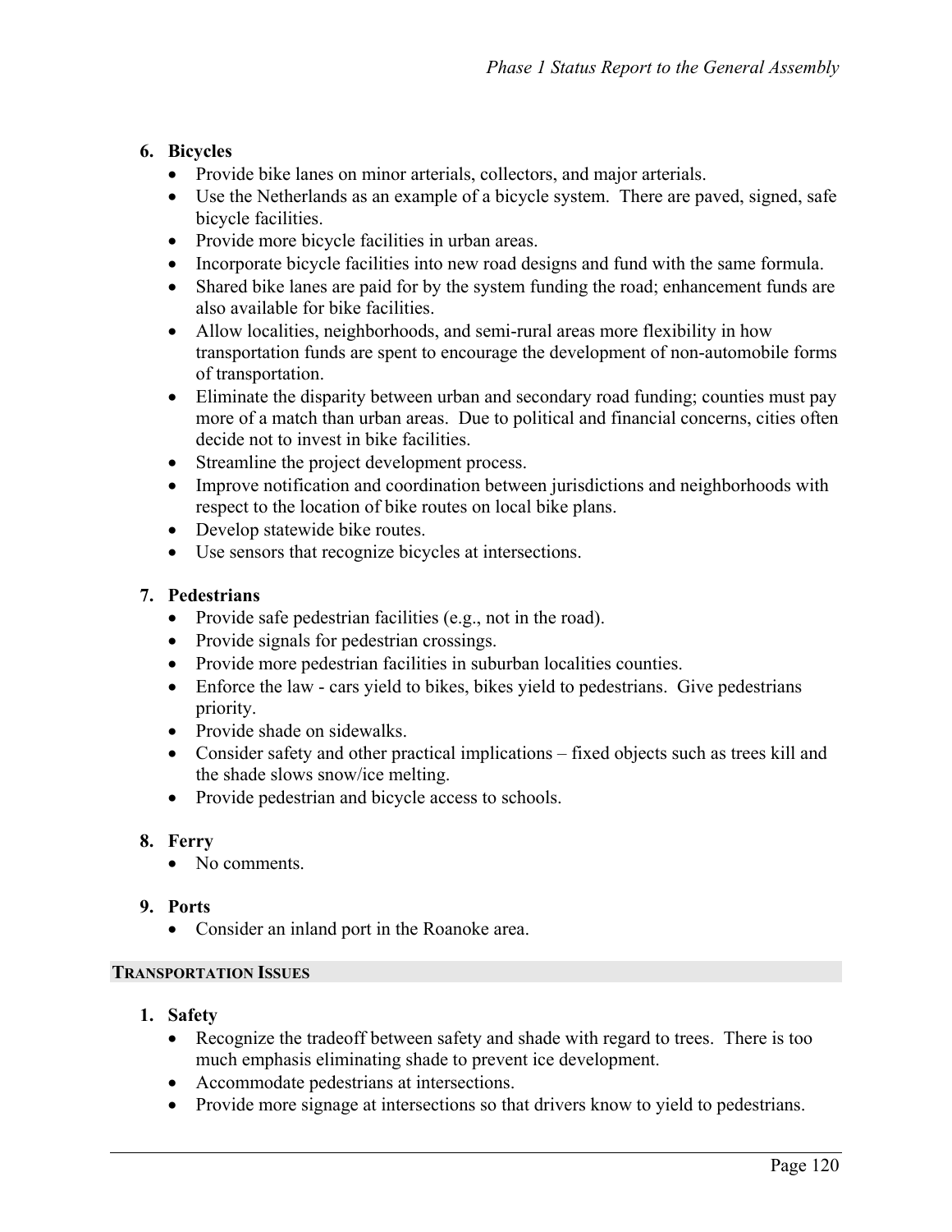6. **Bicycles**
   - Provide bike lanes on minor arterials, collectors, and major arterials.
   - Use the Netherlands as an example of a bicycle system. There are paved, signed, safe bicycle facilities.
   - Provide more bicycle facilities in urban areas.
   - Incorporate bicycle facilities into new road designs and fund with the same formula.
   - Shared bike lanes are paid for by the system funding the road; enhancement funds are also available for bike facilities.
   - Allow localities, neighborhoods, and semi-rural areas more flexibility in how transportation funds are spent to encourage the development of non-automobile forms of transportation.
   - Eliminate the disparity between urban and secondary road funding; counties must pay more of a match than urban areas. Due to political and financial concerns, cities often decide not to invest in bike facilities.
   - Streamline the project development process.
   - Improve notification and coordination between jurisdictions and neighborhoods with respect to the location of bike routes on local bike plans.
   - Develop statewide bike routes.
   - Use sensors that recognize bicycles at intersections.

7. **Pedestrians**
   - Provide safe pedestrian facilities (e.g., not in the road).
   - Provide signals for pedestrian crossings.
   - Provide more pedestrian facilities in suburban localities counties.
   - Enforce the law - cars yield to bikes, bikes yield to pedestrians. Give pedestrians priority.
   - Provide shade on sidewalks.
   - Consider safety and other practical implications – fixed objects such as trees kill and the shade slows snow/ice melting.
   - Provide pedestrian and bicycle access to schools.

8. **Ferry**
   - No comments.

9. **Ports**
   - Consider an inland port in the Roanoke area.

## TRANSPORTATION ISSUES

1. **Safety**
   - Recognize the tradeoff between safety and shade with regard to trees. There is too much emphasis eliminating shade to prevent ice development.
   - Accommodate pedestrians at intersections.
   - Provide more signage at intersections so that drivers know to yield to pedestrians.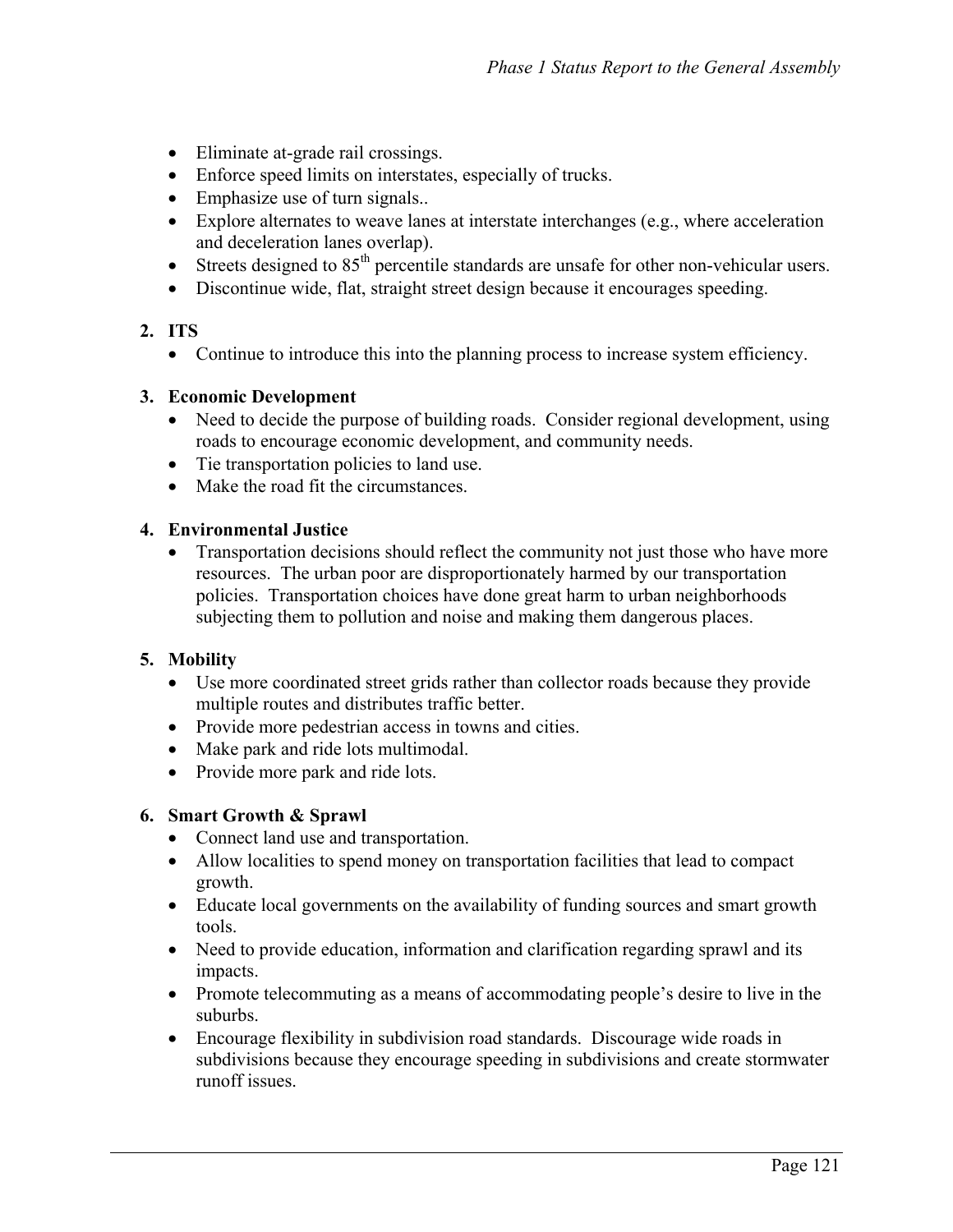- Eliminate at-grade rail crossings.
- Enforce speed limits on interstates, especially of trucks.
- Emphasize use of turn signals..
- Explore alternates to weave lanes at interstate interchanges (e.g., where acceleration and deceleration lanes overlap).
- Streets designed to 85th percentile standards are unsafe for other non-vehicular users.
- Discontinue wide, flat, straight street design because it encourages speeding.

**2. ITS**

- Continue to introduce this into the planning process to increase system efficiency.

**3. Economic Development**

- Need to decide the purpose of building roads. Consider regional development, using roads to encourage economic development, and community needs.
- Tie transportation policies to land use.
- Make the road fit the circumstances.

**4. Environmental Justice**

- Transportation decisions should reflect the community not just those who have more resources. The urban poor are disproportionately harmed by our transportation policies. Transportation choices have done great harm to urban neighborhoods subjecting them to pollution and noise and making them dangerous places.

**5. Mobility**

- Use more coordinated street grids rather than collector roads because they provide multiple routes and distributes traffic better.
- Provide more pedestrian access in towns and cities.
- Make park and ride lots multimodal.
- Provide more park and ride lots.

**6. Smart Growth & Sprawl**

- Connect land use and transportation.
- Allow localities to spend money on transportation facilities that lead to compact growth.
- Educate local governments on the availability of funding sources and smart growth tools.
- Need to provide education, information and clarification regarding sprawl and its impacts.
- Promote telecommuting as a means of accommodating people's desire to live in the suburbs.
- Encourage flexibility in subdivision road standards. Discourage wide roads in subdivisions because they encourage speeding in subdivisions and create stormwater runoff issues.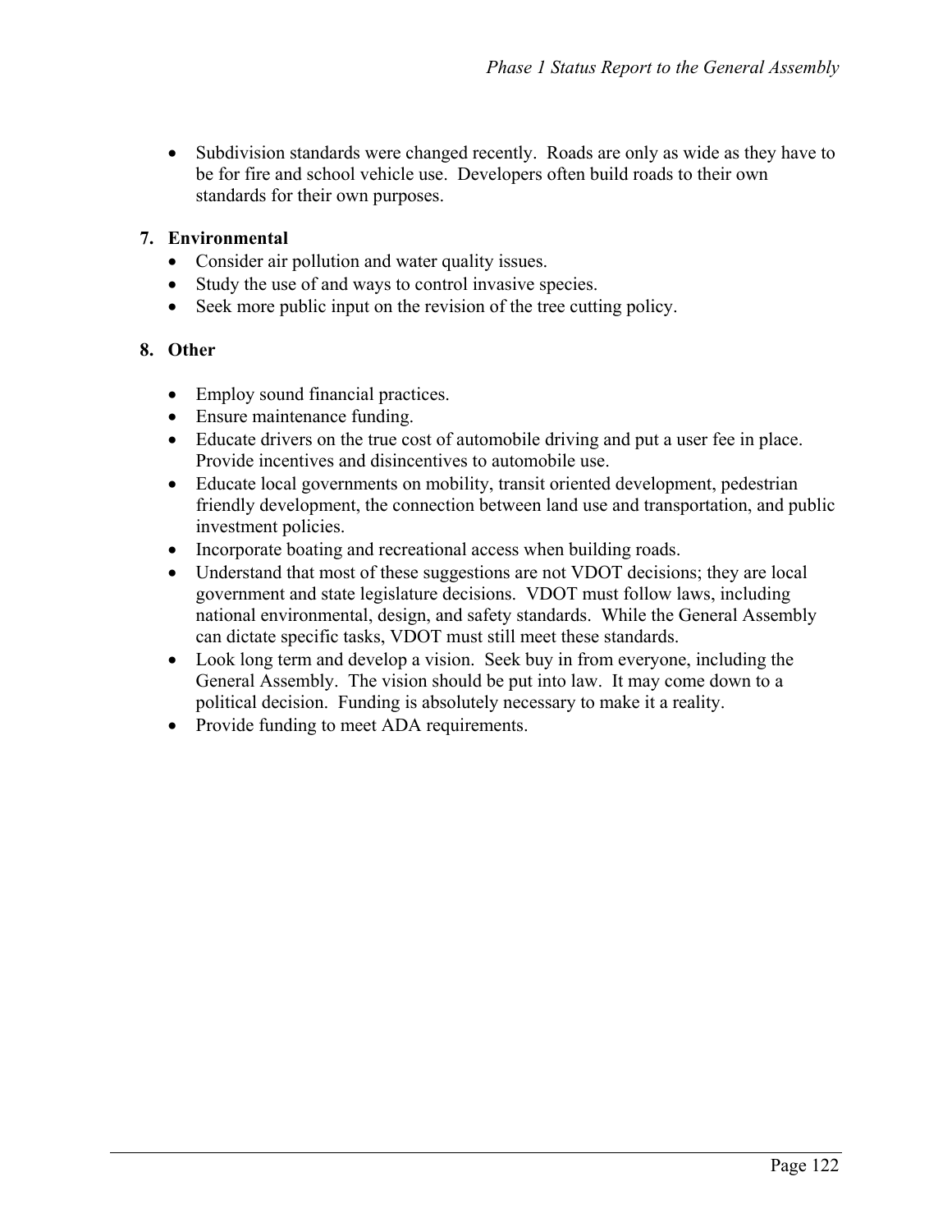- Subdivision standards were changed recently. Roads are only as wide as they have to be for fire and school vehicle use. Developers often build roads to their own standards for their own purposes.

7. **Environmental**
   - Consider air pollution and water quality issues.
   - Study the use of and ways to control invasive species.
   - Seek more public input on the revision of the tree cutting policy.

8. **Other**
   - Employ sound financial practices.
   - Ensure maintenance funding.
   - Educate drivers on the true cost of automobile driving and put a user fee in place. Provide incentives and disincentives to automobile use.
   - Educate local governments on mobility, transit oriented development, pedestrian friendly development, the connection between land use and transportation, and public investment policies.
   - Incorporate boating and recreational access when building roads.
   - Understand that most of these suggestions are not VDOT decisions; they are local government and state legislature decisions. VDOT must follow laws, including national environmental, design, and safety standards. While the General Assembly can dictate specific tasks, VDOT must still meet these standards.
   - Look long term and develop a vision. Seek buy in from everyone, including the General Assembly. The vision should be put into law. It may come down to a political decision. Funding is absolutely necessary to make it a reality.
   - Provide funding to meet ADA requirements.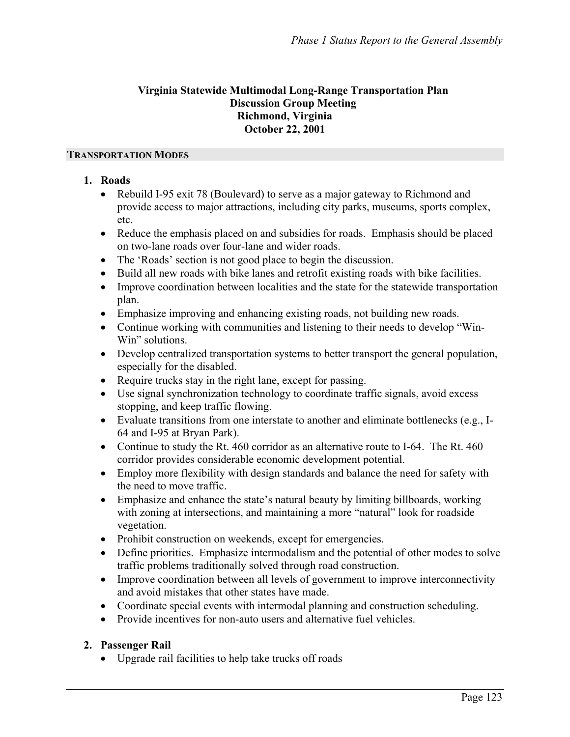**Virginia Statewide Multimodal Long-Range Transportation Plan**
**Discussion Group Meeting**
**Richmond, Virginia**
**October 22, 2001**

## TRANSPORTATION MODES

1. **Roads**
   - Rebuild I-95 exit 78 (Boulevard) to serve as a major gateway to Richmond and provide access to major attractions, including city parks, museums, sports complex, etc.
   - Reduce the emphasis placed on and subsidies for roads. Emphasis should be placed on two-lane roads over four-lane and wider roads.
   - The 'Roads' section is not good place to begin the discussion.
   - Build all new roads with bike lanes and retrofit existing roads with bike facilities.
   - Improve coordination between localities and the state for the statewide transportation plan.
   - Emphasize improving and enhancing existing roads, not building new roads.
   - Continue working with communities and listening to their needs to develop "Win-Win" solutions.
   - Develop centralized transportation systems to better transport the general population, especially for the disabled.
   - Require trucks stay in the right lane, except for passing.
   - Use signal synchronization technology to coordinate traffic signals, avoid excess stopping, and keep traffic flowing.
   - Evaluate transitions from one interstate to another and eliminate bottlenecks (e.g., I-64 and I-95 at Bryan Park).
   - Continue to study the Rt. 460 corridor as an alternative route to I-64. The Rt. 460 corridor provides considerable economic development potential.
   - Employ more flexibility with design standards and balance the need for safety with the need to move traffic.
   - Emphasize and enhance the state's natural beauty by limiting billboards, working with zoning at intersections, and maintaining a more "natural" look for roadside vegetation.
   - Prohibit construction on weekends, except for emergencies.
   - Define priorities. Emphasize intermodalism and the potential of other modes to solve traffic problems traditionally solved through road construction.
   - Improve coordination between all levels of government to improve interconnectivity and avoid mistakes that other states have made.
   - Coordinate special events with intermodal planning and construction scheduling.
   - Provide incentives for non-auto users and alternative fuel vehicles.

2. **Passenger Rail**
   - Upgrade rail facilities to help take trucks off roads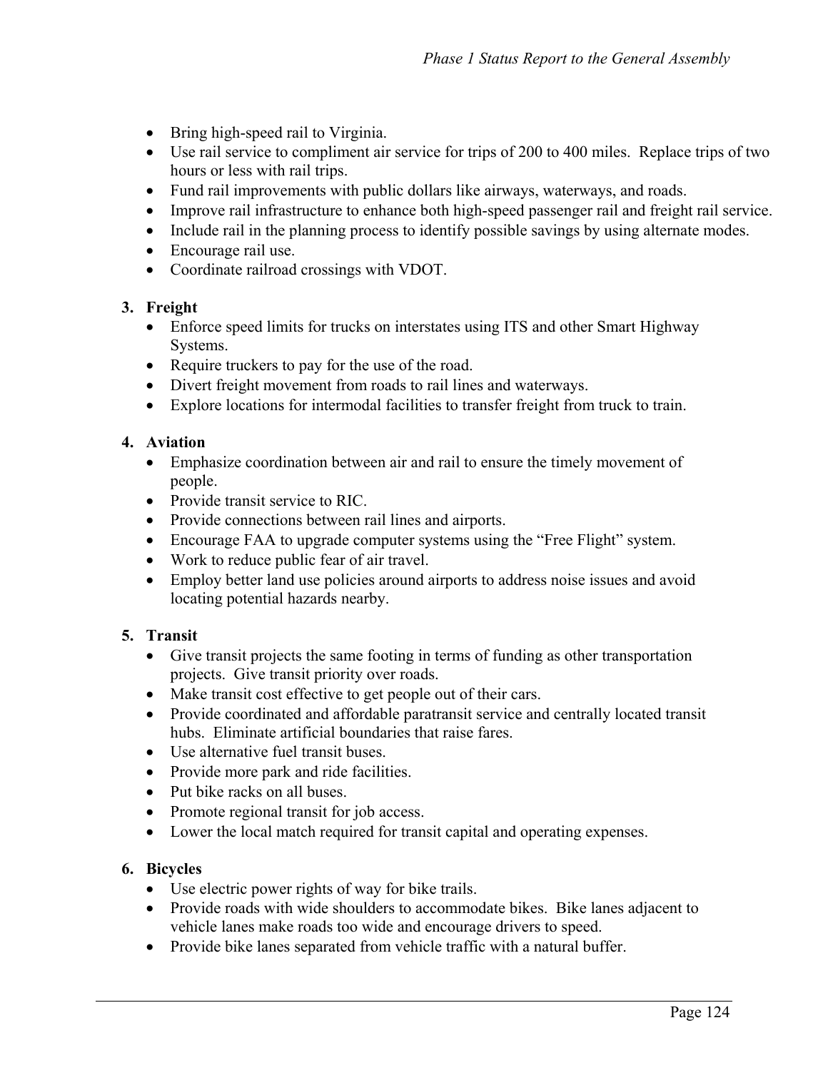- Bring high-speed rail to Virginia.
- Use rail service to compliment air service for trips of 200 to 400 miles. Replace trips of two hours or less with rail trips.
- Fund rail improvements with public dollars like airways, waterways, and roads.
- Improve rail infrastructure to enhance both high-speed passenger rail and freight rail service.
- Include rail in the planning process to identify possible savings by using alternate modes.
- Encourage rail use.
- Coordinate railroad crossings with VDOT.

3. **Freight**
   - Enforce speed limits for trucks on interstates using ITS and other Smart Highway Systems.
   - Require truckers to pay for the use of the road.
   - Divert freight movement from roads to rail lines and waterways.
   - Explore locations for intermodal facilities to transfer freight from truck to train.

4. **Aviation**
   - Emphasize coordination between air and rail to ensure the timely movement of people.
   - Provide transit service to RIC.
   - Provide connections between rail lines and airports.
   - Encourage FAA to upgrade computer systems using the "Free Flight" system.
   - Work to reduce public fear of air travel.
   - Employ better land use policies around airports to address noise issues and avoid locating potential hazards nearby.

5. **Transit**
   - Give transit projects the same footing in terms of funding as other transportation projects. Give transit priority over roads.
   - Make transit cost effective to get people out of their cars.
   - Provide coordinated and affordable paratransit service and centrally located transit hubs. Eliminate artificial boundaries that raise fares.
   - Use alternative fuel transit buses.
   - Provide more park and ride facilities.
   - Put bike racks on all buses.
   - Promote regional transit for job access.
   - Lower the local match required for transit capital and operating expenses.

6. **Bicycles**
   - Use electric power rights of way for bike trails.
   - Provide roads with wide shoulders to accommodate bikes. Bike lanes adjacent to vehicle lanes make roads too wide and encourage drivers to speed.
   - Provide bike lanes separated from vehicle traffic with a natural buffer.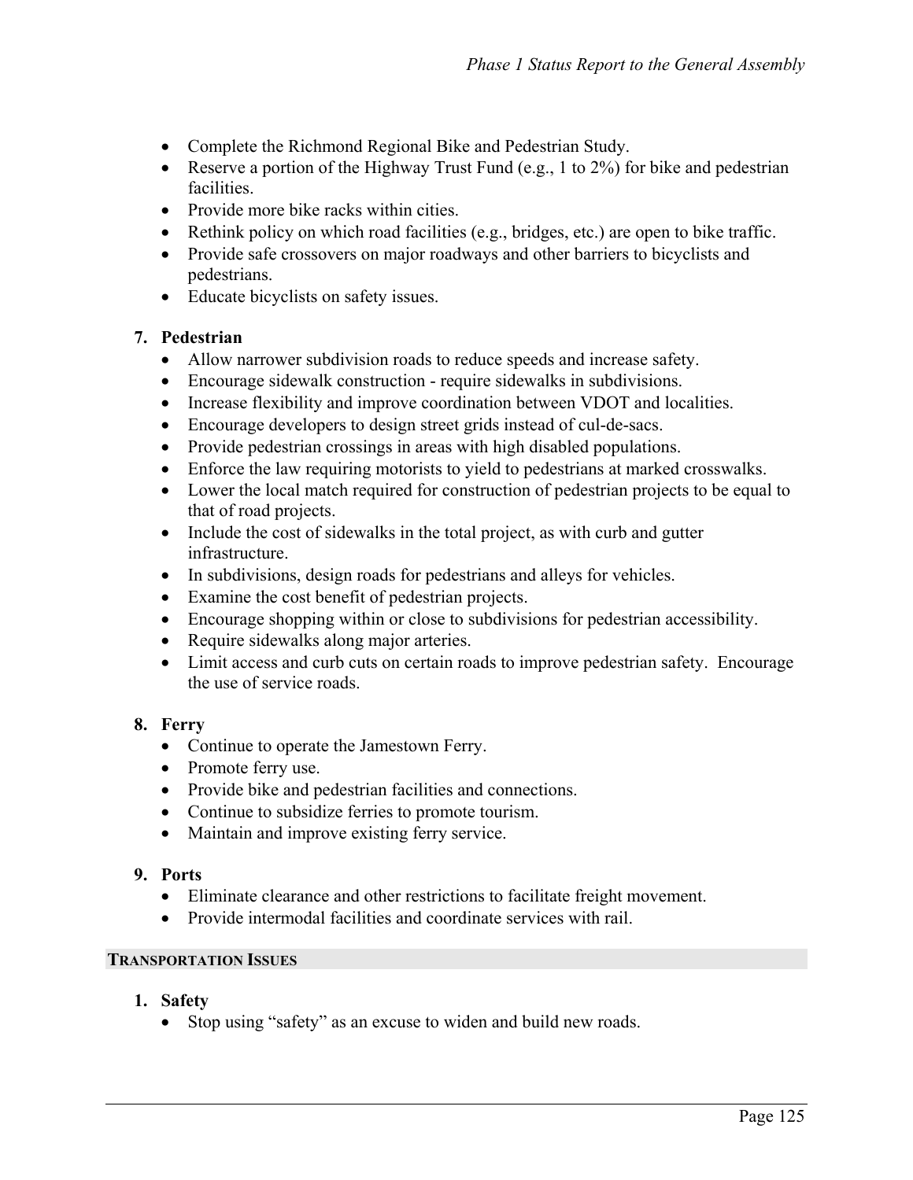- Complete the Richmond Regional Bike and Pedestrian Study.
- Reserve a portion of the Highway Trust Fund (e.g., 1 to 2%) for bike and pedestrian facilities.
- Provide more bike racks within cities.
- Rethink policy on which road facilities (e.g., bridges, etc.) are open to bike traffic.
- Provide safe crossovers on major roadways and other barriers to bicyclists and pedestrians.
- Educate bicyclists on safety issues.

**7. Pedestrian**

- Allow narrower subdivision roads to reduce speeds and increase safety.
- Encourage sidewalk construction - require sidewalks in subdivisions.
- Increase flexibility and improve coordination between VDOT and localities.
- Encourage developers to design street grids instead of cul-de-sacs.
- Provide pedestrian crossings in areas with high disabled populations.
- Enforce the law requiring motorists to yield to pedestrians at marked crosswalks.
- Lower the local match required for construction of pedestrian projects to be equal to that of road projects.
- Include the cost of sidewalks in the total project, as with curb and gutter infrastructure.
- In subdivisions, design roads for pedestrians and alleys for vehicles.
- Examine the cost benefit of pedestrian projects.
- Encourage shopping within or close to subdivisions for pedestrian accessibility.
- Require sidewalks along major arteries.
- Limit access and curb cuts on certain roads to improve pedestrian safety. Encourage the use of service roads.

**8. Ferry**

- Continue to operate the Jamestown Ferry.
- Promote ferry use.
- Provide bike and pedestrian facilities and connections.
- Continue to subsidize ferries to promote tourism.
- Maintain and improve existing ferry service.

**9. Ports**

- Eliminate clearance and other restrictions to facilitate freight movement.
- Provide intermodal facilities and coordinate services with rail.

## TRANSPORTATION ISSUES

**1. Safety**

- Stop using "safety" as an excuse to widen and build new roads.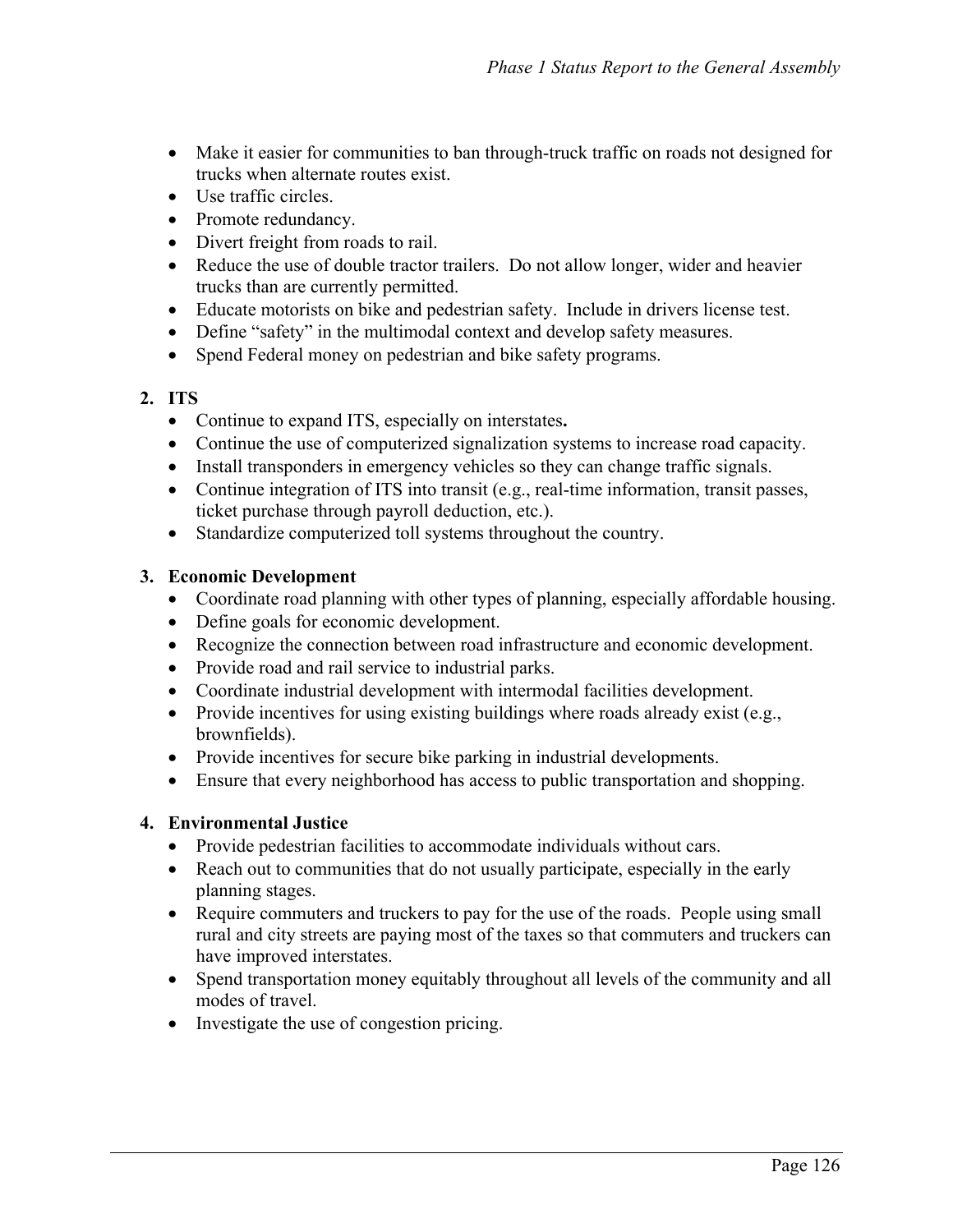- Make it easier for communities to ban through-truck traffic on roads not designed for trucks when alternate routes exist.
- Use traffic circles.
- Promote redundancy.
- Divert freight from roads to rail.
- Reduce the use of double tractor trailers. Do not allow longer, wider and heavier trucks than are currently permitted.
- Educate motorists on bike and pedestrian safety. Include in drivers license test.
- Define "safety" in the multimodal context and develop safety measures.
- Spend Federal money on pedestrian and bike safety programs.

**2. ITS**

- Continue to expand ITS, especially on interstates**.**
- Continue the use of computerized signalization systems to increase road capacity.
- Install transponders in emergency vehicles so they can change traffic signals.
- Continue integration of ITS into transit (e.g., real-time information, transit passes, ticket purchase through payroll deduction, etc.).
- Standardize computerized toll systems throughout the country.

**3. Economic Development**

- Coordinate road planning with other types of planning, especially affordable housing.
- Define goals for economic development.
- Recognize the connection between road infrastructure and economic development.
- Provide road and rail service to industrial parks.
- Coordinate industrial development with intermodal facilities development.
- Provide incentives for using existing buildings where roads already exist (e.g., brownfields).
- Provide incentives for secure bike parking in industrial developments.
- Ensure that every neighborhood has access to public transportation and shopping.

**4. Environmental Justice**

- Provide pedestrian facilities to accommodate individuals without cars.
- Reach out to communities that do not usually participate, especially in the early planning stages.
- Require commuters and truckers to pay for the use of the roads. People using small rural and city streets are paying most of the taxes so that commuters and truckers can have improved interstates.
- Spend transportation money equitably throughout all levels of the community and all modes of travel.
- Investigate the use of congestion pricing.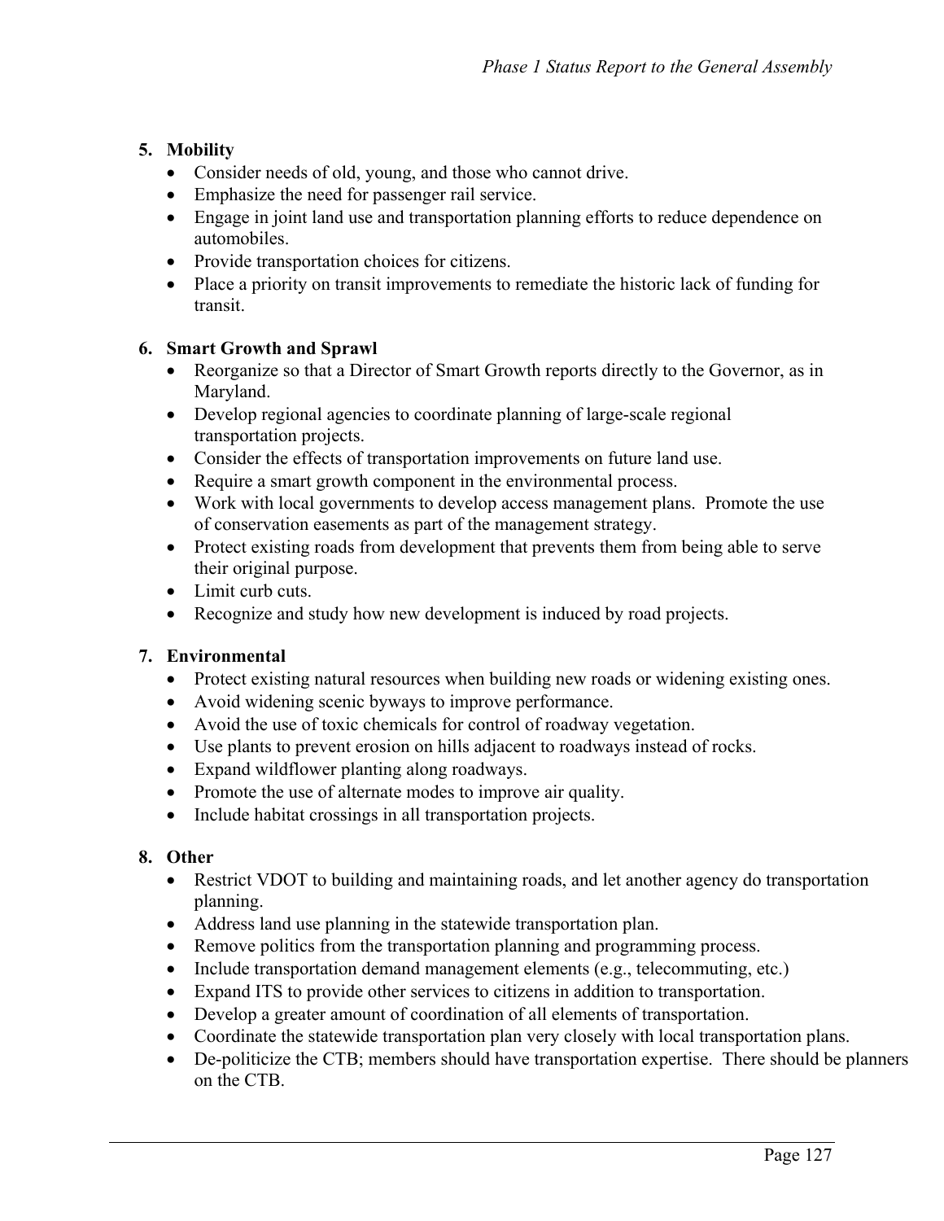5. **Mobility**
   - Consider needs of old, young, and those who cannot drive.
   - Emphasize the need for passenger rail service.
   - Engage in joint land use and transportation planning efforts to reduce dependence on automobiles.
   - Provide transportation choices for citizens.
   - Place a priority on transit improvements to remediate the historic lack of funding for transit.

6. **Smart Growth and Sprawl**
   - Reorganize so that a Director of Smart Growth reports directly to the Governor, as in Maryland.
   - Develop regional agencies to coordinate planning of large-scale regional transportation projects.
   - Consider the effects of transportation improvements on future land use.
   - Require a smart growth component in the environmental process.
   - Work with local governments to develop access management plans. Promote the use of conservation easements as part of the management strategy.
   - Protect existing roads from development that prevents them from being able to serve their original purpose.
   - Limit curb cuts.
   - Recognize and study how new development is induced by road projects.

7. **Environmental**
   - Protect existing natural resources when building new roads or widening existing ones.
   - Avoid widening scenic byways to improve performance.
   - Avoid the use of toxic chemicals for control of roadway vegetation.
   - Use plants to prevent erosion on hills adjacent to roadways instead of rocks.
   - Expand wildflower planting along roadways.
   - Promote the use of alternate modes to improve air quality.
   - Include habitat crossings in all transportation projects.

8. **Other**
   - Restrict VDOT to building and maintaining roads, and let another agency do transportation planning.
   - Address land use planning in the statewide transportation plan.
   - Remove politics from the transportation planning and programming process.
   - Include transportation demand management elements (e.g., telecommuting, etc.)
   - Expand ITS to provide other services to citizens in addition to transportation.
   - Develop a greater amount of coordination of all elements of transportation.
   - Coordinate the statewide transportation plan very closely with local transportation plans.
   - De-politicize the CTB; members should have transportation expertise. There should be planners on the CTB.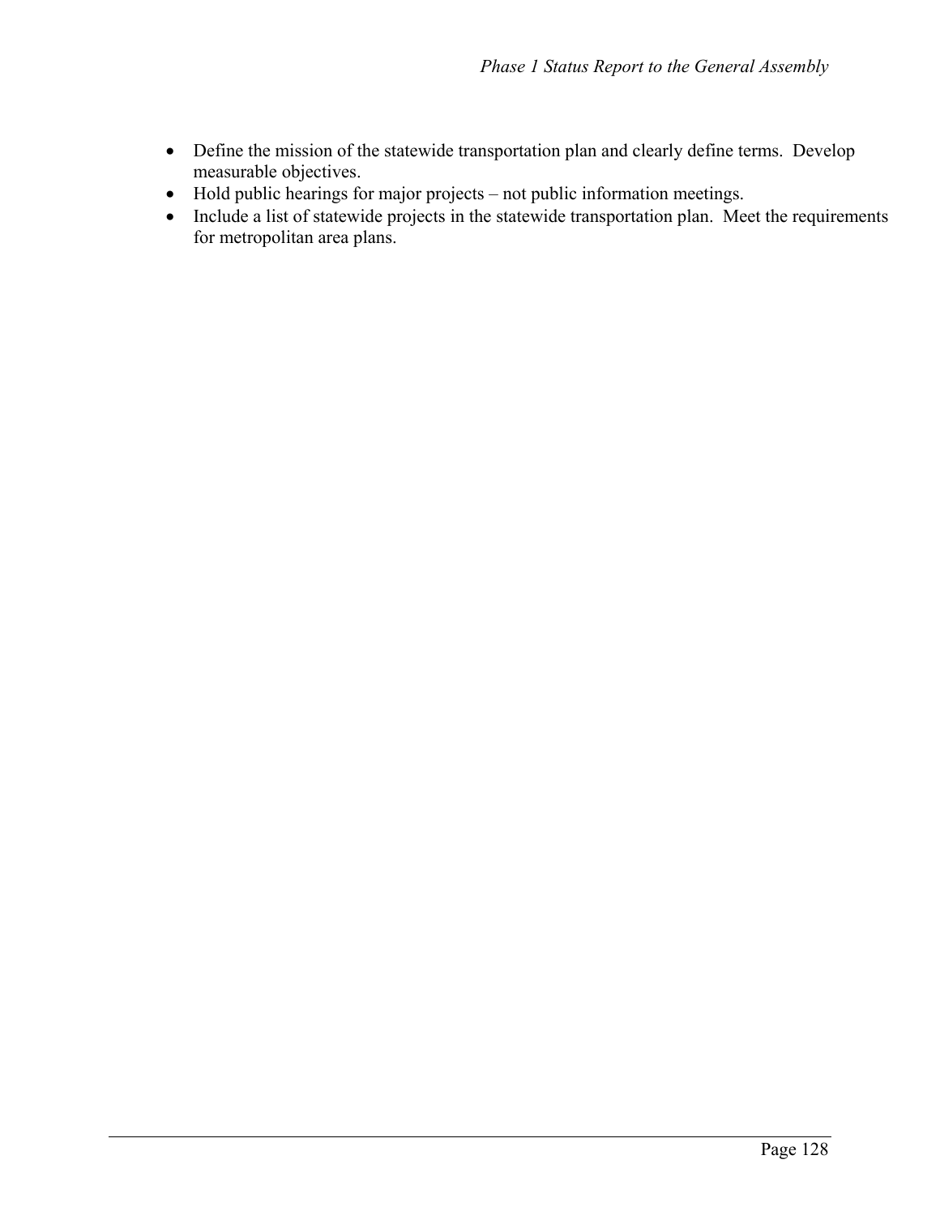- Define the mission of the statewide transportation plan and clearly define terms. Develop measurable objectives.
- Hold public hearings for major projects – not public information meetings.
- Include a list of statewide projects in the statewide transportation plan. Meet the requirements for metropolitan area plans.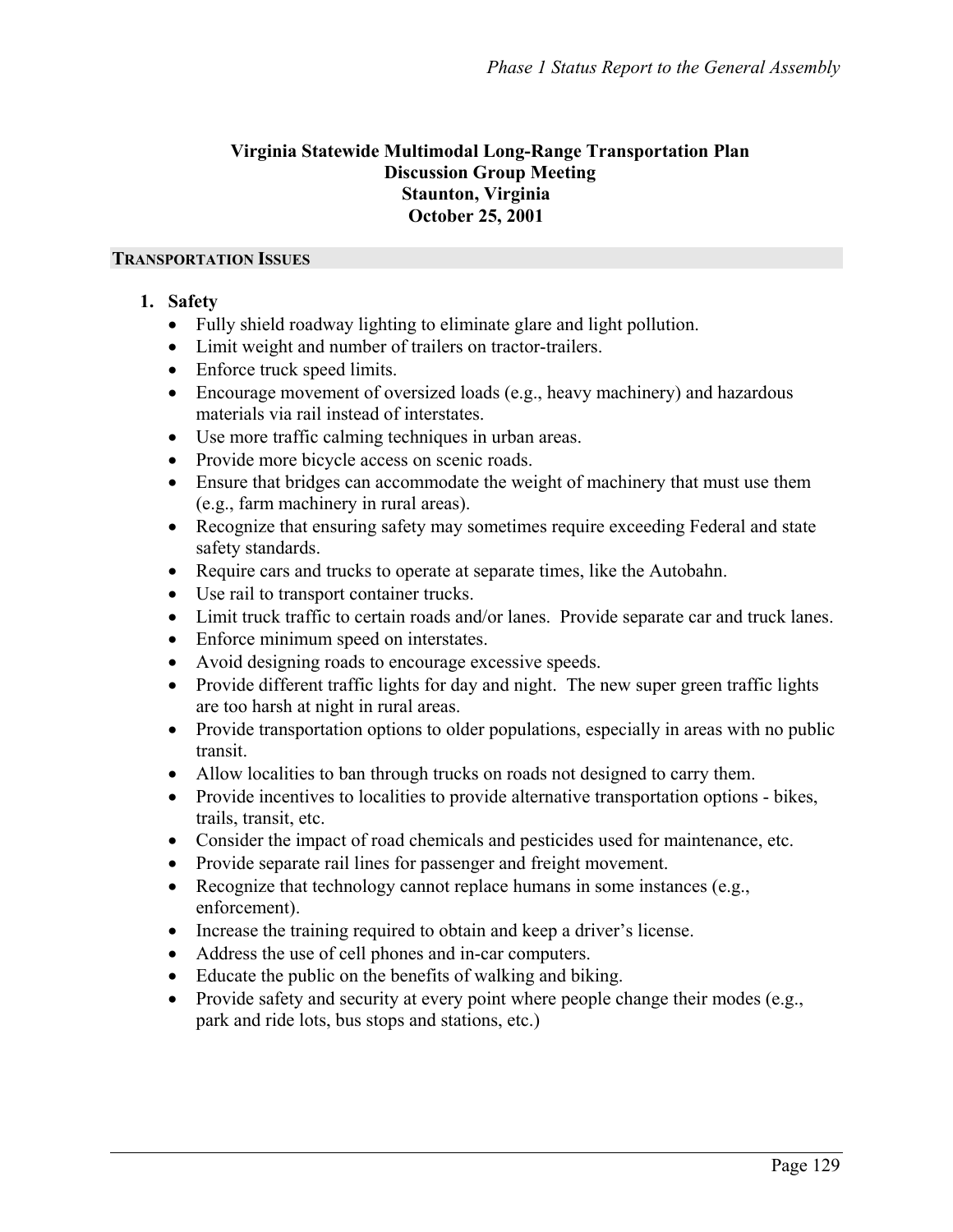**Virginia Statewide Multimodal Long-Range Transportation Plan**
**Discussion Group Meeting**
**Staunton, Virginia**
**October 25, 2001**

## TRANSPORTATION ISSUES

1. **Safety**
   - Fully shield roadway lighting to eliminate glare and light pollution.
   - Limit weight and number of trailers on tractor-trailers.
   - Enforce truck speed limits.
   - Encourage movement of oversized loads (e.g., heavy machinery) and hazardous materials via rail instead of interstates.
   - Use more traffic calming techniques in urban areas.
   - Provide more bicycle access on scenic roads.
   - Ensure that bridges can accommodate the weight of machinery that must use them (e.g., farm machinery in rural areas).
   - Recognize that ensuring safety may sometimes require exceeding Federal and state safety standards.
   - Require cars and trucks to operate at separate times, like the Autobahn.
   - Use rail to transport container trucks.
   - Limit truck traffic to certain roads and/or lanes. Provide separate car and truck lanes.
   - Enforce minimum speed on interstates.
   - Avoid designing roads to encourage excessive speeds.
   - Provide different traffic lights for day and night. The new super green traffic lights are too harsh at night in rural areas.
   - Provide transportation options to older populations, especially in areas with no public transit.
   - Allow localities to ban through trucks on roads not designed to carry them.
   - Provide incentives to localities to provide alternative transportation options - bikes, trails, transit, etc.
   - Consider the impact of road chemicals and pesticides used for maintenance, etc.
   - Provide separate rail lines for passenger and freight movement.
   - Recognize that technology cannot replace humans in some instances (e.g., enforcement).
   - Increase the training required to obtain and keep a driver's license.
   - Address the use of cell phones and in-car computers.
   - Educate the public on the benefits of walking and biking.
   - Provide safety and security at every point where people change their modes (e.g., park and ride lots, bus stops and stations, etc.)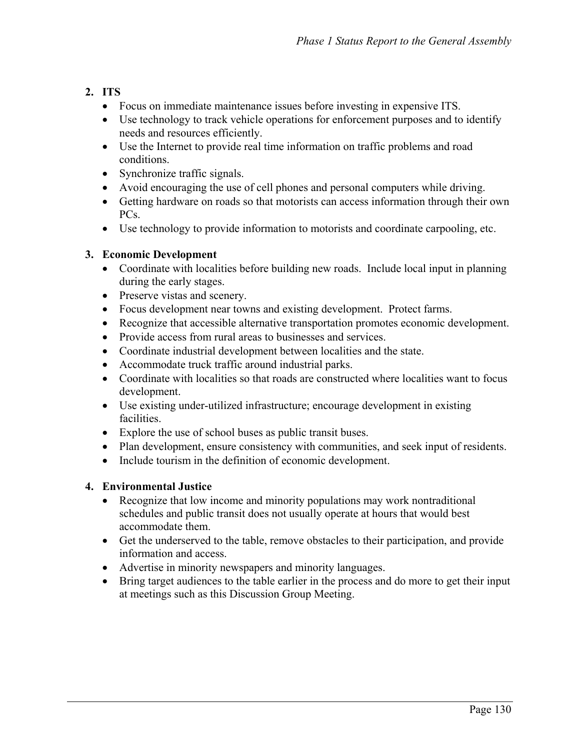2. **ITS**
   - Focus on immediate maintenance issues before investing in expensive ITS.
   - Use technology to track vehicle operations for enforcement purposes and to identify needs and resources efficiently.
   - Use the Internet to provide real time information on traffic problems and road conditions.
   - Synchronize traffic signals.
   - Avoid encouraging the use of cell phones and personal computers while driving.
   - Getting hardware on roads so that motorists can access information through their own PCs.
   - Use technology to provide information to motorists and coordinate carpooling, etc.

3. **Economic Development**
   - Coordinate with localities before building new roads. Include local input in planning during the early stages.
   - Preserve vistas and scenery.
   - Focus development near towns and existing development. Protect farms.
   - Recognize that accessible alternative transportation promotes economic development.
   - Provide access from rural areas to businesses and services.
   - Coordinate industrial development between localities and the state.
   - Accommodate truck traffic around industrial parks.
   - Coordinate with localities so that roads are constructed where localities want to focus development.
   - Use existing under-utilized infrastructure; encourage development in existing facilities.
   - Explore the use of school buses as public transit buses.
   - Plan development, ensure consistency with communities, and seek input of residents.
   - Include tourism in the definition of economic development.

4. **Environmental Justice**
   - Recognize that low income and minority populations may work nontraditional schedules and public transit does not usually operate at hours that would best accommodate them.
   - Get the underserved to the table, remove obstacles to their participation, and provide information and access.
   - Advertise in minority newspapers and minority languages.
   - Bring target audiences to the table earlier in the process and do more to get their input at meetings such as this Discussion Group Meeting.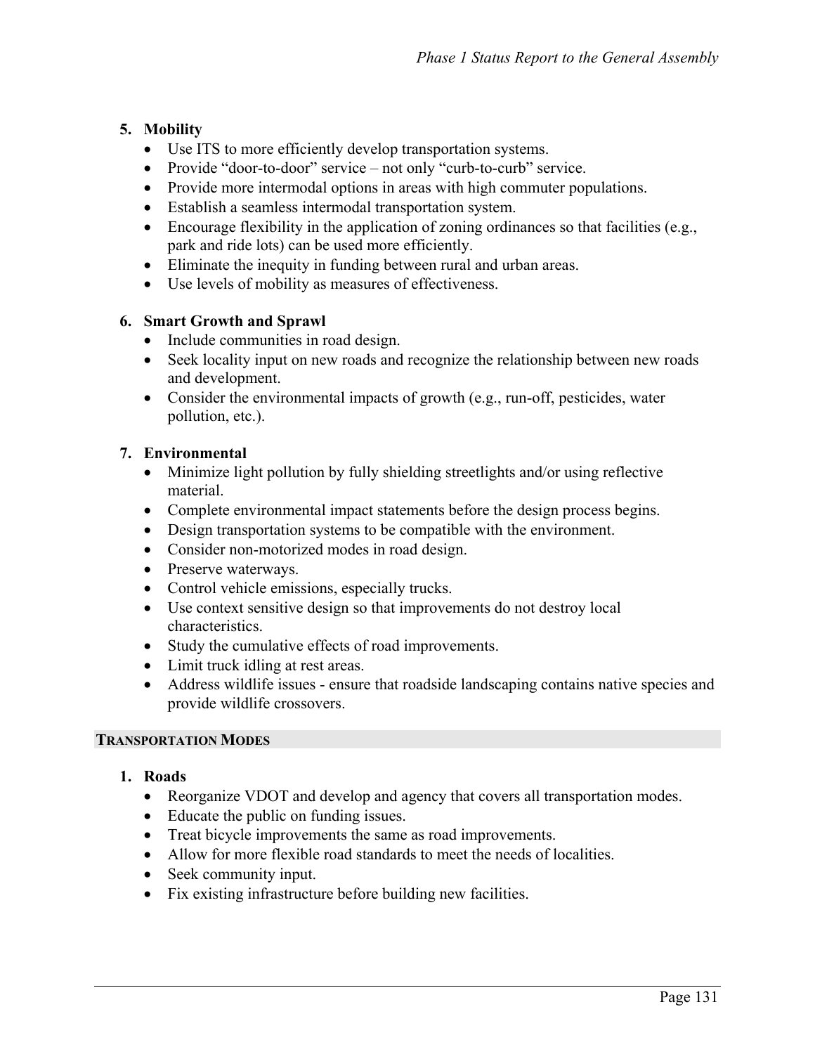5. **Mobility**
   - Use ITS to more efficiently develop transportation systems.
   - Provide "door-to-door" service – not only "curb-to-curb" service.
   - Provide more intermodal options in areas with high commuter populations.
   - Establish a seamless intermodal transportation system.
   - Encourage flexibility in the application of zoning ordinances so that facilities (e.g., park and ride lots) can be used more efficiently.
   - Eliminate the inequity in funding between rural and urban areas.
   - Use levels of mobility as measures of effectiveness.

6. **Smart Growth and Sprawl**
   - Include communities in road design.
   - Seek locality input on new roads and recognize the relationship between new roads and development.
   - Consider the environmental impacts of growth (e.g., run-off, pesticides, water pollution, etc.).

7. **Environmental**
   - Minimize light pollution by fully shielding streetlights and/or using reflective material.
   - Complete environmental impact statements before the design process begins.
   - Design transportation systems to be compatible with the environment.
   - Consider non-motorized modes in road design.
   - Preserve waterways.
   - Control vehicle emissions, especially trucks.
   - Use context sensitive design so that improvements do not destroy local characteristics.
   - Study the cumulative effects of road improvements.
   - Limit truck idling at rest areas.
   - Address wildlife issues - ensure that roadside landscaping contains native species and provide wildlife crossovers.

## TRANSPORTATION MODES

1. **Roads**
   - Reorganize VDOT and develop and agency that covers all transportation modes.
   - Educate the public on funding issues.
   - Treat bicycle improvements the same as road improvements.
   - Allow for more flexible road standards to meet the needs of localities.
   - Seek community input.
   - Fix existing infrastructure before building new facilities.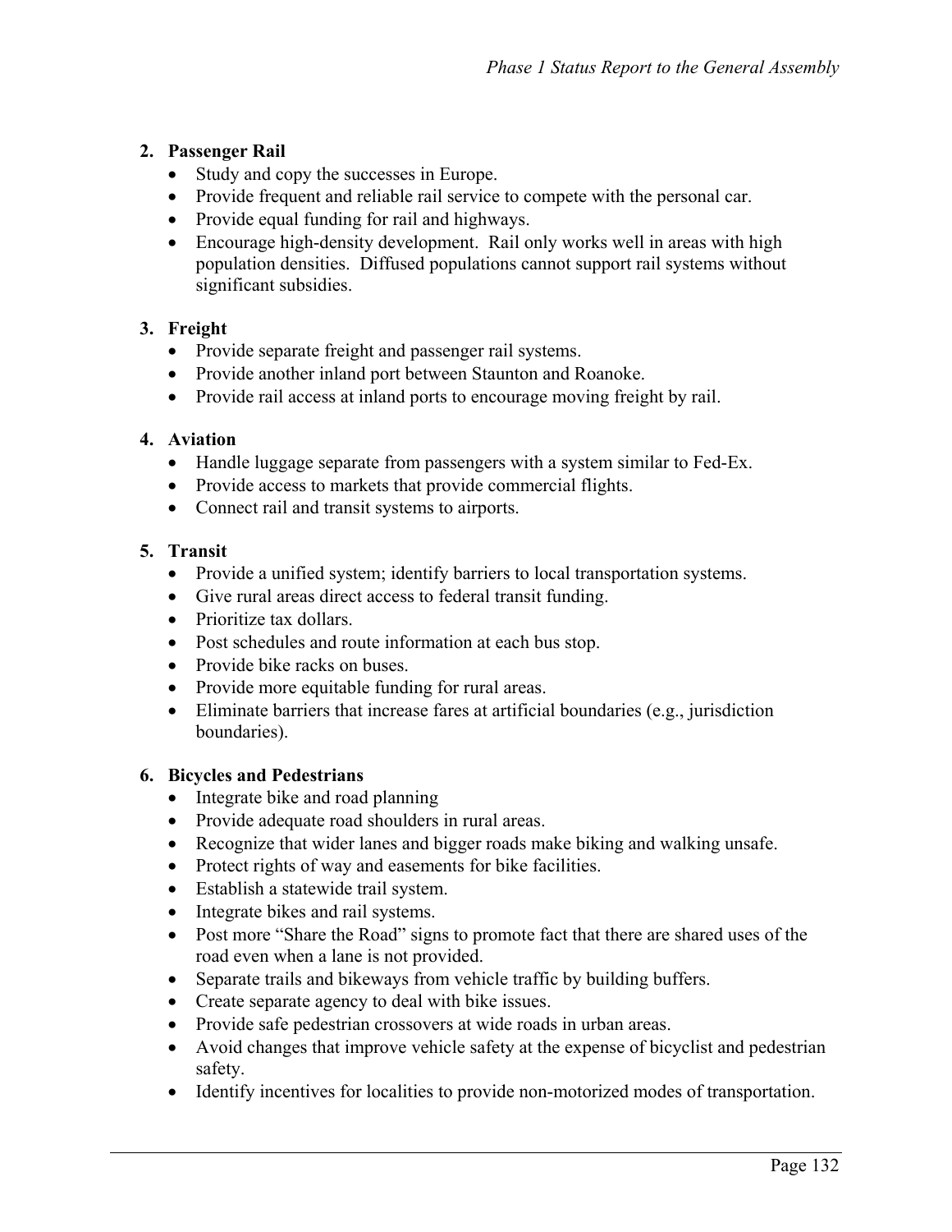**2. Passenger Rail**

- Study and copy the successes in Europe.
- Provide frequent and reliable rail service to compete with the personal car.
- Provide equal funding for rail and highways.
- Encourage high-density development. Rail only works well in areas with high population densities. Diffused populations cannot support rail systems without significant subsidies.

**3. Freight**

- Provide separate freight and passenger rail systems.
- Provide another inland port between Staunton and Roanoke.
- Provide rail access at inland ports to encourage moving freight by rail.

**4. Aviation**

- Handle luggage separate from passengers with a system similar to Fed-Ex.
- Provide access to markets that provide commercial flights.
- Connect rail and transit systems to airports.

**5. Transit**

- Provide a unified system; identify barriers to local transportation systems.
- Give rural areas direct access to federal transit funding.
- Prioritize tax dollars.
- Post schedules and route information at each bus stop.
- Provide bike racks on buses.
- Provide more equitable funding for rural areas.
- Eliminate barriers that increase fares at artificial boundaries (e.g., jurisdiction boundaries).

**6. Bicycles and Pedestrians**

- Integrate bike and road planning
- Provide adequate road shoulders in rural areas.
- Recognize that wider lanes and bigger roads make biking and walking unsafe.
- Protect rights of way and easements for bike facilities.
- Establish a statewide trail system.
- Integrate bikes and rail systems.
- Post more "Share the Road" signs to promote fact that there are shared uses of the road even when a lane is not provided.
- Separate trails and bikeways from vehicle traffic by building buffers.
- Create separate agency to deal with bike issues.
- Provide safe pedestrian crossovers at wide roads in urban areas.
- Avoid changes that improve vehicle safety at the expense of bicyclist and pedestrian safety.
- Identify incentives for localities to provide non-motorized modes of transportation.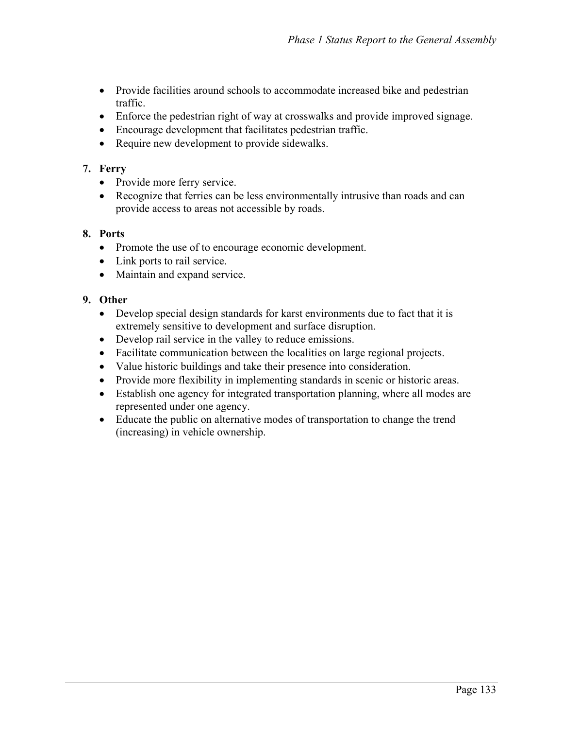- Provide facilities around schools to accommodate increased bike and pedestrian traffic.
- Enforce the pedestrian right of way at crosswalks and provide improved signage.
- Encourage development that facilitates pedestrian traffic.
- Require new development to provide sidewalks.

7. **Ferry**
   - Provide more ferry service.
   - Recognize that ferries can be less environmentally intrusive than roads and can provide access to areas not accessible by roads.

8. **Ports**
   - Promote the use of to encourage economic development.
   - Link ports to rail service.
   - Maintain and expand service.

9. **Other**
   - Develop special design standards for karst environments due to fact that it is extremely sensitive to development and surface disruption.
   - Develop rail service in the valley to reduce emissions.
   - Facilitate communication between the localities on large regional projects.
   - Value historic buildings and take their presence into consideration.
   - Provide more flexibility in implementing standards in scenic or historic areas.
   - Establish one agency for integrated transportation planning, where all modes are represented under one agency.
   - Educate the public on alternative modes of transportation to change the trend (increasing) in vehicle ownership.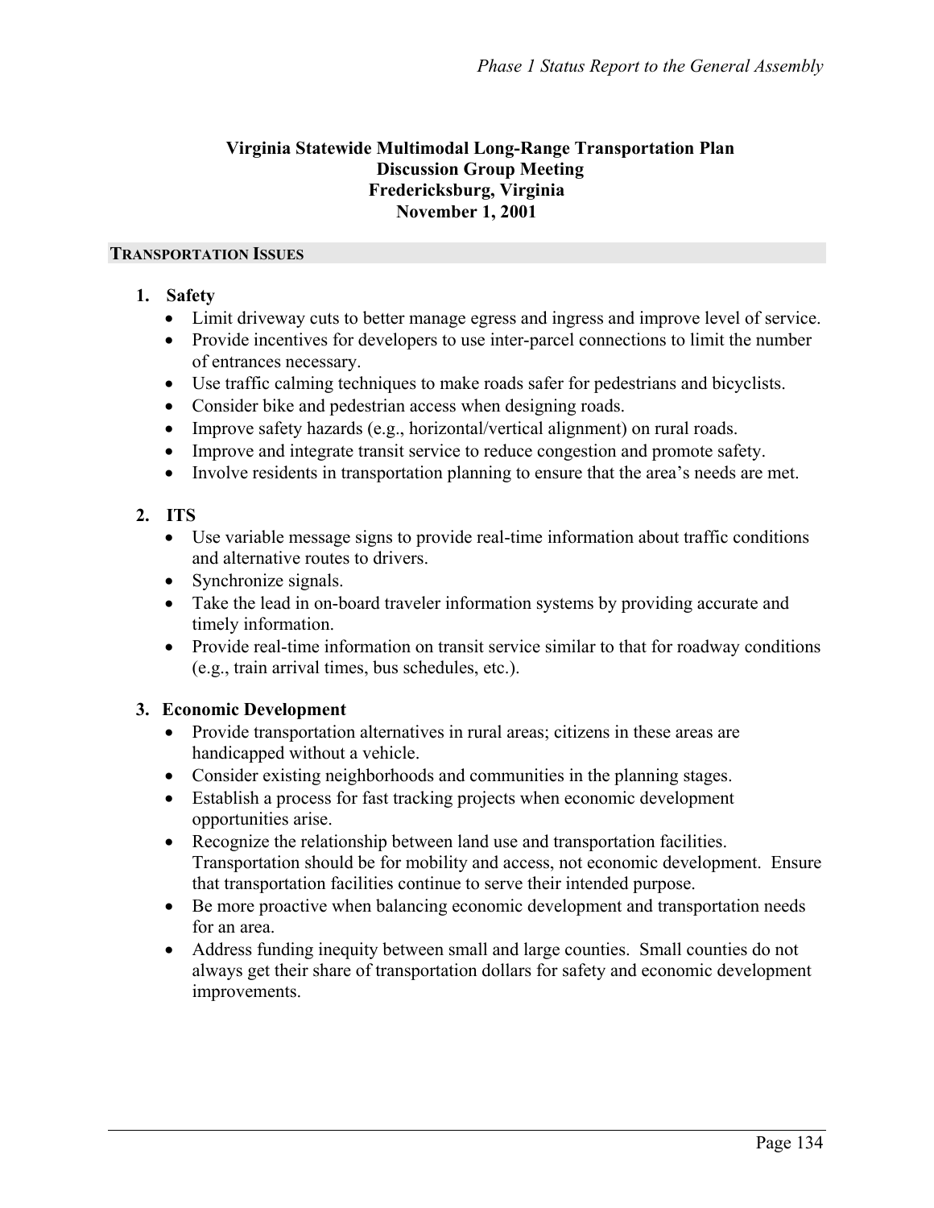## Virginia Statewide Multimodal Long-Range Transportation Plan
## Discussion Group Meeting
## Fredericksburg, Virginia
## November 1, 2001

### TRANSPORTATION ISSUES

1. **Safety**
   - Limit driveway cuts to better manage egress and ingress and improve level of service.
   - Provide incentives for developers to use inter-parcel connections to limit the number of entrances necessary.
   - Use traffic calming techniques to make roads safer for pedestrians and bicyclists.
   - Consider bike and pedestrian access when designing roads.
   - Improve safety hazards (e.g., horizontal/vertical alignment) on rural roads.
   - Improve and integrate transit service to reduce congestion and promote safety.
   - Involve residents in transportation planning to ensure that the area's needs are met.

2. **ITS**
   - Use variable message signs to provide real-time information about traffic conditions and alternative routes to drivers.
   - Synchronize signals.
   - Take the lead in on-board traveler information systems by providing accurate and timely information.
   - Provide real-time information on transit service similar to that for roadway conditions (e.g., train arrival times, bus schedules, etc.).

3. **Economic Development**
   - Provide transportation alternatives in rural areas; citizens in these areas are handicapped without a vehicle.
   - Consider existing neighborhoods and communities in the planning stages.
   - Establish a process for fast tracking projects when economic development opportunities arise.
   - Recognize the relationship between land use and transportation facilities. Transportation should be for mobility and access, not economic development. Ensure that transportation facilities continue to serve their intended purpose.
   - Be more proactive when balancing economic development and transportation needs for an area.
   - Address funding inequity between small and large counties. Small counties do not always get their share of transportation dollars for safety and economic development improvements.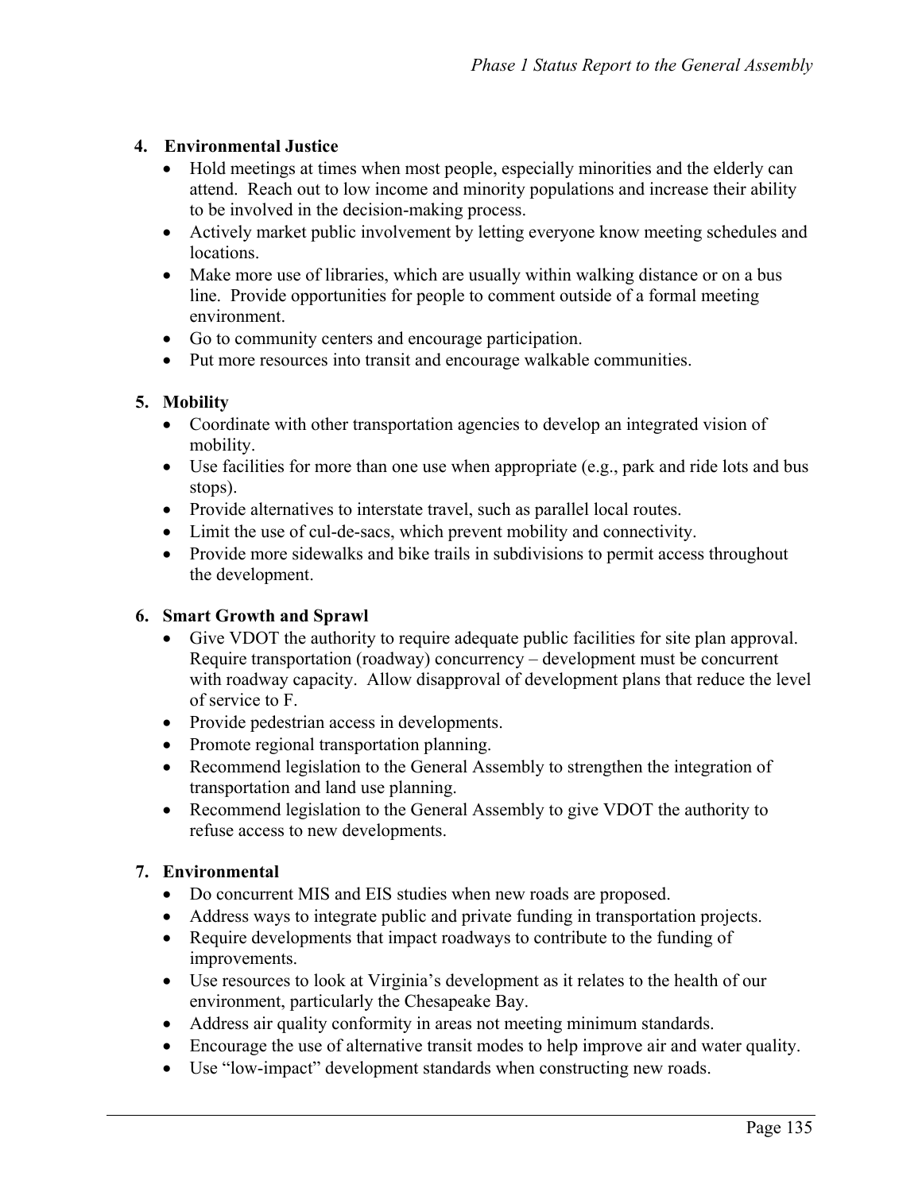4. **Environmental Justice**
   - Hold meetings at times when most people, especially minorities and the elderly can attend. Reach out to low income and minority populations and increase their ability to be involved in the decision-making process.
   - Actively market public involvement by letting everyone know meeting schedules and locations.
   - Make more use of libraries, which are usually within walking distance or on a bus line. Provide opportunities for people to comment outside of a formal meeting environment.
   - Go to community centers and encourage participation.
   - Put more resources into transit and encourage walkable communities.

5. **Mobility**
   - Coordinate with other transportation agencies to develop an integrated vision of mobility.
   - Use facilities for more than one use when appropriate (e.g., park and ride lots and bus stops).
   - Provide alternatives to interstate travel, such as parallel local routes.
   - Limit the use of cul-de-sacs, which prevent mobility and connectivity.
   - Provide more sidewalks and bike trails in subdivisions to permit access throughout the development.

6. **Smart Growth and Sprawl**
   - Give VDOT the authority to require adequate public facilities for site plan approval. Require transportation (roadway) concurrency – development must be concurrent with roadway capacity. Allow disapproval of development plans that reduce the level of service to F.
   - Provide pedestrian access in developments.
   - Promote regional transportation planning.
   - Recommend legislation to the General Assembly to strengthen the integration of transportation and land use planning.
   - Recommend legislation to the General Assembly to give VDOT the authority to refuse access to new developments.

7. **Environmental**
   - Do concurrent MIS and EIS studies when new roads are proposed.
   - Address ways to integrate public and private funding in transportation projects.
   - Require developments that impact roadways to contribute to the funding of improvements.
   - Use resources to look at Virginia's development as it relates to the health of our environment, particularly the Chesapeake Bay.
   - Address air quality conformity in areas not meeting minimum standards.
   - Encourage the use of alternative transit modes to help improve air and water quality.
   - Use "low-impact" development standards when constructing new roads.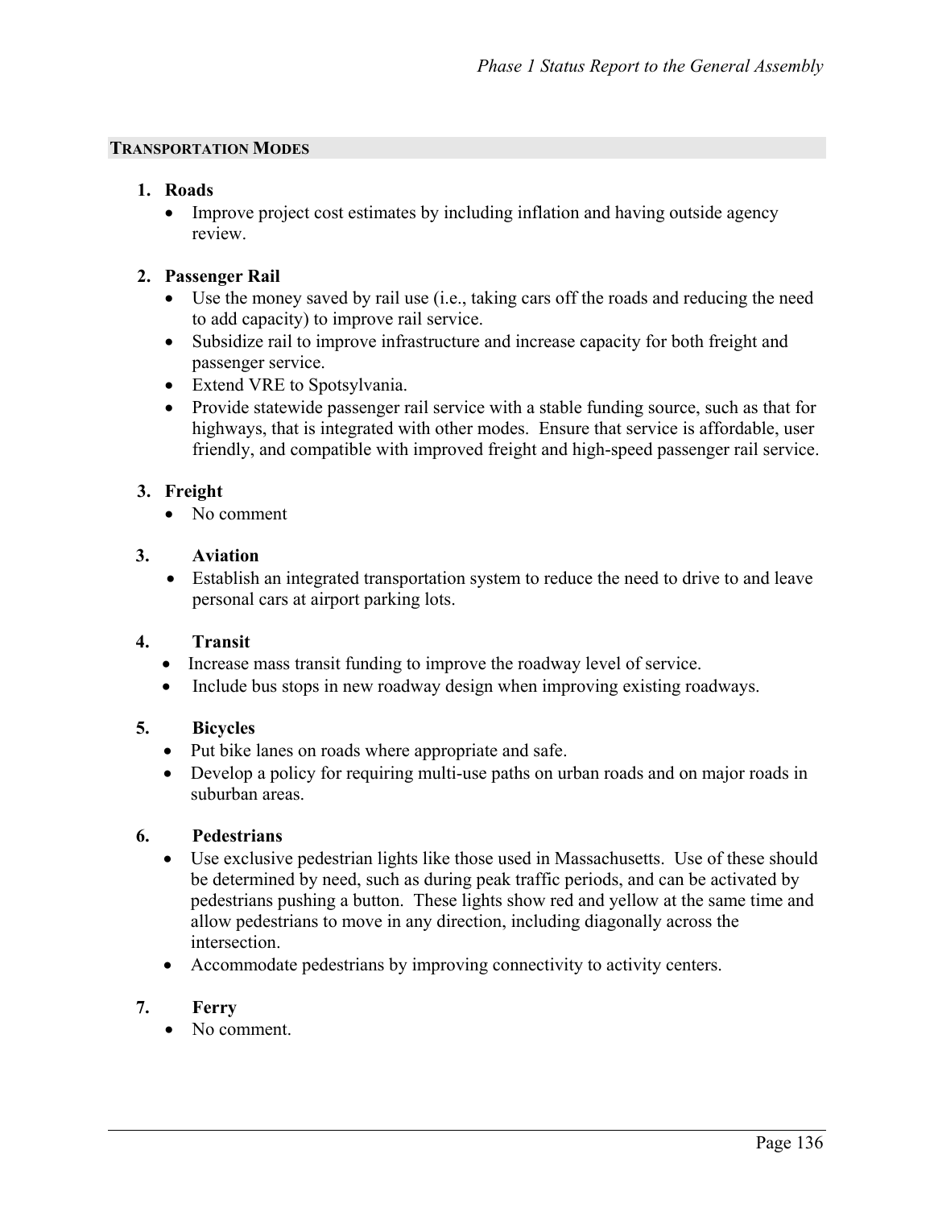## TRANSPORTATION MODES

1. **Roads**
   - Improve project cost estimates by including inflation and having outside agency review.

2. **Passenger Rail**
   - Use the money saved by rail use (i.e., taking cars off the roads and reducing the need to add capacity) to improve rail service.
   - Subsidize rail to improve infrastructure and increase capacity for both freight and passenger service.
   - Extend VRE to Spotsylvania.
   - Provide statewide passenger rail service with a stable funding source, such as that for highways, that is integrated with other modes. Ensure that service is affordable, user friendly, and compatible with improved freight and high-speed passenger rail service.

3. **Freight**
   - No comment

3. **Aviation**
   - Establish an integrated transportation system to reduce the need to drive to and leave personal cars at airport parking lots.

4. **Transit**
   - Increase mass transit funding to improve the roadway level of service.
   - Include bus stops in new roadway design when improving existing roadways.

5. **Bicycles**
   - Put bike lanes on roads where appropriate and safe.
   - Develop a policy for requiring multi-use paths on urban roads and on major roads in suburban areas.

6. **Pedestrians**
   - Use exclusive pedestrian lights like those used in Massachusetts. Use of these should be determined by need, such as during peak traffic periods, and can be activated by pedestrians pushing a button. These lights show red and yellow at the same time and allow pedestrians to move in any direction, including diagonally across the intersection.
   - Accommodate pedestrians by improving connectivity to activity centers.

7. **Ferry**
   - No comment.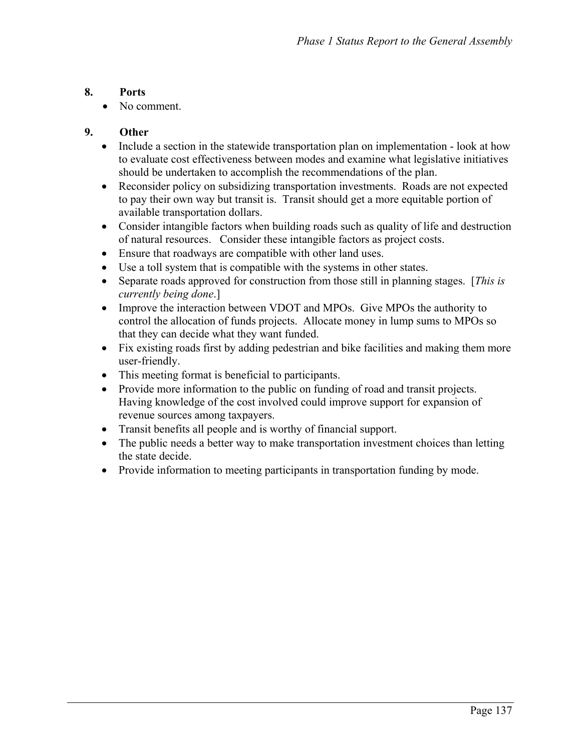8. **Ports**
   - No comment.

9. **Other**
   - Include a section in the statewide transportation plan on implementation - look at how to evaluate cost effectiveness between modes and examine what legislative initiatives should be undertaken to accomplish the recommendations of the plan.
   - Reconsider policy on subsidizing transportation investments. Roads are not expected to pay their own way but transit is. Transit should get a more equitable portion of available transportation dollars.
   - Consider intangible factors when building roads such as quality of life and destruction of natural resources. Consider these intangible factors as project costs.
   - Ensure that roadways are compatible with other land uses.
   - Use a toll system that is compatible with the systems in other states.
   - Separate roads approved for construction from those still in planning stages. [*This is currently being done*.]
   - Improve the interaction between VDOT and MPOs. Give MPOs the authority to control the allocation of funds projects. Allocate money in lump sums to MPOs so that they can decide what they want funded.
   - Fix existing roads first by adding pedestrian and bike facilities and making them more user-friendly.
   - This meeting format is beneficial to participants.
   - Provide more information to the public on funding of road and transit projects. Having knowledge of the cost involved could improve support for expansion of revenue sources among taxpayers.
   - Transit benefits all people and is worthy of financial support.
   - The public needs a better way to make transportation investment choices than letting the state decide.
   - Provide information to meeting participants in transportation funding by mode.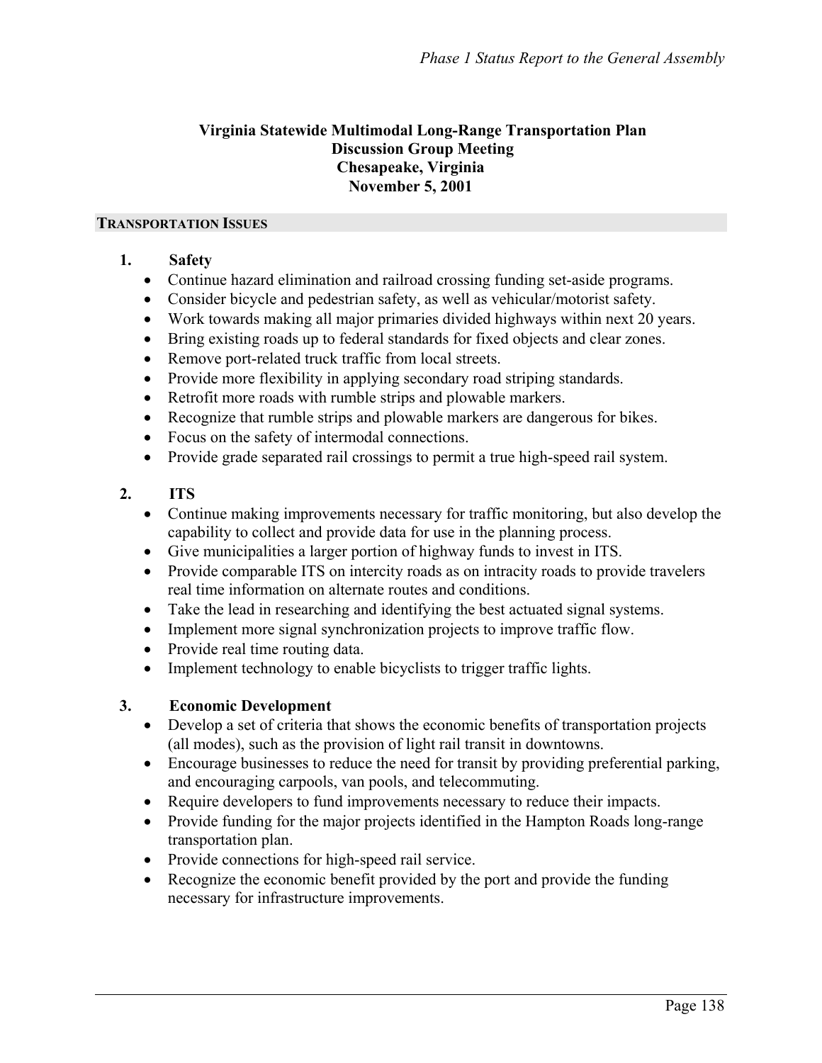**Virginia Statewide Multimodal Long-Range Transportation Plan**
**Discussion Group Meeting**
**Chesapeake, Virginia**
**November 5, 2001**

## TRANSPORTATION ISSUES

### 1. Safety

- Continue hazard elimination and railroad crossing funding set-aside programs.
- Consider bicycle and pedestrian safety, as well as vehicular/motorist safety.
- Work towards making all major primaries divided highways within next 20 years.
- Bring existing roads up to federal standards for fixed objects and clear zones.
- Remove port-related truck traffic from local streets.
- Provide more flexibility in applying secondary road striping standards.
- Retrofit more roads with rumble strips and plowable markers.
- Recognize that rumble strips and plowable markers are dangerous for bikes.
- Focus on the safety of intermodal connections.
- Provide grade separated rail crossings to permit a true high-speed rail system.

### 2. ITS

- Continue making improvements necessary for traffic monitoring, but also develop the capability to collect and provide data for use in the planning process.
- Give municipalities a larger portion of highway funds to invest in ITS.
- Provide comparable ITS on intercity roads as on intracity roads to provide travelers real time information on alternate routes and conditions.
- Take the lead in researching and identifying the best actuated signal systems.
- Implement more signal synchronization projects to improve traffic flow.
- Provide real time routing data.
- Implement technology to enable bicyclists to trigger traffic lights.

### 3. Economic Development

- Develop a set of criteria that shows the economic benefits of transportation projects (all modes), such as the provision of light rail transit in downtowns.
- Encourage businesses to reduce the need for transit by providing preferential parking, and encouraging carpools, van pools, and telecommuting.
- Require developers to fund improvements necessary to reduce their impacts.
- Provide funding for the major projects identified in the Hampton Roads long-range transportation plan.
- Provide connections for high-speed rail service.
- Recognize the economic benefit provided by the port and provide the funding necessary for infrastructure improvements.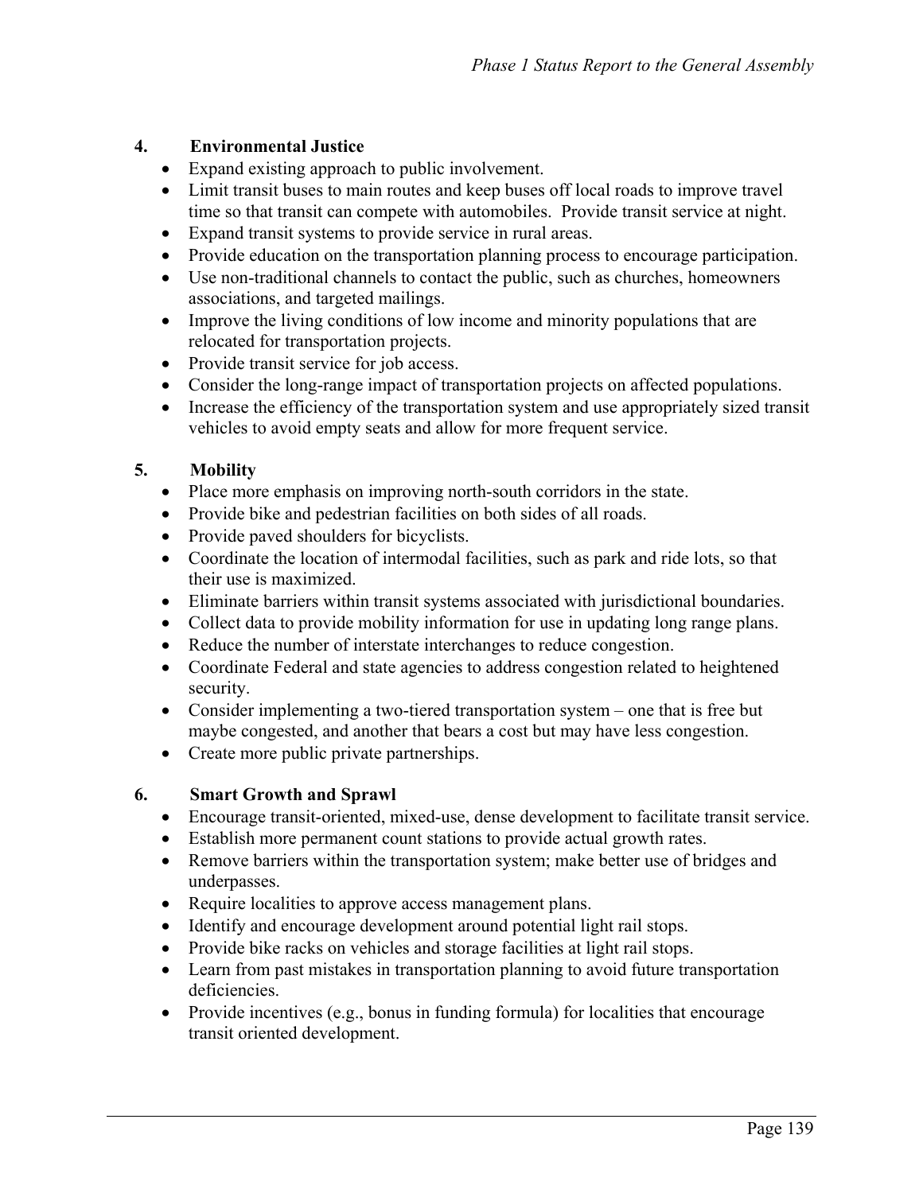#### 4. Environmental Justice

- Expand existing approach to public involvement.
- Limit transit buses to main routes and keep buses off local roads to improve travel time so that transit can compete with automobiles. Provide transit service at night.
- Expand transit systems to provide service in rural areas.
- Provide education on the transportation planning process to encourage participation.
- Use non-traditional channels to contact the public, such as churches, homeowners associations, and targeted mailings.
- Improve the living conditions of low income and minority populations that are relocated for transportation projects.
- Provide transit service for job access.
- Consider the long-range impact of transportation projects on affected populations.
- Increase the efficiency of the transportation system and use appropriately sized transit vehicles to avoid empty seats and allow for more frequent service.

#### 5. Mobility

- Place more emphasis on improving north-south corridors in the state.
- Provide bike and pedestrian facilities on both sides of all roads.
- Provide paved shoulders for bicyclists.
- Coordinate the location of intermodal facilities, such as park and ride lots, so that their use is maximized.
- Eliminate barriers within transit systems associated with jurisdictional boundaries.
- Collect data to provide mobility information for use in updating long range plans.
- Reduce the number of interstate interchanges to reduce congestion.
- Coordinate Federal and state agencies to address congestion related to heightened security.
- Consider implementing a two-tiered transportation system – one that is free but maybe congested, and another that bears a cost but may have less congestion.
- Create more public private partnerships.

#### 6. Smart Growth and Sprawl

- Encourage transit-oriented, mixed-use, dense development to facilitate transit service.
- Establish more permanent count stations to provide actual growth rates.
- Remove barriers within the transportation system; make better use of bridges and underpasses.
- Require localities to approve access management plans.
- Identify and encourage development around potential light rail stops.
- Provide bike racks on vehicles and storage facilities at light rail stops.
- Learn from past mistakes in transportation planning to avoid future transportation deficiencies.
- Provide incentives (e.g., bonus in funding formula) for localities that encourage transit oriented development.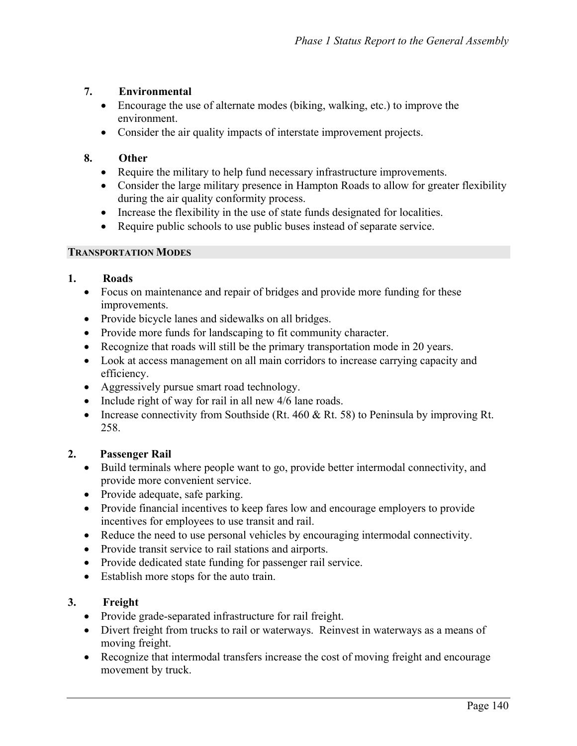### 7. Environmental

- Encourage the use of alternate modes (biking, walking, etc.) to improve the environment.
- Consider the air quality impacts of interstate improvement projects.

### 8. Other

- Require the military to help fund necessary infrastructure improvements.
- Consider the large military presence in Hampton Roads to allow for greater flexibility during the air quality conformity process.
- Increase the flexibility in the use of state funds designated for localities.
- Require public schools to use public buses instead of separate service.

## TRANSPORTATION MODES

### 1. Roads

- Focus on maintenance and repair of bridges and provide more funding for these improvements.
- Provide bicycle lanes and sidewalks on all bridges.
- Provide more funds for landscaping to fit community character.
- Recognize that roads will still be the primary transportation mode in 20 years.
- Look at access management on all main corridors to increase carrying capacity and efficiency.
- Aggressively pursue smart road technology.
- Include right of way for rail in all new 4/6 lane roads.
- Increase connectivity from Southside (Rt. 460 & Rt. 58) to Peninsula by improving Rt. 258.

### 2. Passenger Rail

- Build terminals where people want to go, provide better intermodal connectivity, and provide more convenient service.
- Provide adequate, safe parking.
- Provide financial incentives to keep fares low and encourage employers to provide incentives for employees to use transit and rail.
- Reduce the need to use personal vehicles by encouraging intermodal connectivity.
- Provide transit service to rail stations and airports.
- Provide dedicated state funding for passenger rail service.
- Establish more stops for the auto train.

### 3. Freight

- Provide grade-separated infrastructure for rail freight.
- Divert freight from trucks to rail or waterways. Reinvest in waterways as a means of moving freight.
- Recognize that intermodal transfers increase the cost of moving freight and encourage movement by truck.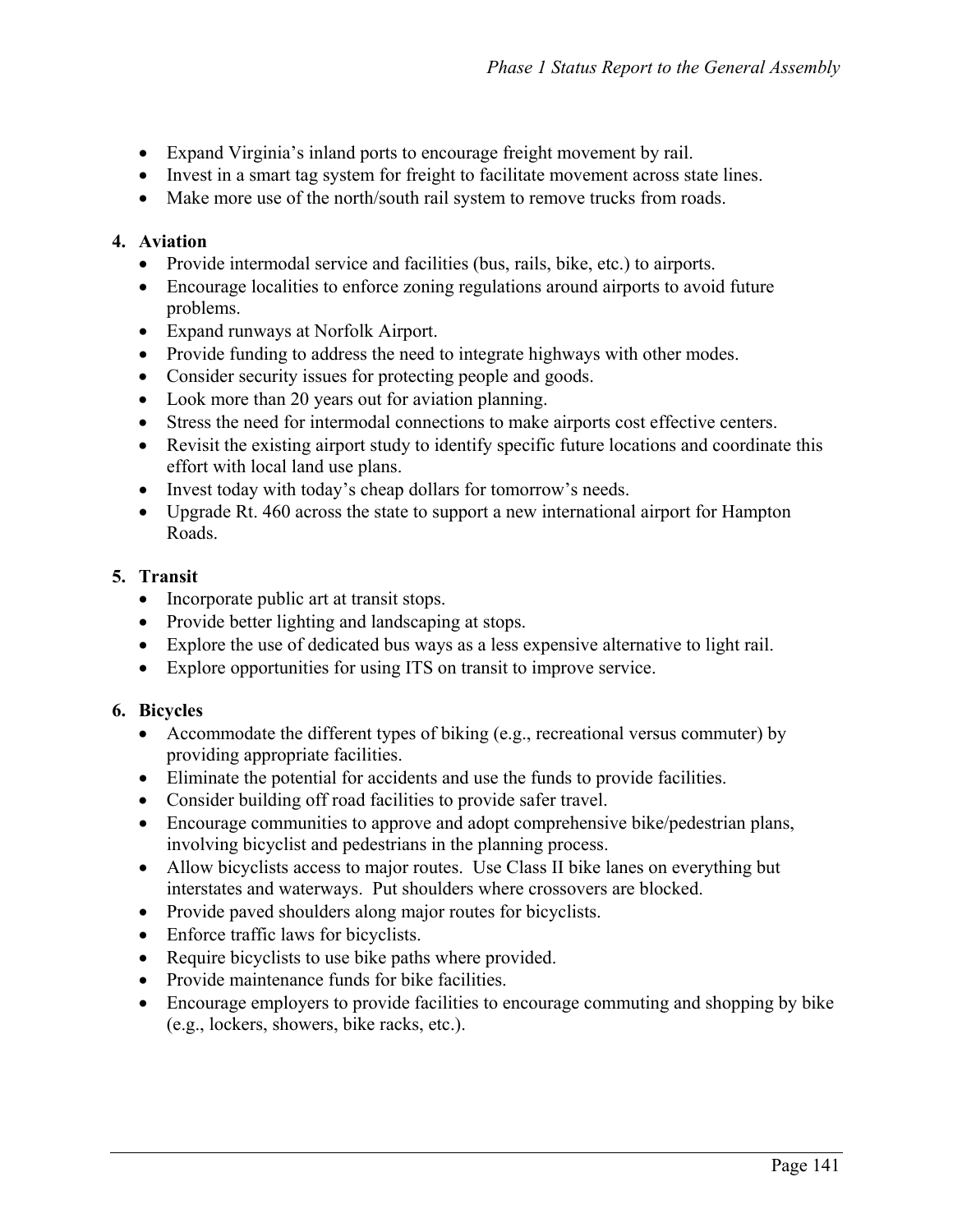- Expand Virginia's inland ports to encourage freight movement by rail.
- Invest in a smart tag system for freight to facilitate movement across state lines.
- Make more use of the north/south rail system to remove trucks from roads.

**4. Aviation**

- Provide intermodal service and facilities (bus, rails, bike, etc.) to airports.
- Encourage localities to enforce zoning regulations around airports to avoid future problems.
- Expand runways at Norfolk Airport.
- Provide funding to address the need to integrate highways with other modes.
- Consider security issues for protecting people and goods.
- Look more than 20 years out for aviation planning.
- Stress the need for intermodal connections to make airports cost effective centers.
- Revisit the existing airport study to identify specific future locations and coordinate this effort with local land use plans.
- Invest today with today's cheap dollars for tomorrow's needs.
- Upgrade Rt. 460 across the state to support a new international airport for Hampton Roads.

**5. Transit**

- Incorporate public art at transit stops.
- Provide better lighting and landscaping at stops.
- Explore the use of dedicated bus ways as a less expensive alternative to light rail.
- Explore opportunities for using ITS on transit to improve service.

**6. Bicycles**

- Accommodate the different types of biking (e.g., recreational versus commuter) by providing appropriate facilities.
- Eliminate the potential for accidents and use the funds to provide facilities.
- Consider building off road facilities to provide safer travel.
- Encourage communities to approve and adopt comprehensive bike/pedestrian plans, involving bicyclist and pedestrians in the planning process.
- Allow bicyclists access to major routes. Use Class II bike lanes on everything but interstates and waterways. Put shoulders where crossovers are blocked.
- Provide paved shoulders along major routes for bicyclists.
- Enforce traffic laws for bicyclists.
- Require bicyclists to use bike paths where provided.
- Provide maintenance funds for bike facilities.
- Encourage employers to provide facilities to encourage commuting and shopping by bike (e.g., lockers, showers, bike racks, etc.).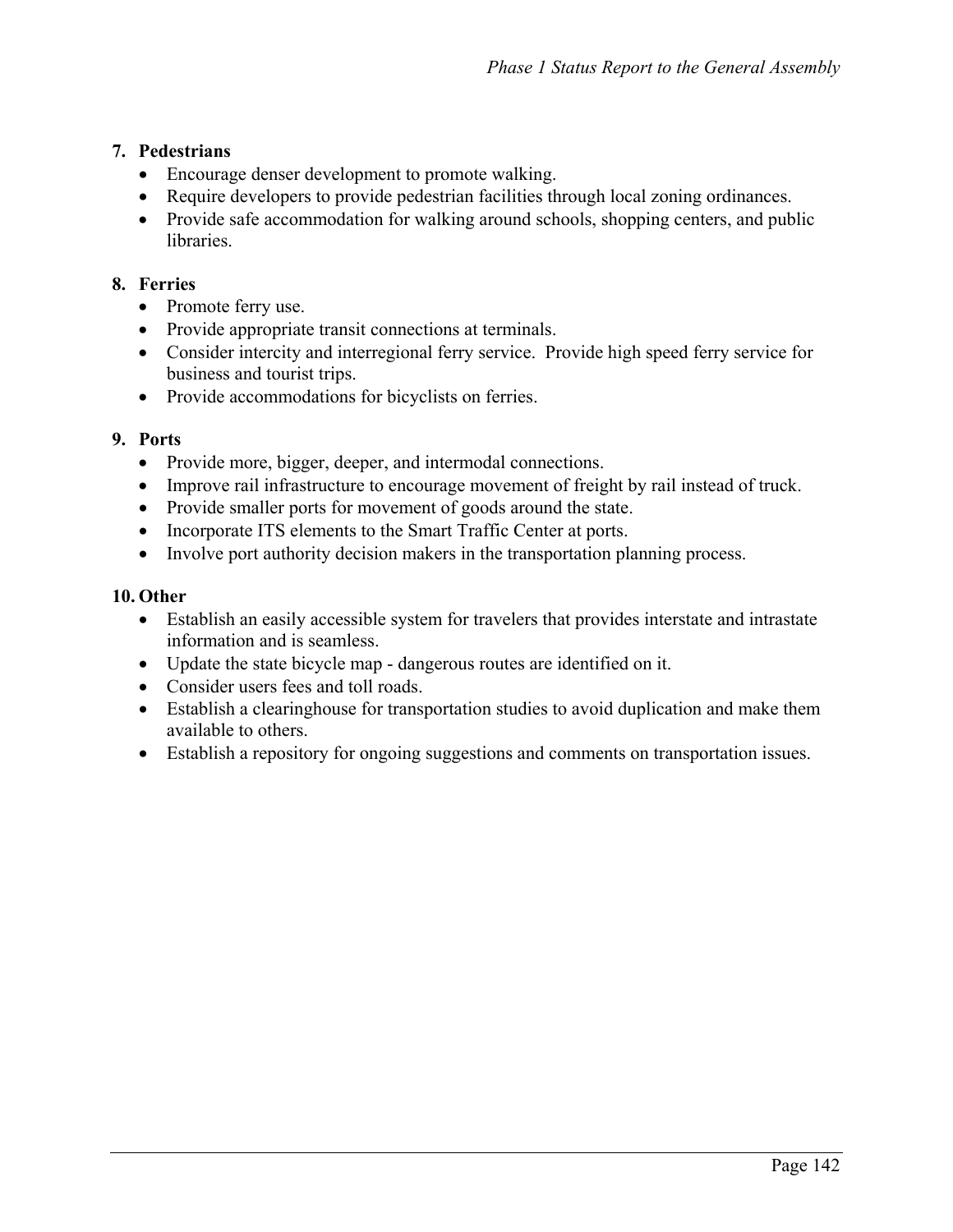7. **Pedestrians**
   - Encourage denser development to promote walking.
   - Require developers to provide pedestrian facilities through local zoning ordinances.
   - Provide safe accommodation for walking around schools, shopping centers, and public libraries.

8. **Ferries**
   - Promote ferry use.
   - Provide appropriate transit connections at terminals.
   - Consider intercity and interregional ferry service. Provide high speed ferry service for business and tourist trips.
   - Provide accommodations for bicyclists on ferries.

9. **Ports**
   - Provide more, bigger, deeper, and intermodal connections.
   - Improve rail infrastructure to encourage movement of freight by rail instead of truck.
   - Provide smaller ports for movement of goods around the state.
   - Incorporate ITS elements to the Smart Traffic Center at ports.
   - Involve port authority decision makers in the transportation planning process.

10. **Other**
    - Establish an easily accessible system for travelers that provides interstate and intrastate information and is seamless.
    - Update the state bicycle map - dangerous routes are identified on it.
    - Consider users fees and toll roads.
    - Establish a clearinghouse for transportation studies to avoid duplication and make them available to others.
    - Establish a repository for ongoing suggestions and comments on transportation issues.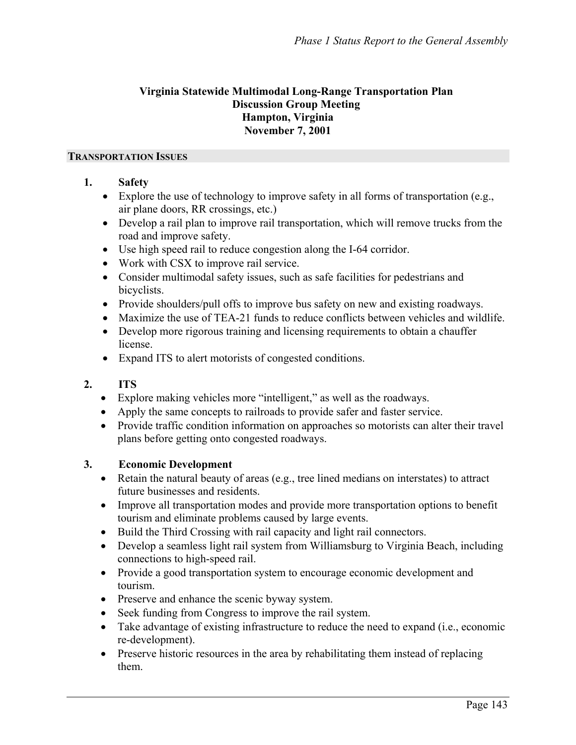# Virginia Statewide Multimodal Long-Range Transportation Plan
# Discussion Group Meeting
# Hampton, Virginia
# November 7, 2001

## TRANSPORTATION ISSUES

### 1. Safety

- Explore the use of technology to improve safety in all forms of transportation (e.g., air plane doors, RR crossings, etc.)
- Develop a rail plan to improve rail transportation, which will remove trucks from the road and improve safety.
- Use high speed rail to reduce congestion along the I-64 corridor.
- Work with CSX to improve rail service.
- Consider multimodal safety issues, such as safe facilities for pedestrians and bicyclists.
- Provide shoulders/pull offs to improve bus safety on new and existing roadways.
- Maximize the use of TEA-21 funds to reduce conflicts between vehicles and wildlife.
- Develop more rigorous training and licensing requirements to obtain a chauffer license.
- Expand ITS to alert motorists of congested conditions.

### 2. ITS

- Explore making vehicles more "intelligent," as well as the roadways.
- Apply the same concepts to railroads to provide safer and faster service.
- Provide traffic condition information on approaches so motorists can alter their travel plans before getting onto congested roadways.

### 3. Economic Development

- Retain the natural beauty of areas (e.g., tree lined medians on interstates) to attract future businesses and residents.
- Improve all transportation modes and provide more transportation options to benefit tourism and eliminate problems caused by large events.
- Build the Third Crossing with rail capacity and light rail connectors.
- Develop a seamless light rail system from Williamsburg to Virginia Beach, including connections to high-speed rail.
- Provide a good transportation system to encourage economic development and tourism.
- Preserve and enhance the scenic byway system.
- Seek funding from Congress to improve the rail system.
- Take advantage of existing infrastructure to reduce the need to expand (i.e., economic re-development).
- Preserve historic resources in the area by rehabilitating them instead of replacing them.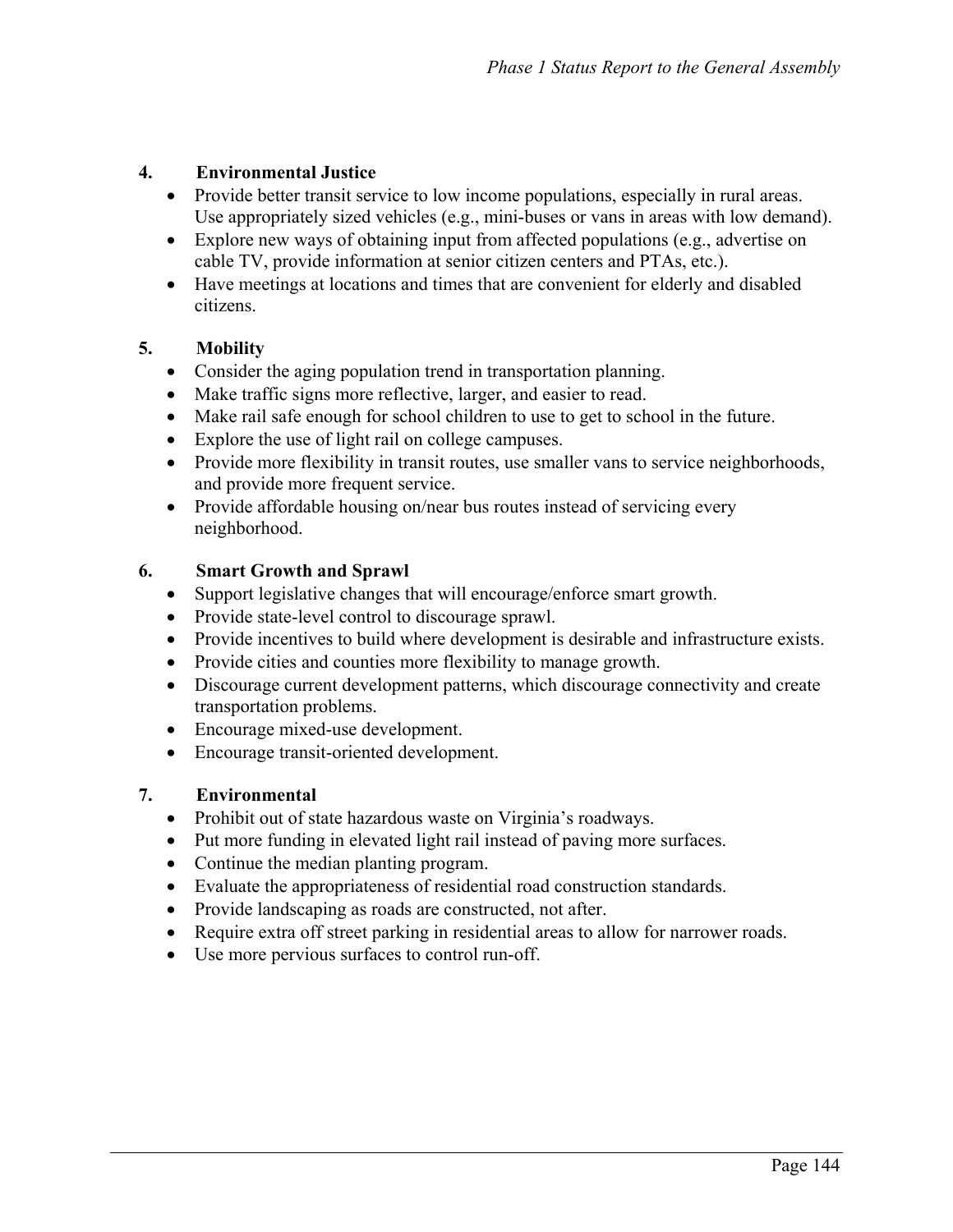4. **Environmental Justice**
   - Provide better transit service to low income populations, especially in rural areas. Use appropriately sized vehicles (e.g., mini-buses or vans in areas with low demand).
   - Explore new ways of obtaining input from affected populations (e.g., advertise on cable TV, provide information at senior citizen centers and PTAs, etc.).
   - Have meetings at locations and times that are convenient for elderly and disabled citizens.

5. **Mobility**
   - Consider the aging population trend in transportation planning.
   - Make traffic signs more reflective, larger, and easier to read.
   - Make rail safe enough for school children to use to get to school in the future.
   - Explore the use of light rail on college campuses.
   - Provide more flexibility in transit routes, use smaller vans to service neighborhoods, and provide more frequent service.
   - Provide affordable housing on/near bus routes instead of servicing every neighborhood.

6. **Smart Growth and Sprawl**
   - Support legislative changes that will encourage/enforce smart growth.
   - Provide state-level control to discourage sprawl.
   - Provide incentives to build where development is desirable and infrastructure exists.
   - Provide cities and counties more flexibility to manage growth.
   - Discourage current development patterns, which discourage connectivity and create transportation problems.
   - Encourage mixed-use development.
   - Encourage transit-oriented development.

7. **Environmental**
   - Prohibit out of state hazardous waste on Virginia's roadways.
   - Put more funding in elevated light rail instead of paving more surfaces.
   - Continue the median planting program.
   - Evaluate the appropriateness of residential road construction standards.
   - Provide landscaping as roads are constructed, not after.
   - Require extra off street parking in residential areas to allow for narrower roads.
   - Use more pervious surfaces to control run-off.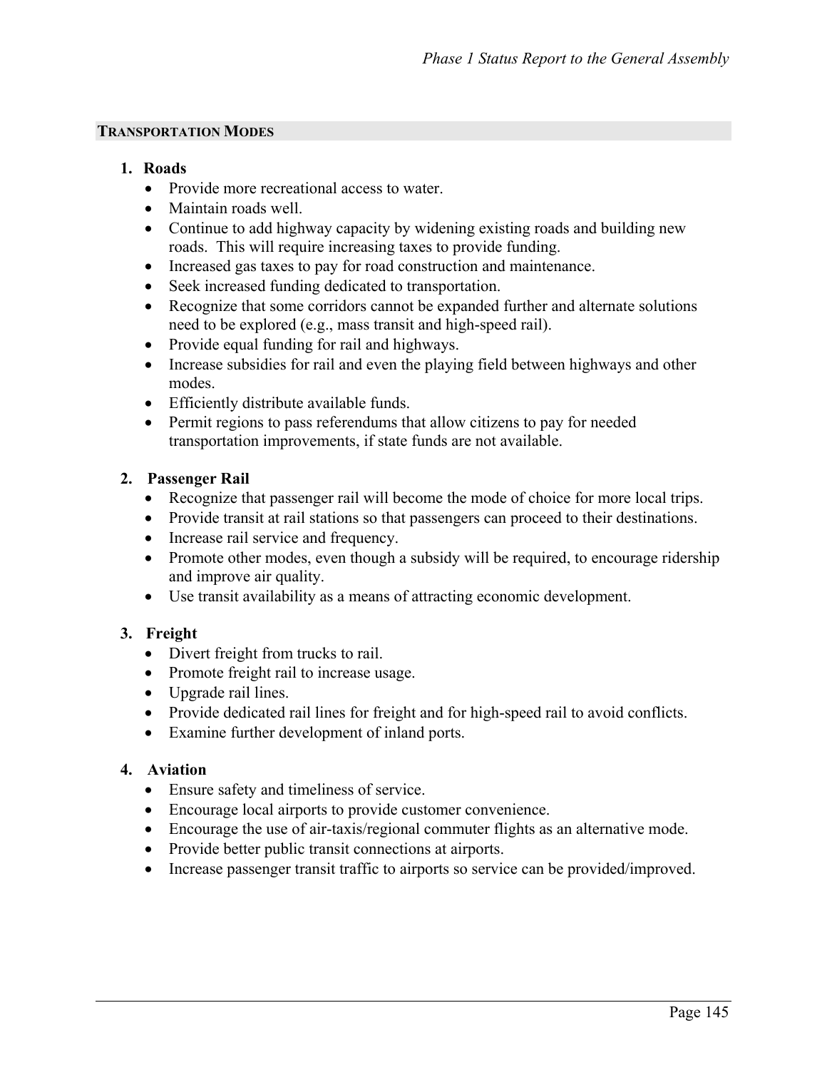## TRANSPORTATION MODES

1. **Roads**
    - Provide more recreational access to water.
    - Maintain roads well.
    - Continue to add highway capacity by widening existing roads and building new roads. This will require increasing taxes to provide funding.
    - Increased gas taxes to pay for road construction and maintenance.
    - Seek increased funding dedicated to transportation.
    - Recognize that some corridors cannot be expanded further and alternate solutions need to be explored (e.g., mass transit and high-speed rail).
    - Provide equal funding for rail and highways.
    - Increase subsidies for rail and even the playing field between highways and other modes.
    - Efficiently distribute available funds.
    - Permit regions to pass referendums that allow citizens to pay for needed transportation improvements, if state funds are not available.

2. **Passenger Rail**
    - Recognize that passenger rail will become the mode of choice for more local trips.
    - Provide transit at rail stations so that passengers can proceed to their destinations.
    - Increase rail service and frequency.
    - Promote other modes, even though a subsidy will be required, to encourage ridership and improve air quality.
    - Use transit availability as a means of attracting economic development.

3. **Freight**
    - Divert freight from trucks to rail.
    - Promote freight rail to increase usage.
    - Upgrade rail lines.
    - Provide dedicated rail lines for freight and for high-speed rail to avoid conflicts.
    - Examine further development of inland ports.

4. **Aviation**
    - Ensure safety and timeliness of service.
    - Encourage local airports to provide customer convenience.
    - Encourage the use of air-taxis/regional commuter flights as an alternative mode.
    - Provide better public transit connections at airports.
    - Increase passenger transit traffic to airports so service can be provided/improved.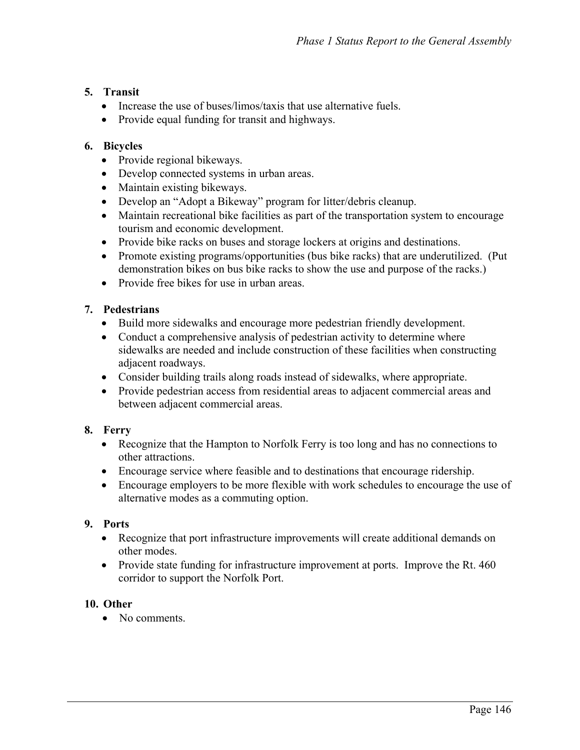**5. Transit**

- Increase the use of buses/limos/taxis that use alternative fuels.
- Provide equal funding for transit and highways.

**6. Bicycles**

- Provide regional bikeways.
- Develop connected systems in urban areas.
- Maintain existing bikeways.
- Develop an "Adopt a Bikeway" program for litter/debris cleanup.
- Maintain recreational bike facilities as part of the transportation system to encourage tourism and economic development.
- Provide bike racks on buses and storage lockers at origins and destinations.
- Promote existing programs/opportunities (bus bike racks) that are underutilized. (Put demonstration bikes on bus bike racks to show the use and purpose of the racks.)
- Provide free bikes for use in urban areas.

**7. Pedestrians**

- Build more sidewalks and encourage more pedestrian friendly development.
- Conduct a comprehensive analysis of pedestrian activity to determine where sidewalks are needed and include construction of these facilities when constructing adjacent roadways.
- Consider building trails along roads instead of sidewalks, where appropriate.
- Provide pedestrian access from residential areas to adjacent commercial areas and between adjacent commercial areas.

**8. Ferry**

- Recognize that the Hampton to Norfolk Ferry is too long and has no connections to other attractions.
- Encourage service where feasible and to destinations that encourage ridership.
- Encourage employers to be more flexible with work schedules to encourage the use of alternative modes as a commuting option.

**9. Ports**

- Recognize that port infrastructure improvements will create additional demands on other modes.
- Provide state funding for infrastructure improvement at ports. Improve the Rt. 460 corridor to support the Norfolk Port.

**10. Other**

- No comments.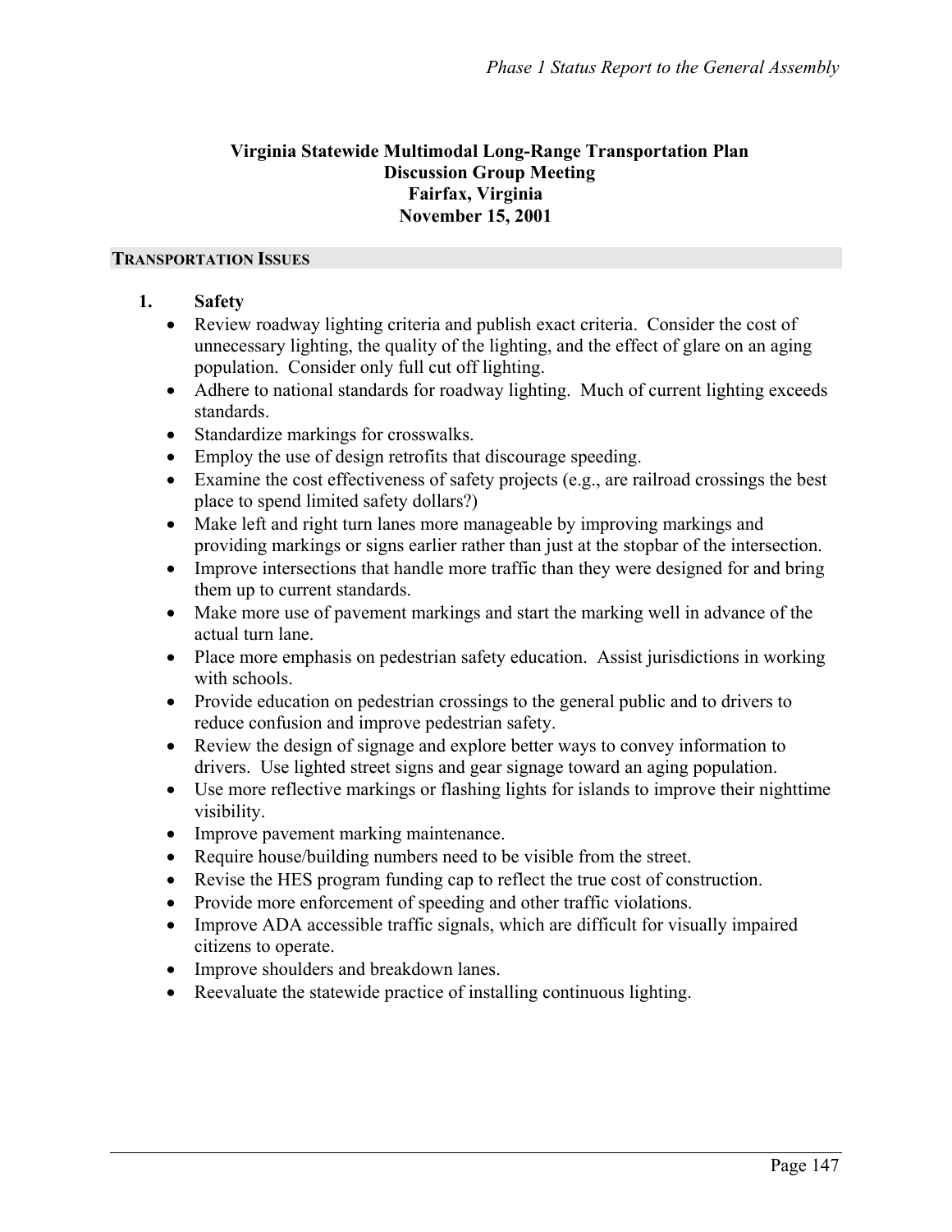## Virginia Statewide Multimodal Long-Range Transportation Plan
## Discussion Group Meeting
## Fairfax, Virginia
## November 15, 2001

### TRANSPORTATION ISSUES

1. **Safety**
   - Review roadway lighting criteria and publish exact criteria. Consider the cost of unnecessary lighting, the quality of the lighting, and the effect of glare on an aging population. Consider only full cut off lighting.
   - Adhere to national standards for roadway lighting. Much of current lighting exceeds standards.
   - Standardize markings for crosswalks.
   - Employ the use of design retrofits that discourage speeding.
   - Examine the cost effectiveness of safety projects (e.g., are railroad crossings the best place to spend limited safety dollars?)
   - Make left and right turn lanes more manageable by improving markings and providing markings or signs earlier rather than just at the stopbar of the intersection.
   - Improve intersections that handle more traffic than they were designed for and bring them up to current standards.
   - Make more use of pavement markings and start the marking well in advance of the actual turn lane.
   - Place more emphasis on pedestrian safety education. Assist jurisdictions in working with schools.
   - Provide education on pedestrian crossings to the general public and to drivers to reduce confusion and improve pedestrian safety.
   - Review the design of signage and explore better ways to convey information to drivers. Use lighted street signs and gear signage toward an aging population.
   - Use more reflective markings or flashing lights for islands to improve their nighttime visibility.
   - Improve pavement marking maintenance.
   - Require house/building numbers need to be visible from the street.
   - Revise the HES program funding cap to reflect the true cost of construction.
   - Provide more enforcement of speeding and other traffic violations.
   - Improve ADA accessible traffic signals, which are difficult for visually impaired citizens to operate.
   - Improve shoulders and breakdown lanes.
   - Reevaluate the statewide practice of installing continuous lighting.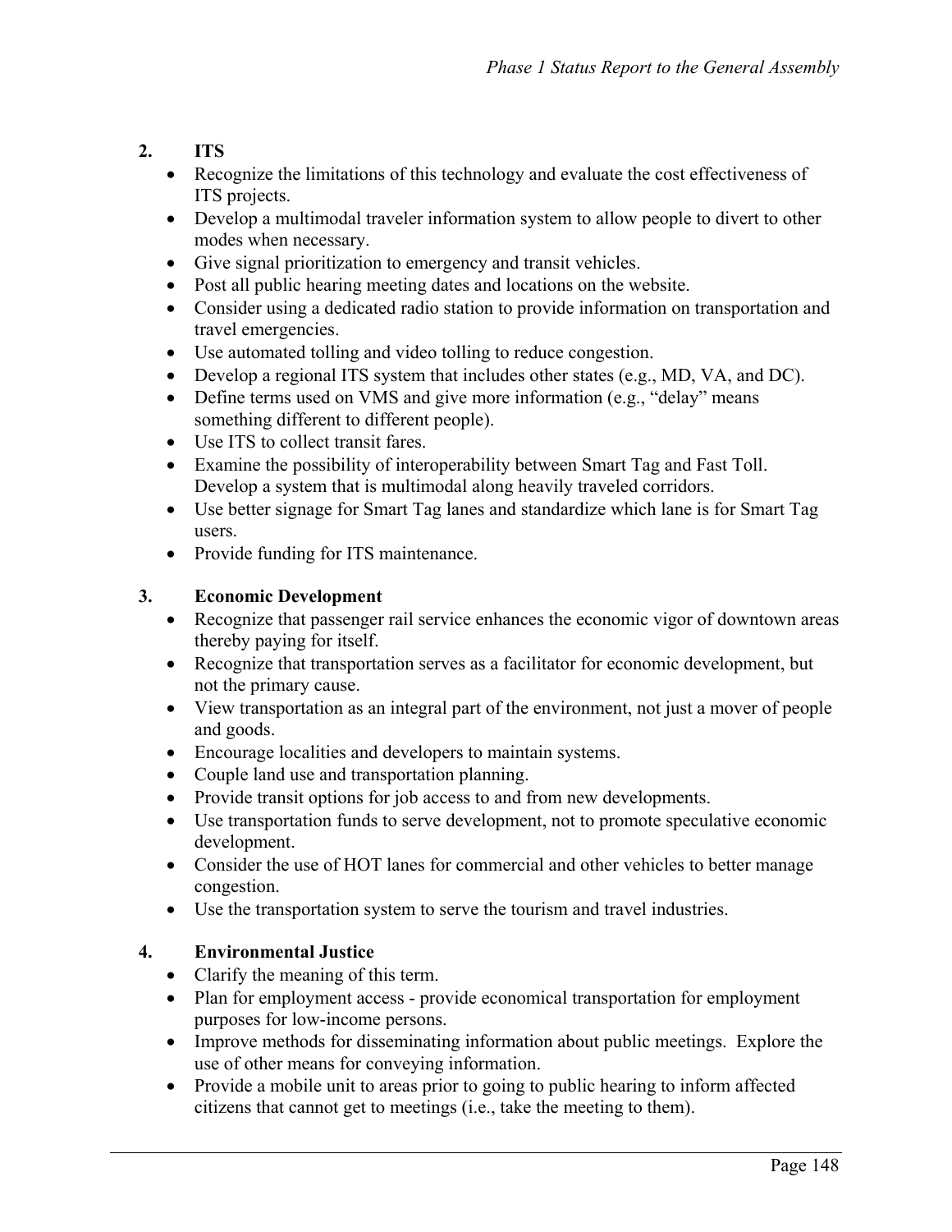2. **ITS**

- Recognize the limitations of this technology and evaluate the cost effectiveness of ITS projects.
- Develop a multimodal traveler information system to allow people to divert to other modes when necessary.
- Give signal prioritization to emergency and transit vehicles.
- Post all public hearing meeting dates and locations on the website.
- Consider using a dedicated radio station to provide information on transportation and travel emergencies.
- Use automated tolling and video tolling to reduce congestion.
- Develop a regional ITS system that includes other states (e.g., MD, VA, and DC).
- Define terms used on VMS and give more information (e.g., "delay" means something different to different people).
- Use ITS to collect transit fares.
- Examine the possibility of interoperability between Smart Tag and Fast Toll. Develop a system that is multimodal along heavily traveled corridors.
- Use better signage for Smart Tag lanes and standardize which lane is for Smart Tag users.
- Provide funding for ITS maintenance.

3. **Economic Development**

- Recognize that passenger rail service enhances the economic vigor of downtown areas thereby paying for itself.
- Recognize that transportation serves as a facilitator for economic development, but not the primary cause.
- View transportation as an integral part of the environment, not just a mover of people and goods.
- Encourage localities and developers to maintain systems.
- Couple land use and transportation planning.
- Provide transit options for job access to and from new developments.
- Use transportation funds to serve development, not to promote speculative economic development.
- Consider the use of HOT lanes for commercial and other vehicles to better manage congestion.
- Use the transportation system to serve the tourism and travel industries.

4. **Environmental Justice**

- Clarify the meaning of this term.
- Plan for employment access - provide economical transportation for employment purposes for low-income persons.
- Improve methods for disseminating information about public meetings. Explore the use of other means for conveying information.
- Provide a mobile unit to areas prior to going to public hearing to inform affected citizens that cannot get to meetings (i.e., take the meeting to them).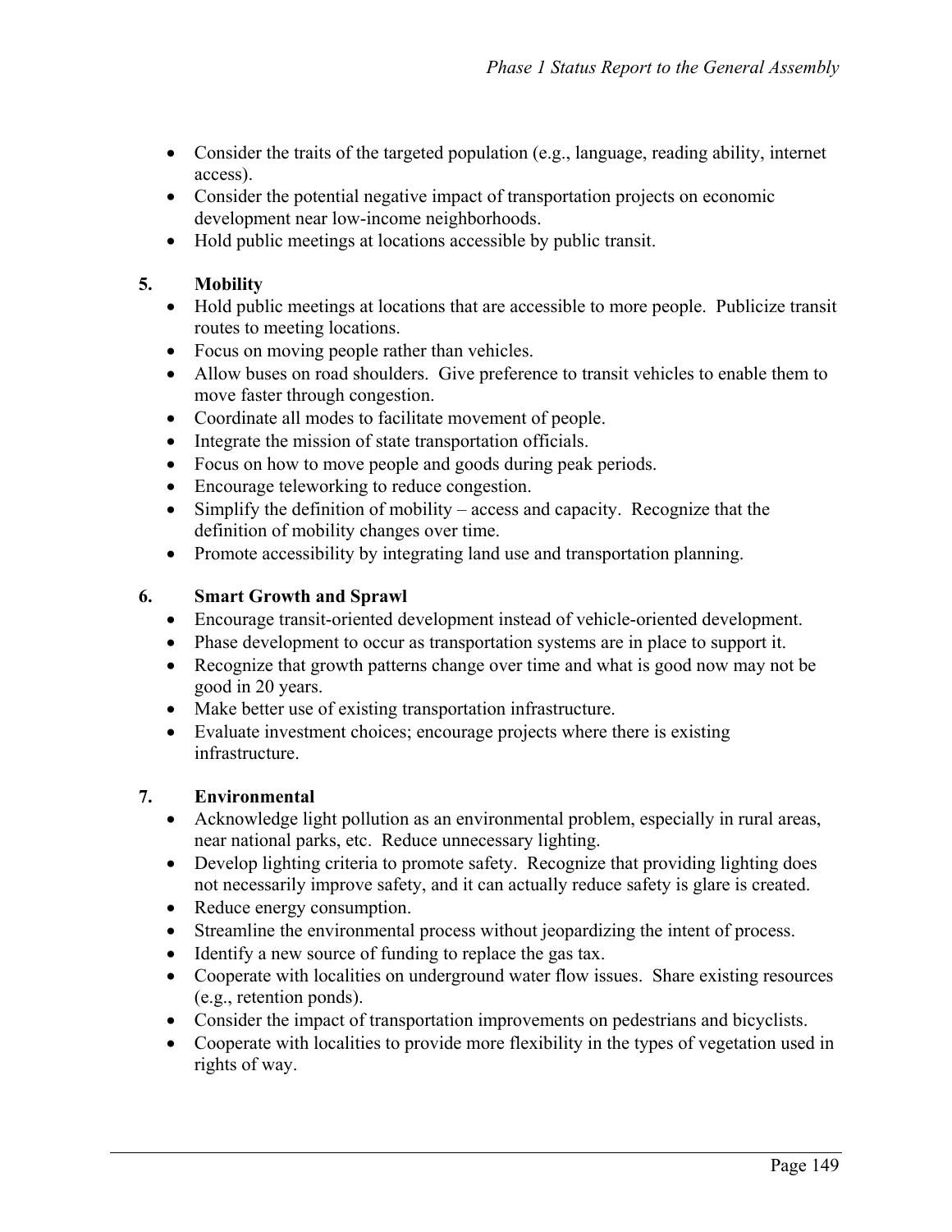- Consider the traits of the targeted population (e.g., language, reading ability, internet access).
- Consider the potential negative impact of transportation projects on economic development near low-income neighborhoods.
- Hold public meetings at locations accessible by public transit.

## 5. Mobility

- Hold public meetings at locations that are accessible to more people. Publicize transit routes to meeting locations.
- Focus on moving people rather than vehicles.
- Allow buses on road shoulders. Give preference to transit vehicles to enable them to move faster through congestion.
- Coordinate all modes to facilitate movement of people.
- Integrate the mission of state transportation officials.
- Focus on how to move people and goods during peak periods.
- Encourage teleworking to reduce congestion.
- Simplify the definition of mobility – access and capacity. Recognize that the definition of mobility changes over time.
- Promote accessibility by integrating land use and transportation planning.

## 6. Smart Growth and Sprawl

- Encourage transit-oriented development instead of vehicle-oriented development.
- Phase development to occur as transportation systems are in place to support it.
- Recognize that growth patterns change over time and what is good now may not be good in 20 years.
- Make better use of existing transportation infrastructure.
- Evaluate investment choices; encourage projects where there is existing infrastructure.

## 7. Environmental

- Acknowledge light pollution as an environmental problem, especially in rural areas, near national parks, etc. Reduce unnecessary lighting.
- Develop lighting criteria to promote safety. Recognize that providing lighting does not necessarily improve safety, and it can actually reduce safety is glare is created.
- Reduce energy consumption.
- Streamline the environmental process without jeopardizing the intent of process.
- Identify a new source of funding to replace the gas tax.
- Cooperate with localities on underground water flow issues. Share existing resources (e.g., retention ponds).
- Consider the impact of transportation improvements on pedestrians and bicyclists.
- Cooperate with localities to provide more flexibility in the types of vegetation used in rights of way.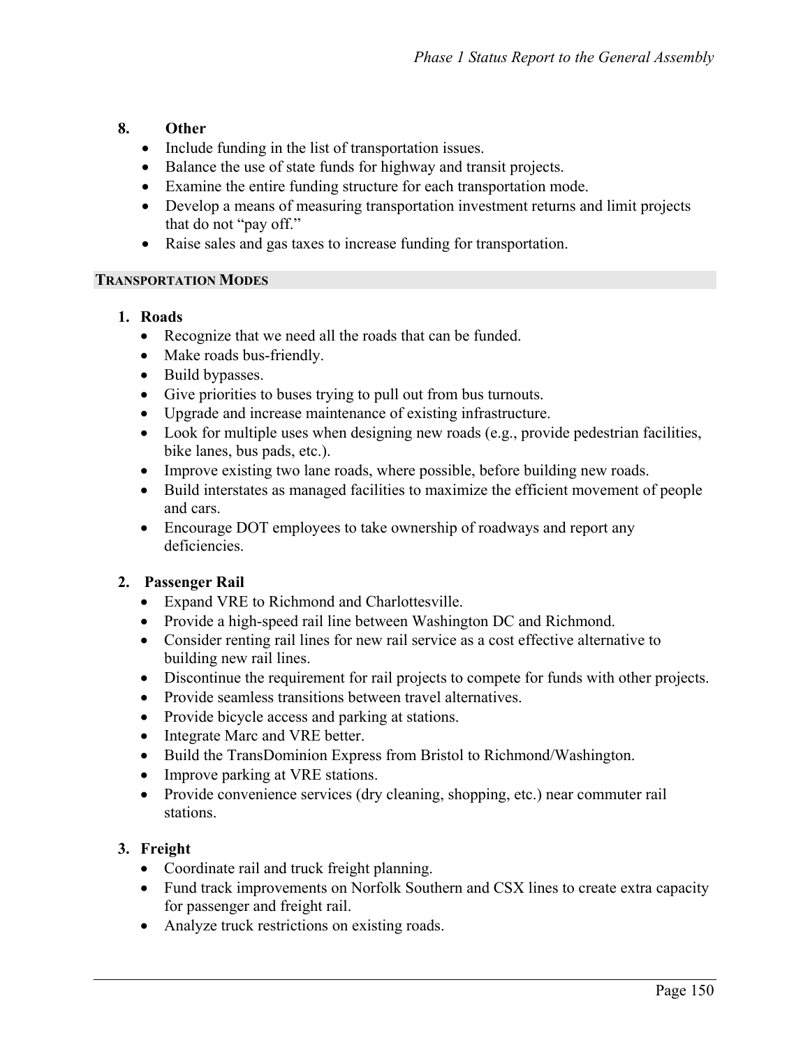8. **Other**
    - Include funding in the list of transportation issues.
    - Balance the use of state funds for highway and transit projects.
    - Examine the entire funding structure for each transportation mode.
    - Develop a means of measuring transportation investment returns and limit projects that do not "pay off."
    - Raise sales and gas taxes to increase funding for transportation.

## TRANSPORTATION MODES

1. **Roads**
    - Recognize that we need all the roads that can be funded.
    - Make roads bus-friendly.
    - Build bypasses.
    - Give priorities to buses trying to pull out from bus turnouts.
    - Upgrade and increase maintenance of existing infrastructure.
    - Look for multiple uses when designing new roads (e.g., provide pedestrian facilities, bike lanes, bus pads, etc.).
    - Improve existing two lane roads, where possible, before building new roads.
    - Build interstates as managed facilities to maximize the efficient movement of people and cars.
    - Encourage DOT employees to take ownership of roadways and report any deficiencies.

2. **Passenger Rail**
    - Expand VRE to Richmond and Charlottesville.
    - Provide a high-speed rail line between Washington DC and Richmond.
    - Consider renting rail lines for new rail service as a cost effective alternative to building new rail lines.
    - Discontinue the requirement for rail projects to compete for funds with other projects.
    - Provide seamless transitions between travel alternatives.
    - Provide bicycle access and parking at stations.
    - Integrate Marc and VRE better.
    - Build the TransDominion Express from Bristol to Richmond/Washington.
    - Improve parking at VRE stations.
    - Provide convenience services (dry cleaning, shopping, etc.) near commuter rail stations.

3. **Freight**
    - Coordinate rail and truck freight planning.
    - Fund track improvements on Norfolk Southern and CSX lines to create extra capacity for passenger and freight rail.
    - Analyze truck restrictions on existing roads.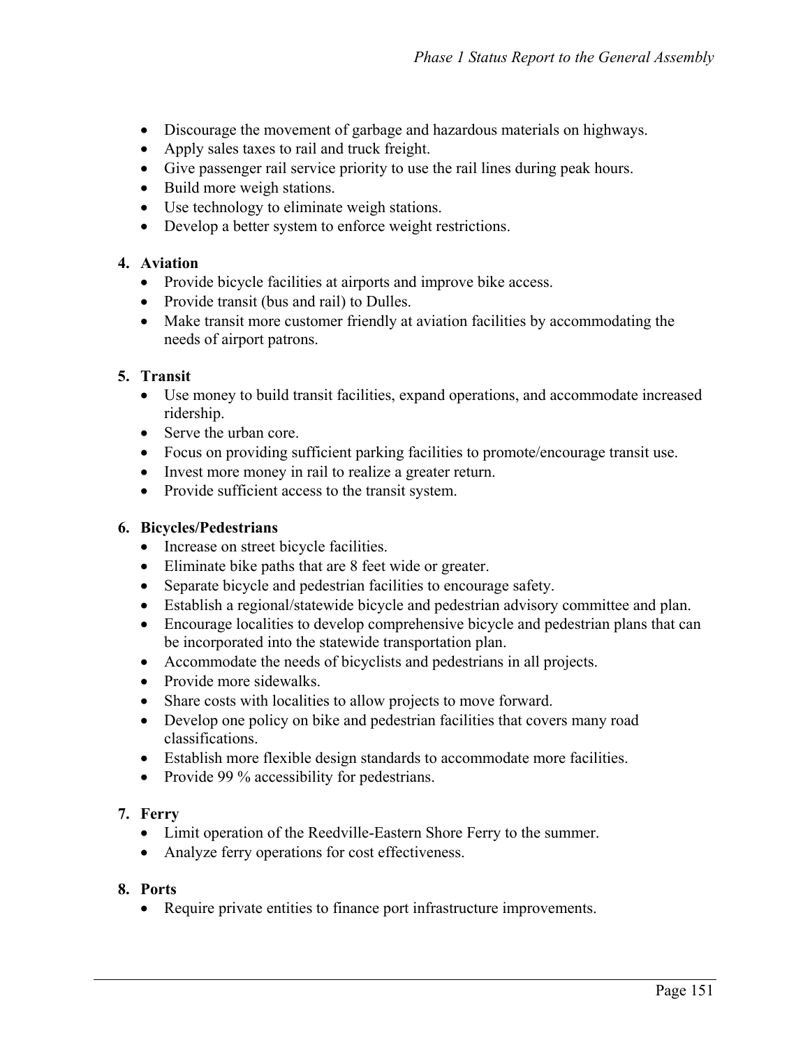- Discourage the movement of garbage and hazardous materials on highways.
- Apply sales taxes to rail and truck freight.
- Give passenger rail service priority to use the rail lines during peak hours.
- Build more weigh stations.
- Use technology to eliminate weigh stations.
- Develop a better system to enforce weight restrictions.

**4. Aviation**

- Provide bicycle facilities at airports and improve bike access.
- Provide transit (bus and rail) to Dulles.
- Make transit more customer friendly at aviation facilities by accommodating the needs of airport patrons.

**5. Transit**

- Use money to build transit facilities, expand operations, and accommodate increased ridership.
- Serve the urban core.
- Focus on providing sufficient parking facilities to promote/encourage transit use.
- Invest more money in rail to realize a greater return.
- Provide sufficient access to the transit system.

**6. Bicycles/Pedestrians**

- Increase on street bicycle facilities.
- Eliminate bike paths that are 8 feet wide or greater.
- Separate bicycle and pedestrian facilities to encourage safety.
- Establish a regional/statewide bicycle and pedestrian advisory committee and plan.
- Encourage localities to develop comprehensive bicycle and pedestrian plans that can be incorporated into the statewide transportation plan.
- Accommodate the needs of bicyclists and pedestrians in all projects.
- Provide more sidewalks.
- Share costs with localities to allow projects to move forward.
- Develop one policy on bike and pedestrian facilities that covers many road classifications.
- Establish more flexible design standards to accommodate more facilities.
- Provide 99 % accessibility for pedestrians.

**7. Ferry**

- Limit operation of the Reedville-Eastern Shore Ferry to the summer.
- Analyze ferry operations for cost effectiveness.

**8. Ports**

- Require private entities to finance port infrastructure improvements.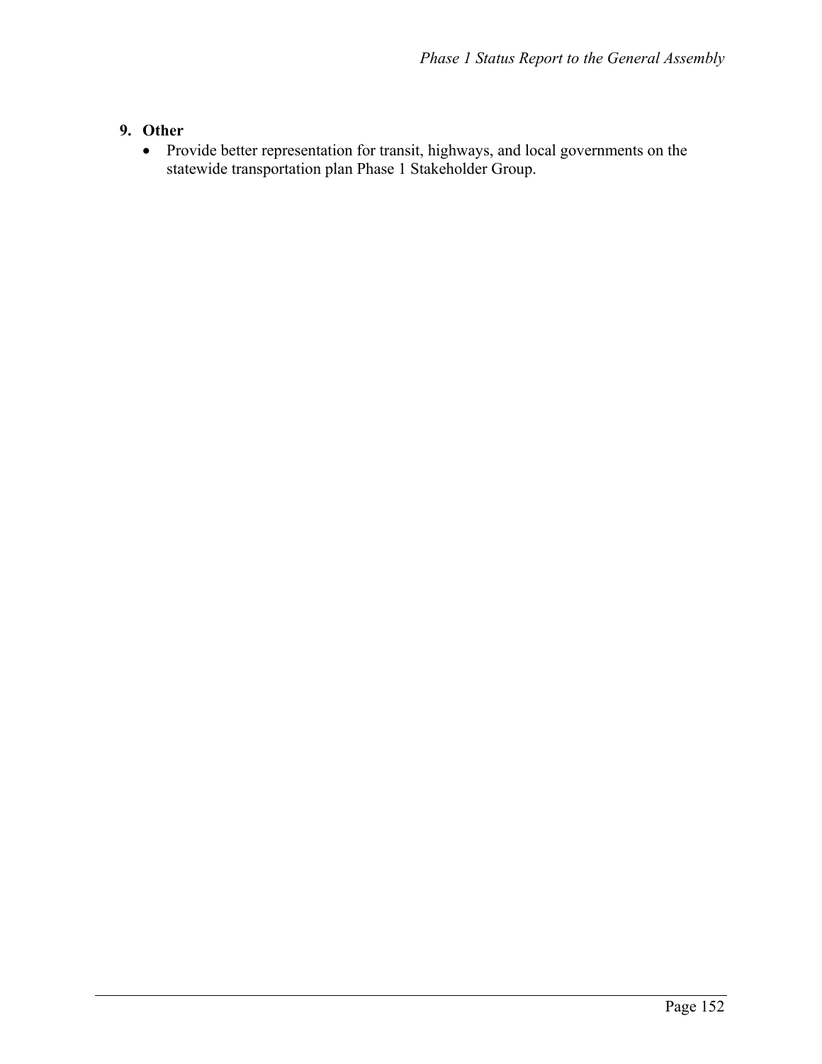**9. Other**

- Provide better representation for transit, highways, and local governments on the statewide transportation plan Phase 1 Stakeholder Group.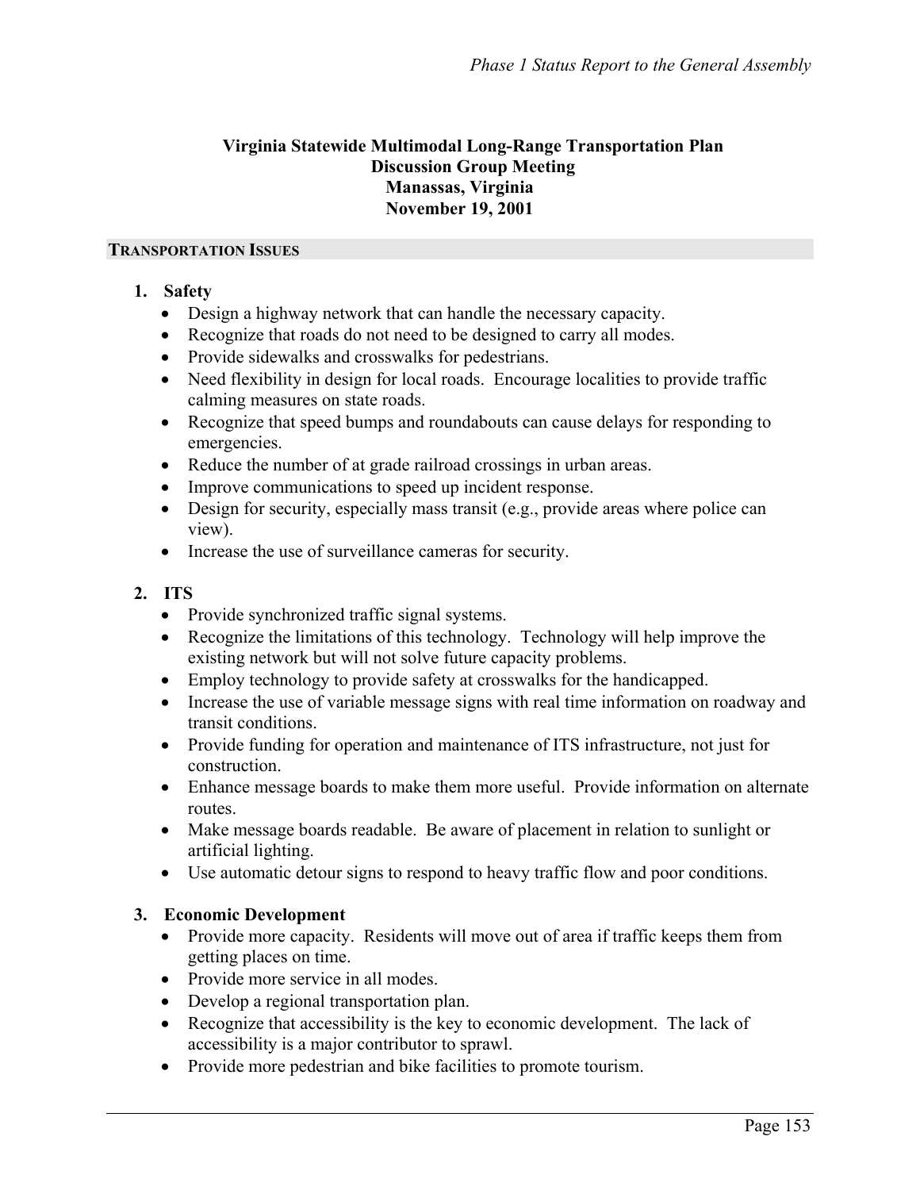**Virginia Statewide Multimodal Long-Range Transportation Plan**
**Discussion Group Meeting**
**Manassas, Virginia**
**November 19, 2001**

## TRANSPORTATION ISSUES

1. **Safety**
   - Design a highway network that can handle the necessary capacity.
   - Recognize that roads do not need to be designed to carry all modes.
   - Provide sidewalks and crosswalks for pedestrians.
   - Need flexibility in design for local roads. Encourage localities to provide traffic calming measures on state roads.
   - Recognize that speed bumps and roundabouts can cause delays for responding to emergencies.
   - Reduce the number of at grade railroad crossings in urban areas.
   - Improve communications to speed up incident response.
   - Design for security, especially mass transit (e.g., provide areas where police can view).
   - Increase the use of surveillance cameras for security.

2. **ITS**
   - Provide synchronized traffic signal systems.
   - Recognize the limitations of this technology. Technology will help improve the existing network but will not solve future capacity problems.
   - Employ technology to provide safety at crosswalks for the handicapped.
   - Increase the use of variable message signs with real time information on roadway and transit conditions.
   - Provide funding for operation and maintenance of ITS infrastructure, not just for construction.
   - Enhance message boards to make them more useful. Provide information on alternate routes.
   - Make message boards readable. Be aware of placement in relation to sunlight or artificial lighting.
   - Use automatic detour signs to respond to heavy traffic flow and poor conditions.

3. **Economic Development**
   - Provide more capacity. Residents will move out of area if traffic keeps them from getting places on time.
   - Provide more service in all modes.
   - Develop a regional transportation plan.
   - Recognize that accessibility is the key to economic development. The lack of accessibility is a major contributor to sprawl.
   - Provide more pedestrian and bike facilities to promote tourism.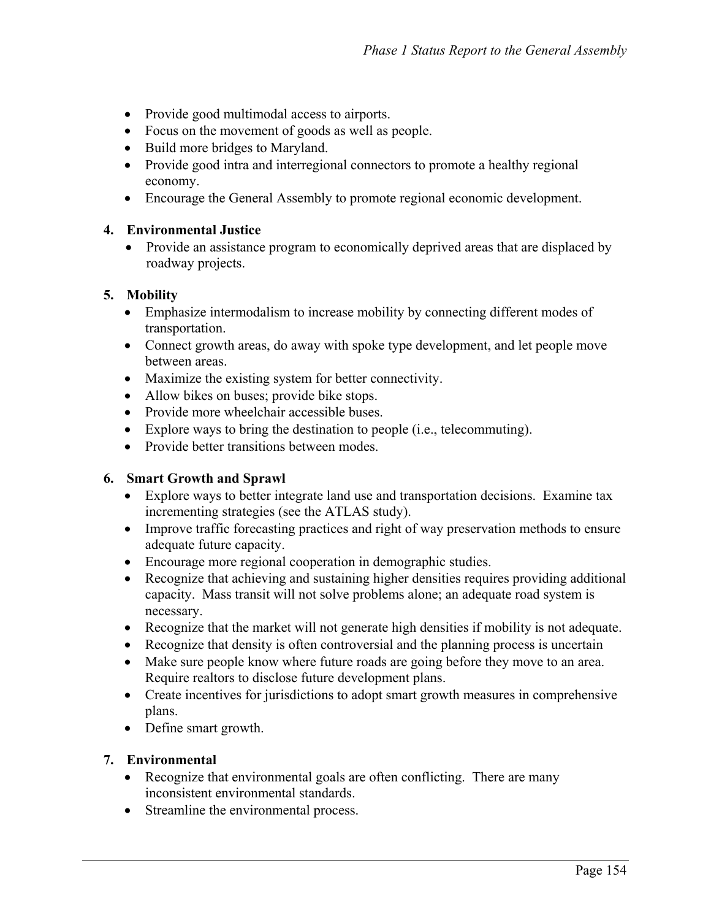- Provide good multimodal access to airports.
- Focus on the movement of goods as well as people.
- Build more bridges to Maryland.
- Provide good intra and interregional connectors to promote a healthy regional economy.
- Encourage the General Assembly to promote regional economic development.

**4. Environmental Justice**

- Provide an assistance program to economically deprived areas that are displaced by roadway projects.

**5. Mobility**

- Emphasize intermodalism to increase mobility by connecting different modes of transportation.
- Connect growth areas, do away with spoke type development, and let people move between areas.
- Maximize the existing system for better connectivity.
- Allow bikes on buses; provide bike stops.
- Provide more wheelchair accessible buses.
- Explore ways to bring the destination to people (i.e., telecommuting).
- Provide better transitions between modes.

**6. Smart Growth and Sprawl**

- Explore ways to better integrate land use and transportation decisions. Examine tax incrementing strategies (see the ATLAS study).
- Improve traffic forecasting practices and right of way preservation methods to ensure adequate future capacity.
- Encourage more regional cooperation in demographic studies.
- Recognize that achieving and sustaining higher densities requires providing additional capacity. Mass transit will not solve problems alone; an adequate road system is necessary.
- Recognize that the market will not generate high densities if mobility is not adequate.
- Recognize that density is often controversial and the planning process is uncertain
- Make sure people know where future roads are going before they move to an area. Require realtors to disclose future development plans.
- Create incentives for jurisdictions to adopt smart growth measures in comprehensive plans.
- Define smart growth.

**7. Environmental**

- Recognize that environmental goals are often conflicting. There are many inconsistent environmental standards.
- Streamline the environmental process.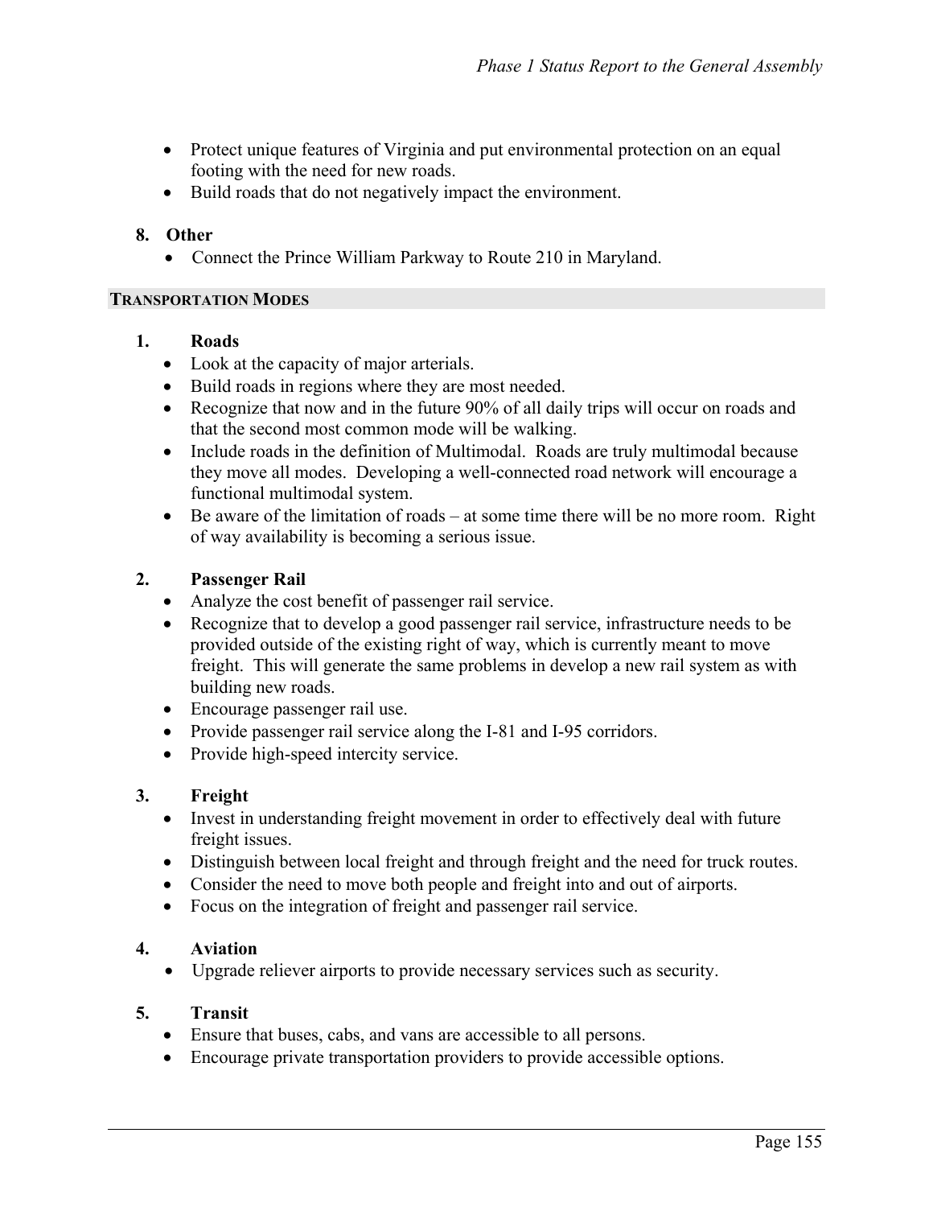- Protect unique features of Virginia and put environmental protection on an equal footing with the need for new roads.
- Build roads that do not negatively impact the environment.

**8. Other**

- Connect the Prince William Parkway to Route 210 in Maryland.

## TRANSPORTATION MODES

**1. Roads**

- Look at the capacity of major arterials.
- Build roads in regions where they are most needed.
- Recognize that now and in the future 90% of all daily trips will occur on roads and that the second most common mode will be walking.
- Include roads in the definition of Multimodal. Roads are truly multimodal because they move all modes. Developing a well-connected road network will encourage a functional multimodal system.
- Be aware of the limitation of roads – at some time there will be no more room. Right of way availability is becoming a serious issue.

**2. Passenger Rail**

- Analyze the cost benefit of passenger rail service.
- Recognize that to develop a good passenger rail service, infrastructure needs to be provided outside of the existing right of way, which is currently meant to move freight. This will generate the same problems in develop a new rail system as with building new roads.
- Encourage passenger rail use.
- Provide passenger rail service along the I-81 and I-95 corridors.
- Provide high-speed intercity service.

**3. Freight**

- Invest in understanding freight movement in order to effectively deal with future freight issues.
- Distinguish between local freight and through freight and the need for truck routes.
- Consider the need to move both people and freight into and out of airports.
- Focus on the integration of freight and passenger rail service.

**4. Aviation**

- Upgrade reliever airports to provide necessary services such as security.

**5. Transit**

- Ensure that buses, cabs, and vans are accessible to all persons.
- Encourage private transportation providers to provide accessible options.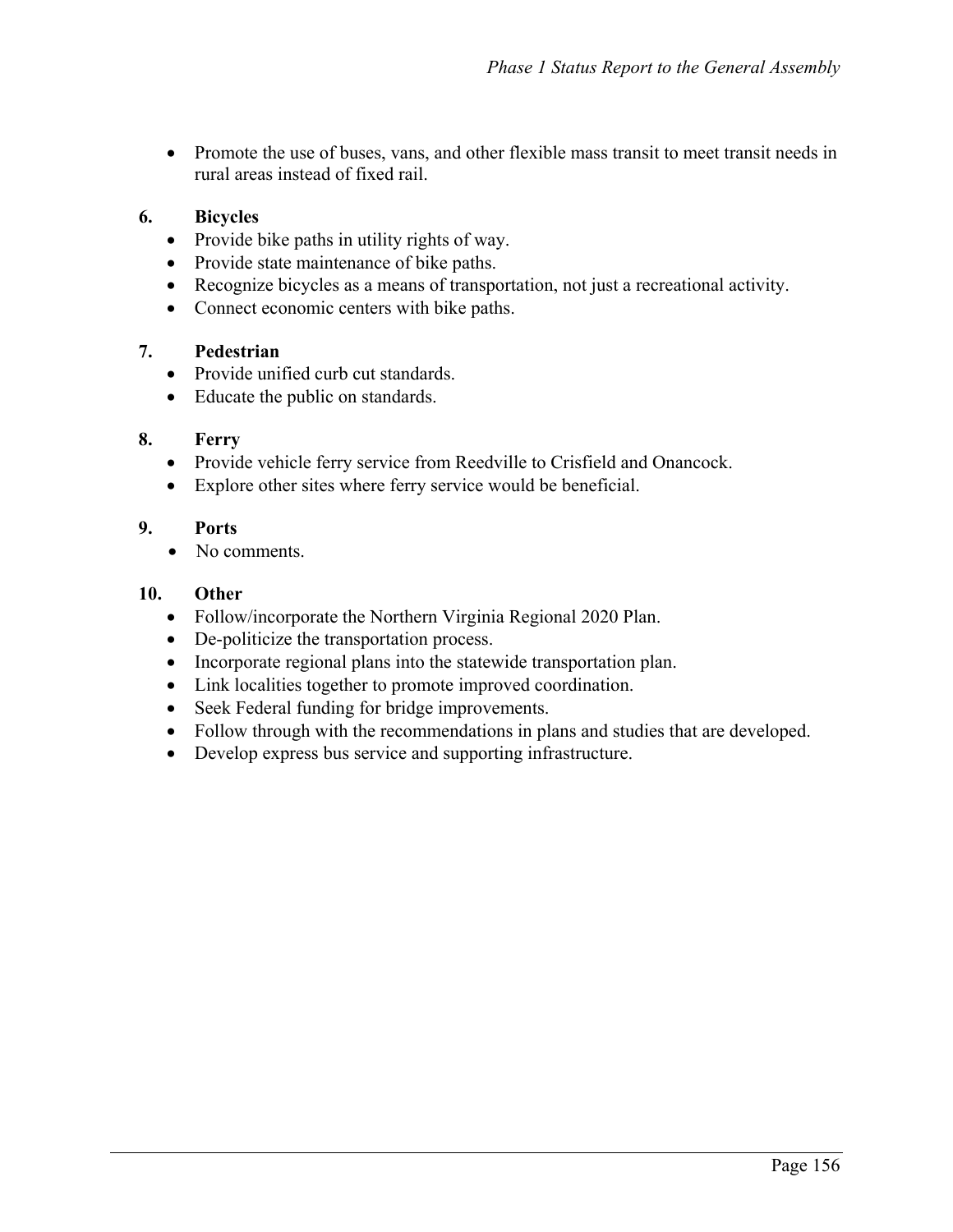- Promote the use of buses, vans, and other flexible mass transit to meet transit needs in rural areas instead of fixed rail.

**6. Bicycles**

- Provide bike paths in utility rights of way.
- Provide state maintenance of bike paths.
- Recognize bicycles as a means of transportation, not just a recreational activity.
- Connect economic centers with bike paths.

**7. Pedestrian**

- Provide unified curb cut standards.
- Educate the public on standards.

**8. Ferry**

- Provide vehicle ferry service from Reedville to Crisfield and Onancock.
- Explore other sites where ferry service would be beneficial.

**9. Ports**

- No comments.

**10. Other**

- Follow/incorporate the Northern Virginia Regional 2020 Plan.
- De-politicize the transportation process.
- Incorporate regional plans into the statewide transportation plan.
- Link localities together to promote improved coordination.
- Seek Federal funding for bridge improvements.
- Follow through with the recommendations in plans and studies that are developed.
- Develop express bus service and supporting infrastructure.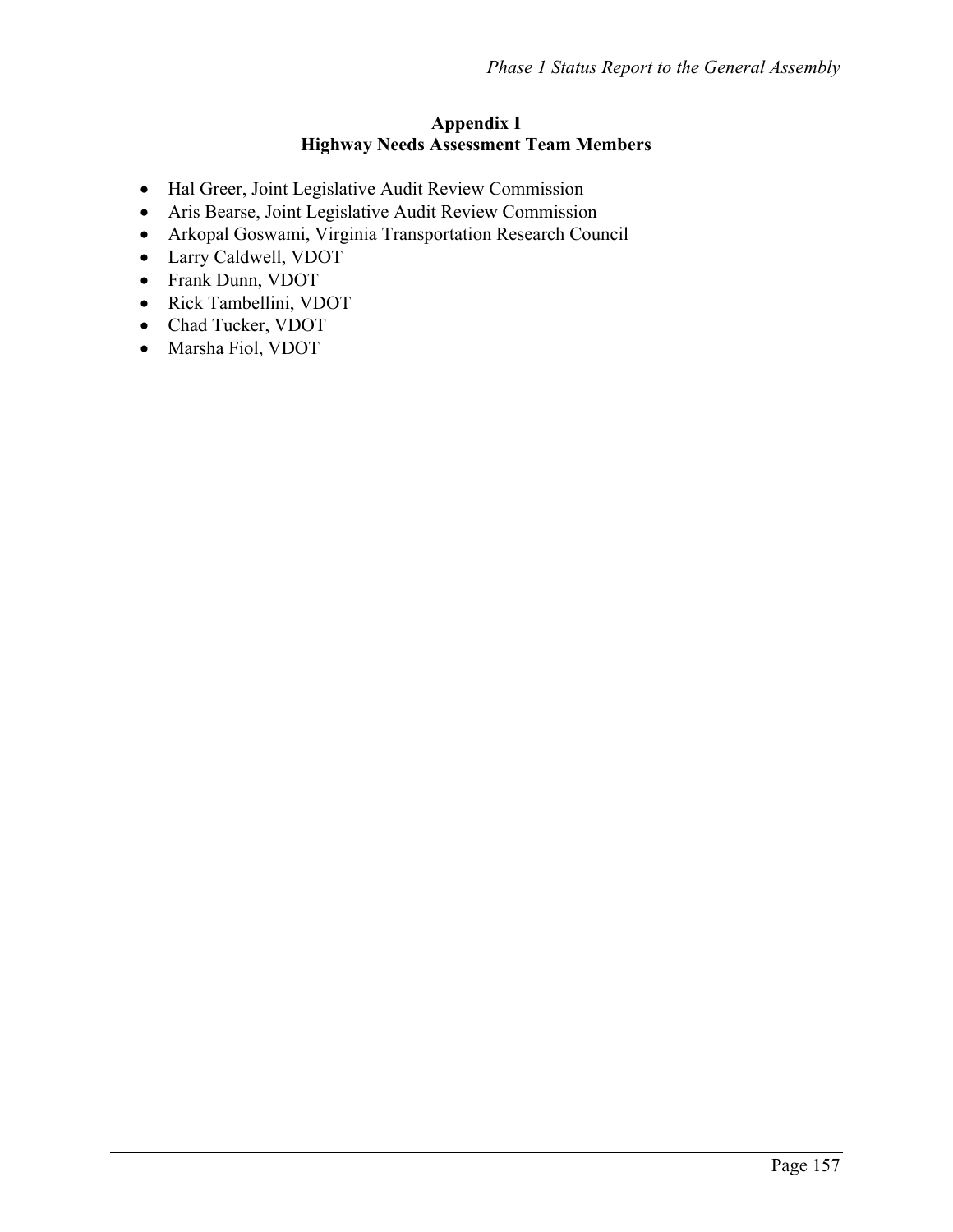## Appendix I
## Highway Needs Assessment Team Members

- Hal Greer, Joint Legislative Audit Review Commission
- Aris Bearse, Joint Legislative Audit Review Commission
- Arkopal Goswami, Virginia Transportation Research Council
- Larry Caldwell, VDOT
- Frank Dunn, VDOT
- Rick Tambellini, VDOT
- Chad Tucker, VDOT
- Marsha Fiol, VDOT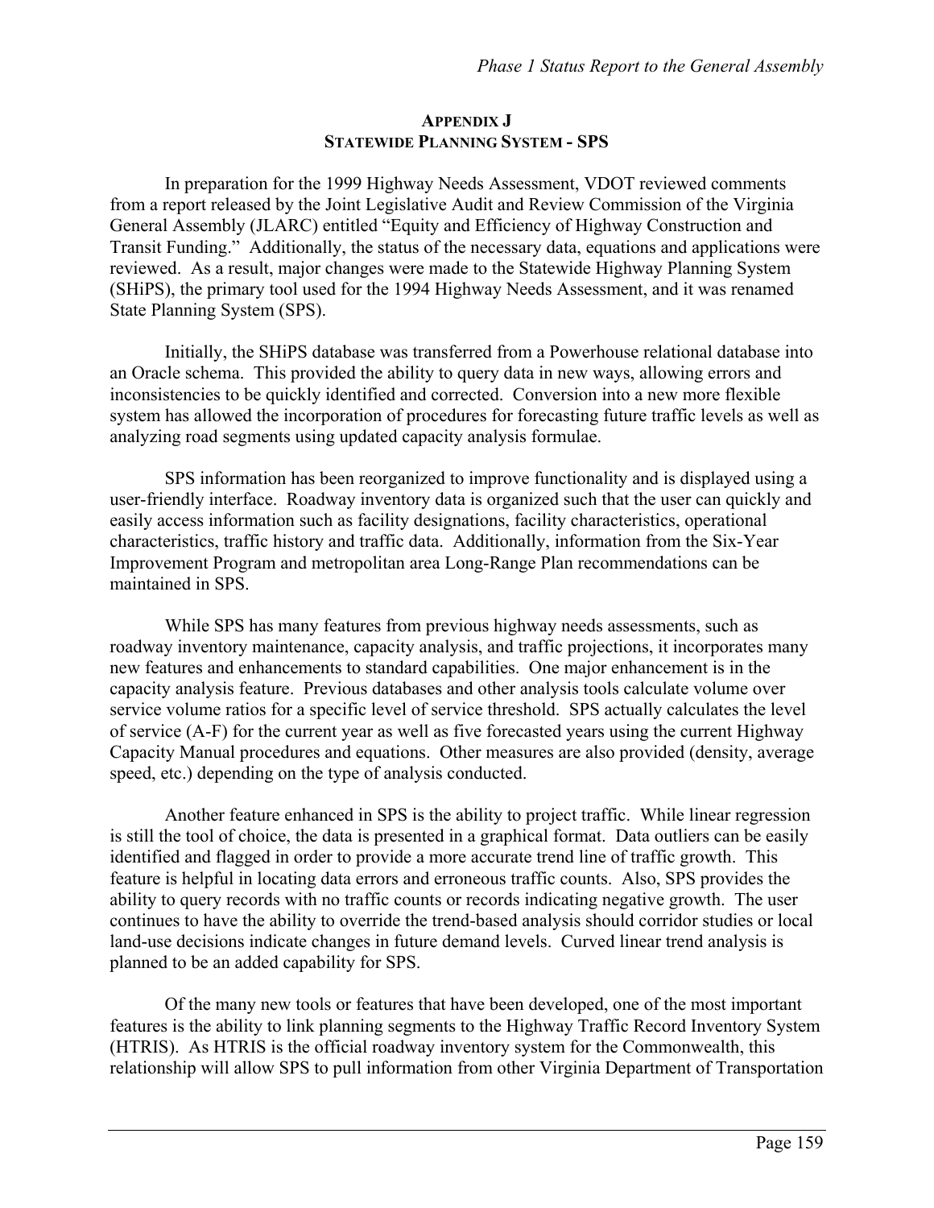## Appendix J
## Statewide Planning System - SPS

In preparation for the 1999 Highway Needs Assessment, VDOT reviewed comments from a report released by the Joint Legislative Audit and Review Commission of the Virginia General Assembly (JLARC) entitled "Equity and Efficiency of Highway Construction and Transit Funding." Additionally, the status of the necessary data, equations and applications were reviewed. As a result, major changes were made to the Statewide Highway Planning System (SHiPS), the primary tool used for the 1994 Highway Needs Assessment, and it was renamed State Planning System (SPS).

Initially, the SHiPS database was transferred from a Powerhouse relational database into an Oracle schema. This provided the ability to query data in new ways, allowing errors and inconsistencies to be quickly identified and corrected. Conversion into a new more flexible system has allowed the incorporation of procedures for forecasting future traffic levels as well as analyzing road segments using updated capacity analysis formulae.

SPS information has been reorganized to improve functionality and is displayed using a user-friendly interface. Roadway inventory data is organized such that the user can quickly and easily access information such as facility designations, facility characteristics, operational characteristics, traffic history and traffic data. Additionally, information from the Six-Year Improvement Program and metropolitan area Long-Range Plan recommendations can be maintained in SPS.

While SPS has many features from previous highway needs assessments, such as roadway inventory maintenance, capacity analysis, and traffic projections, it incorporates many new features and enhancements to standard capabilities. One major enhancement is in the capacity analysis feature. Previous databases and other analysis tools calculate volume over service volume ratios for a specific level of service threshold. SPS actually calculates the level of service (A-F) for the current year as well as five forecasted years using the current Highway Capacity Manual procedures and equations. Other measures are also provided (density, average speed, etc.) depending on the type of analysis conducted.

Another feature enhanced in SPS is the ability to project traffic. While linear regression is still the tool of choice, the data is presented in a graphical format. Data outliers can be easily identified and flagged in order to provide a more accurate trend line of traffic growth. This feature is helpful in locating data errors and erroneous traffic counts. Also, SPS provides the ability to query records with no traffic counts or records indicating negative growth. The user continues to have the ability to override the trend-based analysis should corridor studies or local land-use decisions indicate changes in future demand levels. Curved linear trend analysis is planned to be an added capability for SPS.

Of the many new tools or features that have been developed, one of the most important features is the ability to link planning segments to the Highway Traffic Record Inventory System (HTRIS). As HTRIS is the official roadway inventory system for the Commonwealth, this relationship will allow SPS to pull information from other Virginia Department of Transportation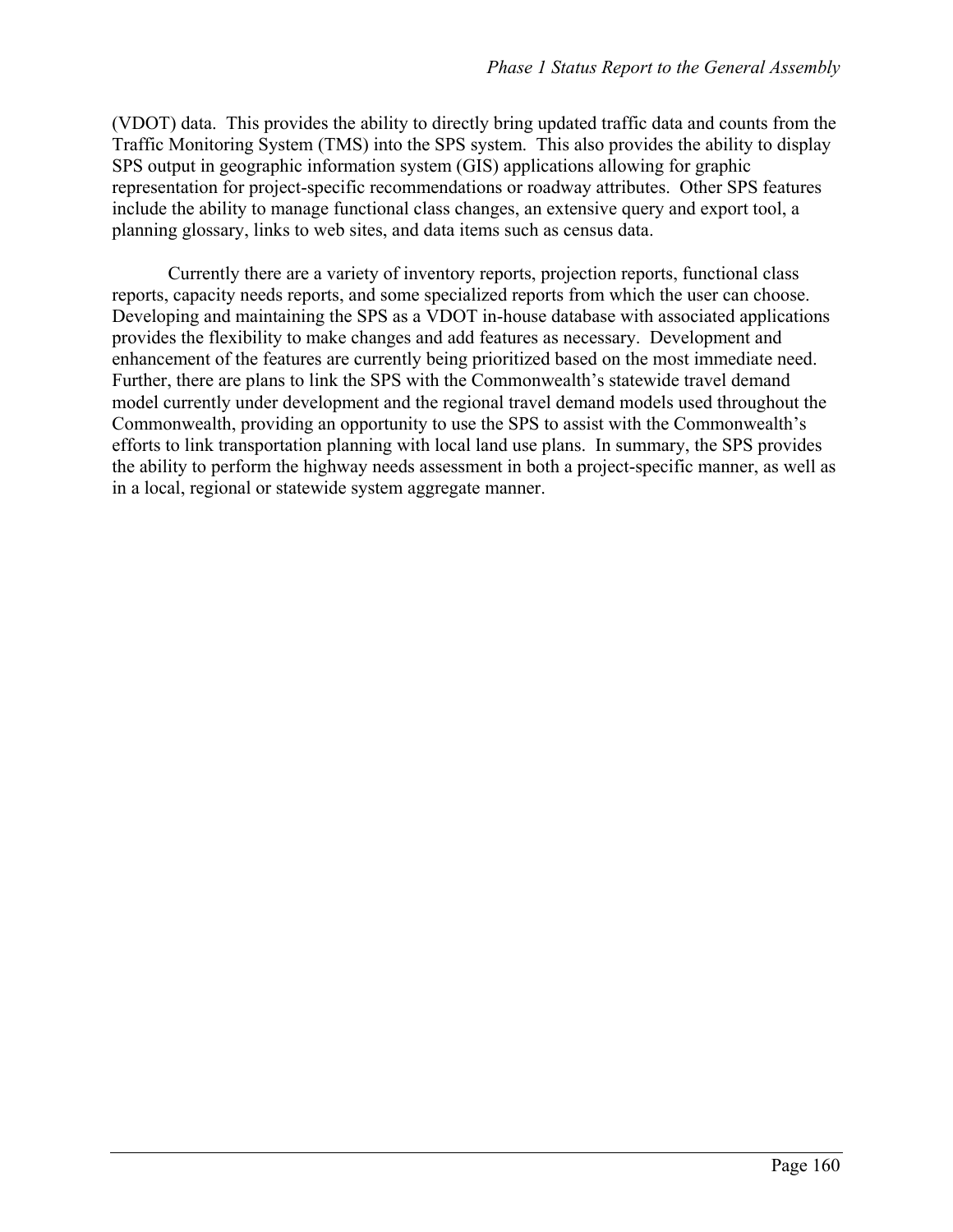(VDOT) data. This provides the ability to directly bring updated traffic data and counts from the Traffic Monitoring System (TMS) into the SPS system. This also provides the ability to display SPS output in geographic information system (GIS) applications allowing for graphic representation for project-specific recommendations or roadway attributes. Other SPS features include the ability to manage functional class changes, an extensive query and export tool, a planning glossary, links to web sites, and data items such as census data.

Currently there are a variety of inventory reports, projection reports, functional class reports, capacity needs reports, and some specialized reports from which the user can choose. Developing and maintaining the SPS as a VDOT in-house database with associated applications provides the flexibility to make changes and add features as necessary. Development and enhancement of the features are currently being prioritized based on the most immediate need. Further, there are plans to link the SPS with the Commonwealth's statewide travel demand model currently under development and the regional travel demand models used throughout the Commonwealth, providing an opportunity to use the SPS to assist with the Commonwealth's efforts to link transportation planning with local land use plans. In summary, the SPS provides the ability to perform the highway needs assessment in both a project-specific manner, as well as in a local, regional or statewide system aggregate manner.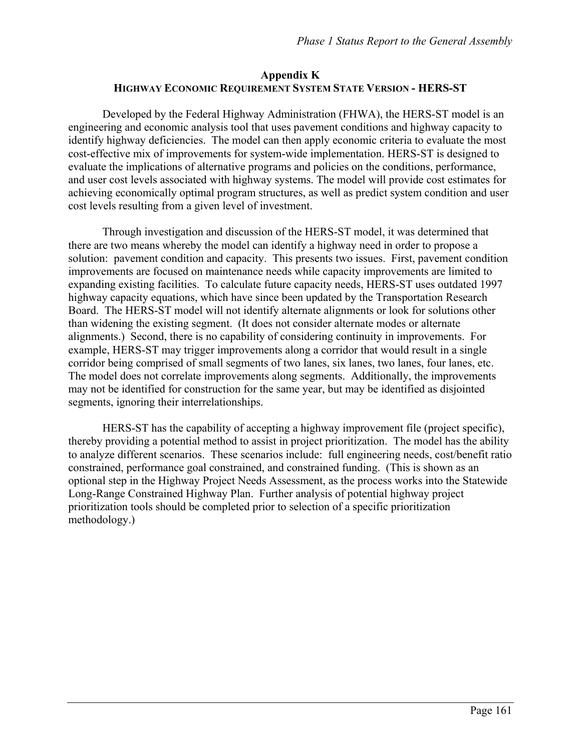# Appendix K
## HIGHWAY ECONOMIC REQUIREMENT SYSTEM STATE VERSION - HERS-ST

Developed by the Federal Highway Administration (FHWA), the HERS-ST model is an engineering and economic analysis tool that uses pavement conditions and highway capacity to identify highway deficiencies. The model can then apply economic criteria to evaluate the most cost-effective mix of improvements for system-wide implementation. HERS-ST is designed to evaluate the implications of alternative programs and policies on the conditions, performance, and user cost levels associated with highway systems. The model will provide cost estimates for achieving economically optimal program structures, as well as predict system condition and user cost levels resulting from a given level of investment.

Through investigation and discussion of the HERS-ST model, it was determined that there are two means whereby the model can identify a highway need in order to propose a solution: pavement condition and capacity. This presents two issues. First, pavement condition improvements are focused on maintenance needs while capacity improvements are limited to expanding existing facilities. To calculate future capacity needs, HERS-ST uses outdated 1997 highway capacity equations, which have since been updated by the Transportation Research Board. The HERS-ST model will not identify alternate alignments or look for solutions other than widening the existing segment. (It does not consider alternate modes or alternate alignments.) Second, there is no capability of considering continuity in improvements. For example, HERS-ST may trigger improvements along a corridor that would result in a single corridor being comprised of small segments of two lanes, six lanes, two lanes, four lanes, etc. The model does not correlate improvements along segments. Additionally, the improvements may not be identified for construction for the same year, but may be identified as disjointed segments, ignoring their interrelationships.

HERS-ST has the capability of accepting a highway improvement file (project specific), thereby providing a potential method to assist in project prioritization. The model has the ability to analyze different scenarios. These scenarios include: full engineering needs, cost/benefit ratio constrained, performance goal constrained, and constrained funding. (This is shown as an optional step in the Highway Project Needs Assessment, as the process works into the Statewide Long-Range Constrained Highway Plan. Further analysis of potential highway project prioritization tools should be completed prior to selection of a specific prioritization methodology.)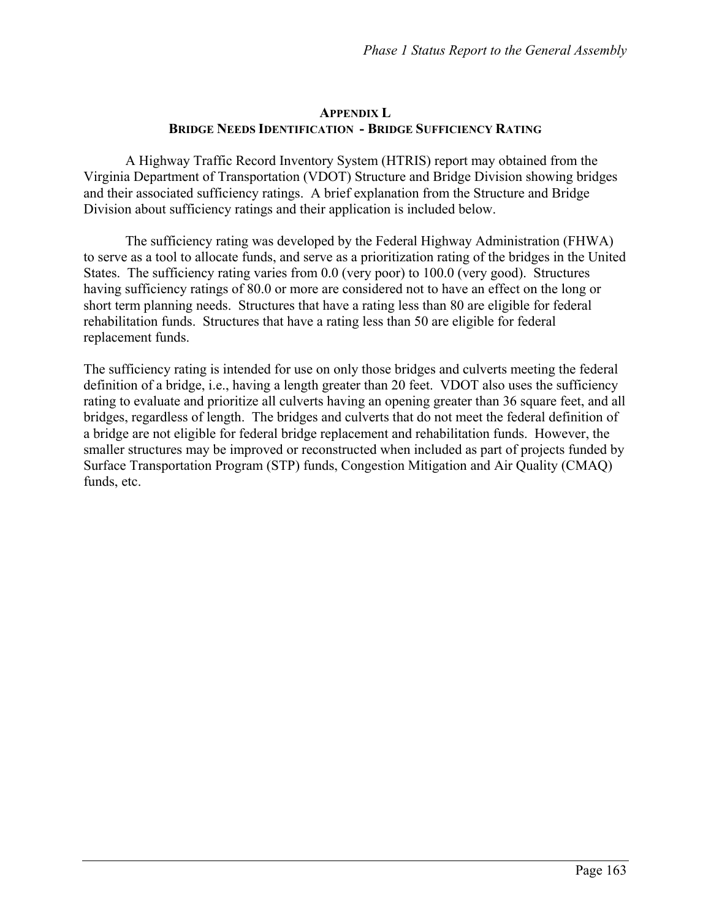## APPENDIX L
## BRIDGE NEEDS IDENTIFICATION - BRIDGE SUFFICIENCY RATING

A Highway Traffic Record Inventory System (HTRIS) report may obtained from the Virginia Department of Transportation (VDOT) Structure and Bridge Division showing bridges and their associated sufficiency ratings. A brief explanation from the Structure and Bridge Division about sufficiency ratings and their application is included below.

The sufficiency rating was developed by the Federal Highway Administration (FHWA) to serve as a tool to allocate funds, and serve as a prioritization rating of the bridges in the United States. The sufficiency rating varies from 0.0 (very poor) to 100.0 (very good). Structures having sufficiency ratings of 80.0 or more are considered not to have an effect on the long or short term planning needs. Structures that have a rating less than 80 are eligible for federal rehabilitation funds. Structures that have a rating less than 50 are eligible for federal replacement funds.

The sufficiency rating is intended for use on only those bridges and culverts meeting the federal definition of a bridge, i.e., having a length greater than 20 feet. VDOT also uses the sufficiency rating to evaluate and prioritize all culverts having an opening greater than 36 square feet, and all bridges, regardless of length. The bridges and culverts that do not meet the federal definition of a bridge are not eligible for federal bridge replacement and rehabilitation funds. However, the smaller structures may be improved or reconstructed when included as part of projects funded by Surface Transportation Program (STP) funds, Congestion Mitigation and Air Quality (CMAQ) funds, etc.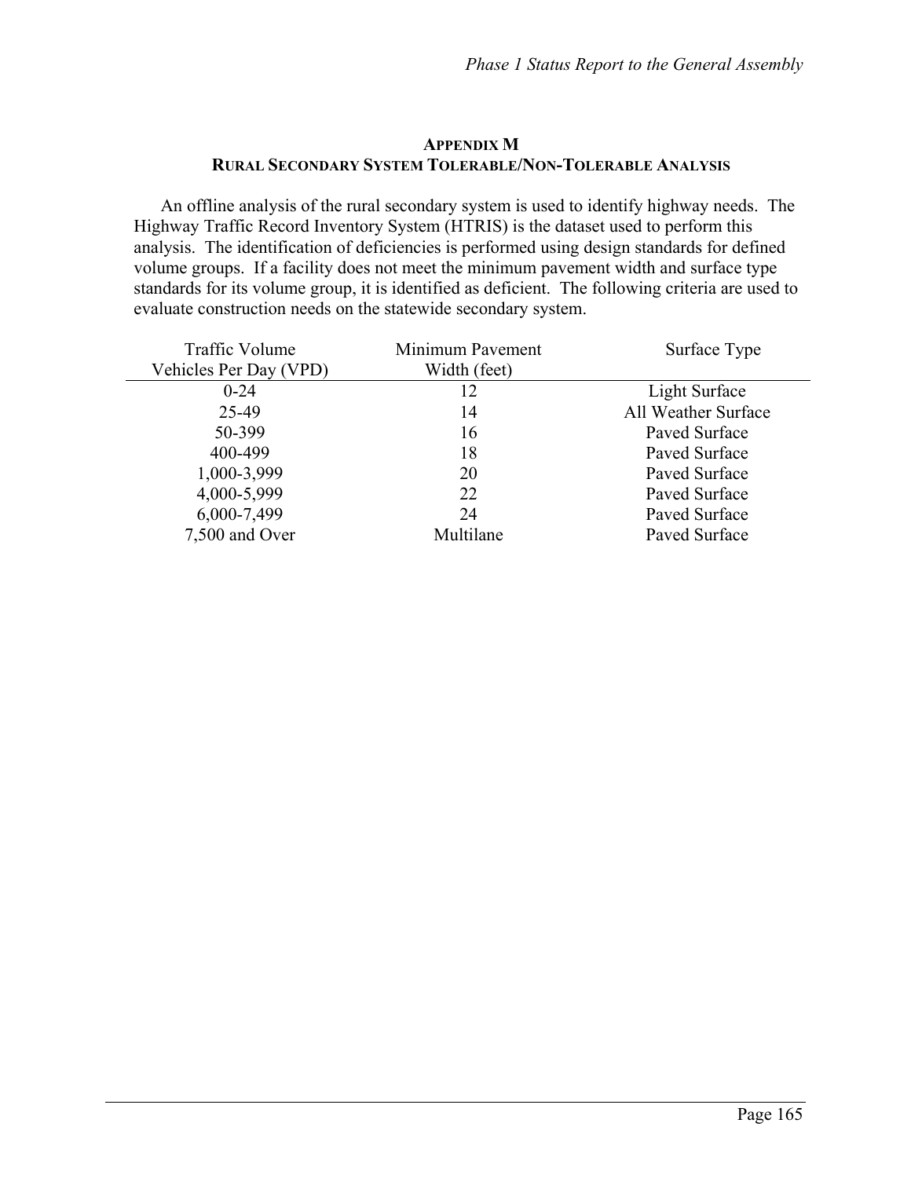## APPENDIX M
## RURAL SECONDARY SYSTEM TOLERABLE/NON-TOLERABLE ANALYSIS

An offline analysis of the rural secondary system is used to identify highway needs. The Highway Traffic Record Inventory System (HTRIS) is the dataset used to perform this analysis. The identification of deficiencies is performed using design standards for defined volume groups. If a facility does not meet the minimum pavement width and surface type standards for its volume group, it is identified as deficient. The following criteria are used to evaluate construction needs on the statewide secondary system.

| Traffic Volume Vehicles Per Day (VPD) | Minimum Pavement Width (feet) | Surface Type |
|---|---|---|
| 0-24 | 12 | Light Surface |
| 25-49 | 14 | All Weather Surface |
| 50-399 | 16 | Paved Surface |
| 400-499 | 18 | Paved Surface |
| 1,000-3,999 | 20 | Paved Surface |
| 4,000-5,999 | 22 | Paved Surface |
| 6,000-7,499 | 24 | Paved Surface |
| 7,500 and Over | Multilane | Paved Surface |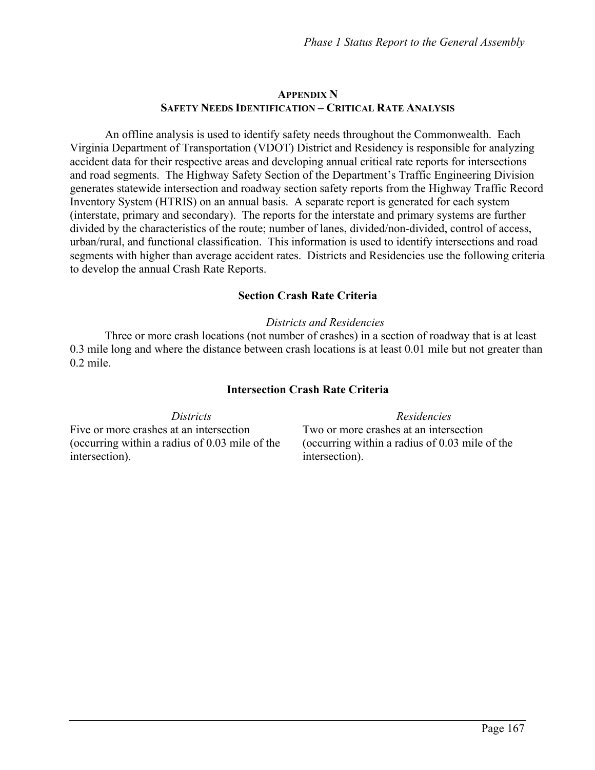# APPENDIX N
## SAFETY NEEDS IDENTIFICATION – CRITICAL RATE ANALYSIS

An offline analysis is used to identify safety needs throughout the Commonwealth. Each Virginia Department of Transportation (VDOT) District and Residency is responsible for analyzing accident data for their respective areas and developing annual critical rate reports for intersections and road segments. The Highway Safety Section of the Department's Traffic Engineering Division generates statewide intersection and roadway section safety reports from the Highway Traffic Record Inventory System (HTRIS) on an annual basis. A separate report is generated for each system (interstate, primary and secondary). The reports for the interstate and primary systems are further divided by the characteristics of the route; number of lanes, divided/non-divided, control of access, urban/rural, and functional classification. This information is used to identify intersections and road segments with higher than average accident rates. Districts and Residencies use the following criteria to develop the annual Crash Rate Reports.

### Section Crash Rate Criteria

*Districts and Residencies*

Three or more crash locations (not number of crashes) in a section of roadway that is at least 0.3 mile long and where the distance between crash locations is at least 0.01 mile but not greater than 0.2 mile.

### Intersection Crash Rate Criteria

*Districts*

Five or more crashes at an intersection (occurring within a radius of 0.03 mile of the intersection).

*Residencies*

Two or more crashes at an intersection (occurring within a radius of 0.03 mile of the intersection).